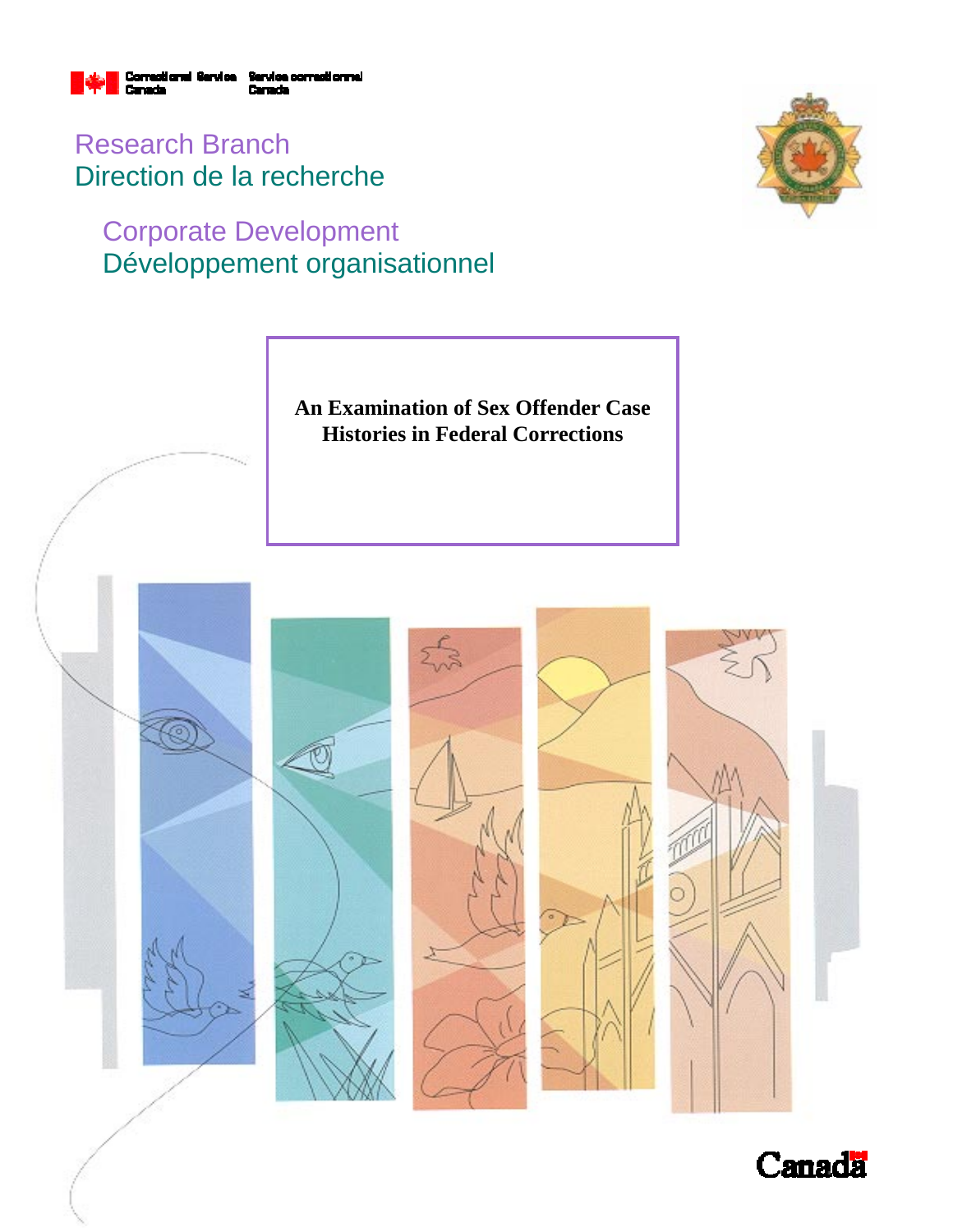Correctional Service Canada / Service correctionnel Canada

Research Branch
Direction de la recherche

Corporate Development
Développement organisationnel

# An Examination of Sex Offender Case Histories in Federal Corrections

Canada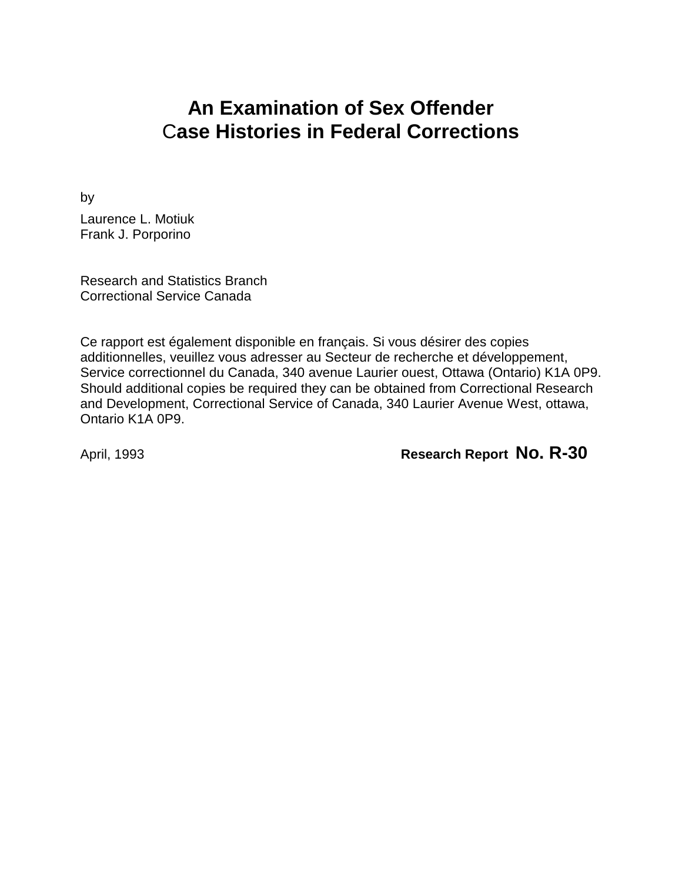# An Examination of Sex Offender Case Histories in Federal Corrections

by

Laurence L. Motiuk
Frank J. Porporino

Research and Statistics Branch
Correctional Service Canada

Ce rapport est également disponible en français. Si vous désirer des copies additionnelles, veuillez vous adresser au Secteur de recherche et développement, Service correctionnel du Canada, 340 avenue Laurier ouest, Ottawa (Ontario) K1A 0P9. Should additional copies be required they can be obtained from Correctional Research and Development, Correctional Service of Canada, 340 Laurier Avenue West, ottawa, Ontario K1A 0P9.

April, 1993

**Research Report No. R-30**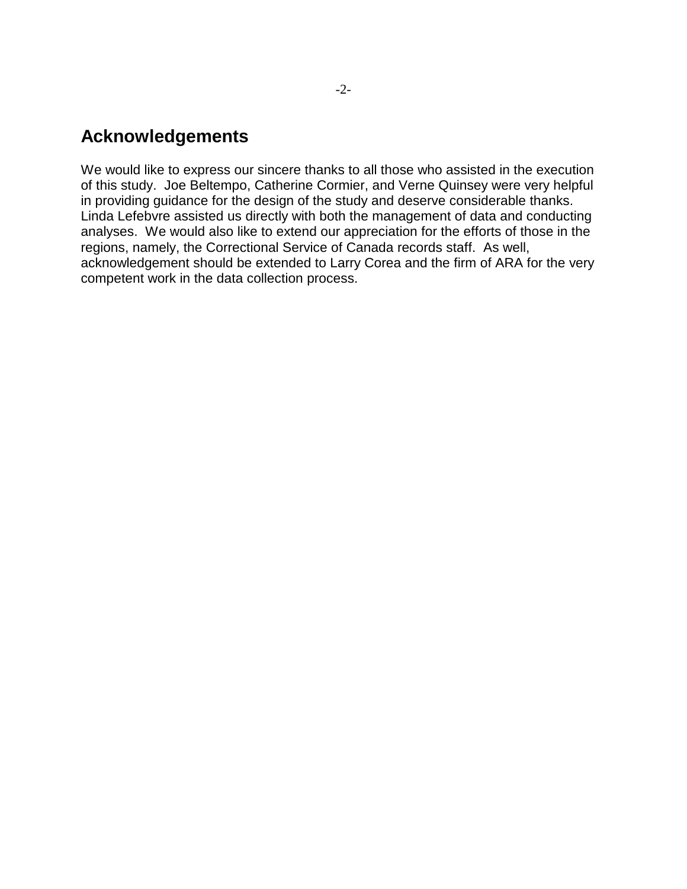## Acknowledgements

We would like to express our sincere thanks to all those who assisted in the execution of this study. Joe Beltempo, Catherine Cormier, and Verne Quinsey were very helpful in providing guidance for the design of the study and deserve considerable thanks. Linda Lefebvre assisted us directly with both the management of data and conducting analyses. We would also like to extend our appreciation for the efforts of those in the regions, namely, the Correctional Service of Canada records staff. As well, acknowledgement should be extended to Larry Corea and the firm of ARA for the very competent work in the data collection process.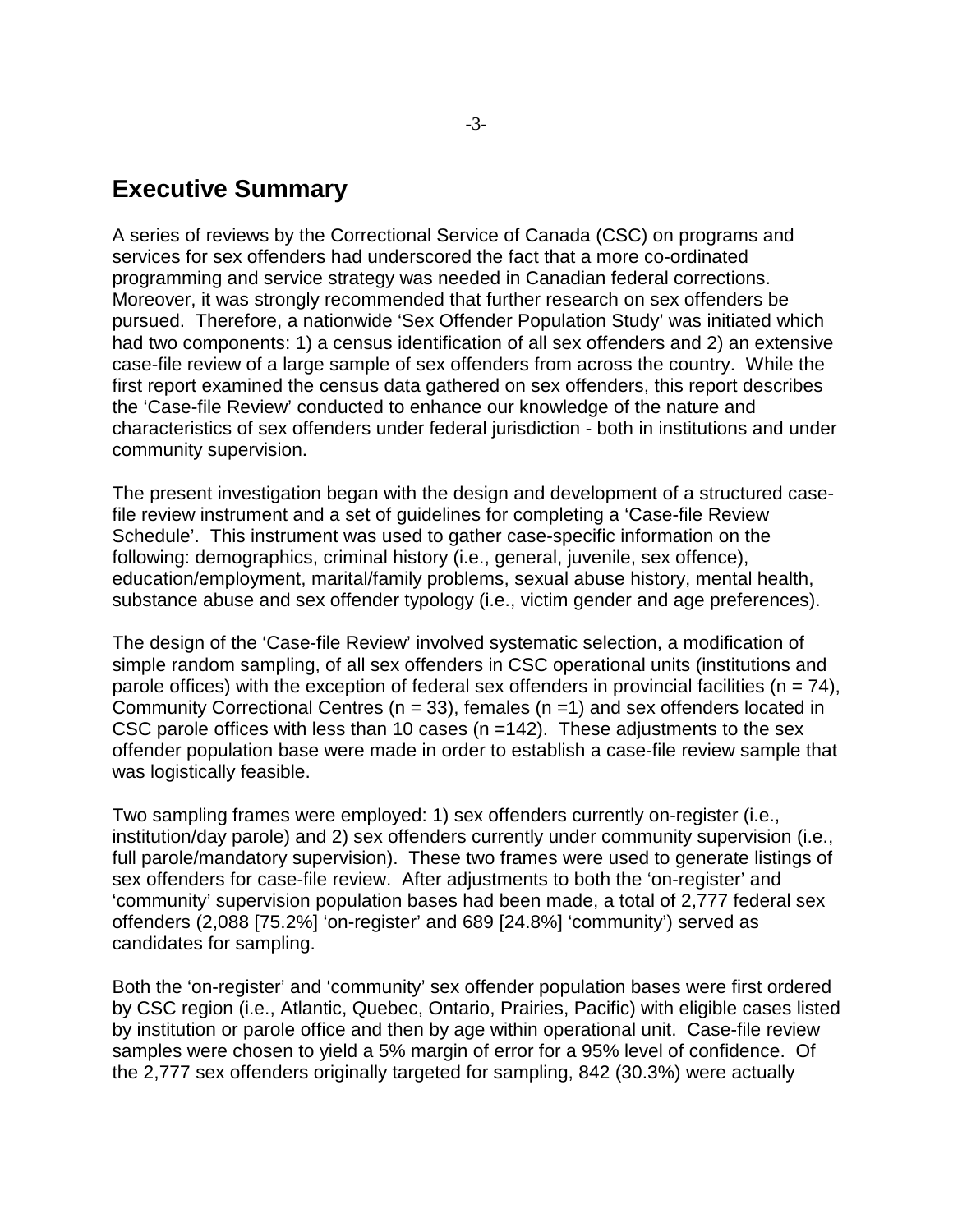## Executive Summary

A series of reviews by the Correctional Service of Canada (CSC) on programs and services for sex offenders had underscored the fact that a more co-ordinated programming and service strategy was needed in Canadian federal corrections. Moreover, it was strongly recommended that further research on sex offenders be pursued. Therefore, a nationwide 'Sex Offender Population Study' was initiated which had two components: 1) a census identification of all sex offenders and 2) an extensive case-file review of a large sample of sex offenders from across the country. While the first report examined the census data gathered on sex offenders, this report describes the 'Case-file Review' conducted to enhance our knowledge of the nature and characteristics of sex offenders under federal jurisdiction - both in institutions and under community supervision.

The present investigation began with the design and development of a structured case-file review instrument and a set of guidelines for completing a 'Case-file Review Schedule'. This instrument was used to gather case-specific information on the following: demographics, criminal history (i.e., general, juvenile, sex offence), education/employment, marital/family problems, sexual abuse history, mental health, substance abuse and sex offender typology (i.e., victim gender and age preferences).

The design of the 'Case-file Review' involved systematic selection, a modification of simple random sampling, of all sex offenders in CSC operational units (institutions and parole offices) with the exception of federal sex offenders in provincial facilities (n = 74), Community Correctional Centres (n = 33), females (n =1) and sex offenders located in CSC parole offices with less than 10 cases (n =142). These adjustments to the sex offender population base were made in order to establish a case-file review sample that was logistically feasible.

Two sampling frames were employed: 1) sex offenders currently on-register (i.e., institution/day parole) and 2) sex offenders currently under community supervision (i.e., full parole/mandatory supervision). These two frames were used to generate listings of sex offenders for case-file review. After adjustments to both the 'on-register' and 'community' supervision population bases had been made, a total of 2,777 federal sex offenders (2,088 [75.2%] 'on-register' and 689 [24.8%] 'community') served as candidates for sampling.

Both the 'on-register' and 'community' sex offender population bases were first ordered by CSC region (i.e., Atlantic, Quebec, Ontario, Prairies, Pacific) with eligible cases listed by institution or parole office and then by age within operational unit. Case-file review samples were chosen to yield a 5% margin of error for a 95% level of confidence. Of the 2,777 sex offenders originally targeted for sampling, 842 (30.3%) were actually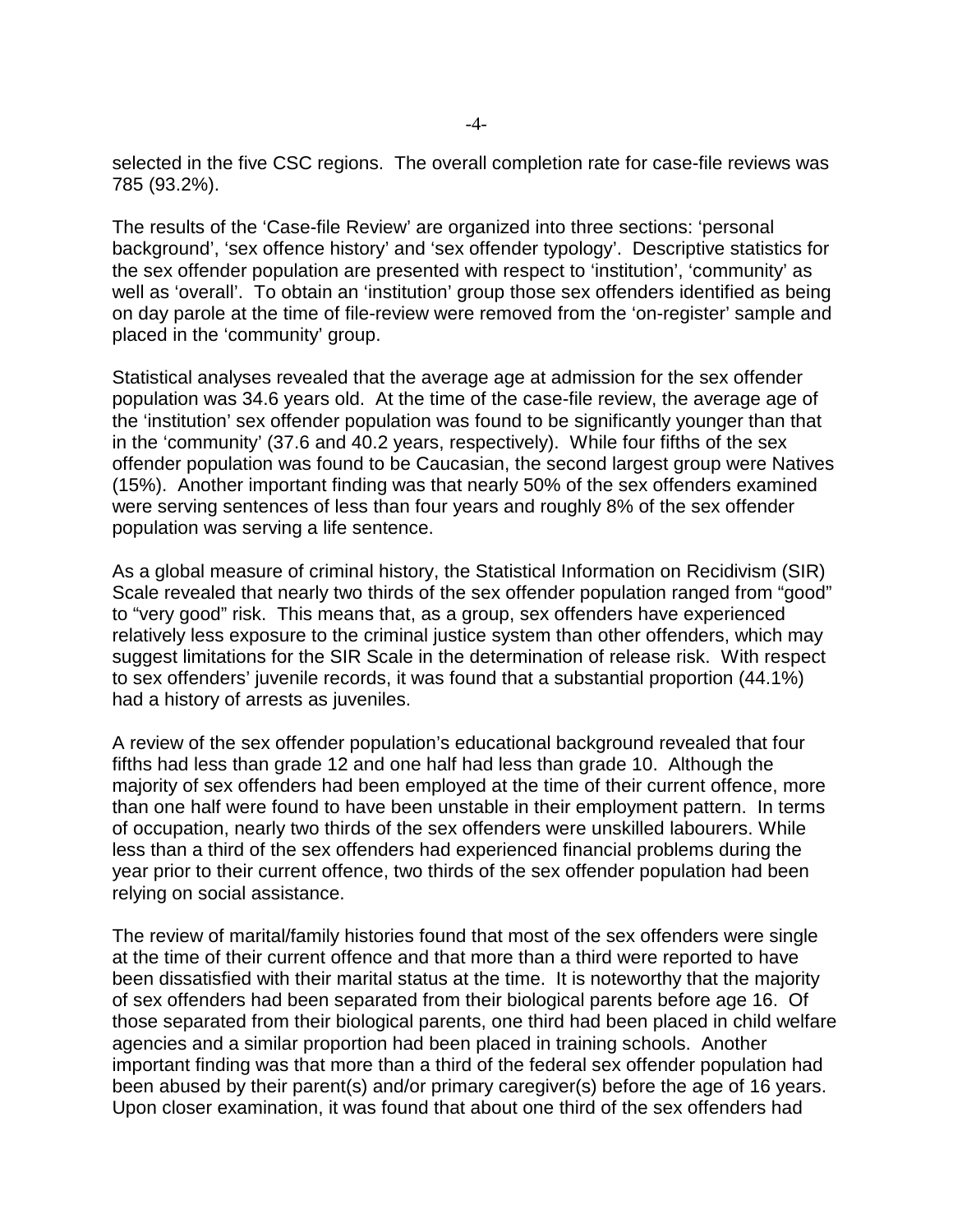selected in the five CSC regions. The overall completion rate for case-file reviews was 785 (93.2%).

The results of the 'Case-file Review' are organized into three sections: 'personal background', 'sex offence history' and 'sex offender typology'. Descriptive statistics for the sex offender population are presented with respect to 'institution', 'community' as well as 'overall'. To obtain an 'institution' group those sex offenders identified as being on day parole at the time of file-review were removed from the 'on-register' sample and placed in the 'community' group.

Statistical analyses revealed that the average age at admission for the sex offender population was 34.6 years old. At the time of the case-file review, the average age of the 'institution' sex offender population was found to be significantly younger than that in the 'community' (37.6 and 40.2 years, respectively). While four fifths of the sex offender population was found to be Caucasian, the second largest group were Natives (15%). Another important finding was that nearly 50% of the sex offenders examined were serving sentences of less than four years and roughly 8% of the sex offender population was serving a life sentence.

As a global measure of criminal history, the Statistical Information on Recidivism (SIR) Scale revealed that nearly two thirds of the sex offender population ranged from "good" to "very good" risk. This means that, as a group, sex offenders have experienced relatively less exposure to the criminal justice system than other offenders, which may suggest limitations for the SIR Scale in the determination of release risk. With respect to sex offenders' juvenile records, it was found that a substantial proportion (44.1%) had a history of arrests as juveniles.

A review of the sex offender population's educational background revealed that four fifths had less than grade 12 and one half had less than grade 10. Although the majority of sex offenders had been employed at the time of their current offence, more than one half were found to have been unstable in their employment pattern. In terms of occupation, nearly two thirds of the sex offenders were unskilled labourers. While less than a third of the sex offenders had experienced financial problems during the year prior to their current offence, two thirds of the sex offender population had been relying on social assistance.

The review of marital/family histories found that most of the sex offenders were single at the time of their current offence and that more than a third were reported to have been dissatisfied with their marital status at the time. It is noteworthy that the majority of sex offenders had been separated from their biological parents before age 16. Of those separated from their biological parents, one third had been placed in child welfare agencies and a similar proportion had been placed in training schools. Another important finding was that more than a third of the federal sex offender population had been abused by their parent(s) and/or primary caregiver(s) before the age of 16 years. Upon closer examination, it was found that about one third of the sex offenders had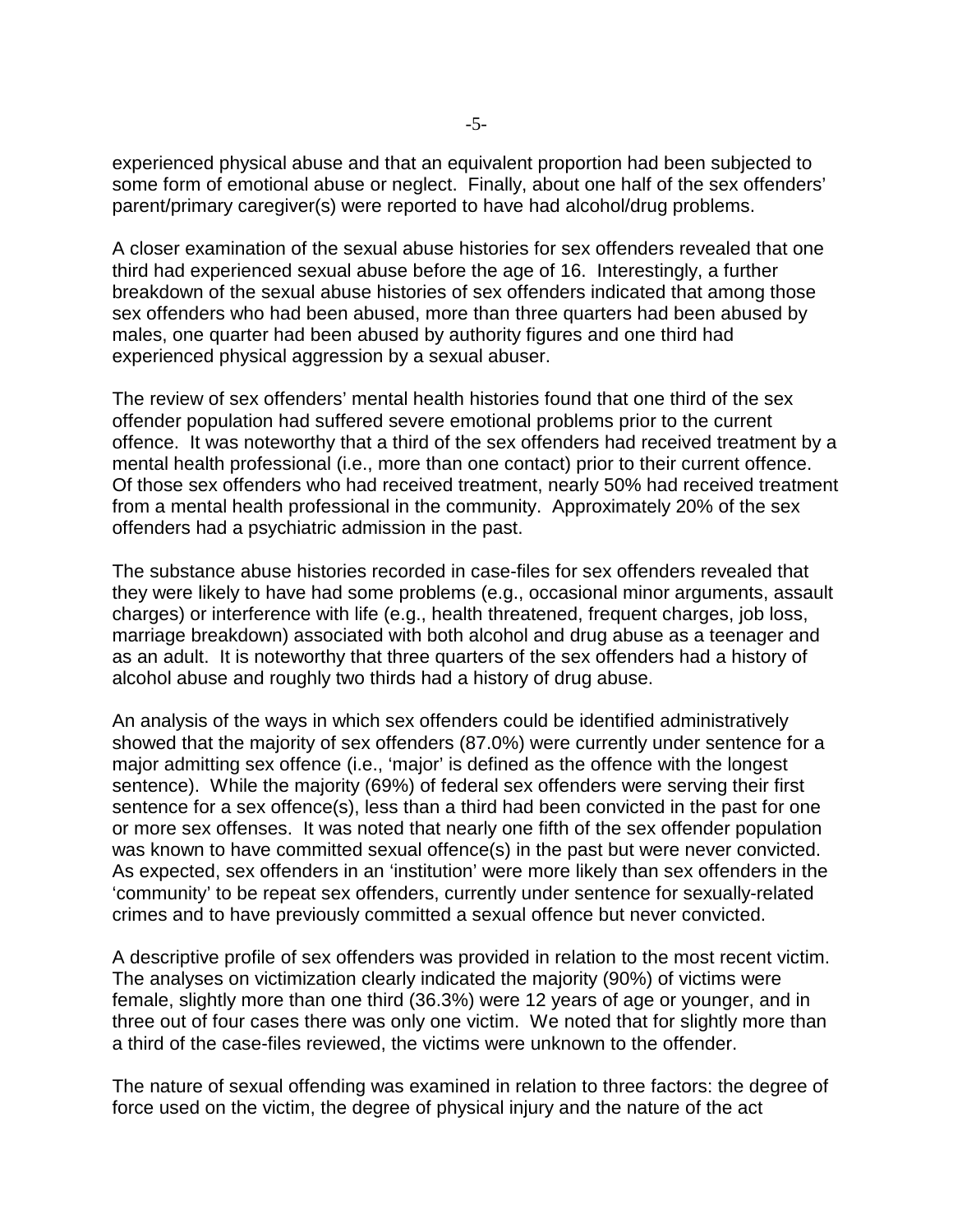experienced physical abuse and that an equivalent proportion had been subjected to some form of emotional abuse or neglect. Finally, about one half of the sex offenders' parent/primary caregiver(s) were reported to have had alcohol/drug problems.

A closer examination of the sexual abuse histories for sex offenders revealed that one third had experienced sexual abuse before the age of 16. Interestingly, a further breakdown of the sexual abuse histories of sex offenders indicated that among those sex offenders who had been abused, more than three quarters had been abused by males, one quarter had been abused by authority figures and one third had experienced physical aggression by a sexual abuser.

The review of sex offenders' mental health histories found that one third of the sex offender population had suffered severe emotional problems prior to the current offence. It was noteworthy that a third of the sex offenders had received treatment by a mental health professional (i.e., more than one contact) prior to their current offence. Of those sex offenders who had received treatment, nearly 50% had received treatment from a mental health professional in the community. Approximately 20% of the sex offenders had a psychiatric admission in the past.

The substance abuse histories recorded in case-files for sex offenders revealed that they were likely to have had some problems (e.g., occasional minor arguments, assault charges) or interference with life (e.g., health threatened, frequent charges, job loss, marriage breakdown) associated with both alcohol and drug abuse as a teenager and as an adult. It is noteworthy that three quarters of the sex offenders had a history of alcohol abuse and roughly two thirds had a history of drug abuse.

An analysis of the ways in which sex offenders could be identified administratively showed that the majority of sex offenders (87.0%) were currently under sentence for a major admitting sex offence (i.e., 'major' is defined as the offence with the longest sentence). While the majority (69%) of federal sex offenders were serving their first sentence for a sex offence(s), less than a third had been convicted in the past for one or more sex offenses. It was noted that nearly one fifth of the sex offender population was known to have committed sexual offence(s) in the past but were never convicted. As expected, sex offenders in an 'institution' were more likely than sex offenders in the 'community' to be repeat sex offenders, currently under sentence for sexually-related crimes and to have previously committed a sexual offence but never convicted.

A descriptive profile of sex offenders was provided in relation to the most recent victim. The analyses on victimization clearly indicated the majority (90%) of victims were female, slightly more than one third (36.3%) were 12 years of age or younger, and in three out of four cases there was only one victim. We noted that for slightly more than a third of the case-files reviewed, the victims were unknown to the offender.

The nature of sexual offending was examined in relation to three factors: the degree of force used on the victim, the degree of physical injury and the nature of the act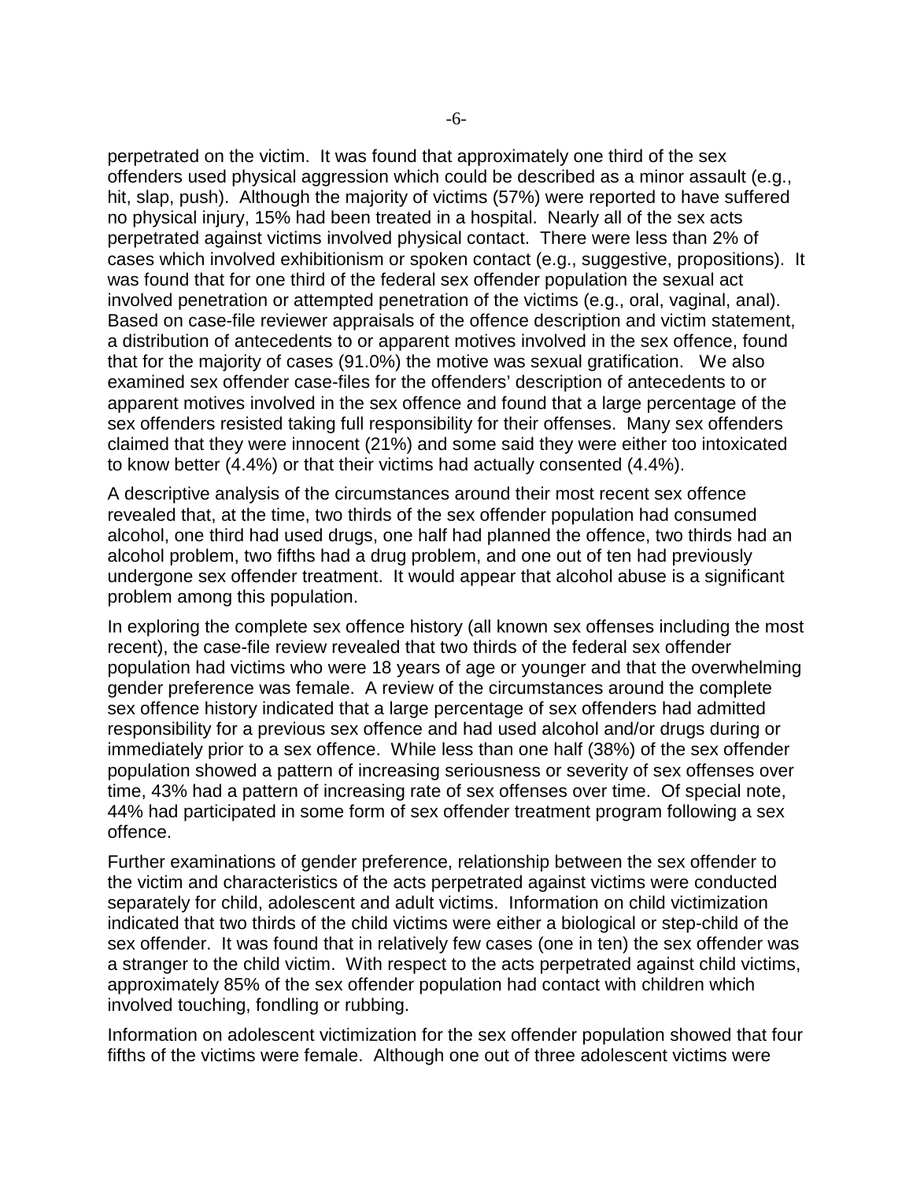perpetrated on the victim. It was found that approximately one third of the sex offenders used physical aggression which could be described as a minor assault (e.g., hit, slap, push). Although the majority of victims (57%) were reported to have suffered no physical injury, 15% had been treated in a hospital. Nearly all of the sex acts perpetrated against victims involved physical contact. There were less than 2% of cases which involved exhibitionism or spoken contact (e.g., suggestive, propositions). It was found that for one third of the federal sex offender population the sexual act involved penetration or attempted penetration of the victims (e.g., oral, vaginal, anal). Based on case-file reviewer appraisals of the offence description and victim statement, a distribution of antecedents to or apparent motives involved in the sex offence, found that for the majority of cases (91.0%) the motive was sexual gratification. We also examined sex offender case-files for the offenders' description of antecedents to or apparent motives involved in the sex offence and found that a large percentage of the sex offenders resisted taking full responsibility for their offenses. Many sex offenders claimed that they were innocent (21%) and some said they were either too intoxicated to know better (4.4%) or that their victims had actually consented (4.4%).

A descriptive analysis of the circumstances around their most recent sex offence revealed that, at the time, two thirds of the sex offender population had consumed alcohol, one third had used drugs, one half had planned the offence, two thirds had an alcohol problem, two fifths had a drug problem, and one out of ten had previously undergone sex offender treatment. It would appear that alcohol abuse is a significant problem among this population.

In exploring the complete sex offence history (all known sex offenses including the most recent), the case-file review revealed that two thirds of the federal sex offender population had victims who were 18 years of age or younger and that the overwhelming gender preference was female. A review of the circumstances around the complete sex offence history indicated that a large percentage of sex offenders had admitted responsibility for a previous sex offence and had used alcohol and/or drugs during or immediately prior to a sex offence. While less than one half (38%) of the sex offender population showed a pattern of increasing seriousness or severity of sex offenses over time, 43% had a pattern of increasing rate of sex offenses over time. Of special note, 44% had participated in some form of sex offender treatment program following a sex offence.

Further examinations of gender preference, relationship between the sex offender to the victim and characteristics of the acts perpetrated against victims were conducted separately for child, adolescent and adult victims. Information on child victimization indicated that two thirds of the child victims were either a biological or step-child of the sex offender. It was found that in relatively few cases (one in ten) the sex offender was a stranger to the child victim. With respect to the acts perpetrated against child victims, approximately 85% of the sex offender population had contact with children which involved touching, fondling or rubbing.

Information on adolescent victimization for the sex offender population showed that four fifths of the victims were female. Although one out of three adolescent victims were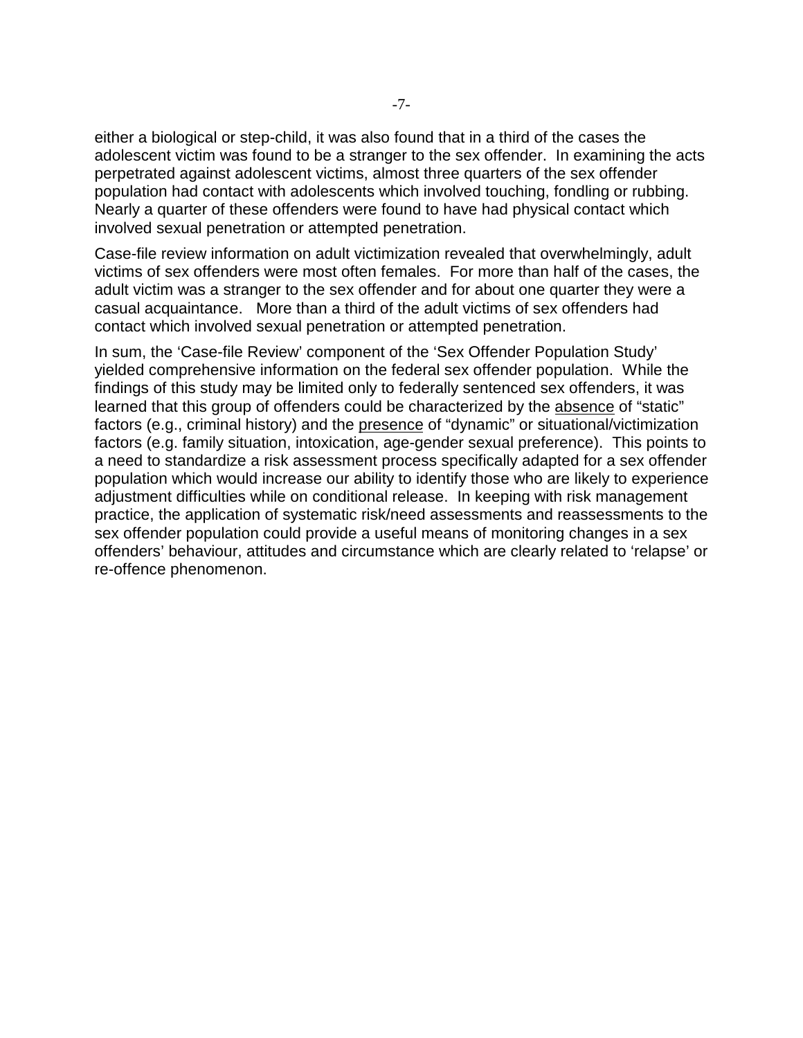either a biological or step-child, it was also found that in a third of the cases the adolescent victim was found to be a stranger to the sex offender. In examining the acts perpetrated against adolescent victims, almost three quarters of the sex offender population had contact with adolescents which involved touching, fondling or rubbing. Nearly a quarter of these offenders were found to have had physical contact which involved sexual penetration or attempted penetration.

Case-file review information on adult victimization revealed that overwhelmingly, adult victims of sex offenders were most often females. For more than half of the cases, the adult victim was a stranger to the sex offender and for about one quarter they were a casual acquaintance. More than a third of the adult victims of sex offenders had contact which involved sexual penetration or attempted penetration.

In sum, the 'Case-file Review' component of the 'Sex Offender Population Study' yielded comprehensive information on the federal sex offender population. While the findings of this study may be limited only to federally sentenced sex offenders, it was learned that this group of offenders could be characterized by the <u>absence</u> of "static" factors (e.g., criminal history) and the <u>presence</u> of "dynamic" or situational/victimization factors (e.g. family situation, intoxication, age-gender sexual preference). This points to a need to standardize a risk assessment process specifically adapted for a sex offender population which would increase our ability to identify those who are likely to experience adjustment difficulties while on conditional release. In keeping with risk management practice, the application of systematic risk/need assessments and reassessments to the sex offender population could provide a useful means of monitoring changes in a sex offenders' behaviour, attitudes and circumstance which are clearly related to 'relapse' or re-offence phenomenon.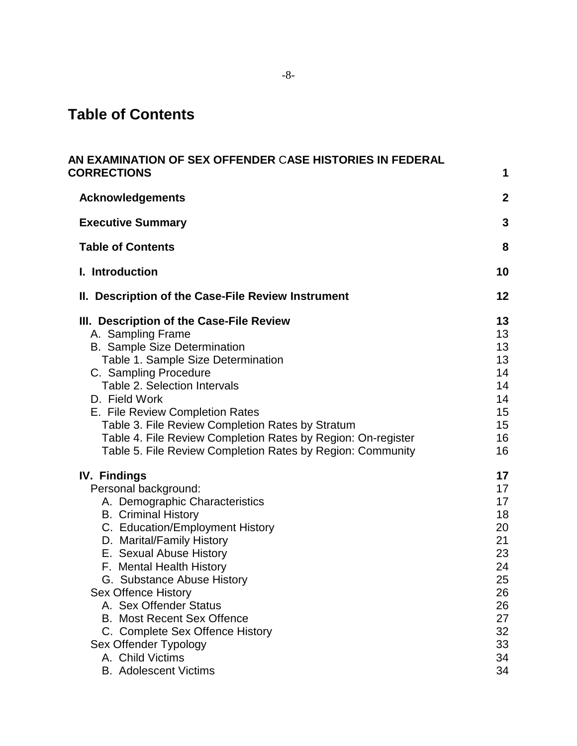# Table of Contents

| | |
|---|---|
| **AN EXAMINATION OF SEX OFFENDER CASE HISTORIES IN FEDERAL CORRECTIONS** | **1** |
| **Acknowledgements** | **2** |
| **Executive Summary** | **3** |
| **Table of Contents** | **8** |
| **I. Introduction** | **10** |
| **II. Description of the Case-File Review Instrument** | **12** |
| **III. Description of the Case-File Review** | **13** |
| A. Sampling Frame | 13 |
| B. Sample Size Determination | 13 |
| Table 1. Sample Size Determination | 13 |
| C. Sampling Procedure | 14 |
| Table 2. Selection Intervals | 14 |
| D. Field Work | 14 |
| E. File Review Completion Rates | 15 |
| Table 3. File Review Completion Rates by Stratum | 15 |
| Table 4. File Review Completion Rates by Region: On-register | 16 |
| Table 5. File Review Completion Rates by Region: Community | 16 |
| **IV. Findings** | **17** |
| Personal background: | 17 |
| A. Demographic Characteristics | 17 |
| B. Criminal History | 18 |
| C. Education/Employment History | 20 |
| D. Marital/Family History | 21 |
| E. Sexual Abuse History | 23 |
| F. Mental Health History | 24 |
| G. Substance Abuse History | 25 |
| Sex Offence History | 26 |
| A. Sex Offender Status | 26 |
| B. Most Recent Sex Offence | 27 |
| C. Complete Sex Offence History | 32 |
| Sex Offender Typology | 33 |
| A. Child Victims | 34 |
| B. Adolescent Victims | 34 |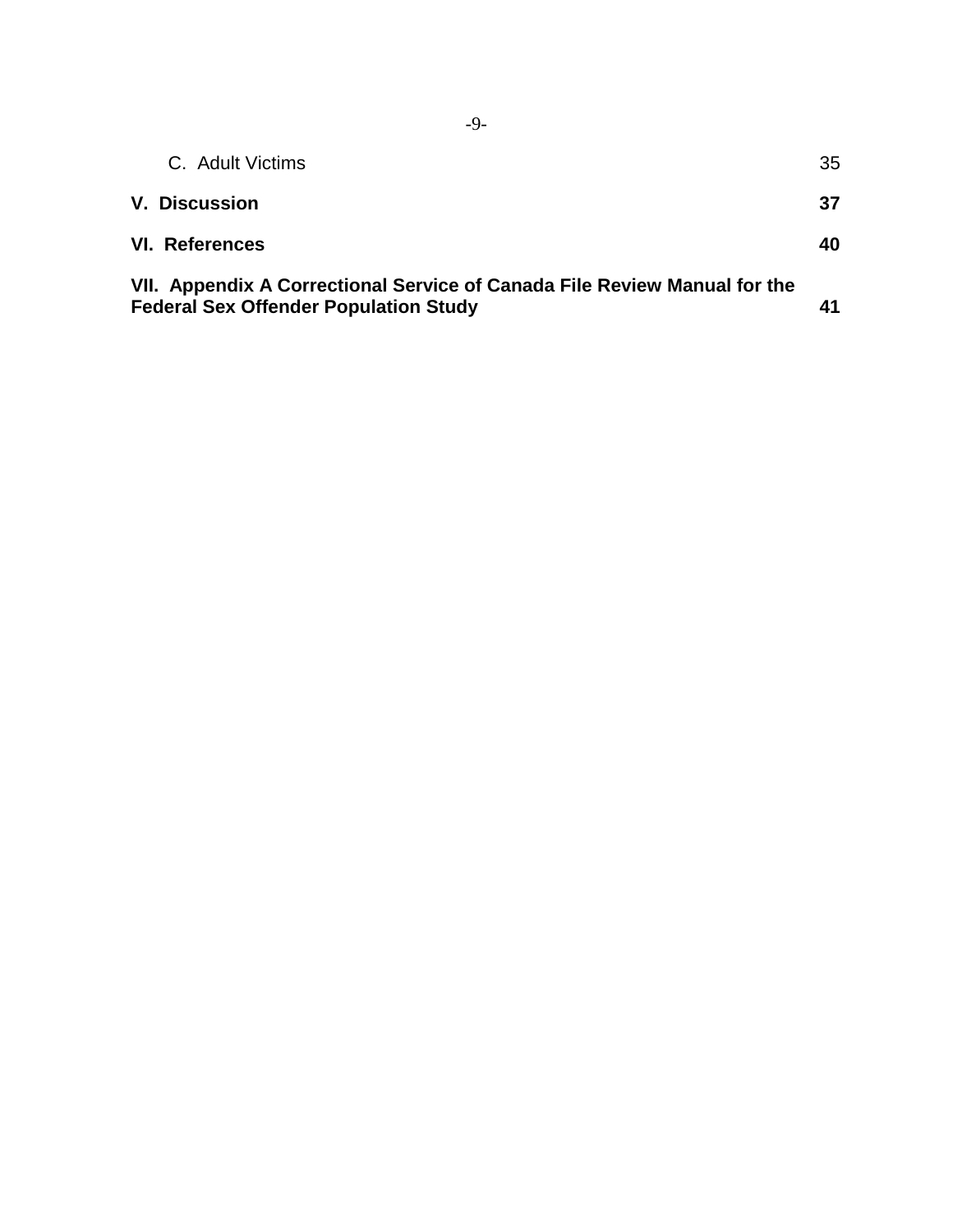C. Adult Victims 35

**V. Discussion 37**

**VI. References 40**

**VII. Appendix A Correctional Service of Canada File Review Manual for the Federal Sex Offender Population Study 41**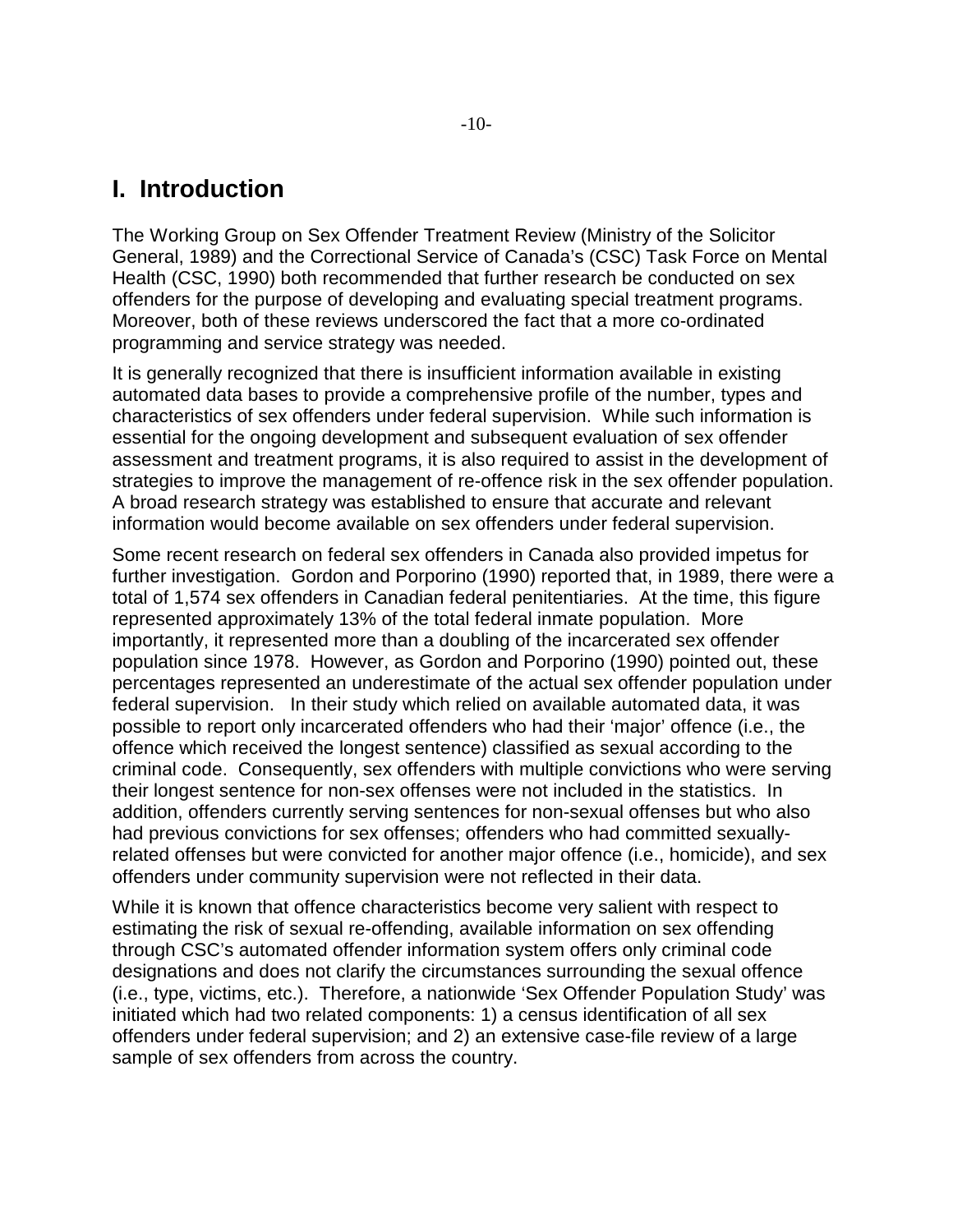# I. Introduction

The Working Group on Sex Offender Treatment Review (Ministry of the Solicitor General, 1989) and the Correctional Service of Canada's (CSC) Task Force on Mental Health (CSC, 1990) both recommended that further research be conducted on sex offenders for the purpose of developing and evaluating special treatment programs. Moreover, both of these reviews underscored the fact that a more co-ordinated programming and service strategy was needed.

It is generally recognized that there is insufficient information available in existing automated data bases to provide a comprehensive profile of the number, types and characteristics of sex offenders under federal supervision. While such information is essential for the ongoing development and subsequent evaluation of sex offender assessment and treatment programs, it is also required to assist in the development of strategies to improve the management of re-offence risk in the sex offender population. A broad research strategy was established to ensure that accurate and relevant information would become available on sex offenders under federal supervision.

Some recent research on federal sex offenders in Canada also provided impetus for further investigation. Gordon and Porporino (1990) reported that, in 1989, there were a total of 1,574 sex offenders in Canadian federal penitentiaries. At the time, this figure represented approximately 13% of the total federal inmate population. More importantly, it represented more than a doubling of the incarcerated sex offender population since 1978. However, as Gordon and Porporino (1990) pointed out, these percentages represented an underestimate of the actual sex offender population under federal supervision. In their study which relied on available automated data, it was possible to report only incarcerated offenders who had their 'major' offence (i.e., the offence which received the longest sentence) classified as sexual according to the criminal code. Consequently, sex offenders with multiple convictions who were serving their longest sentence for non-sex offenses were not included in the statistics. In addition, offenders currently serving sentences for non-sexual offenses but who also had previous convictions for sex offenses; offenders who had committed sexually-related offenses but were convicted for another major offence (i.e., homicide), and sex offenders under community supervision were not reflected in their data.

While it is known that offence characteristics become very salient with respect to estimating the risk of sexual re-offending, available information on sex offending through CSC's automated offender information system offers only criminal code designations and does not clarify the circumstances surrounding the sexual offence (i.e., type, victims, etc.). Therefore, a nationwide 'Sex Offender Population Study' was initiated which had two related components: 1) a census identification of all sex offenders under federal supervision; and 2) an extensive case-file review of a large sample of sex offenders from across the country.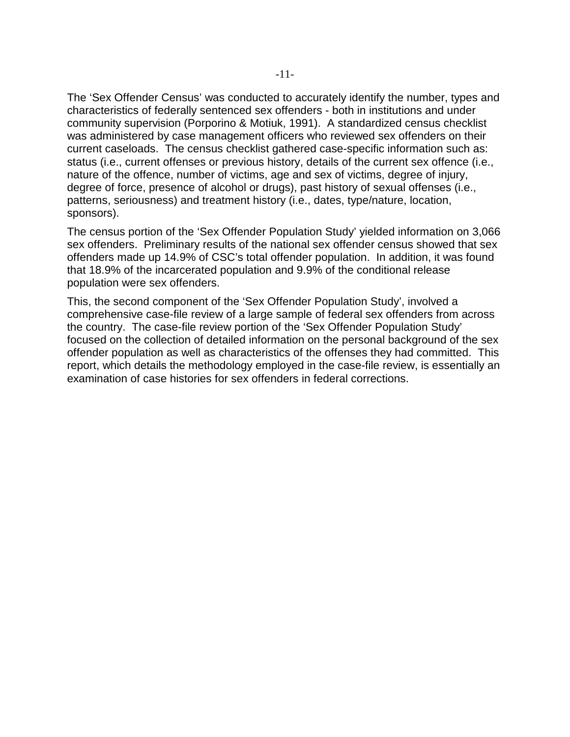The 'Sex Offender Census' was conducted to accurately identify the number, types and characteristics of federally sentenced sex offenders - both in institutions and under community supervision (Porporino & Motiuk, 1991). A standardized census checklist was administered by case management officers who reviewed sex offenders on their current caseloads. The census checklist gathered case-specific information such as: status (i.e., current offenses or previous history, details of the current sex offence (i.e., nature of the offence, number of victims, age and sex of victims, degree of injury, degree of force, presence of alcohol or drugs), past history of sexual offenses (i.e., patterns, seriousness) and treatment history (i.e., dates, type/nature, location, sponsors).

The census portion of the 'Sex Offender Population Study' yielded information on 3,066 sex offenders. Preliminary results of the national sex offender census showed that sex offenders made up 14.9% of CSC's total offender population. In addition, it was found that 18.9% of the incarcerated population and 9.9% of the conditional release population were sex offenders.

This, the second component of the 'Sex Offender Population Study', involved a comprehensive case-file review of a large sample of federal sex offenders from across the country. The case-file review portion of the 'Sex Offender Population Study' focused on the collection of detailed information on the personal background of the sex offender population as well as characteristics of the offenses they had committed. This report, which details the methodology employed in the case-file review, is essentially an examination of case histories for sex offenders in federal corrections.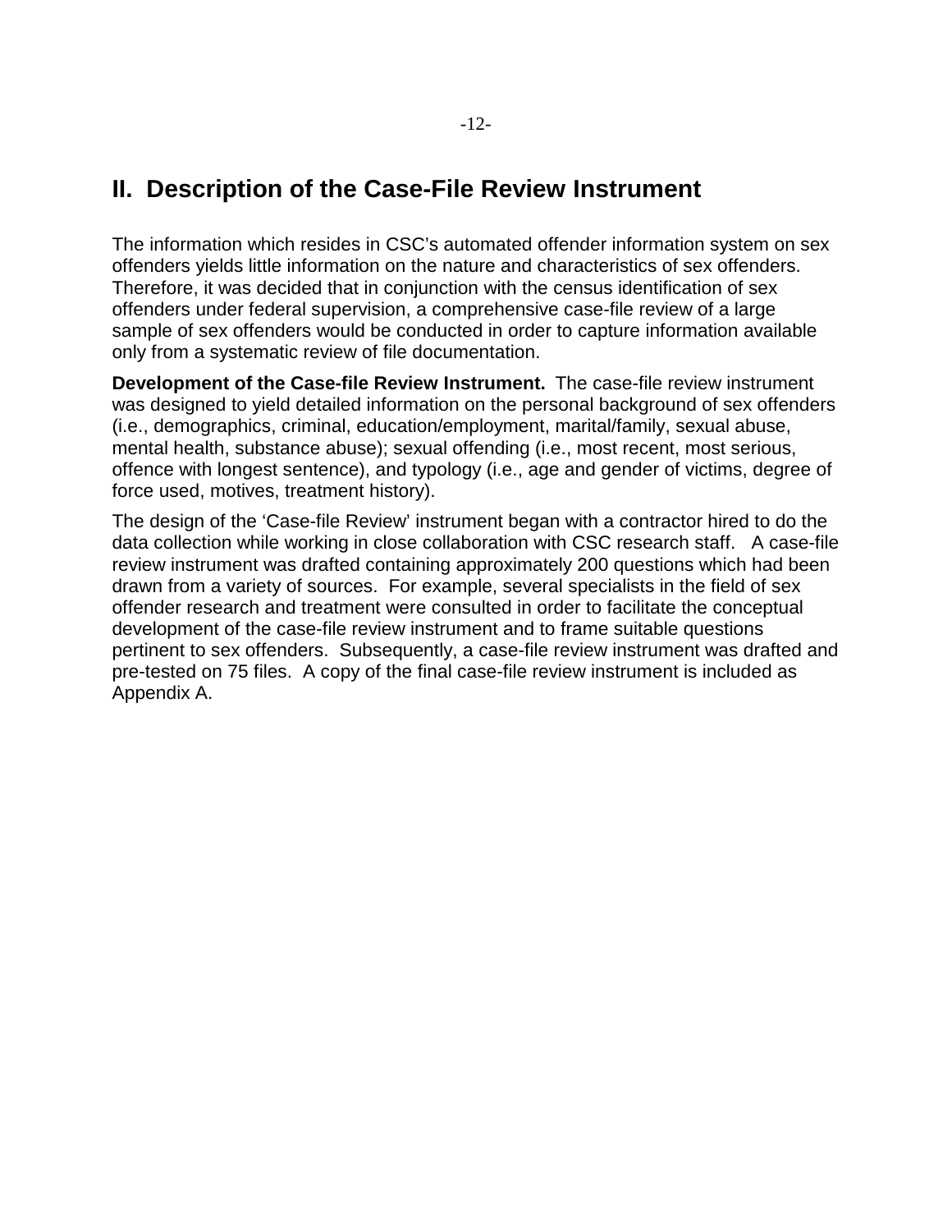## II. Description of the Case-File Review Instrument

The information which resides in CSC's automated offender information system on sex offenders yields little information on the nature and characteristics of sex offenders. Therefore, it was decided that in conjunction with the census identification of sex offenders under federal supervision, a comprehensive case-file review of a large sample of sex offenders would be conducted in order to capture information available only from a systematic review of file documentation.

**Development of the Case-file Review Instrument.** The case-file review instrument was designed to yield detailed information on the personal background of sex offenders (i.e., demographics, criminal, education/employment, marital/family, sexual abuse, mental health, substance abuse); sexual offending (i.e., most recent, most serious, offence with longest sentence), and typology (i.e., age and gender of victims, degree of force used, motives, treatment history).

The design of the 'Case-file Review' instrument began with a contractor hired to do the data collection while working in close collaboration with CSC research staff. A case-file review instrument was drafted containing approximately 200 questions which had been drawn from a variety of sources. For example, several specialists in the field of sex offender research and treatment were consulted in order to facilitate the conceptual development of the case-file review instrument and to frame suitable questions pertinent to sex offenders. Subsequently, a case-file review instrument was drafted and pre-tested on 75 files. A copy of the final case-file review instrument is included as Appendix A.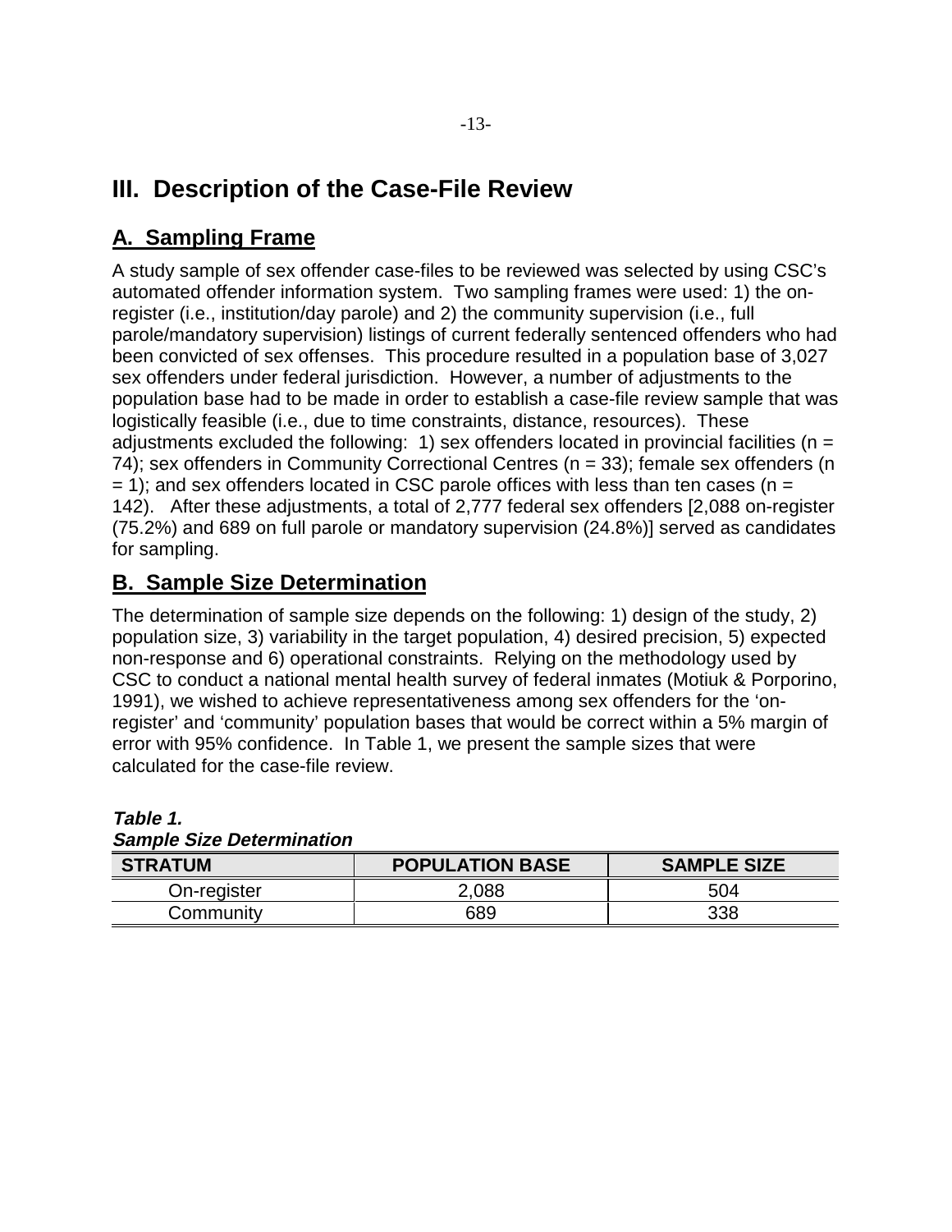# III. Description of the Case-File Review

## A. Sampling Frame

A study sample of sex offender case-files to be reviewed was selected by using CSC's automated offender information system. Two sampling frames were used: 1) the on-register (i.e., institution/day parole) and 2) the community supervision (i.e., full parole/mandatory supervision) listings of current federally sentenced offenders who had been convicted of sex offenses. This procedure resulted in a population base of 3,027 sex offenders under federal jurisdiction. However, a number of adjustments to the population base had to be made in order to establish a case-file review sample that was logistically feasible (i.e., due to time constraints, distance, resources). These adjustments excluded the following: 1) sex offenders located in provincial facilities (n = 74); sex offenders in Community Correctional Centres (n = 33); female sex offenders (n = 1); and sex offenders located in CSC parole offices with less than ten cases (n = 142). After these adjustments, a total of 2,777 federal sex offenders [2,088 on-register (75.2%) and 689 on full parole or mandatory supervision (24.8%)] served as candidates for sampling.

## B. Sample Size Determination

The determination of sample size depends on the following: 1) design of the study, 2) population size, 3) variability in the target population, 4) desired precision, 5) expected non-response and 6) operational constraints. Relying on the methodology used by CSC to conduct a national mental health survey of federal inmates (Motiuk & Porporino, 1991), we wished to achieve representativeness among sex offenders for the 'on-register' and 'community' population bases that would be correct within a 5% margin of error with 95% confidence. In Table 1, we present the sample sizes that were calculated for the case-file review.

***Table 1.***
***Sample Size Determination***

| STRATUM | POPULATION BASE | SAMPLE SIZE |
|---|---|---|
| On-register | 2,088 | 504 |
| Community | 689 | 338 |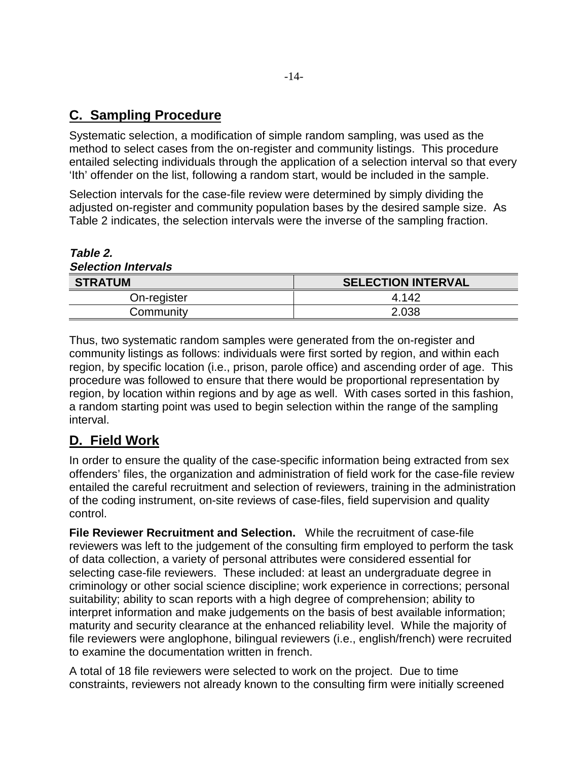## C. Sampling Procedure

Systematic selection, a modification of simple random sampling, was used as the method to select cases from the on-register and community listings. This procedure entailed selecting individuals through the application of a selection interval so that every 'Ith' offender on the list, following a random start, would be included in the sample.

Selection intervals for the case-file review were determined by simply dividing the adjusted on-register and community population bases by the desired sample size. As Table 2 indicates, the selection intervals were the inverse of the sampling fraction.

***Table 2.***
***Selection Intervals***

| STRATUM | SELECTION INTERVAL |
|---|---|
| On-register | 4.142 |
| Community | 2.038 |

Thus, two systematic random samples were generated from the on-register and community listings as follows: individuals were first sorted by region, and within each region, by specific location (i.e., prison, parole office) and ascending order of age. This procedure was followed to ensure that there would be proportional representation by region, by location within regions and by age as well. With cases sorted in this fashion, a random starting point was used to begin selection within the range of the sampling interval.

## D. Field Work

In order to ensure the quality of the case-specific information being extracted from sex offenders' files, the organization and administration of field work for the case-file review entailed the careful recruitment and selection of reviewers, training in the administration of the coding instrument, on-site reviews of case-files, field supervision and quality control.

**File Reviewer Recruitment and Selection.** While the recruitment of case-file reviewers was left to the judgement of the consulting firm employed to perform the task of data collection, a variety of personal attributes were considered essential for selecting case-file reviewers. These included: at least an undergraduate degree in criminology or other social science discipline; work experience in corrections; personal suitability; ability to scan reports with a high degree of comprehension; ability to interpret information and make judgements on the basis of best available information; maturity and security clearance at the enhanced reliability level. While the majority of file reviewers were anglophone, bilingual reviewers (i.e., english/french) were recruited to examine the documentation written in french.

A total of 18 file reviewers were selected to work on the project. Due to time constraints, reviewers not already known to the consulting firm were initially screened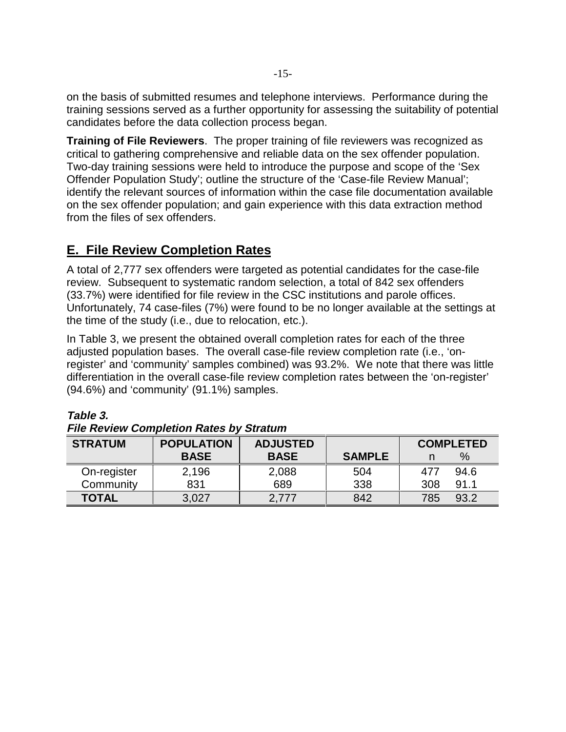on the basis of submitted resumes and telephone interviews. Performance during the training sessions served as a further opportunity for assessing the suitability of potential candidates before the data collection process began.

**Training of File Reviewers**. The proper training of file reviewers was recognized as critical to gathering comprehensive and reliable data on the sex offender population. Two-day training sessions were held to introduce the purpose and scope of the 'Sex Offender Population Study'; outline the structure of the 'Case-file Review Manual'; identify the relevant sources of information within the case file documentation available on the sex offender population; and gain experience with this data extraction method from the files of sex offenders.

## E. File Review Completion Rates

A total of 2,777 sex offenders were targeted as potential candidates for the case-file review. Subsequent to systematic random selection, a total of 842 sex offenders (33.7%) were identified for file review in the CSC institutions and parole offices. Unfortunately, 74 case-files (7%) were found to be no longer available at the settings at the time of the study (i.e., due to relocation, etc.).

In Table 3, we present the obtained overall completion rates for each of the three adjusted population bases. The overall case-file review completion rate (i.e., 'on-register' and 'community' samples combined) was 93.2%. We note that there was little differentiation in the overall case-file review completion rates between the 'on-register' (94.6%) and 'community' (91.1%) samples.

***Table 3.***
***File Review Completion Rates by Stratum***

| STRATUM | POPULATION BASE | ADJUSTED BASE | SAMPLE | COMPLETED n | COMPLETED % |
|---|---|---|---|---|---|
| On-register | 2,196 | 2,088 | 504 | 477 | 94.6 |
| Community | 831 | 689 | 338 | 308 | 91.1 |
| **TOTAL** | 3,027 | 2,777 | 842 | 785 | 93.2 |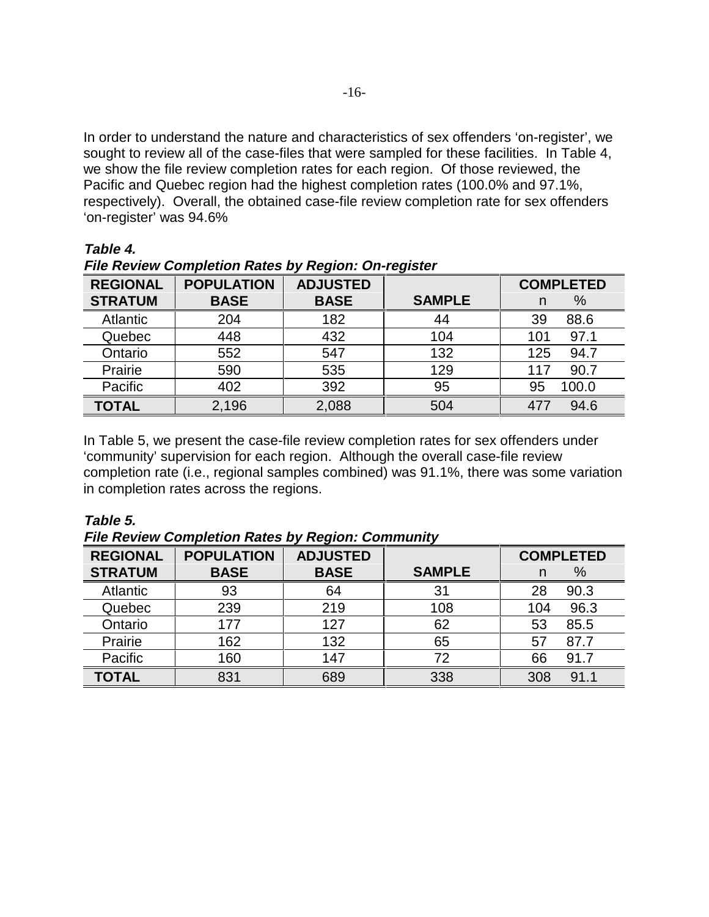In order to understand the nature and characteristics of sex offenders 'on-register', we sought to review all of the case-files that were sampled for these facilities. In Table 4, we show the file review completion rates for each region. Of those reviewed, the Pacific and Quebec region had the highest completion rates (100.0% and 97.1%, respectively). Overall, the obtained case-file review completion rate for sex offenders 'on-register' was 94.6%

***Table 4.***
***File Review Completion Rates by Region: On-register***

| REGIONAL STRATUM | POPULATION BASE | ADJUSTED BASE | SAMPLE | COMPLETED | |
|---|---|---|---|---|---|
| | | | | n | % |
| Atlantic | 204 | 182 | 44 | 39 | 88.6 |
| Quebec | 448 | 432 | 104 | 101 | 97.1 |
| Ontario | 552 | 547 | 132 | 125 | 94.7 |
| Prairie | 590 | 535 | 129 | 117 | 90.7 |
| Pacific | 402 | 392 | 95 | 95 | 100.0 |
| **TOTAL** | 2,196 | 2,088 | 504 | 477 | 94.6 |

In Table 5, we present the case-file review completion rates for sex offenders under 'community' supervision for each region. Although the overall case-file review completion rate (i.e., regional samples combined) was 91.1%, there was some variation in completion rates across the regions.

***Table 5.***
***File Review Completion Rates by Region: Community***

| REGIONAL STRATUM | POPULATION BASE | ADJUSTED BASE | SAMPLE | COMPLETED | |
|---|---|---|---|---|---|
| | | | | n | % |
| Atlantic | 93 | 64 | 31 | 28 | 90.3 |
| Quebec | 239 | 219 | 108 | 104 | 96.3 |
| Ontario | 177 | 127 | 62 | 53 | 85.5 |
| Prairie | 162 | 132 | 65 | 57 | 87.7 |
| Pacific | 160 | 147 | 72 | 66 | 91.7 |
| **TOTAL** | 831 | 689 | 338 | 308 | 91.1 |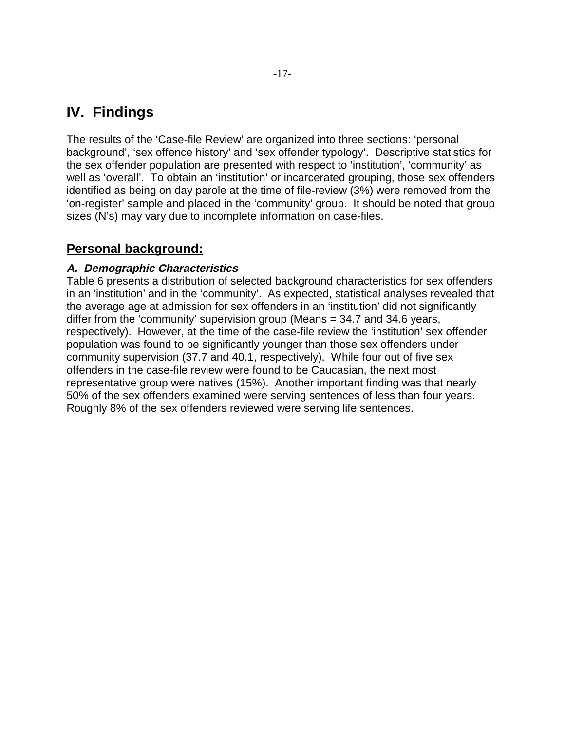# IV. Findings

The results of the 'Case-file Review' are organized into three sections: 'personal background', 'sex offence history' and 'sex offender typology'. Descriptive statistics for the sex offender population are presented with respect to 'institution', 'community' as well as 'overall'. To obtain an 'institution' or incarcerated grouping, those sex offenders identified as being on day parole at the time of file-review (3%) were removed from the 'on-register' sample and placed in the 'community' group. It should be noted that group sizes (N's) may vary due to incomplete information on case-files.

## Personal background:

### *A. Demographic Characteristics*

Table 6 presents a distribution of selected background characteristics for sex offenders in an 'institution' and in the 'community'. As expected, statistical analyses revealed that the average age at admission for sex offenders in an 'institution' did not significantly differ from the 'community' supervision group (Means = 34.7 and 34.6 years, respectively). However, at the time of the case-file review the 'institution' sex offender population was found to be significantly younger than those sex offenders under community supervision (37.7 and 40.1, respectively). While four out of five sex offenders in the case-file review were found to be Caucasian, the next most representative group were natives (15%). Another important finding was that nearly 50% of the sex offenders examined were serving sentences of less than four years. Roughly 8% of the sex offenders reviewed were serving life sentences.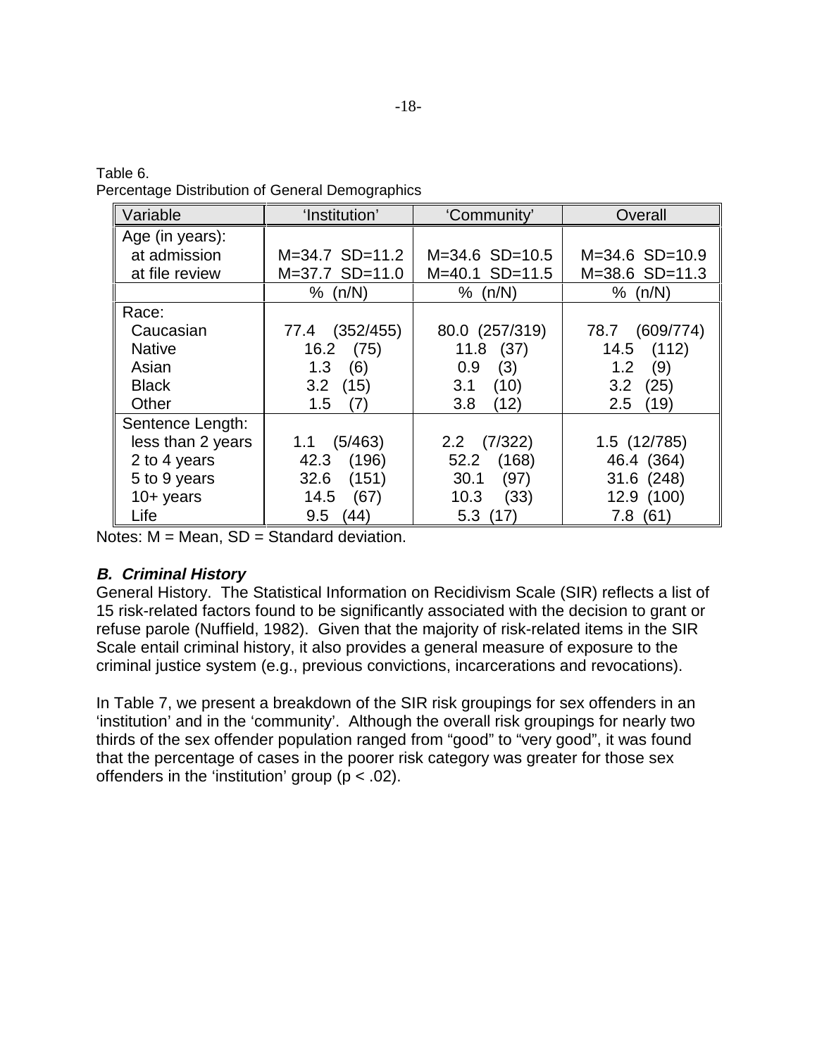Table 6.
Percentage Distribution of General Demographics

| Variable | 'Institution' | 'Community' | Overall |
|---|---|---|---|
| Age (in years): | | | |
| at admission | M=34.7 SD=11.2 | M=34.6 SD=10.5 | M=34.6 SD=10.9 |
| at file review | M=37.7 SD=11.0 | M=40.1 SD=11.5 | M=38.6 SD=11.3 |
| | % (n/N) | % (n/N) | % (n/N) |
| Race: | | | |
| Caucasian | 77.4 (352/455) | 80.0 (257/319) | 78.7 (609/774) |
| Native | 16.2 (75) | 11.8 (37) | 14.5 (112) |
| Asian | 1.3 (6) | 0.9 (3) | 1.2 (9) |
| Black | 3.2 (15) | 3.1 (10) | 3.2 (25) |
| Other | 1.5 (7) | 3.8 (12) | 2.5 (19) |
| Sentence Length: | | | |
| less than 2 years | 1.1 (5/463) | 2.2 (7/322) | 1.5 (12/785) |
| 2 to 4 years | 42.3 (196) | 52.2 (168) | 46.4 (364) |
| 5 to 9 years | 32.6 (151) | 30.1 (97) | 31.6 (248) |
| 10+ years | 14.5 (67) | 10.3 (33) | 12.9 (100) |
| Life | 9.5 (44) | 5.3 (17) | 7.8 (61) |

Notes: M = Mean, SD = Standard deviation.

### ***B. Criminal History***

General History. The Statistical Information on Recidivism Scale (SIR) reflects a list of 15 risk-related factors found to be significantly associated with the decision to grant or refuse parole (Nuffield, 1982). Given that the majority of risk-related items in the SIR Scale entail criminal history, it also provides a general measure of exposure to the criminal justice system (e.g., previous convictions, incarcerations and revocations).

In Table 7, we present a breakdown of the SIR risk groupings for sex offenders in an 'institution' and in the 'community'. Although the overall risk groupings for nearly two thirds of the sex offender population ranged from "good" to "very good", it was found that the percentage of cases in the poorer risk category was greater for those sex offenders in the 'institution' group ($p < .02$).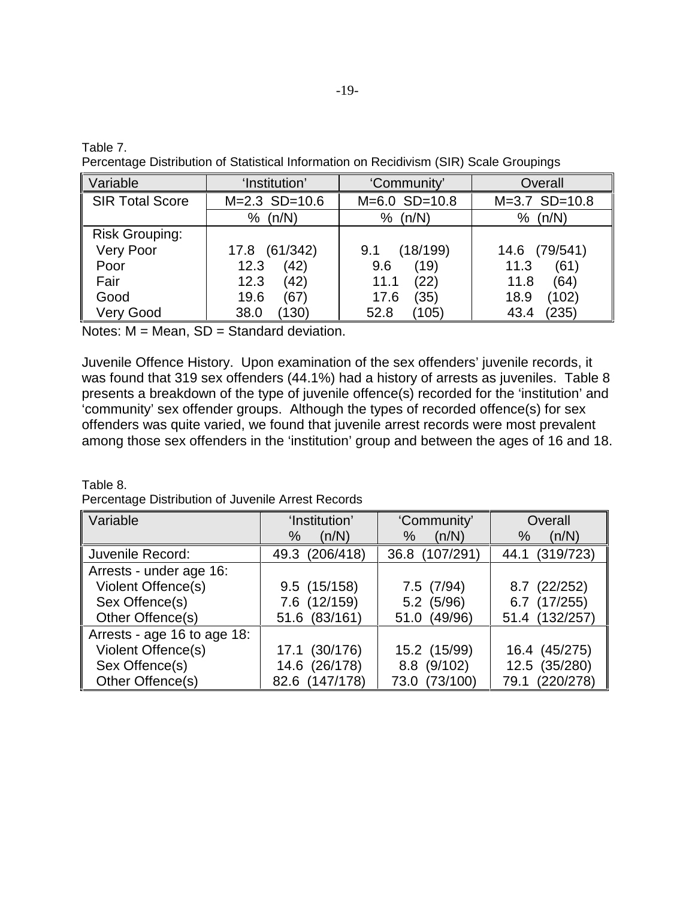Table 7.
Percentage Distribution of Statistical Information on Recidivism (SIR) Scale Groupings

| Variable | 'Institution' | 'Community' | Overall |
|---|---|---|---|
| SIR Total Score | M=2.3 SD=10.6 | M=6.0 SD=10.8 | M=3.7 SD=10.8 |
| | % (n/N) | % (n/N) | % (n/N) |
| Risk Grouping: | | | |
| Very Poor | 17.8 (61/342) | 9.1 (18/199) | 14.6 (79/541) |
| Poor | 12.3 (42) | 9.6 (19) | 11.3 (61) |
| Fair | 12.3 (42) | 11.1 (22) | 11.8 (64) |
| Good | 19.6 (67) | 17.6 (35) | 18.9 (102) |
| Very Good | 38.0 (130) | 52.8 (105) | 43.4 (235) |

Notes: M = Mean, SD = Standard deviation.

Juvenile Offence History. Upon examination of the sex offenders' juvenile records, it was found that 319 sex offenders (44.1%) had a history of arrests as juveniles. Table 8 presents a breakdown of the type of juvenile offence(s) recorded for the 'institution' and 'community' sex offender groups. Although the types of recorded offence(s) for sex offenders was quite varied, we found that juvenile arrest records were most prevalent among those sex offenders in the 'institution' group and between the ages of 16 and 18.

Table 8.
Percentage Distribution of Juvenile Arrest Records

| Variable | 'Institution' % (n/N) | 'Community' % (n/N) | Overall % (n/N) |
|---|---|---|---|
| Juvenile Record: | 49.3 (206/418) | 36.8 (107/291) | 44.1 (319/723) |
| Arrests - under age 16: | | | |
| Violent Offence(s) | 9.5 (15/158) | 7.5 (7/94) | 8.7 (22/252) |
| Sex Offence(s) | 7.6 (12/159) | 5.2 (5/96) | 6.7 (17/255) |
| Other Offence(s) | 51.6 (83/161) | 51.0 (49/96) | 51.4 (132/257) |
| Arrests - age 16 to age 18: | | | |
| Violent Offence(s) | 17.1 (30/176) | 15.2 (15/99) | 16.4 (45/275) |
| Sex Offence(s) | 14.6 (26/178) | 8.8 (9/102) | 12.5 (35/280) |
| Other Offence(s) | 82.6 (147/178) | 73.0 (73/100) | 79.1 (220/278) |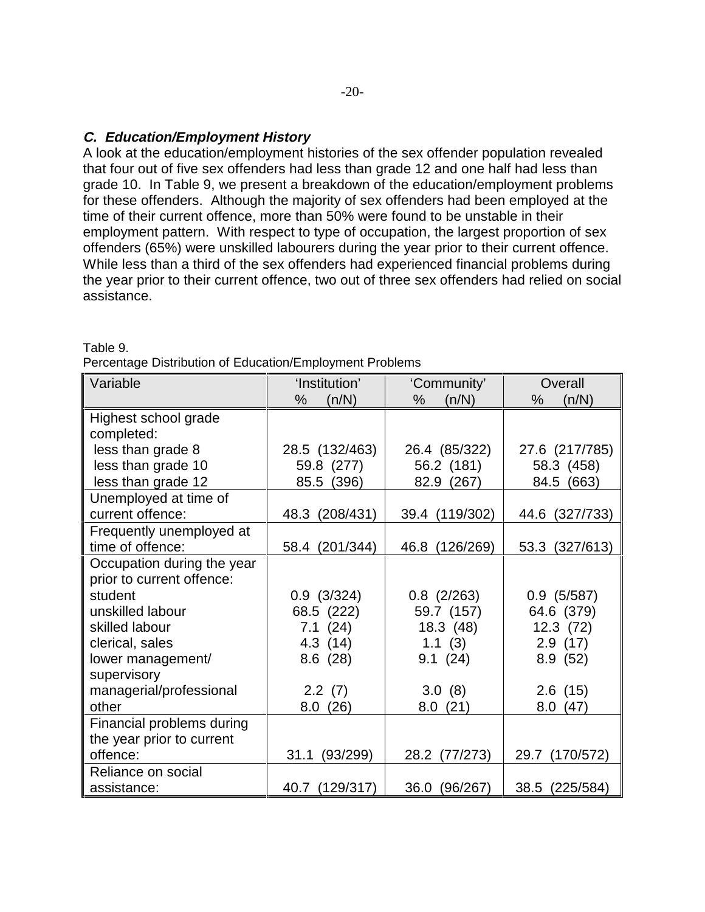### *C. Education/Employment History*

A look at the education/employment histories of the sex offender population revealed that four out of five sex offenders had less than grade 12 and one half had less than grade 10. In Table 9, we present a breakdown of the education/employment problems for these offenders. Although the majority of sex offenders had been employed at the time of their current offence, more than 50% were found to be unstable in their employment pattern. With respect to type of occupation, the largest proportion of sex offenders (65%) were unskilled labourers during the year prior to their current offence. While less than a third of the sex offenders had experienced financial problems during the year prior to their current offence, two out of three sex offenders had relied on social assistance.

Table 9.
Percentage Distribution of Education/Employment Problems

| Variable | 'Institution' % (n/N) | 'Community' % (n/N) | Overall % (n/N) |
|---|---|---|---|
| Highest school grade completed: | | | |
| less than grade 8 | 28.5 (132/463) | 26.4 (85/322) | 27.6 (217/785) |
| less than grade 10 | 59.8 (277) | 56.2 (181) | 58.3 (458) |
| less than grade 12 | 85.5 (396) | 82.9 (267) | 84.5 (663) |
| Unemployed at time of current offence: | 48.3 (208/431) | 39.4 (119/302) | 44.6 (327/733) |
| Frequently unemployed at time of offence: | 58.4 (201/344) | 46.8 (126/269) | 53.3 (327/613) |
| Occupation during the year prior to current offence: | | | |
| student | 0.9 (3/324) | 0.8 (2/263) | 0.9 (5/587) |
| unskilled labour | 68.5 (222) | 59.7 (157) | 64.6 (379) |
| skilled labour | 7.1 (24) | 18.3 (48) | 12.3 (72) |
| clerical, sales | 4.3 (14) | 1.1 (3) | 2.9 (17) |
| lower management/ supervisory | 8.6 (28) | 9.1 (24) | 8.9 (52) |
| managerial/professional | 2.2 (7) | 3.0 (8) | 2.6 (15) |
| other | 8.0 (26) | 8.0 (21) | 8.0 (47) |
| Financial problems during the year prior to current offence: | 31.1 (93/299) | 28.2 (77/273) | 29.7 (170/572) |
| Reliance on social assistance: | 40.7 (129/317) | 36.0 (96/267) | 38.5 (225/584) |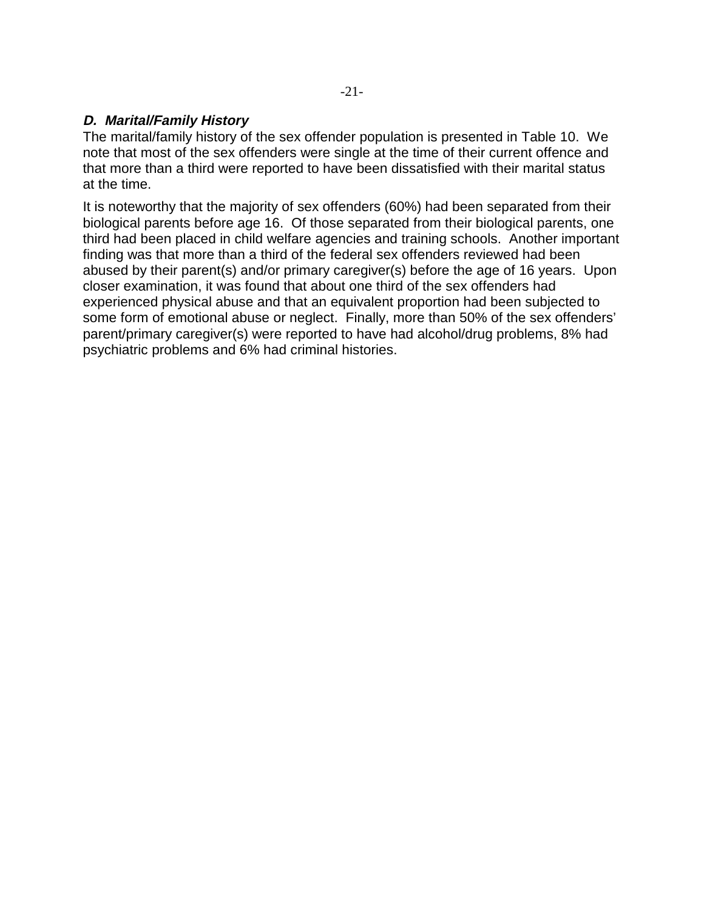### *D. Marital/Family History*

The marital/family history of the sex offender population is presented in Table 10. We note that most of the sex offenders were single at the time of their current offence and that more than a third were reported to have been dissatisfied with their marital status at the time.

It is noteworthy that the majority of sex offenders (60%) had been separated from their biological parents before age 16. Of those separated from their biological parents, one third had been placed in child welfare agencies and training schools. Another important finding was that more than a third of the federal sex offenders reviewed had been abused by their parent(s) and/or primary caregiver(s) before the age of 16 years. Upon closer examination, it was found that about one third of the sex offenders had experienced physical abuse and that an equivalent proportion had been subjected to some form of emotional abuse or neglect. Finally, more than 50% of the sex offenders' parent/primary caregiver(s) were reported to have had alcohol/drug problems, 8% had psychiatric problems and 6% had criminal histories.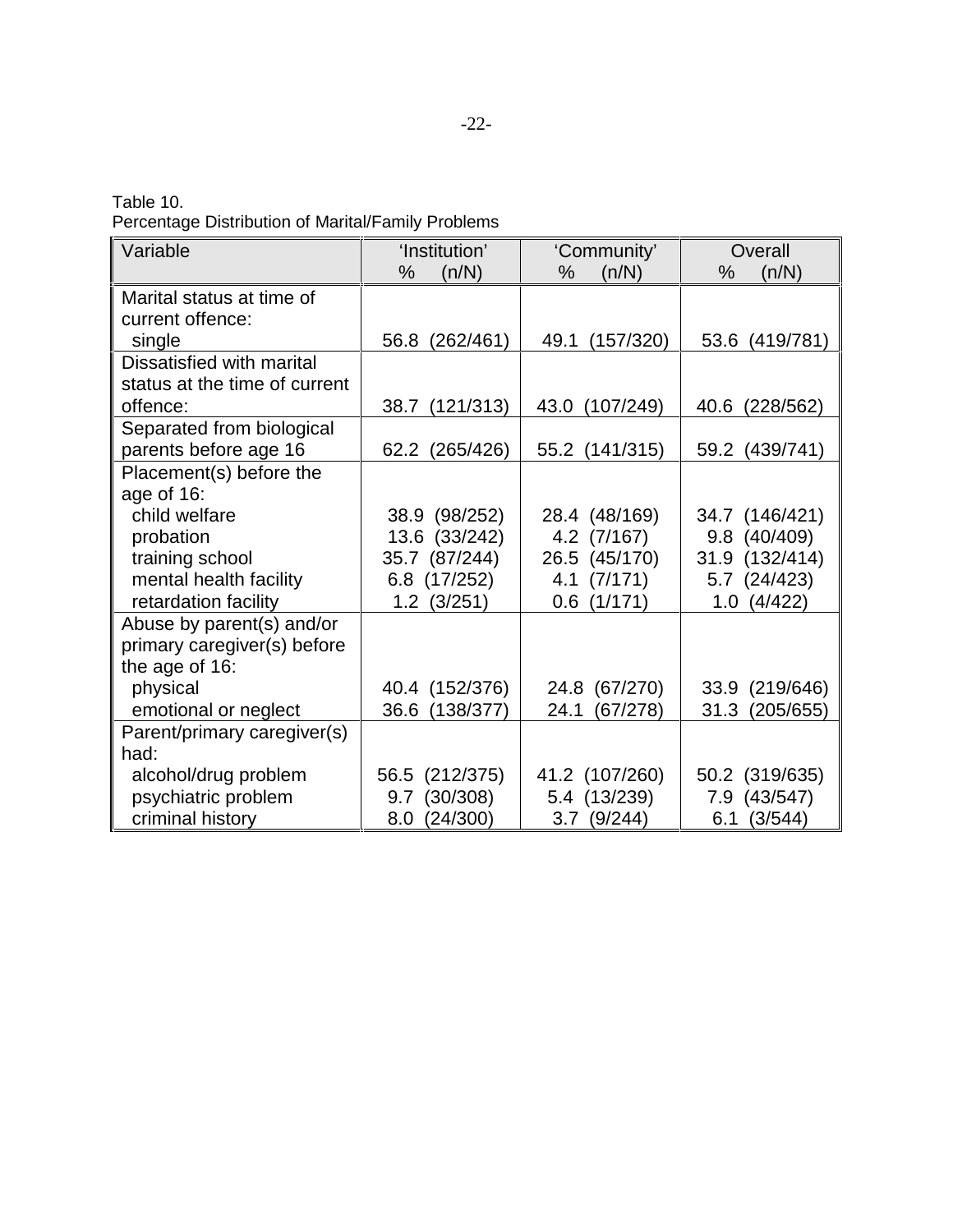Table 10.
Percentage Distribution of Marital/Family Problems

| Variable | 'Institution' % (n/N) | 'Community' % (n/N) | Overall % (n/N) |
|---|---|---|---|
| Marital status at time of current offence: | | | |
| single | 56.8 (262/461) | 49.1 (157/320) | 53.6 (419/781) |
| Dissatisfied with marital status at the time of current offence: | 38.7 (121/313) | 43.0 (107/249) | 40.6 (228/562) |
| Separated from biological parents before age 16 | 62.2 (265/426) | 55.2 (141/315) | 59.2 (439/741) |
| Placement(s) before the age of 16: | | | |
| child welfare | 38.9 (98/252) | 28.4 (48/169) | 34.7 (146/421) |
| probation | 13.6 (33/242) | 4.2 (7/167) | 9.8 (40/409) |
| training school | 35.7 (87/244) | 26.5 (45/170) | 31.9 (132/414) |
| mental health facility | 6.8 (17/252) | 4.1 (7/171) | 5.7 (24/423) |
| retardation facility | 1.2 (3/251) | 0.6 (1/171) | 1.0 (4/422) |
| Abuse by parent(s) and/or primary caregiver(s) before the age of 16: | | | |
| physical | 40.4 (152/376) | 24.8 (67/270) | 33.9 (219/646) |
| emotional or neglect | 36.6 (138/377) | 24.1 (67/278) | 31.3 (205/655) |
| Parent/primary caregiver(s) had: | | | |
| alcohol/drug problem | 56.5 (212/375) | 41.2 (107/260) | 50.2 (319/635) |
| psychiatric problem | 9.7 (30/308) | 5.4 (13/239) | 7.9 (43/547) |
| criminal history | 8.0 (24/300) | 3.7 (9/244) | 6.1 (3/544) |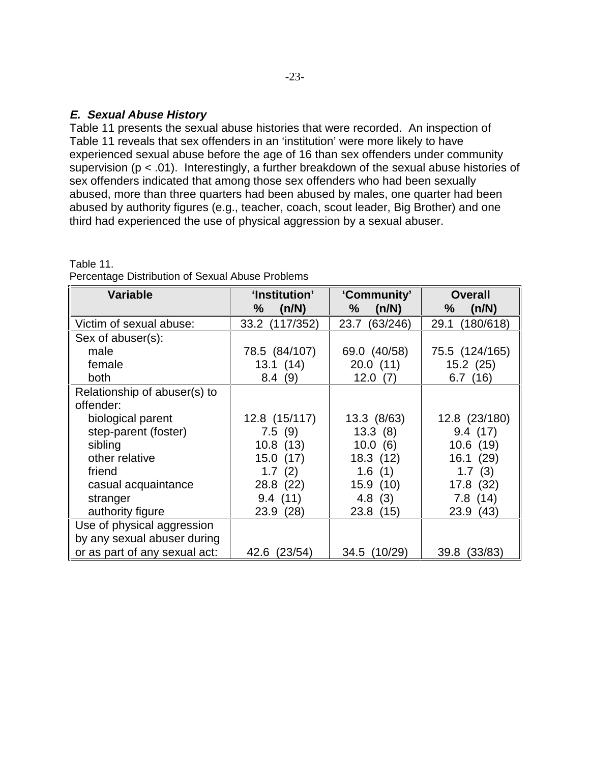### *E. Sexual Abuse History*

Table 11 presents the sexual abuse histories that were recorded. An inspection of Table 11 reveals that sex offenders in an 'institution' were more likely to have experienced sexual abuse before the age of 16 than sex offenders under community supervision ($p < .01$). Interestingly, a further breakdown of the sexual abuse histories of sex offenders indicated that among those sex offenders who had been sexually abused, more than three quarters had been abused by males, one quarter had been abused by authority figures (e.g., teacher, coach, scout leader, Big Brother) and one third had experienced the use of physical aggression by a sexual abuser.

Table 11.
Percentage Distribution of Sexual Abuse Problems

| Variable | 'Institution' % (n/N) | 'Community' % (n/N) | Overall % (n/N) |
|---|---|---|---|
| Victim of sexual abuse: | 33.2 (117/352) | 23.7 (63/246) | 29.1 (180/618) |
| Sex of abuser(s): | | | |
| male | 78.5 (84/107) | 69.0 (40/58) | 75.5 (124/165) |
| female | 13.1 (14) | 20.0 (11) | 15.2 (25) |
| both | 8.4 (9) | 12.0 (7) | 6.7 (16) |
| Relationship of abuser(s) to offender: | | | |
| biological parent | 12.8 (15/117) | 13.3 (8/63) | 12.8 (23/180) |
| step-parent (foster) | 7.5 (9) | 13.3 (8) | 9.4 (17) |
| sibling | 10.8 (13) | 10.0 (6) | 10.6 (19) |
| other relative | 15.0 (17) | 18.3 (12) | 16.1 (29) |
| friend | 1.7 (2) | 1.6 (1) | 1.7 (3) |
| casual acquaintance | 28.8 (22) | 15.9 (10) | 17.8 (32) |
| stranger | 9.4 (11) | 4.8 (3) | 7.8 (14) |
| authority figure | 23.9 (28) | 23.8 (15) | 23.9 (43) |
| Use of physical aggression by any sexual abuser during or as part of any sexual act: | 42.6 (23/54) | 34.5 (10/29) | 39.8 (33/83) |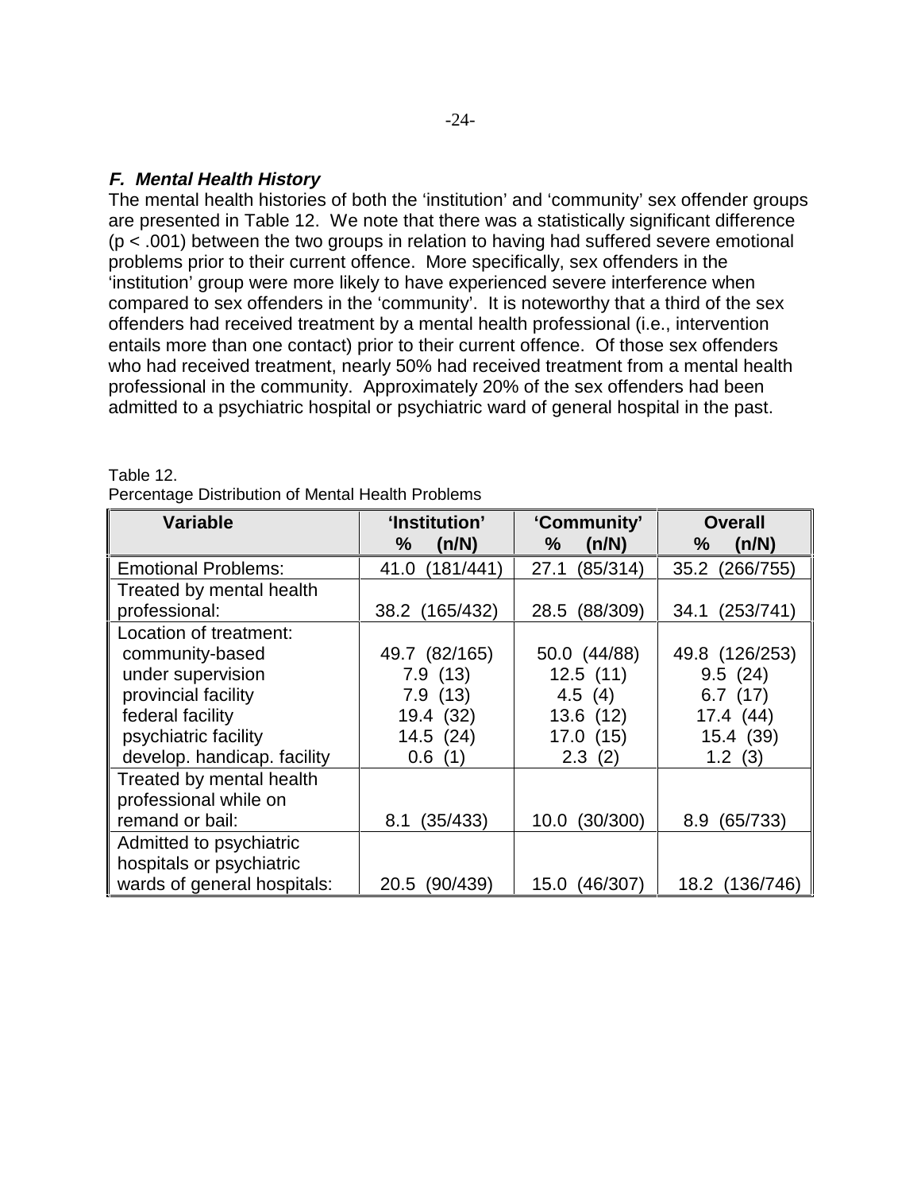### *F. Mental Health History*

The mental health histories of both the 'institution' and 'community' sex offender groups are presented in Table 12. We note that there was a statistically significant difference ($p < .001$) between the two groups in relation to having had suffered severe emotional problems prior to their current offence. More specifically, sex offenders in the 'institution' group were more likely to have experienced severe interference when compared to sex offenders in the 'community'. It is noteworthy that a third of the sex offenders had received treatment by a mental health professional (i.e., intervention entails more than one contact) prior to their current offence. Of those sex offenders who had received treatment, nearly 50% had received treatment from a mental health professional in the community. Approximately 20% of the sex offenders had been admitted to a psychiatric hospital or psychiatric ward of general hospital in the past.

Table 12.
Percentage Distribution of Mental Health Problems

| Variable | 'Institution' % (n/N) | 'Community' % (n/N) | Overall % (n/N) |
|---|---|---|---|
| Emotional Problems: | 41.0 (181/441) | 27.1 (85/314) | 35.2 (266/755) |
| Treated by mental health professional: | 38.2 (165/432) | 28.5 (88/309) | 34.1 (253/741) |
| Location of treatment: | | | |
| community-based | 49.7 (82/165) | 50.0 (44/88) | 49.8 (126/253) |
| under supervision | 7.9 (13) | 12.5 (11) | 9.5 (24) |
| provincial facility | 7.9 (13) | 4.5 (4) | 6.7 (17) |
| federal facility | 19.4 (32) | 13.6 (12) | 17.4 (44) |
| psychiatric facility | 14.5 (24) | 17.0 (15) | 15.4 (39) |
| develop. handicap. facility | 0.6 (1) | 2.3 (2) | 1.2 (3) |
| Treated by mental health professional while on remand or bail: | 8.1 (35/433) | 10.0 (30/300) | 8.9 (65/733) |
| Admitted to psychiatric hospitals or psychiatric wards of general hospitals: | 20.5 (90/439) | 15.0 (46/307) | 18.2 (136/746) |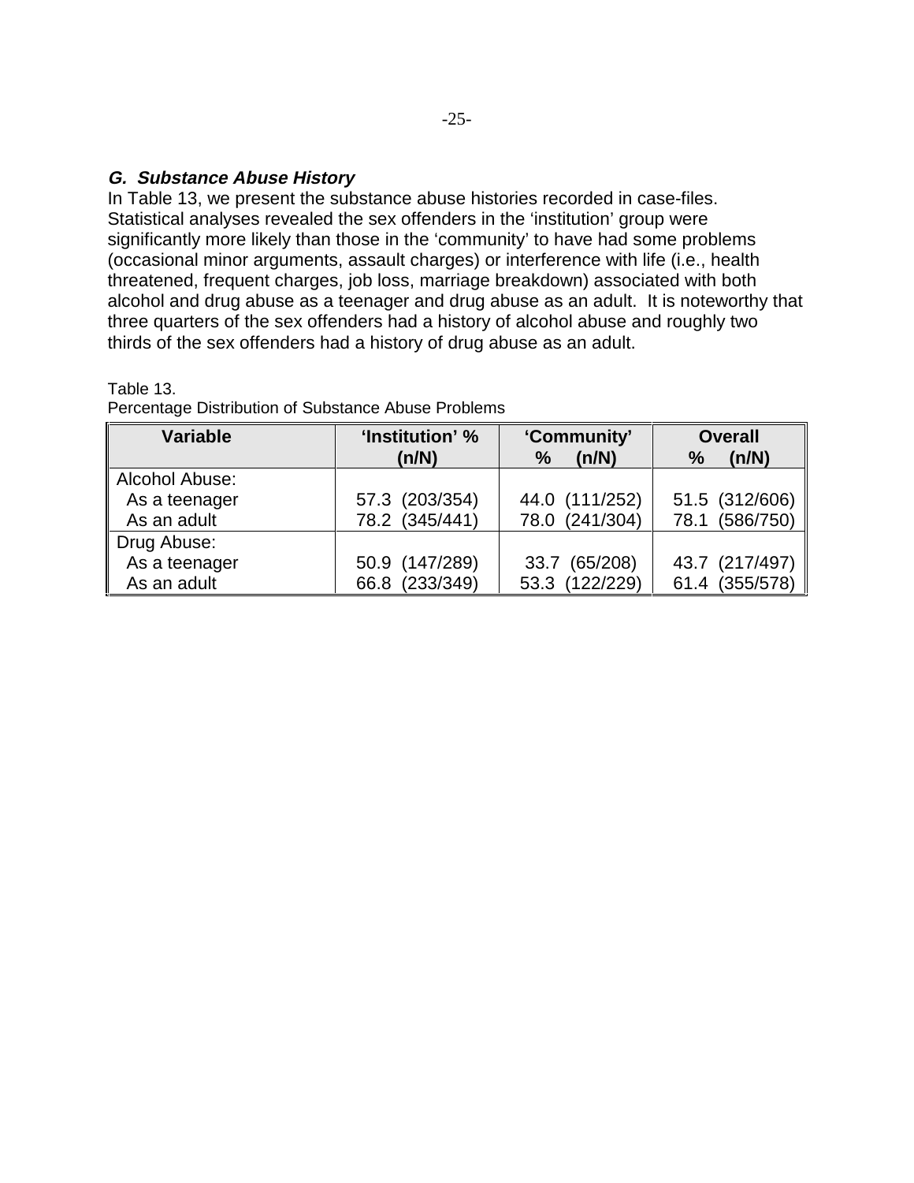### *G. Substance Abuse History*

In Table 13, we present the substance abuse histories recorded in case-files. Statistical analyses revealed the sex offenders in the 'institution' group were significantly more likely than those in the 'community' to have had some problems (occasional minor arguments, assault charges) or interference with life (i.e., health threatened, frequent charges, job loss, marriage breakdown) associated with both alcohol and drug abuse as a teenager and drug abuse as an adult. It is noteworthy that three quarters of the sex offenders had a history of alcohol abuse and roughly two thirds of the sex offenders had a history of drug abuse as an adult.

Table 13.
Percentage Distribution of Substance Abuse Problems

| Variable | 'Institution' % (n/N) | 'Community' % (n/N) | Overall % (n/N) |
|---|---|---|---|
| Alcohol Abuse: | | | |
| As a teenager | 57.3 (203/354) | 44.0 (111/252) | 51.5 (312/606) |
| As an adult | 78.2 (345/441) | 78.0 (241/304) | 78.1 (586/750) |
| Drug Abuse: | | | |
| As a teenager | 50.9 (147/289) | 33.7 (65/208) | 43.7 (217/497) |
| As an adult | 66.8 (233/349) | 53.3 (122/229) | 61.4 (355/578) |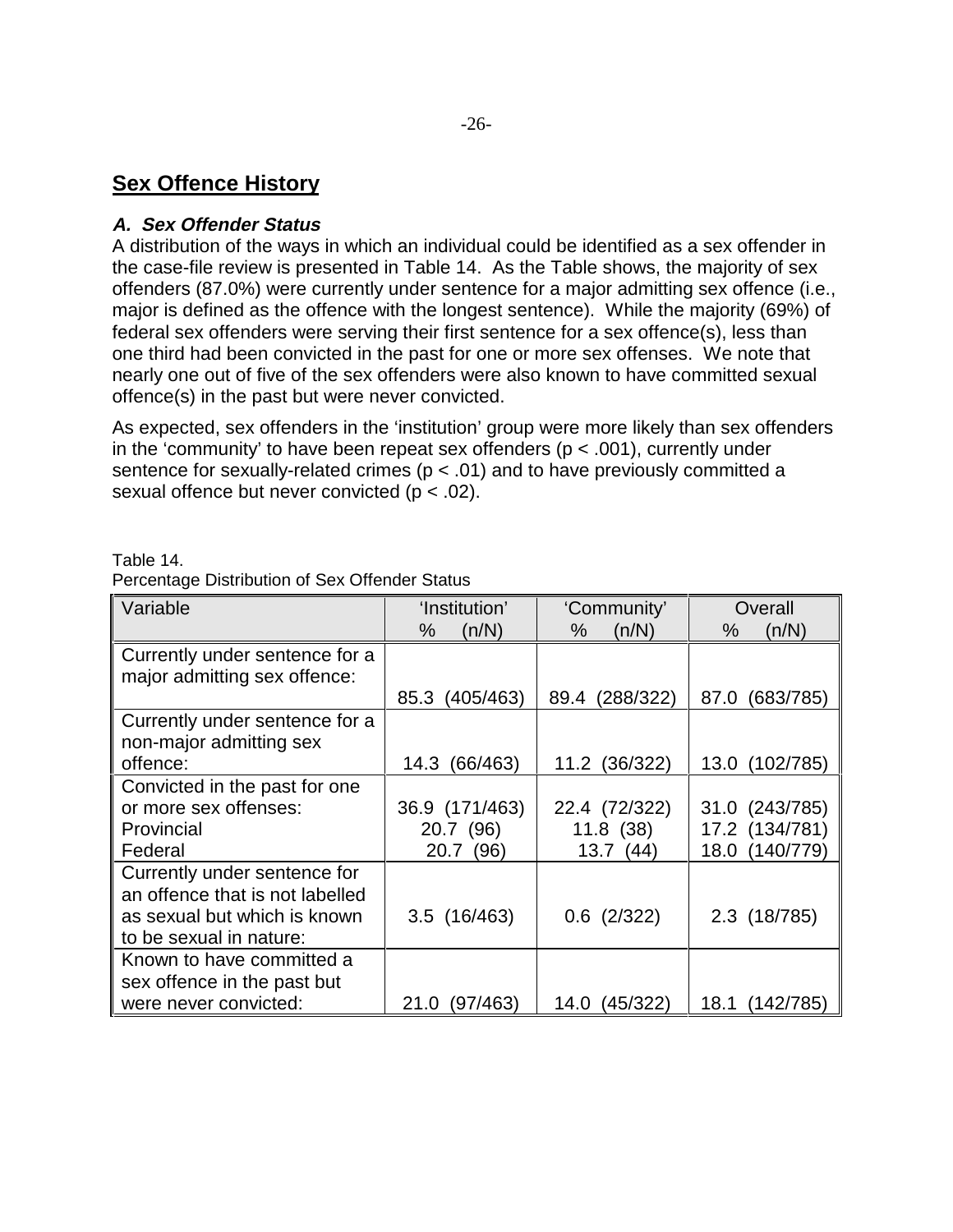## Sex Offence History

### *A. Sex Offender Status*

A distribution of the ways in which an individual could be identified as a sex offender in the case-file review is presented in Table 14. As the Table shows, the majority of sex offenders (87.0%) were currently under sentence for a major admitting sex offence (i.e., major is defined as the offence with the longest sentence). While the majority (69%) of federal sex offenders were serving their first sentence for a sex offence(s), less than one third had been convicted in the past for one or more sex offenses. We note that nearly one out of five of the sex offenders were also known to have committed sexual offence(s) in the past but were never convicted.

As expected, sex offenders in the 'institution' group were more likely than sex offenders in the 'community' to have been repeat sex offenders ($p < .001$), currently under sentence for sexually-related crimes ($p < .01$) and to have previously committed a sexual offence but never convicted ($p < .02$).

Table 14.
Percentage Distribution of Sex Offender Status

| Variable | 'Institution' % (n/N) | 'Community' % (n/N) | Overall % (n/N) |
|---|---|---|---|
| Currently under sentence for a major admitting sex offence: | 85.3 (405/463) | 89.4 (288/322) | 87.0 (683/785) |
| Currently under sentence for a non-major admitting sex offence: | 14.3 (66/463) | 11.2 (36/322) | 13.0 (102/785) |
| Convicted in the past for one or more sex offenses: | 36.9 (171/463) | 22.4 (72/322) | 31.0 (243/785) |
| Provincial | 20.7 (96) | 11.8 (38) | 17.2 (134/781) |
| Federal | 20.7 (96) | 13.7 (44) | 18.0 (140/779) |
| Currently under sentence for an offence that is not labelled as sexual but which is known to be sexual in nature: | 3.5 (16/463) | 0.6 (2/322) | 2.3 (18/785) |
| Known to have committed a sex offence in the past but were never convicted: | 21.0 (97/463) | 14.0 (45/322) | 18.1 (142/785) |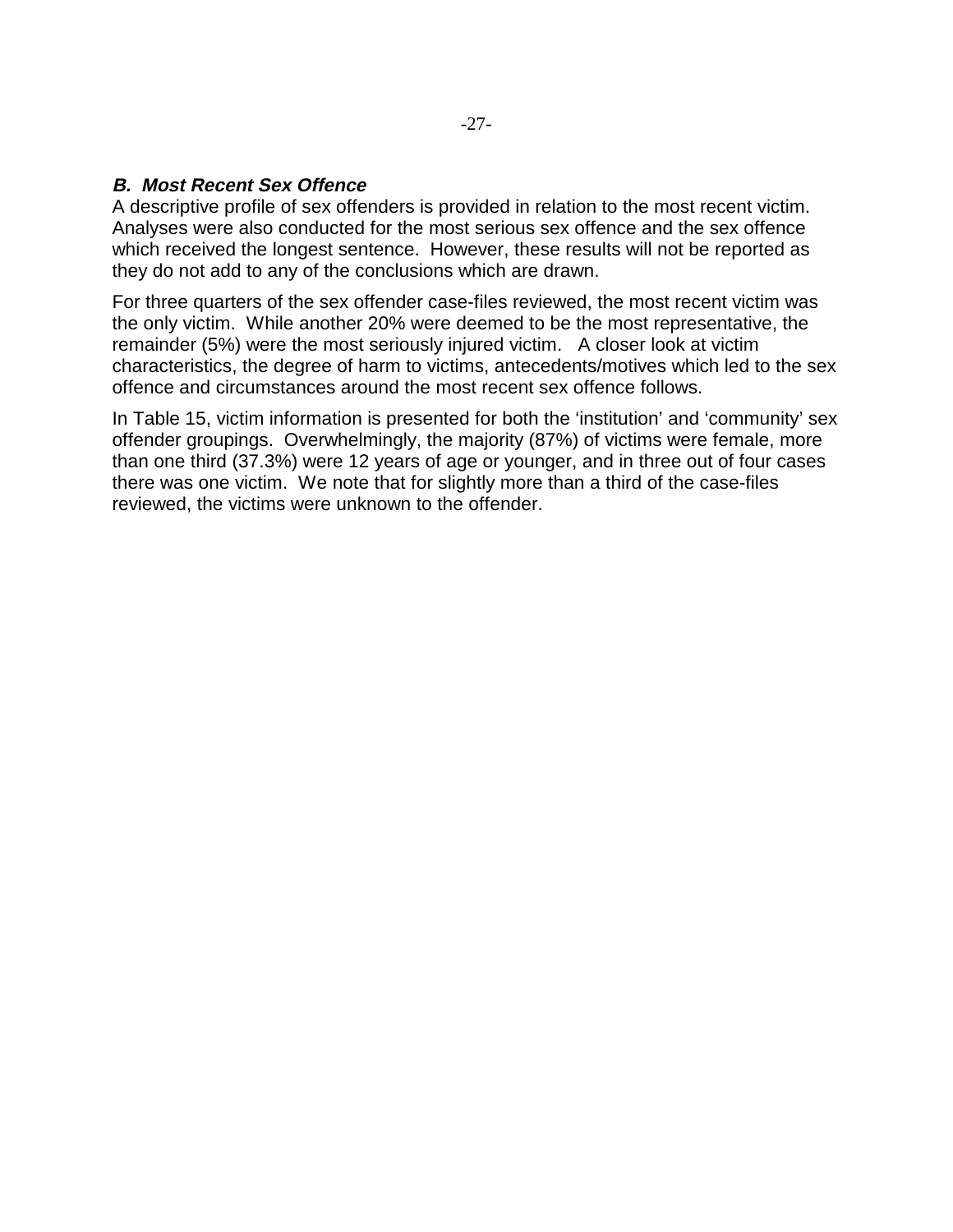### ***B. Most Recent Sex Offence***

A descriptive profile of sex offenders is provided in relation to the most recent victim. Analyses were also conducted for the most serious sex offence and the sex offence which received the longest sentence. However, these results will not be reported as they do not add to any of the conclusions which are drawn.

For three quarters of the sex offender case-files reviewed, the most recent victim was the only victim. While another 20% were deemed to be the most representative, the remainder (5%) were the most seriously injured victim. A closer look at victim characteristics, the degree of harm to victims, antecedents/motives which led to the sex offence and circumstances around the most recent sex offence follows.

In Table 15, victim information is presented for both the 'institution' and 'community' sex offender groupings. Overwhelmingly, the majority (87%) of victims were female, more than one third (37.3%) were 12 years of age or younger, and in three out of four cases there was one victim. We note that for slightly more than a third of the case-files reviewed, the victims were unknown to the offender.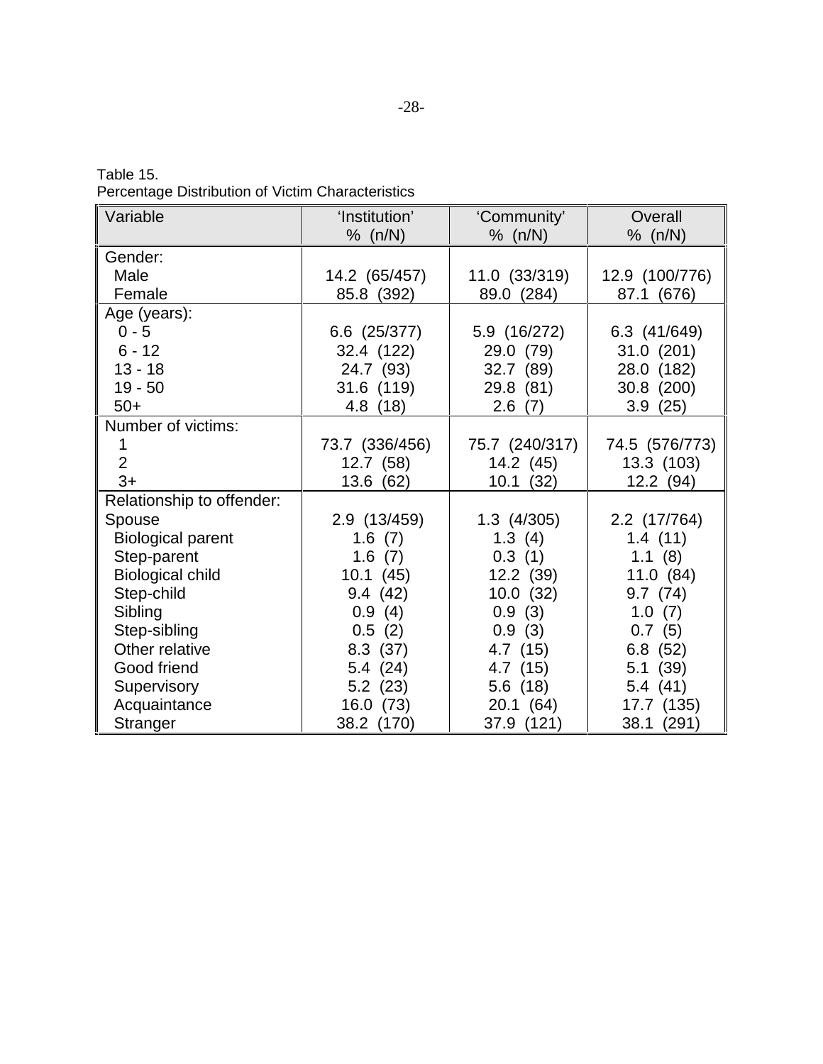Table 15.
Percentage Distribution of Victim Characteristics

| Variable | 'Institution' % (n/N) | 'Community' % (n/N) | Overall % (n/N) |
|---|---|---|---|
| Gender: | | | |
| Male | 14.2 (65/457) | 11.0 (33/319) | 12.9 (100/776) |
| Female | 85.8 (392) | 89.0 (284) | 87.1 (676) |
| Age (years): | | | |
| 0 - 5 | 6.6 (25/377) | 5.9 (16/272) | 6.3 (41/649) |
| 6 - 12 | 32.4 (122) | 29.0 (79) | 31.0 (201) |
| 13 - 18 | 24.7 (93) | 32.7 (89) | 28.0 (182) |
| 19 - 50 | 31.6 (119) | 29.8 (81) | 30.8 (200) |
| 50+ | 4.8 (18) | 2.6 (7) | 3.9 (25) |
| Number of victims: | | | |
| 1 | 73.7 (336/456) | 75.7 (240/317) | 74.5 (576/773) |
| 2 | 12.7 (58) | 14.2 (45) | 13.3 (103) |
| 3+ | 13.6 (62) | 10.1 (32) | 12.2 (94) |
| Relationship to offender: | | | |
| Spouse | 2.9 (13/459) | 1.3 (4/305) | 2.2 (17/764) |
| Biological parent | 1.6 (7) | 1.3 (4) | 1.4 (11) |
| Step-parent | 1.6 (7) | 0.3 (1) | 1.1 (8) |
| Biological child | 10.1 (45) | 12.2 (39) | 11.0 (84) |
| Step-child | 9.4 (42) | 10.0 (32) | 9.7 (74) |
| Sibling | 0.9 (4) | 0.9 (3) | 1.0 (7) |
| Step-sibling | 0.5 (2) | 0.9 (3) | 0.7 (5) |
| Other relative | 8.3 (37) | 4.7 (15) | 6.8 (52) |
| Good friend | 5.4 (24) | 4.7 (15) | 5.1 (39) |
| Supervisory | 5.2 (23) | 5.6 (18) | 5.4 (41) |
| Acquaintance | 16.0 (73) | 20.1 (64) | 17.7 (135) |
| Stranger | 38.2 (170) | 37.9 (121) | 38.1 (291) |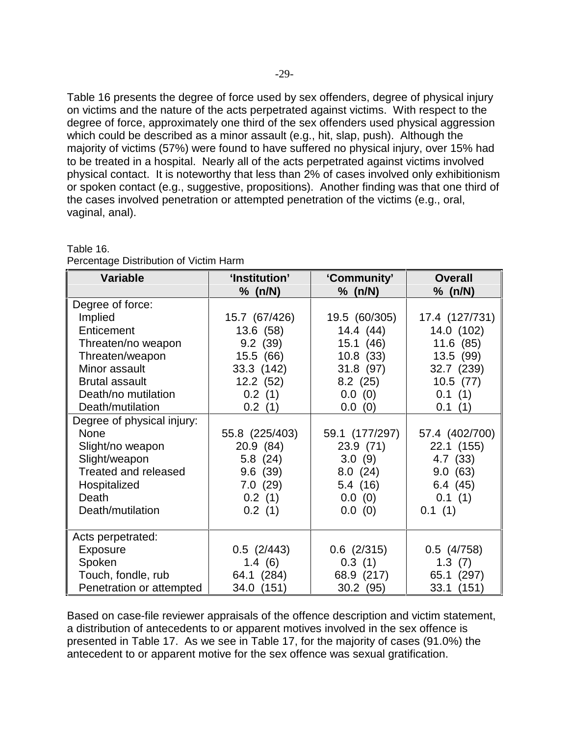Table 16 presents the degree of force used by sex offenders, degree of physical injury on victims and the nature of the acts perpetrated against victims. With respect to the degree of force, approximately one third of the sex offenders used physical aggression which could be described as a minor assault (e.g., hit, slap, push). Although the majority of victims (57%) were found to have suffered no physical injury, over 15% had to be treated in a hospital. Nearly all of the acts perpetrated against victims involved physical contact. It is noteworthy that less than 2% of cases involved only exhibitionism or spoken contact (e.g., suggestive, propositions). Another finding was that one third of the cases involved penetration or attempted penetration of the victims (e.g., oral, vaginal, anal).

Table 16.
Percentage Distribution of Victim Harm

| Variable | 'Institution' % (n/N) | 'Community' % (n/N) | Overall % (n/N) |
|---|---|---|---|
| Degree of force: | | | |
| Implied | 15.7 (67/426) | 19.5 (60/305) | 17.4 (127/731) |
| Enticement | 13.6 (58) | 14.4 (44) | 14.0 (102) |
| Threaten/no weapon | 9.2 (39) | 15.1 (46) | 11.6 (85) |
| Threaten/weapon | 15.5 (66) | 10.8 (33) | 13.5 (99) |
| Minor assault | 33.3 (142) | 31.8 (97) | 32.7 (239) |
| Brutal assault | 12.2 (52) | 8.2 (25) | 10.5 (77) |
| Death/no mutilation | 0.2 (1) | 0.0 (0) | 0.1 (1) |
| Death/mutilation | 0.2 (1) | 0.0 (0) | 0.1 (1) |
| Degree of physical injury: | | | |
| None | 55.8 (225/403) | 59.1 (177/297) | 57.4 (402/700) |
| Slight/no weapon | 20.9 (84) | 23.9 (71) | 22.1 (155) |
| Slight/weapon | 5.8 (24) | 3.0 (9) | 4.7 (33) |
| Treated and released | 9.6 (39) | 8.0 (24) | 9.0 (63) |
| Hospitalized | 7.0 (29) | 5.4 (16) | 6.4 (45) |
| Death | 0.2 (1) | 0.0 (0) | 0.1 (1) |
| Death/mutilation | 0.2 (1) | 0.0 (0) | 0.1 (1) |
| Acts perpetrated: | | | |
| Exposure | 0.5 (2/443) | 0.6 (2/315) | 0.5 (4/758) |
| Spoken | 1.4 (6) | 0.3 (1) | 1.3 (7) |
| Touch, fondle, rub | 64.1 (284) | 68.9 (217) | 65.1 (297) |
| Penetration or attempted | 34.0 (151) | 30.2 (95) | 33.1 (151) |

Based on case-file reviewer appraisals of the offence description and victim statement, a distribution of antecedents to or apparent motives involved in the sex offence is presented in Table 17. As we see in Table 17, for the majority of cases (91.0%) the antecedent to or apparent motive for the sex offence was sexual gratification.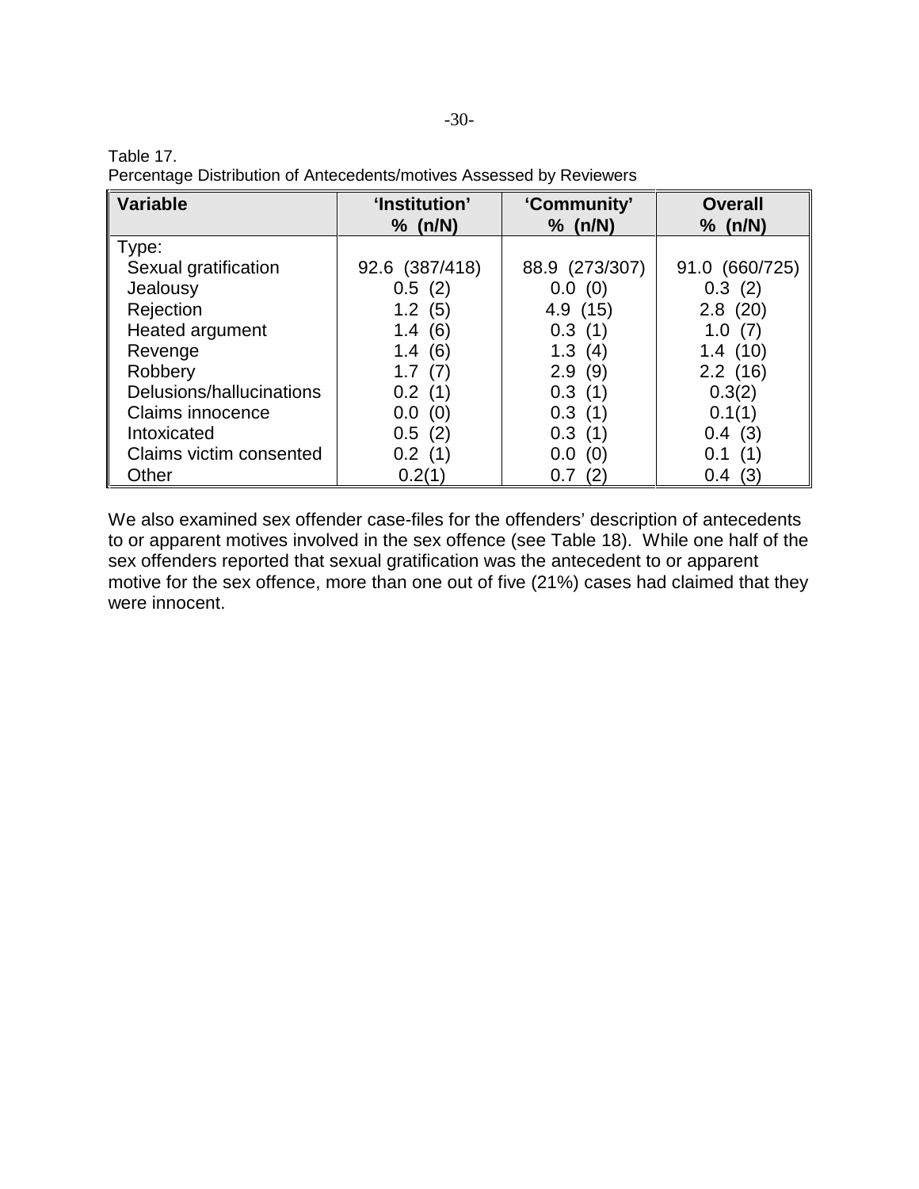Table 17.
Percentage Distribution of Antecedents/motives Assessed by Reviewers

| Variable | 'Institution' % (n/N) | 'Community' % (n/N) | Overall % (n/N) |
|---|---|---|---|
| Type: | | | |
| Sexual gratification | 92.6 (387/418) | 88.9 (273/307) | 91.0 (660/725) |
| Jealousy | 0.5 (2) | 0.0 (0) | 0.3 (2) |
| Rejection | 1.2 (5) | 4.9 (15) | 2.8 (20) |
| Heated argument | 1.4 (6) | 0.3 (1) | 1.0 (7) |
| Revenge | 1.4 (6) | 1.3 (4) | 1.4 (10) |
| Robbery | 1.7 (7) | 2.9 (9) | 2.2 (16) |
| Delusions/hallucinations | 0.2 (1) | 0.3 (1) | 0.3(2) |
| Claims innocence | 0.0 (0) | 0.3 (1) | 0.1(1) |
| Intoxicated | 0.5 (2) | 0.3 (1) | 0.4 (3) |
| Claims victim consented | 0.2 (1) | 0.0 (0) | 0.1 (1) |
| Other | 0.2(1) | 0.7 (2) | 0.4 (3) |

We also examined sex offender case-files for the offenders' description of antecedents to or apparent motives involved in the sex offence (see Table 18). While one half of the sex offenders reported that sexual gratification was the antecedent to or apparent motive for the sex offence, more than one out of five (21%) cases had claimed that they were innocent.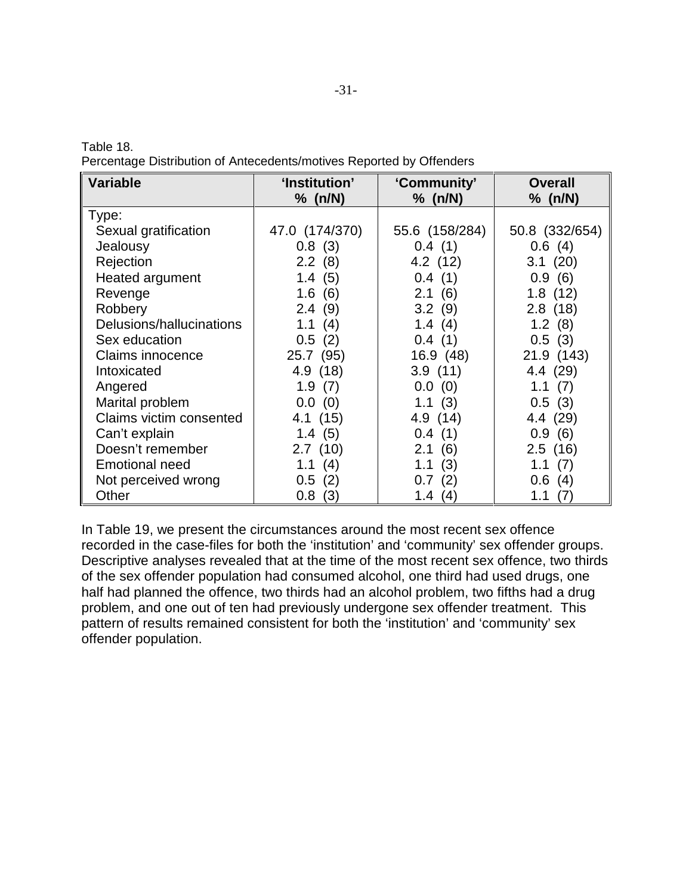Table 18.
Percentage Distribution of Antecedents/motives Reported by Offenders

| Variable | 'Institution' % (n/N) | 'Community' % (n/N) | Overall % (n/N) |
|---|---|---|---|
| Type: | | | |
| Sexual gratification | 47.0 (174/370) | 55.6 (158/284) | 50.8 (332/654) |
| Jealousy | 0.8 (3) | 0.4 (1) | 0.6 (4) |
| Rejection | 2.2 (8) | 4.2 (12) | 3.1 (20) |
| Heated argument | 1.4 (5) | 0.4 (1) | 0.9 (6) |
| Revenge | 1.6 (6) | 2.1 (6) | 1.8 (12) |
| Robbery | 2.4 (9) | 3.2 (9) | 2.8 (18) |
| Delusions/hallucinations | 1.1 (4) | 1.4 (4) | 1.2 (8) |
| Sex education | 0.5 (2) | 0.4 (1) | 0.5 (3) |
| Claims innocence | 25.7 (95) | 16.9 (48) | 21.9 (143) |
| Intoxicated | 4.9 (18) | 3.9 (11) | 4.4 (29) |
| Angered | 1.9 (7) | 0.0 (0) | 1.1 (7) |
| Marital problem | 0.0 (0) | 1.1 (3) | 0.5 (3) |
| Claims victim consented | 4.1 (15) | 4.9 (14) | 4.4 (29) |
| Can't explain | 1.4 (5) | 0.4 (1) | 0.9 (6) |
| Doesn't remember | 2.7 (10) | 2.1 (6) | 2.5 (16) |
| Emotional need | 1.1 (4) | 1.1 (3) | 1.1 (7) |
| Not perceived wrong | 0.5 (2) | 0.7 (2) | 0.6 (4) |
| Other | 0.8 (3) | 1.4 (4) | 1.1 (7) |

In Table 19, we present the circumstances around the most recent sex offence recorded in the case-files for both the 'institution' and 'community' sex offender groups. Descriptive analyses revealed that at the time of the most recent sex offence, two thirds of the sex offender population had consumed alcohol, one third had used drugs, one half had planned the offence, two thirds had an alcohol problem, two fifths had a drug problem, and one out of ten had previously undergone sex offender treatment. This pattern of results remained consistent for both the 'institution' and 'community' sex offender population.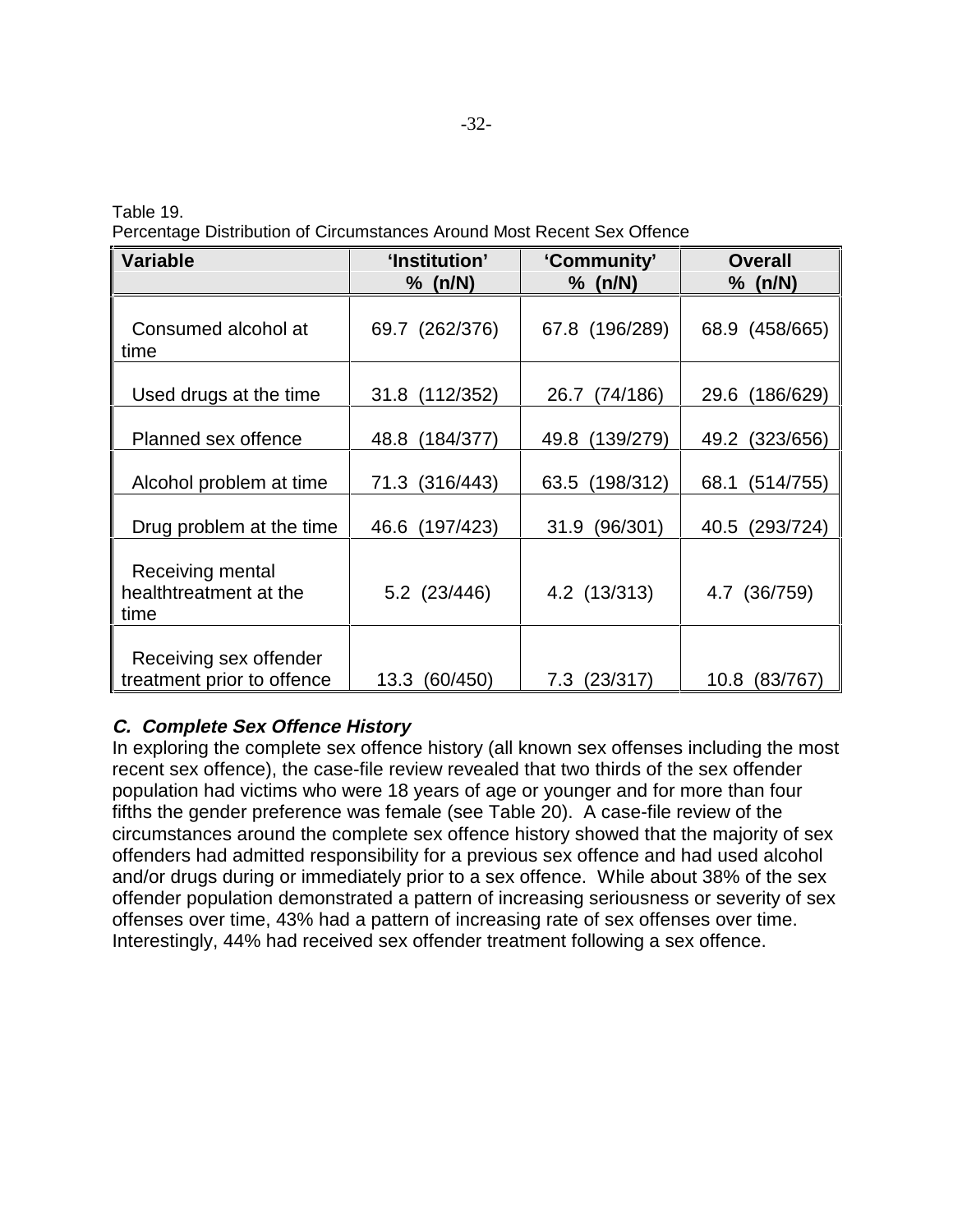Table 19.
Percentage Distribution of Circumstances Around Most Recent Sex Offence

| Variable | 'Institution' % (n/N) | 'Community' % (n/N) | Overall % (n/N) |
|---|---|---|---|
| Consumed alcohol at time | 69.7 (262/376) | 67.8 (196/289) | 68.9 (458/665) |
| Used drugs at the time | 31.8 (112/352) | 26.7 (74/186) | 29.6 (186/629) |
| Planned sex offence | 48.8 (184/377) | 49.8 (139/279) | 49.2 (323/656) |
| Alcohol problem at time | 71.3 (316/443) | 63.5 (198/312) | 68.1 (514/755) |
| Drug problem at the time | 46.6 (197/423) | 31.9 (96/301) | 40.5 (293/724) |
| Receiving mental healthtreatment at the time | 5.2 (23/446) | 4.2 (13/313) | 4.7 (36/759) |
| Receiving sex offender treatment prior to offence | 13.3 (60/450) | 7.3 (23/317) | 10.8 (83/767) |

### *C. Complete Sex Offence History*

In exploring the complete sex offence history (all known sex offenses including the most recent sex offence), the case-file review revealed that two thirds of the sex offender population had victims who were 18 years of age or younger and for more than four fifths the gender preference was female (see Table 20). A case-file review of the circumstances around the complete sex offence history showed that the majority of sex offenders had admitted responsibility for a previous sex offence and had used alcohol and/or drugs during or immediately prior to a sex offence. While about 38% of the sex offender population demonstrated a pattern of increasing seriousness or severity of sex offenses over time, 43% had a pattern of increasing rate of sex offenses over time. Interestingly, 44% had received sex offender treatment following a sex offence.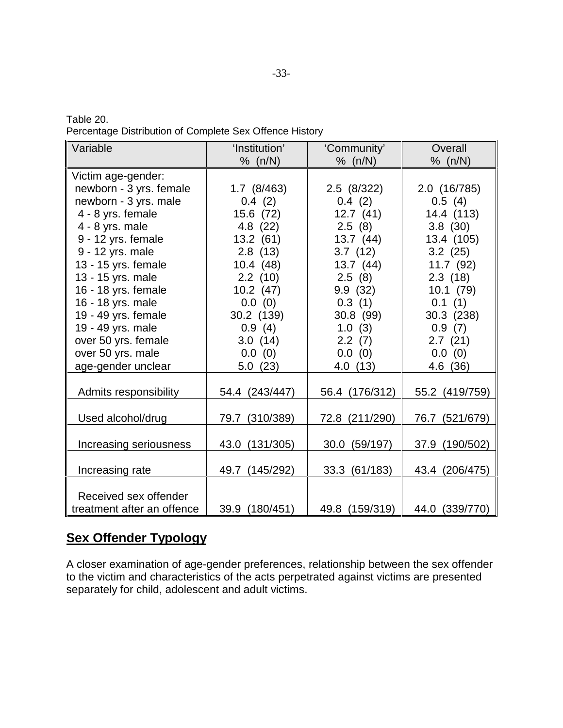Table 20.
Percentage Distribution of Complete Sex Offence History

| Variable | 'Institution' % (n/N) | 'Community' % (n/N) | Overall % (n/N) |
|---|---|---|---|
| Victim age-gender: | | | |
| newborn - 3 yrs. female | 1.7 (8/463) | 2.5 (8/322) | 2.0 (16/785) |
| newborn - 3 yrs. male | 0.4 (2) | 0.4 (2) | 0.5 (4) |
| 4 - 8 yrs. female | 15.6 (72) | 12.7 (41) | 14.4 (113) |
| 4 - 8 yrs. male | 4.8 (22) | 2.5 (8) | 3.8 (30) |
| 9 - 12 yrs. female | 13.2 (61) | 13.7 (44) | 13.4 (105) |
| 9 - 12 yrs. male | 2.8 (13) | 3.7 (12) | 3.2 (25) |
| 13 - 15 yrs. female | 10.4 (48) | 13.7 (44) | 11.7 (92) |
| 13 - 15 yrs. male | 2.2 (10) | 2.5 (8) | 2.3 (18) |
| 16 - 18 yrs. female | 10.2 (47) | 9.9 (32) | 10.1 (79) |
| 16 - 18 yrs. male | 0.0 (0) | 0.3 (1) | 0.1 (1) |
| 19 - 49 yrs. female | 30.2 (139) | 30.8 (99) | 30.3 (238) |
| 19 - 49 yrs. male | 0.9 (4) | 1.0 (3) | 0.9 (7) |
| over 50 yrs. female | 3.0 (14) | 2.2 (7) | 2.7 (21) |
| over 50 yrs. male | 0.0 (0) | 0.0 (0) | 0.0 (0) |
| age-gender unclear | 5.0 (23) | 4.0 (13) | 4.6 (36) |
| Admits responsibility | 54.4 (243/447) | 56.4 (176/312) | 55.2 (419/759) |
| Used alcohol/drug | 79.7 (310/389) | 72.8 (211/290) | 76.7 (521/679) |
| Increasing seriousness | 43.0 (131/305) | 30.0 (59/197) | 37.9 (190/502) |
| Increasing rate | 49.7 (145/292) | 33.3 (61/183) | 43.4 (206/475) |
| Received sex offender treatment after an offence | 39.9 (180/451) | 49.8 (159/319) | 44.0 (339/770) |

## Sex Offender Typology

A closer examination of age-gender preferences, relationship between the sex offender to the victim and characteristics of the acts perpetrated against victims are presented separately for child, adolescent and adult victims.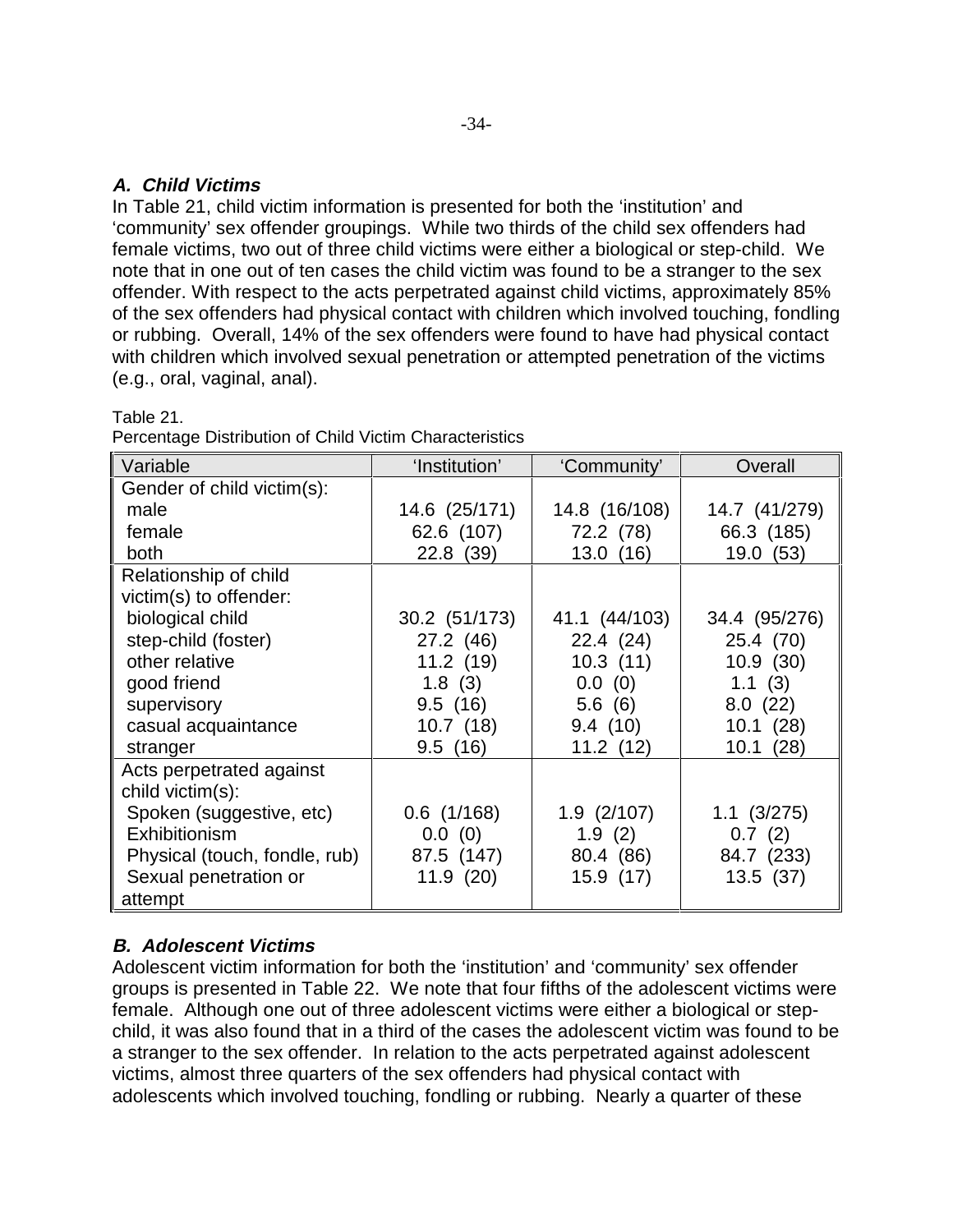### ***A. Child Victims***

In Table 21, child victim information is presented for both the 'institution' and 'community' sex offender groupings. While two thirds of the child sex offenders had female victims, two out of three child victims were either a biological or step-child. We note that in one out of ten cases the child victim was found to be a stranger to the sex offender. With respect to the acts perpetrated against child victims, approximately 85% of the sex offenders had physical contact with children which involved touching, fondling or rubbing. Overall, 14% of the sex offenders were found to have had physical contact with children which involved sexual penetration or attempted penetration of the victims (e.g., oral, vaginal, anal).

Table 21.
Percentage Distribution of Child Victim Characteristics

| Variable | 'Institution' | 'Community' | Overall |
|---|---|---|---|
| Gender of child victim(s): | | | |
| male | 14.6 (25/171) | 14.8 (16/108) | 14.7 (41/279) |
| female | 62.6 (107) | 72.2 (78) | 66.3 (185) |
| both | 22.8 (39) | 13.0 (16) | 19.0 (53) |
| Relationship of child victim(s) to offender: | | | |
| biological child | 30.2 (51/173) | 41.1 (44/103) | 34.4 (95/276) |
| step-child (foster) | 27.2 (46) | 22.4 (24) | 25.4 (70) |
| other relative | 11.2 (19) | 10.3 (11) | 10.9 (30) |
| good friend | 1.8 (3) | 0.0 (0) | 1.1 (3) |
| supervisory | 9.5 (16) | 5.6 (6) | 8.0 (22) |
| casual acquaintance | 10.7 (18) | 9.4 (10) | 10.1 (28) |
| stranger | 9.5 (16) | 11.2 (12) | 10.1 (28) |
| Acts perpetrated against child victim(s): | | | |
| Spoken (suggestive, etc) | 0.6 (1/168) | 1.9 (2/107) | 1.1 (3/275) |
| Exhibitionism | 0.0 (0) | 1.9 (2) | 0.7 (2) |
| Physical (touch, fondle, rub) | 87.5 (147) | 80.4 (86) | 84.7 (233) |
| Sexual penetration or attempt | 11.9 (20) | 15.9 (17) | 13.5 (37) |

### ***B. Adolescent Victims***

Adolescent victim information for both the 'institution' and 'community' sex offender groups is presented in Table 22. We note that four fifths of the adolescent victims were female. Although one out of three adolescent victims were either a biological or step-child, it was also found that in a third of the cases the adolescent victim was found to be a stranger to the sex offender. In relation to the acts perpetrated against adolescent victims, almost three quarters of the sex offenders had physical contact with adolescents which involved touching, fondling or rubbing. Nearly a quarter of these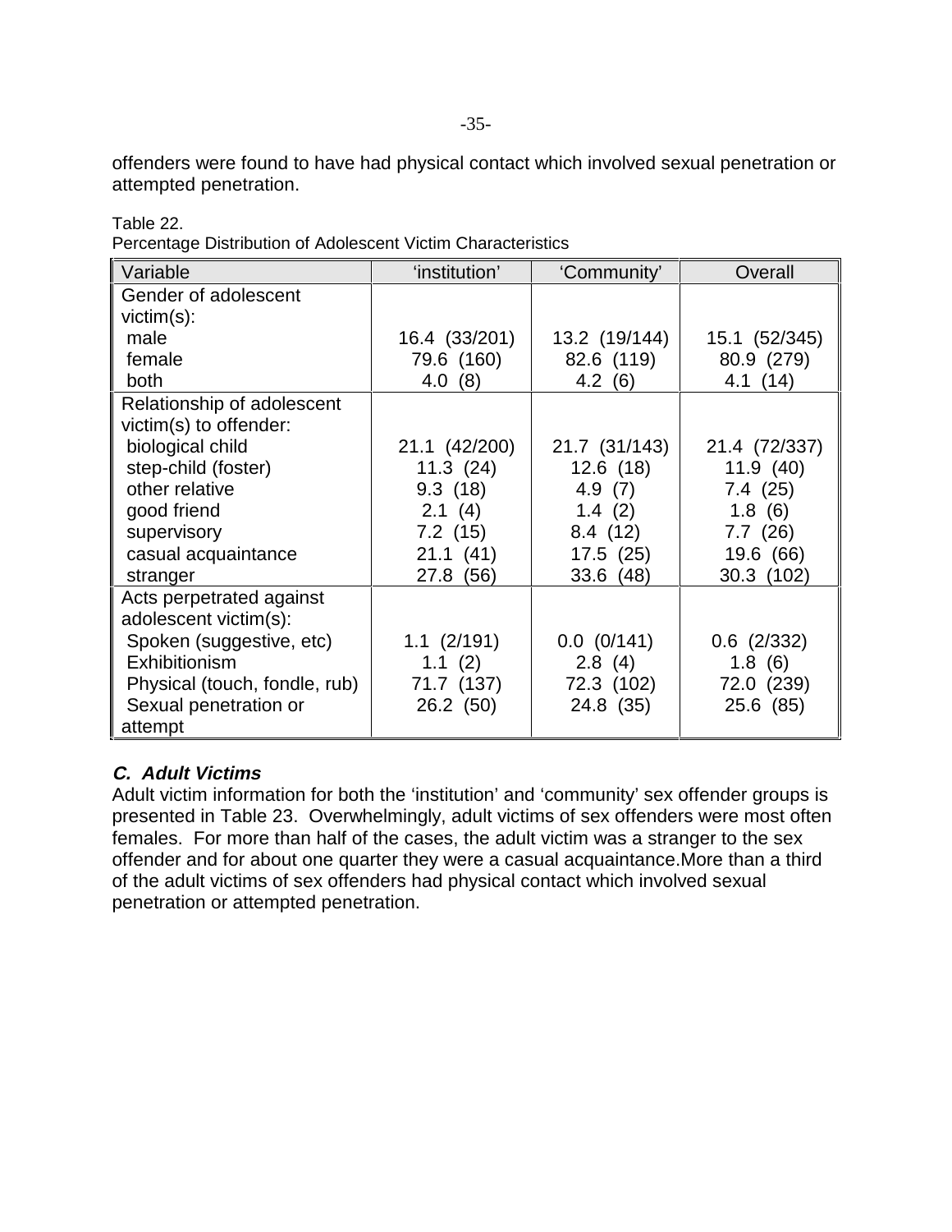offenders were found to have had physical contact which involved sexual penetration or attempted penetration.

Table 22.
Percentage Distribution of Adolescent Victim Characteristics

| Variable | 'institution' | 'Community' | Overall |
|---|---|---|---|
| Gender of adolescent victim(s): | | | |
| male | 16.4 (33/201) | 13.2 (19/144) | 15.1 (52/345) |
| female | 79.6 (160) | 82.6 (119) | 80.9 (279) |
| both | 4.0 (8) | 4.2 (6) | 4.1 (14) |
| Relationship of adolescent victim(s) to offender: | | | |
| biological child | 21.1 (42/200) | 21.7 (31/143) | 21.4 (72/337) |
| step-child (foster) | 11.3 (24) | 12.6 (18) | 11.9 (40) |
| other relative | 9.3 (18) | 4.9 (7) | 7.4 (25) |
| good friend | 2.1 (4) | 1.4 (2) | 1.8 (6) |
| supervisory | 7.2 (15) | 8.4 (12) | 7.7 (26) |
| casual acquaintance | 21.1 (41) | 17.5 (25) | 19.6 (66) |
| stranger | 27.8 (56) | 33.6 (48) | 30.3 (102) |
| Acts perpetrated against adolescent victim(s): | | | |
| Spoken (suggestive, etc) | 1.1 (2/191) | 0.0 (0/141) | 0.6 (2/332) |
| Exhibitionism | 1.1 (2) | 2.8 (4) | 1.8 (6) |
| Physical (touch, fondle, rub) | 71.7 (137) | 72.3 (102) | 72.0 (239) |
| Sexual penetration or attempt | 26.2 (50) | 24.8 (35) | 25.6 (85) |

### ***C. Adult Victims***

Adult victim information for both the 'institution' and 'community' sex offender groups is presented in Table 23. Overwhelmingly, adult victims of sex offenders were most often females. For more than half of the cases, the adult victim was a stranger to the sex offender and for about one quarter they were a casual acquaintance.More than a third of the adult victims of sex offenders had physical contact which involved sexual penetration or attempted penetration.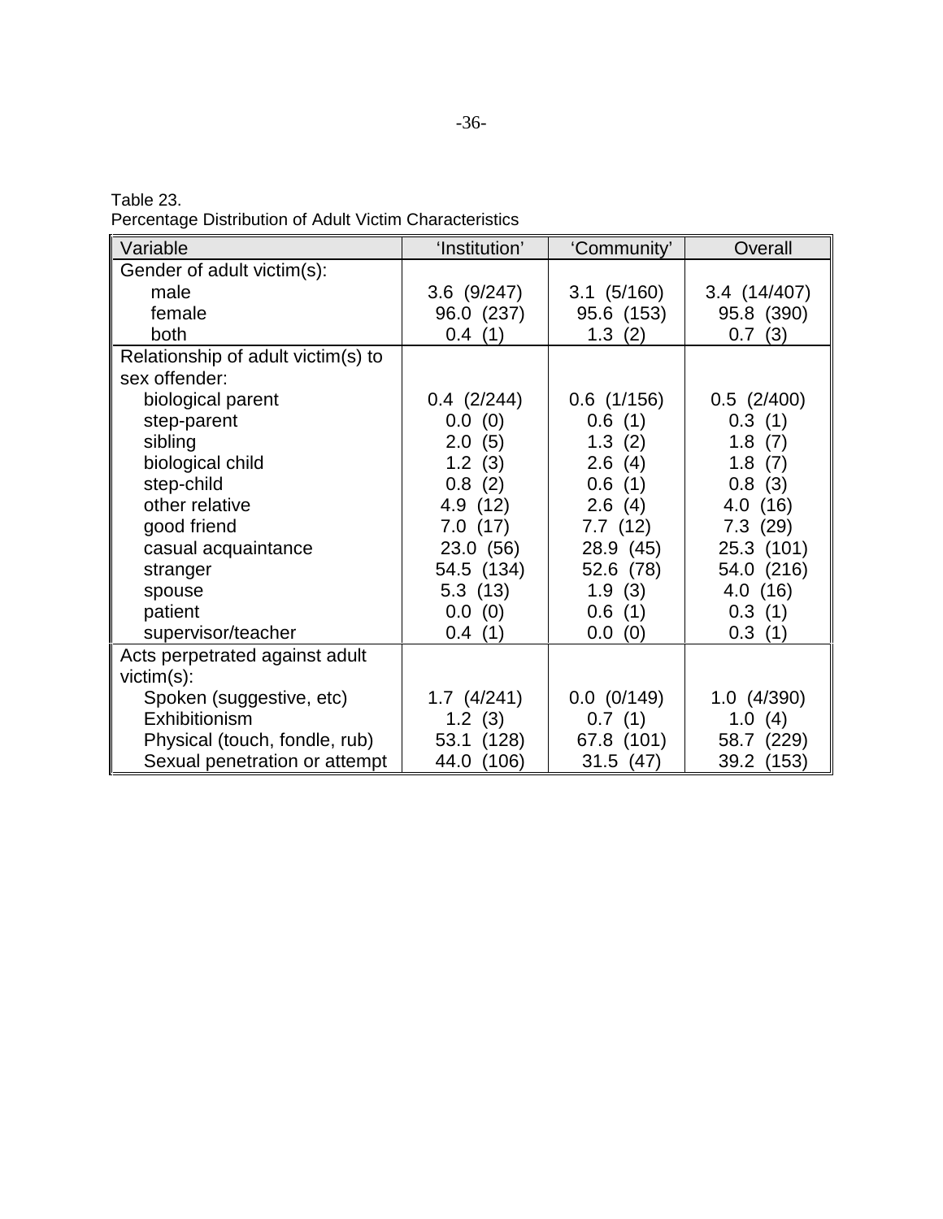Table 23.
Percentage Distribution of Adult Victim Characteristics

| Variable | 'Institution' | 'Community' | Overall |
|---|---|---|---|
| Gender of adult victim(s): | | | |
| male | 3.6 (9/247) | 3.1 (5/160) | 3.4 (14/407) |
| female | 96.0 (237) | 95.6 (153) | 95.8 (390) |
| both | 0.4 (1) | 1.3 (2) | 0.7 (3) |
| Relationship of adult victim(s) to sex offender: | | | |
| biological parent | 0.4 (2/244) | 0.6 (1/156) | 0.5 (2/400) |
| step-parent | 0.0 (0) | 0.6 (1) | 0.3 (1) |
| sibling | 2.0 (5) | 1.3 (2) | 1.8 (7) |
| biological child | 1.2 (3) | 2.6 (4) | 1.8 (7) |
| step-child | 0.8 (2) | 0.6 (1) | 0.8 (3) |
| other relative | 4.9 (12) | 2.6 (4) | 4.0 (16) |
| good friend | 7.0 (17) | 7.7 (12) | 7.3 (29) |
| casual acquaintance | 23.0 (56) | 28.9 (45) | 25.3 (101) |
| stranger | 54.5 (134) | 52.6 (78) | 54.0 (216) |
| spouse | 5.3 (13) | 1.9 (3) | 4.0 (16) |
| patient | 0.0 (0) | 0.6 (1) | 0.3 (1) |
| supervisor/teacher | 0.4 (1) | 0.0 (0) | 0.3 (1) |
| Acts perpetrated against adult victim(s): | | | |
| Spoken (suggestive, etc) | 1.7 (4/241) | 0.0 (0/149) | 1.0 (4/390) |
| Exhibitionism | 1.2 (3) | 0.7 (1) | 1.0 (4) |
| Physical (touch, fondle, rub) | 53.1 (128) | 67.8 (101) | 58.7 (229) |
| Sexual penetration or attempt | 44.0 (106) | 31.5 (47) | 39.2 (153) |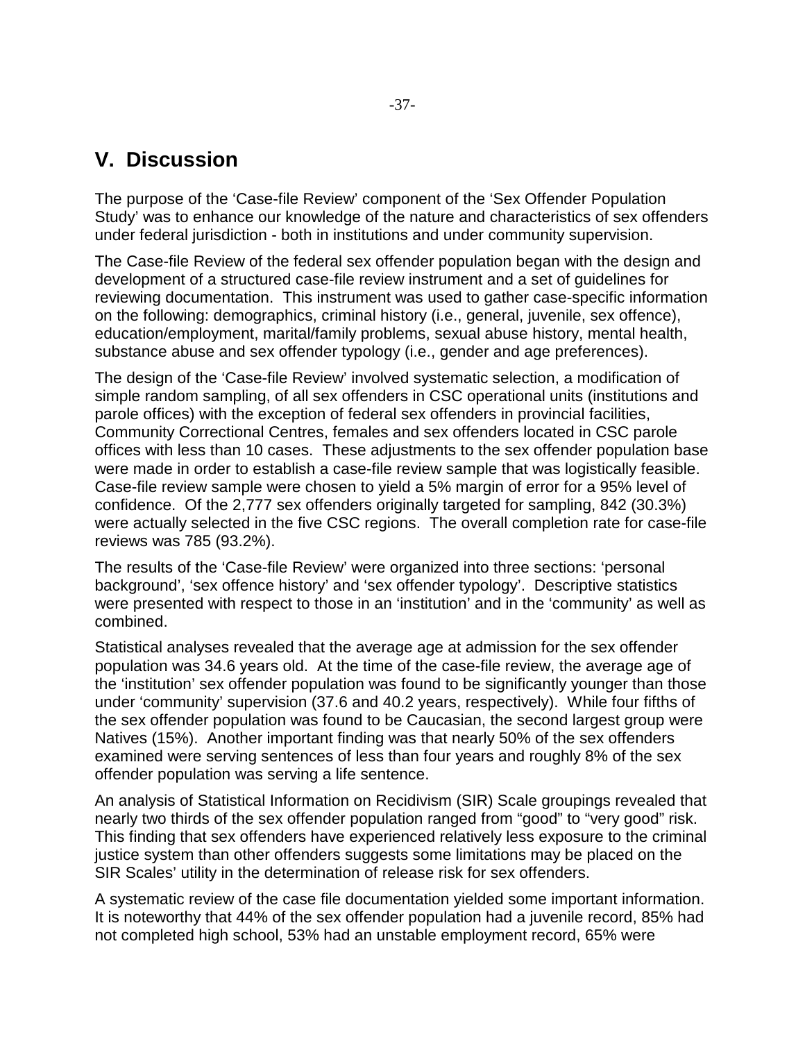## V. Discussion

The purpose of the 'Case-file Review' component of the 'Sex Offender Population Study' was to enhance our knowledge of the nature and characteristics of sex offenders under federal jurisdiction - both in institutions and under community supervision.

The Case-file Review of the federal sex offender population began with the design and development of a structured case-file review instrument and a set of guidelines for reviewing documentation. This instrument was used to gather case-specific information on the following: demographics, criminal history (i.e., general, juvenile, sex offence), education/employment, marital/family problems, sexual abuse history, mental health, substance abuse and sex offender typology (i.e., gender and age preferences).

The design of the 'Case-file Review' involved systematic selection, a modification of simple random sampling, of all sex offenders in CSC operational units (institutions and parole offices) with the exception of federal sex offenders in provincial facilities, Community Correctional Centres, females and sex offenders located in CSC parole offices with less than 10 cases. These adjustments to the sex offender population base were made in order to establish a case-file review sample that was logistically feasible. Case-file review sample were chosen to yield a 5% margin of error for a 95% level of confidence. Of the 2,777 sex offenders originally targeted for sampling, 842 (30.3%) were actually selected in the five CSC regions. The overall completion rate for case-file reviews was 785 (93.2%).

The results of the 'Case-file Review' were organized into three sections: 'personal background', 'sex offence history' and 'sex offender typology'. Descriptive statistics were presented with respect to those in an 'institution' and in the 'community' as well as combined.

Statistical analyses revealed that the average age at admission for the sex offender population was 34.6 years old. At the time of the case-file review, the average age of the 'institution' sex offender population was found to be significantly younger than those under 'community' supervision (37.6 and 40.2 years, respectively). While four fifths of the sex offender population was found to be Caucasian, the second largest group were Natives (15%). Another important finding was that nearly 50% of the sex offenders examined were serving sentences of less than four years and roughly 8% of the sex offender population was serving a life sentence.

An analysis of Statistical Information on Recidivism (SIR) Scale groupings revealed that nearly two thirds of the sex offender population ranged from "good" to "very good" risk. This finding that sex offenders have experienced relatively less exposure to the criminal justice system than other offenders suggests some limitations may be placed on the SIR Scales' utility in the determination of release risk for sex offenders.

A systematic review of the case file documentation yielded some important information. It is noteworthy that 44% of the sex offender population had a juvenile record, 85% had not completed high school, 53% had an unstable employment record, 65% were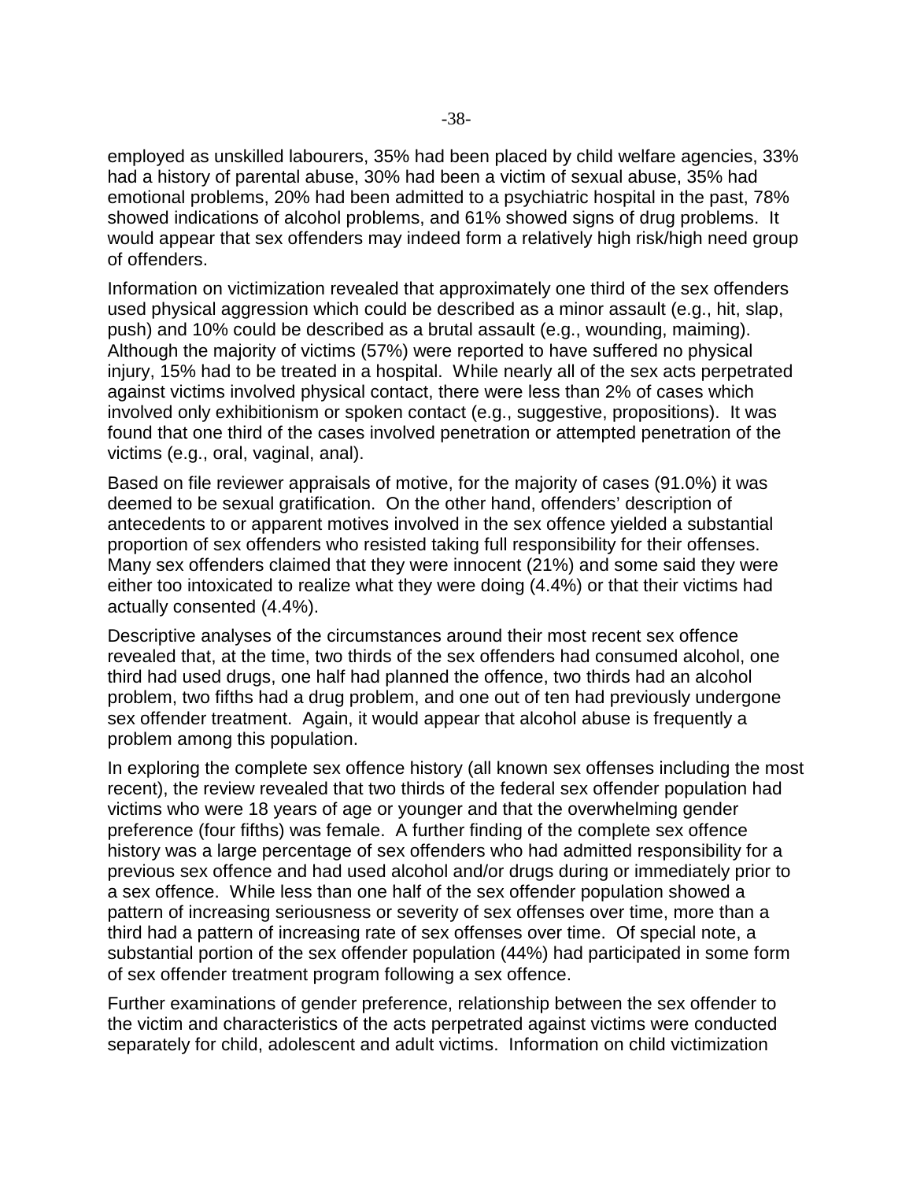employed as unskilled labourers, 35% had been placed by child welfare agencies, 33% had a history of parental abuse, 30% had been a victim of sexual abuse, 35% had emotional problems, 20% had been admitted to a psychiatric hospital in the past, 78% showed indications of alcohol problems, and 61% showed signs of drug problems. It would appear that sex offenders may indeed form a relatively high risk/high need group of offenders.

Information on victimization revealed that approximately one third of the sex offenders used physical aggression which could be described as a minor assault (e.g., hit, slap, push) and 10% could be described as a brutal assault (e.g., wounding, maiming). Although the majority of victims (57%) were reported to have suffered no physical injury, 15% had to be treated in a hospital. While nearly all of the sex acts perpetrated against victims involved physical contact, there were less than 2% of cases which involved only exhibitionism or spoken contact (e.g., suggestive, propositions). It was found that one third of the cases involved penetration or attempted penetration of the victims (e.g., oral, vaginal, anal).

Based on file reviewer appraisals of motive, for the majority of cases (91.0%) it was deemed to be sexual gratification. On the other hand, offenders' description of antecedents to or apparent motives involved in the sex offence yielded a substantial proportion of sex offenders who resisted taking full responsibility for their offenses. Many sex offenders claimed that they were innocent (21%) and some said they were either too intoxicated to realize what they were doing (4.4%) or that their victims had actually consented (4.4%).

Descriptive analyses of the circumstances around their most recent sex offence revealed that, at the time, two thirds of the sex offenders had consumed alcohol, one third had used drugs, one half had planned the offence, two thirds had an alcohol problem, two fifths had a drug problem, and one out of ten had previously undergone sex offender treatment. Again, it would appear that alcohol abuse is frequently a problem among this population.

In exploring the complete sex offence history (all known sex offenses including the most recent), the review revealed that two thirds of the federal sex offender population had victims who were 18 years of age or younger and that the overwhelming gender preference (four fifths) was female. A further finding of the complete sex offence history was a large percentage of sex offenders who had admitted responsibility for a previous sex offence and had used alcohol and/or drugs during or immediately prior to a sex offence. While less than one half of the sex offender population showed a pattern of increasing seriousness or severity of sex offenses over time, more than a third had a pattern of increasing rate of sex offenses over time. Of special note, a substantial portion of the sex offender population (44%) had participated in some form of sex offender treatment program following a sex offence.

Further examinations of gender preference, relationship between the sex offender to the victim and characteristics of the acts perpetrated against victims were conducted separately for child, adolescent and adult victims. Information on child victimization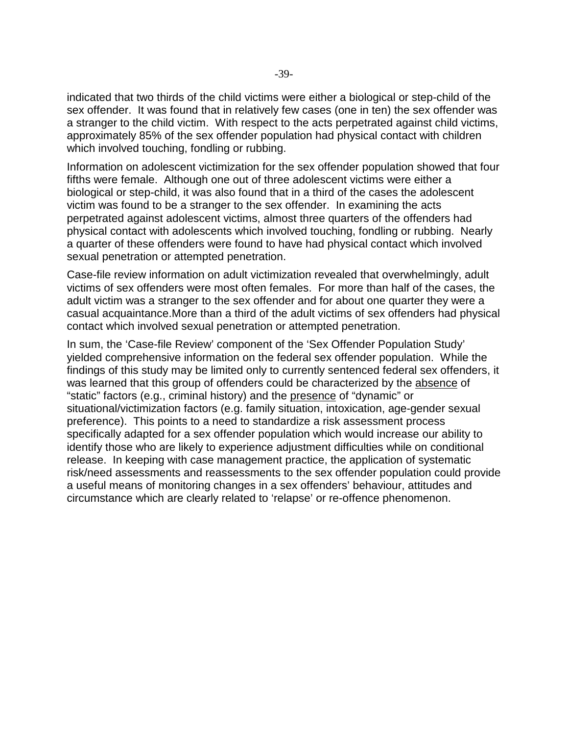indicated that two thirds of the child victims were either a biological or step-child of the sex offender. It was found that in relatively few cases (one in ten) the sex offender was a stranger to the child victim. With respect to the acts perpetrated against child victims, approximately 85% of the sex offender population had physical contact with children which involved touching, fondling or rubbing.

Information on adolescent victimization for the sex offender population showed that four fifths were female. Although one out of three adolescent victims were either a biological or step-child, it was also found that in a third of the cases the adolescent victim was found to be a stranger to the sex offender. In examining the acts perpetrated against adolescent victims, almost three quarters of the offenders had physical contact with adolescents which involved touching, fondling or rubbing. Nearly a quarter of these offenders were found to have had physical contact which involved sexual penetration or attempted penetration.

Case-file review information on adult victimization revealed that overwhelmingly, adult victims of sex offenders were most often females. For more than half of the cases, the adult victim was a stranger to the sex offender and for about one quarter they were a casual acquaintance.More than a third of the adult victims of sex offenders had physical contact which involved sexual penetration or attempted penetration.

In sum, the 'Case-file Review' component of the 'Sex Offender Population Study' yielded comprehensive information on the federal sex offender population. While the findings of this study may be limited only to currently sentenced federal sex offenders, it was learned that this group of offenders could be characterized by the <u>absence</u> of "static" factors (e.g., criminal history) and the <u>presence</u> of "dynamic" or situational/victimization factors (e.g. family situation, intoxication, age-gender sexual preference). This points to a need to standardize a risk assessment process specifically adapted for a sex offender population which would increase our ability to identify those who are likely to experience adjustment difficulties while on conditional release. In keeping with case management practice, the application of systematic risk/need assessments and reassessments to the sex offender population could provide a useful means of monitoring changes in a sex offenders' behaviour, attitudes and circumstance which are clearly related to 'relapse' or re-offence phenomenon.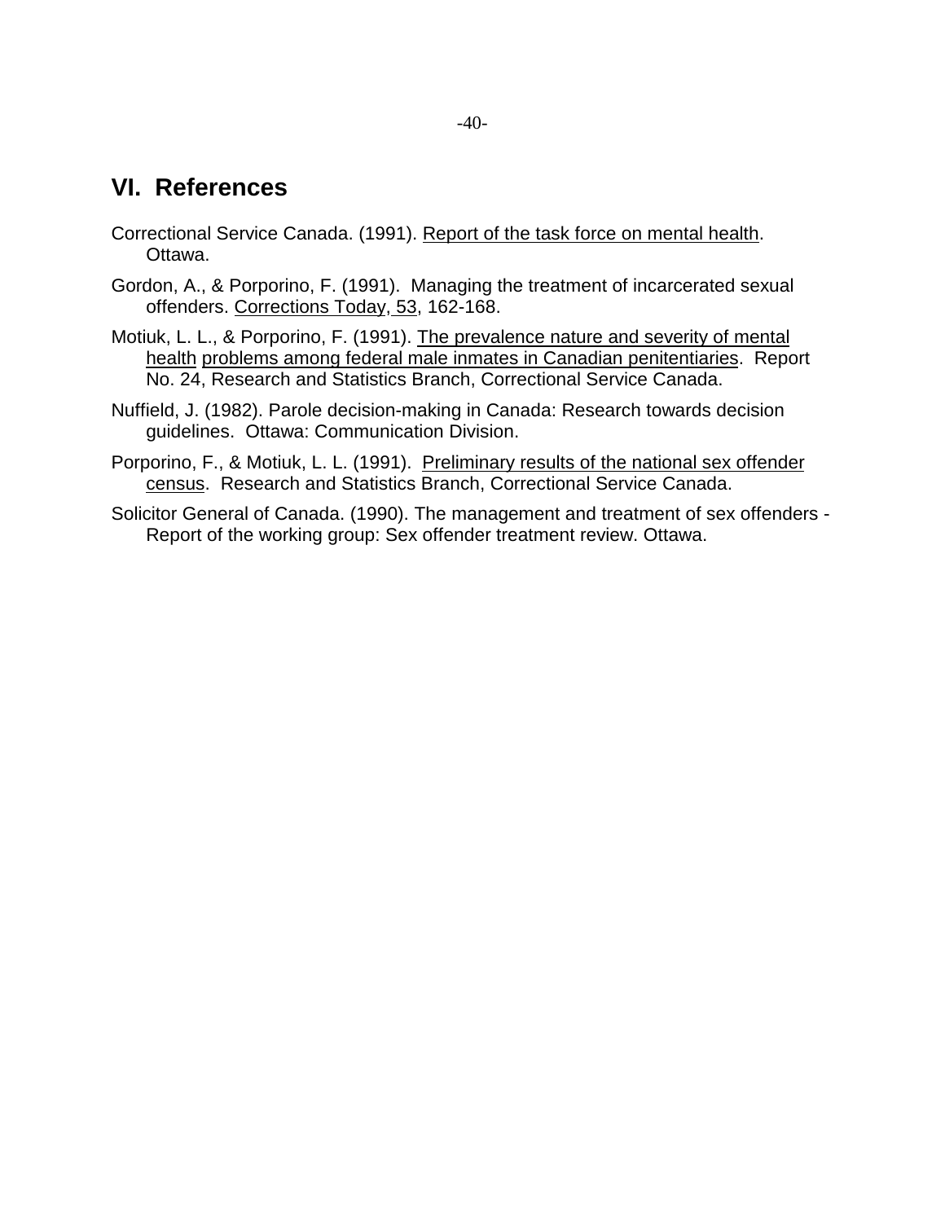## VI. References

Correctional Service Canada. (1991). Report of the task force on mental health. Ottawa.

Gordon, A., & Porporino, F. (1991). Managing the treatment of incarcerated sexual offenders. Corrections Today, 53, 162-168.

Motiuk, L. L., & Porporino, F. (1991). The prevalence nature and severity of mental health problems among federal male inmates in Canadian penitentiaries. Report No. 24, Research and Statistics Branch, Correctional Service Canada.

Nuffield, J. (1982). Parole decision-making in Canada: Research towards decision guidelines. Ottawa: Communication Division.

Porporino, F., & Motiuk, L. L. (1991). Preliminary results of the national sex offender census. Research and Statistics Branch, Correctional Service Canada.

Solicitor General of Canada. (1990). The management and treatment of sex offenders - Report of the working group: Sex offender treatment review. Ottawa.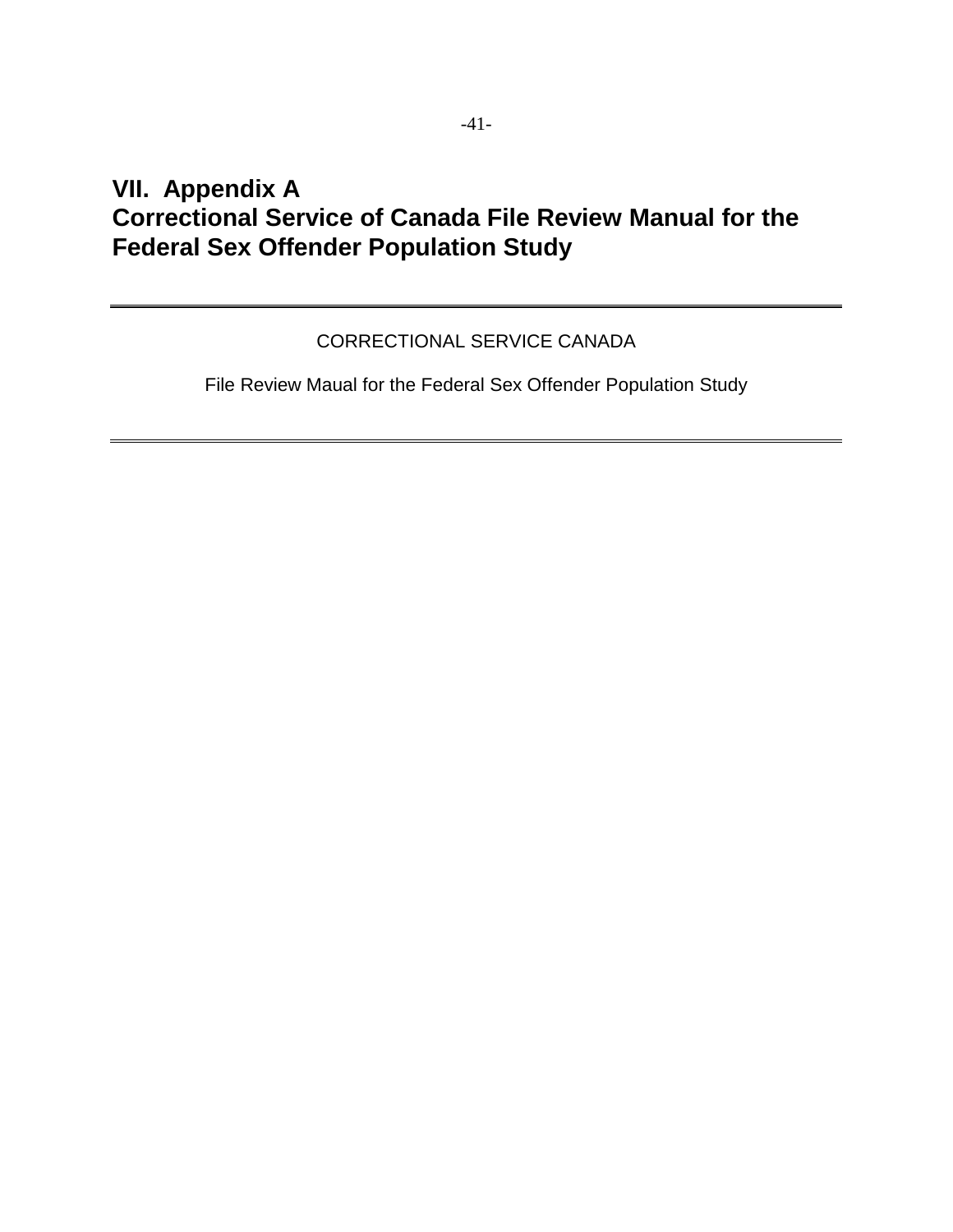# VII. Appendix A
# Correctional Service of Canada File Review Manual for the Federal Sex Offender Population Study

---

CORRECTIONAL SERVICE CANADA

File Review Maual for the Federal Sex Offender Population Study

---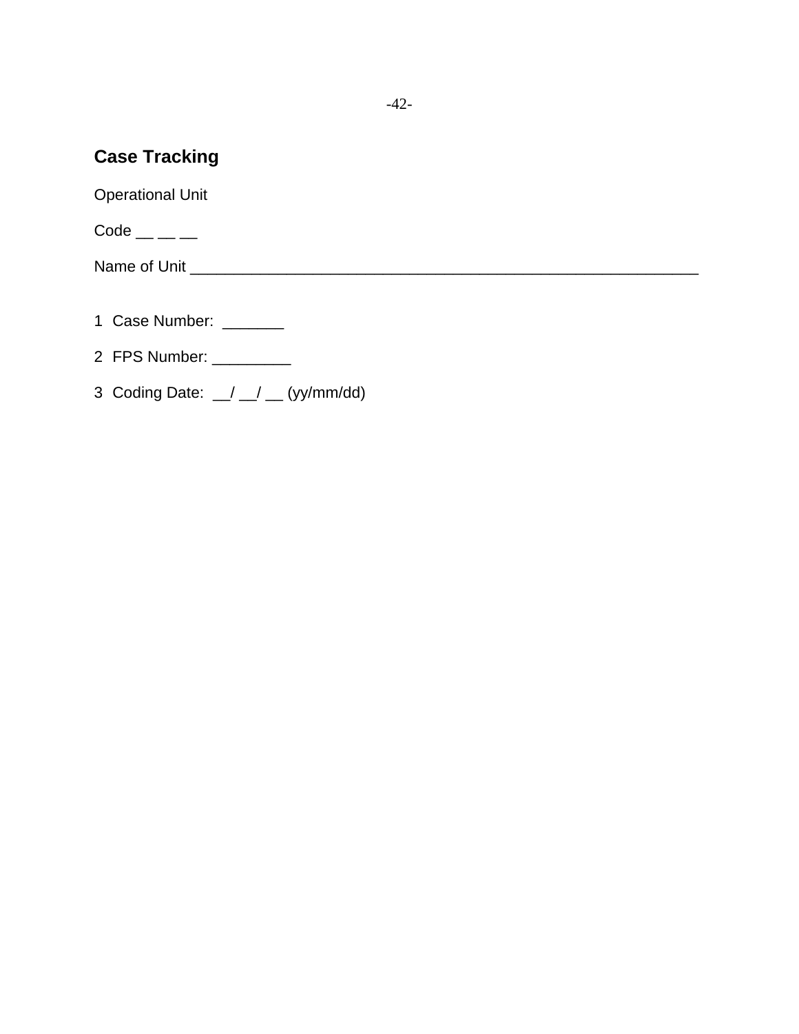## Case Tracking

Operational Unit

Code __ __ __

Name of Unit ____________________________________________________________

1 Case Number: _______

2 FPS Number: _________

3 Coding Date: __/ __/ __ (yy/mm/dd)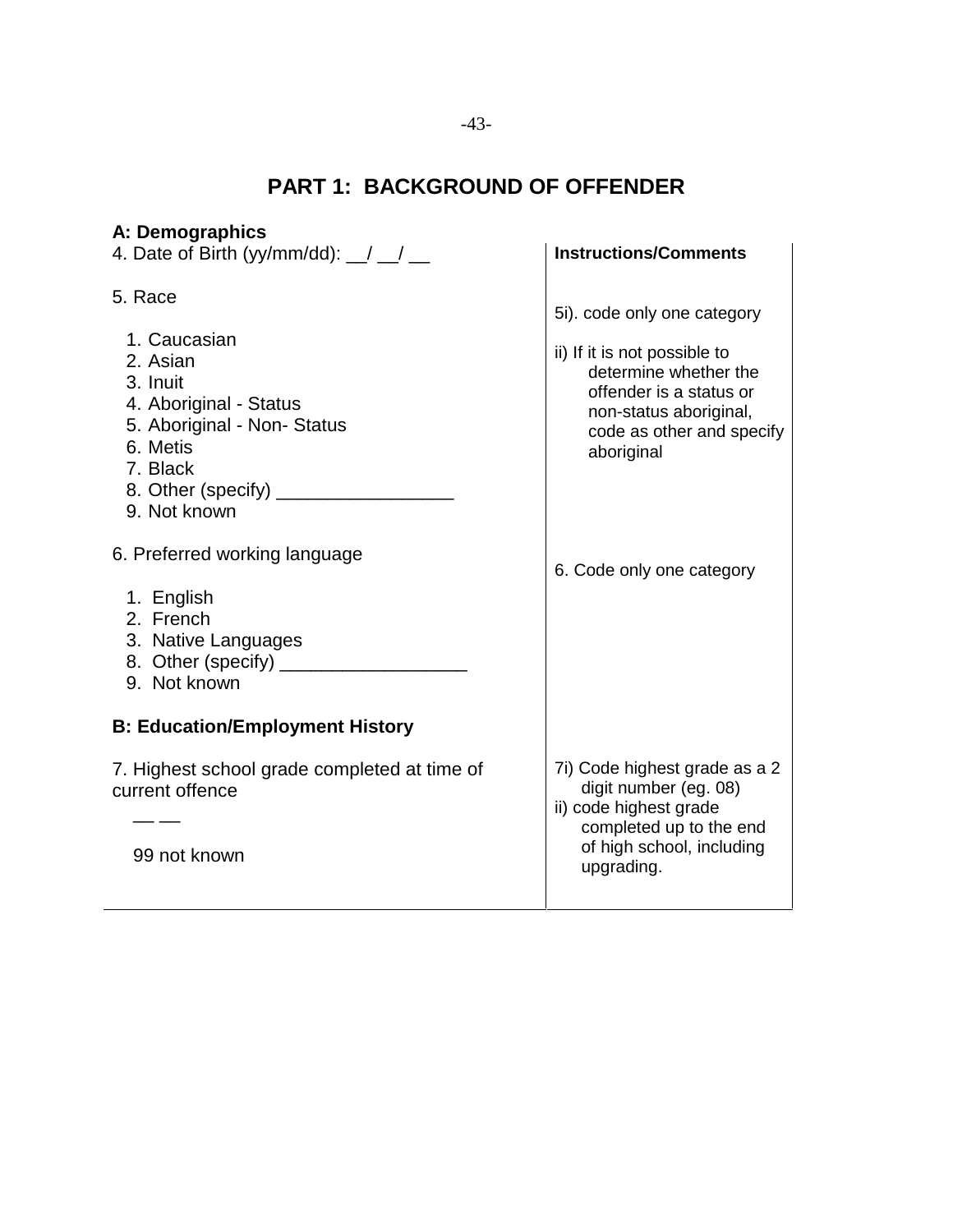# PART 1: BACKGROUND OF OFFENDER

**A: Demographics**

| | Instructions/Comments |
|---|---|
| 4. Date of Birth (yy/mm/dd): __/ __/ __ | |
| 5. Race<br><br>1. Caucasian<br>2. Asian<br>3. Inuit<br>4. Aboriginal - Status<br>5. Aboriginal - Non- Status<br>6. Metis<br>7. Black<br>8. Other (specify) _________________<br>9. Not known | 5i). code only one category<br><br>ii) If it is not possible to determine whether the offender is a status or non-status aboriginal, code as other and specify aboriginal |
| 6. Preferred working language<br><br>1. English<br>2. French<br>3. Native Languages<br>8. Other (specify) __________________<br>9. Not known | 6. Code only one category |
| **B: Education/Employment History** | |
| 7. Highest school grade completed at time of current offence<br><br>__ __<br><br>99 not known | 7i) Code highest grade as a 2 digit number (eg. 08)<br>ii) code highest grade completed up to the end of high school, including upgrading. |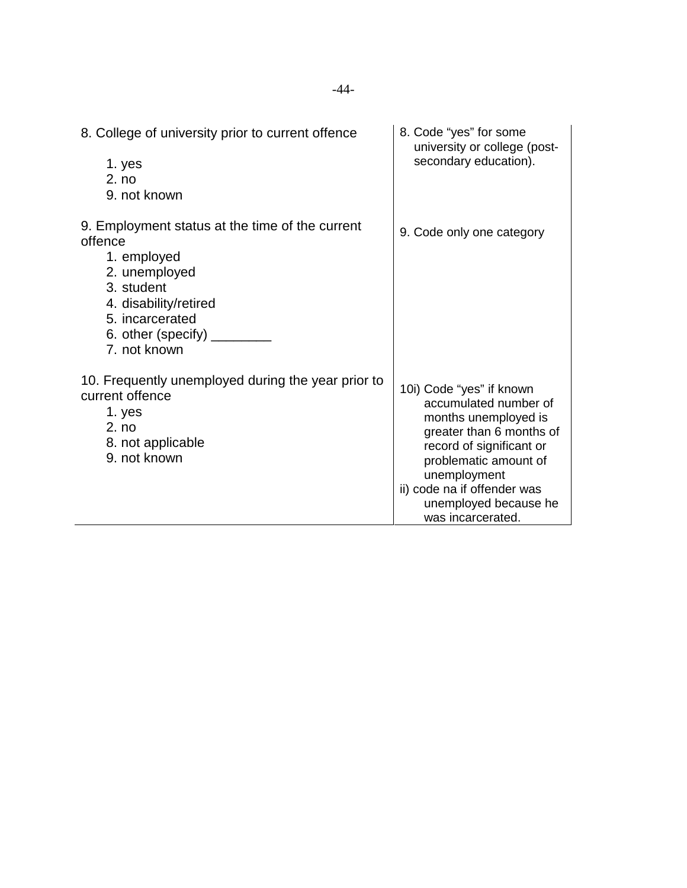| | |
|---|---|
| 8. College of university prior to current offence<br><br>1. yes<br>2. no<br>9. not known | 8. Code "yes" for some university or college (post-secondary education). |
| 9. Employment status at the time of the current offence<br>1. employed<br>2. unemployed<br>3. student<br>4. disability/retired<br>5. incarcerated<br>6. other (specify) ________<br>7. not known | 9. Code only one category |
| 10. Frequently unemployed during the year prior to current offence<br>1. yes<br>2. no<br>8. not applicable<br>9. not known | 10i) Code "yes" if known accumulated number of months unemployed is greater than 6 months of record of significant or problematic amount of unemployment<br>ii) code na if offender was unemployed because he was incarcerated. |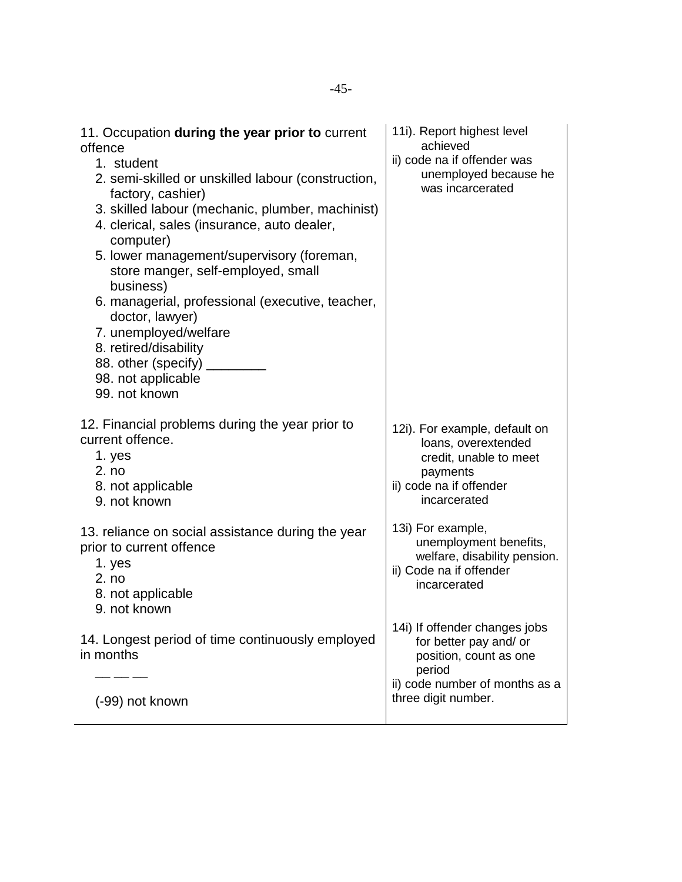| | |
|---|---|
| 11. Occupation **during the year prior to** current offence<br>1. student<br>2. semi-skilled or unskilled labour (construction, factory, cashier)<br>3. skilled labour (mechanic, plumber, machinist)<br>4. clerical, sales (insurance, auto dealer, computer)<br>5. lower management/supervisory (foreman, store manger, self-employed, small business)<br>6. managerial, professional (executive, teacher, doctor, lawyer)<br>7. unemployed/welfare<br>8. retired/disability<br>88. other (specify) ________<br>98. not applicable<br>99. not known | 11i). Report highest level achieved<br>ii) code na if offender was unemployed because he was incarcerated |
| 12. Financial problems during the year prior to current offence.<br>1. yes<br>2. no<br>8. not applicable<br>9. not known | 12i). For example, default on loans, overextended credit, unable to meet payments<br>ii) code na if offender incarcerated |
| 13. reliance on social assistance during the year prior to current offence<br>1. yes<br>2. no<br>8. not applicable<br>9. not known | 13i) For example, unemployment benefits, welfare, disability pension.<br>ii) Code na if offender incarcerated |
| 14. Longest period of time continuously employed in months<br>__ __ __<br>(-99) not known | 14i) If offender changes jobs for better pay and/ or position, count as one period<br>ii) code number of months as a three digit number. |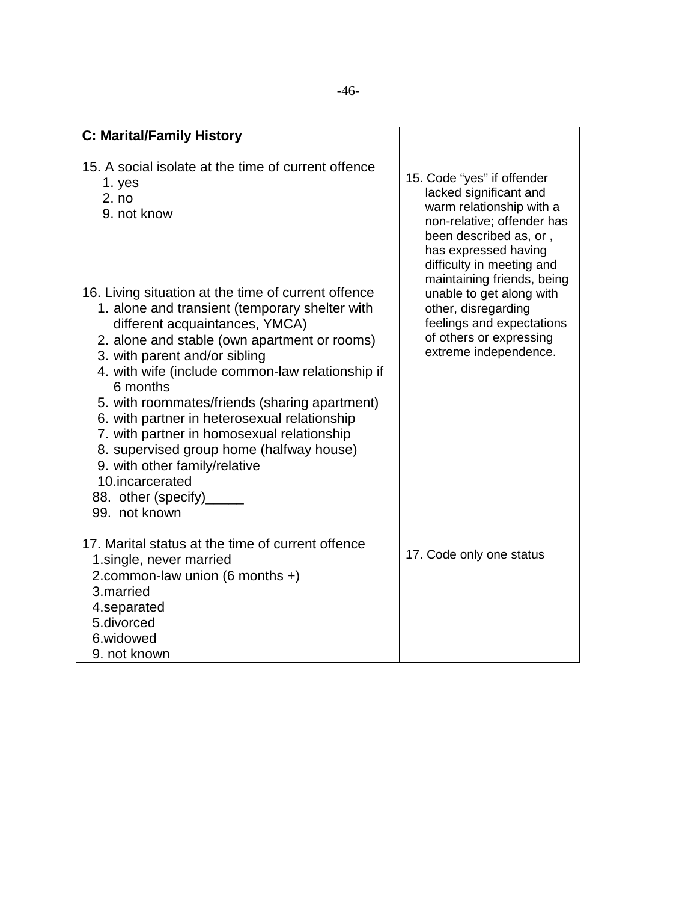| C: Marital/Family History | |
|---|---|
| 15. A social isolate at the time of current offence<br>1. yes<br>2. no<br>9. not know | 15. Code "yes" if offender lacked significant and warm relationship with a non-relative; offender has been described as, or , has expressed having difficulty in meeting and maintaining friends, being unable to get along with other, disregarding feelings and expectations of others or expressing extreme independence. |
| 16. Living situation at the time of current offence<br>1. alone and transient (temporary shelter with different acquaintances, YMCA)<br>2. alone and stable (own apartment or rooms)<br>3. with parent and/or sibling<br>4. with wife (include common-law relationship if 6 months<br>5. with roommates/friends (sharing apartment)<br>6. with partner in heterosexual relationship<br>7. with partner in homosexual relationship<br>8. supervised group home (halfway house)<br>9. with other family/relative<br>10.incarcerated<br>88. other (specify)_____<br>99. not known | |
| 17. Marital status at the time of current offence<br>1.single, never married<br>2.common-law union (6 months +)<br>3.married<br>4.separated<br>5.divorced<br>6.widowed<br>9. not known | 17. Code only one status |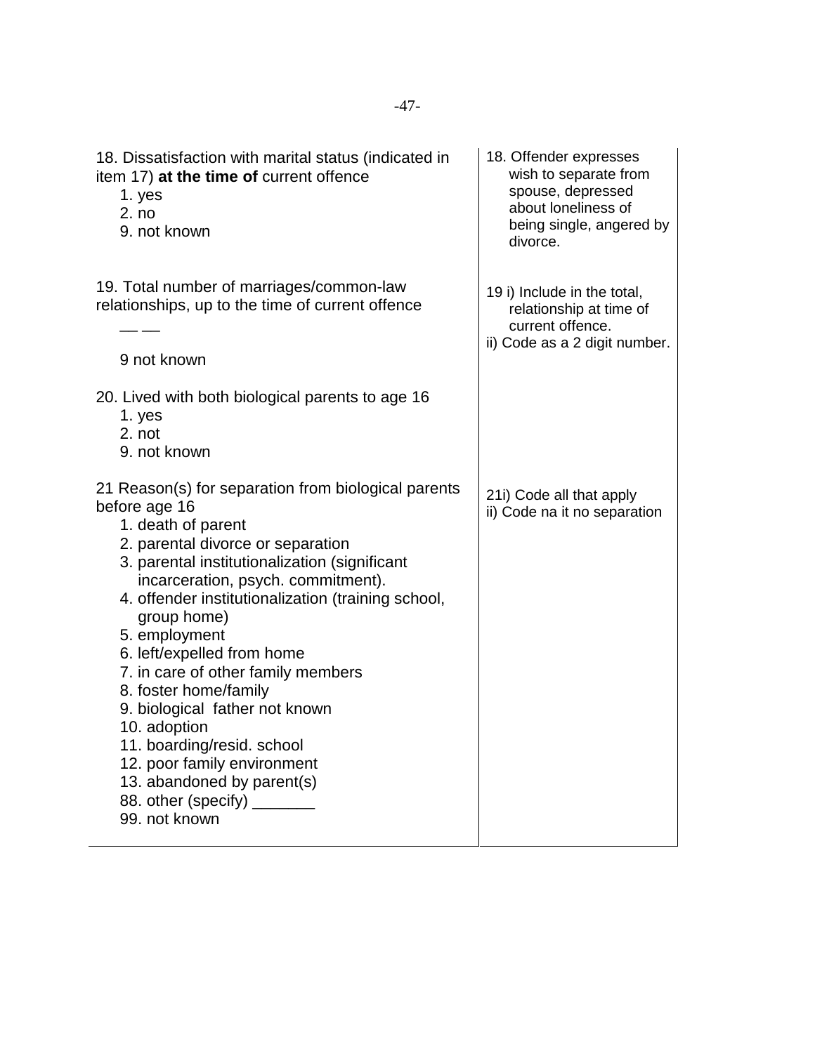| | |
|---|---|
| 18. Dissatisfaction with marital status (indicated in item 17) **at the time of** current offence<br>1. yes<br>2. no<br>9. not known | 18. Offender expresses wish to separate from spouse, depressed about loneliness of being single, angered by divorce. |
| 19. Total number of marriages/common-law relationships, up to the time of current offence<br>__ __<br>9 not known | 19 i) Include in the total, relationship at time of current offence.<br>ii) Code as a 2 digit number. |
| 20. Lived with both biological parents to age 16<br>1. yes<br>2. not<br>9. not known | |
| 21 Reason(s) for separation from biological parents before age 16<br>1. death of parent<br>2. parental divorce or separation<br>3. parental institutionalization (significant incarceration, psych. commitment).<br>4. offender institutionalization (training school, group home)<br>5. employment<br>6. left/expelled from home<br>7. in care of other family members<br>8. foster home/family<br>9. biological father not known<br>10. adoption<br>11. boarding/resid. school<br>12. poor family environment<br>13. abandoned by parent(s)<br>88. other (specify) _______<br>99. not known | 21i) Code all that apply<br>ii) Code na it no separation |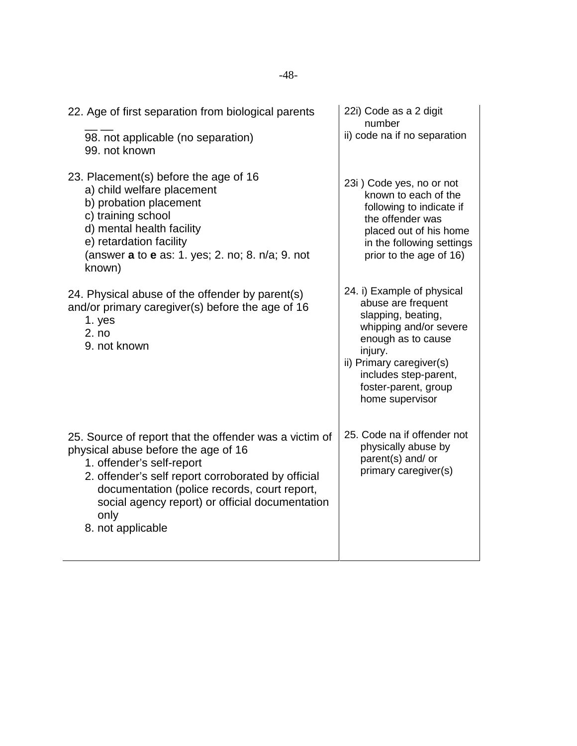| | |
|---|---|
| 22. Age of first separation from biological parents<br>__ __<br>98. not applicable (no separation)<br>99. not known | 22i) Code as a 2 digit number<br>ii) code na if no separation |
| 23. Placement(s) before the age of 16<br>a) child welfare placement<br>b) probation placement<br>c) training school<br>d) mental health facility<br>e) retardation facility<br>(answer **a** to **e** as: 1. yes; 2. no; 8. n/a; 9. not known) | 23i ) Code yes, no or not known to each of the following to indicate if the offender was placed out of his home in the following settings prior to the age of 16) |
| 24. Physical abuse of the offender by parent(s) and/or primary caregiver(s) before the age of 16<br>1. yes<br>2. no<br>9. not known | 24. i) Example of physical abuse are frequent slapping, beating, whipping and/or severe enough as to cause injury.<br>ii) Primary caregiver(s) includes step-parent, foster-parent, group home supervisor |
| 25. Source of report that the offender was a victim of physical abuse before the age of 16<br>1. offender's self-report<br>2. offender's self report corroborated by official documentation (police records, court report, social agency report) or official documentation only<br>8. not applicable | 25. Code na if offender not physically abuse by parent(s) and/ or primary caregiver(s) |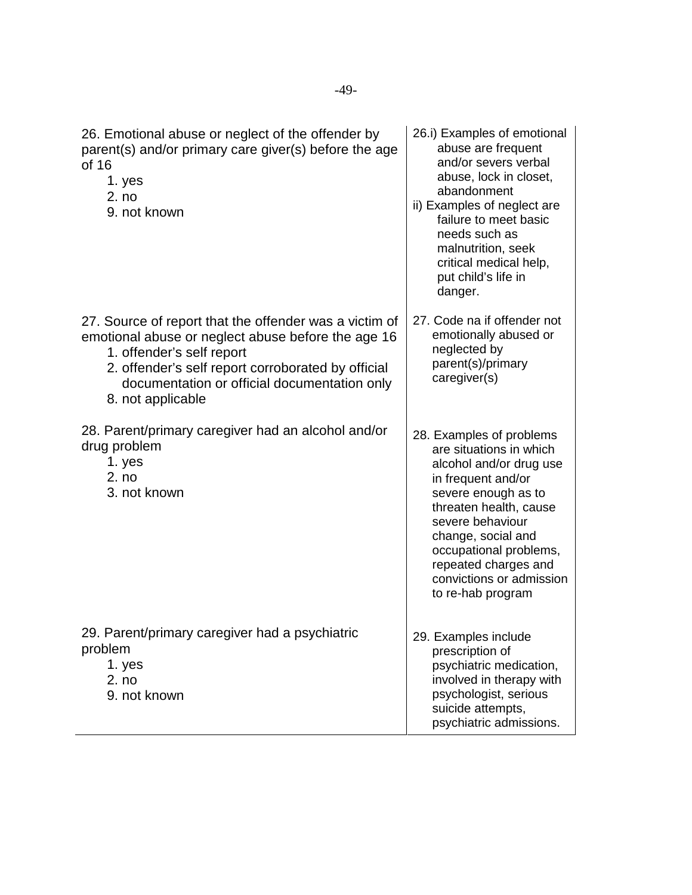| | |
|---|---|
| 26. Emotional abuse or neglect of the offender by parent(s) and/or primary care giver(s) before the age of 16<br>1. yes<br>2. no<br>9. not known | 26.i) Examples of emotional abuse are frequent and/or severs verbal abuse, lock in closet, abandonment<br>ii) Examples of neglect are failure to meet basic needs such as malnutrition, seek critical medical help, put child's life in danger. |
| 27. Source of report that the offender was a victim of emotional abuse or neglect abuse before the age 16<br>1. offender's self report<br>2. offender's self report corroborated by official documentation or official documentation only<br>8. not applicable | 27. Code na if offender not emotionally abused or neglected by parent(s)/primary caregiver(s) |
| 28. Parent/primary caregiver had an alcohol and/or drug problem<br>1. yes<br>2. no<br>3. not known | 28. Examples of problems are situations in which alcohol and/or drug use in frequent and/or severe enough as to threaten health, cause severe behaviour change, social and occupational problems, repeated charges and convictions or admission to re-hab program |
| 29. Parent/primary caregiver had a psychiatric problem<br>1. yes<br>2. no<br>9. not known | 29. Examples include prescription of psychiatric medication, involved in therapy with psychologist, serious suicide attempts, psychiatric admissions. |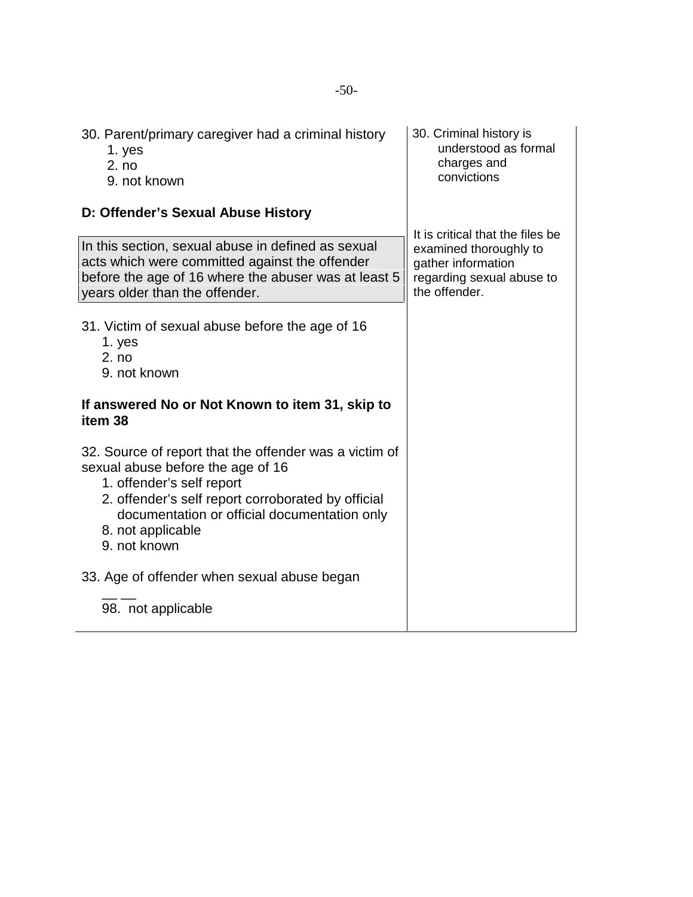| | |
|---|---|
| 30. Parent/primary caregiver had a criminal history<br>1. yes<br>2. no<br>9. not known | 30. Criminal history is understood as formal charges and convictions |
| **D: Offender's Sexual Abuse History**<br><br>In this section, sexual abuse in defined as sexual acts which were committed against the offender before the age of 16 where the abuser was at least 5 years older than the offender.<br><br>31. Victim of sexual abuse before the age of 16<br>1. yes<br>2. no<br>9. not known<br><br>**If answered No or Not Known to item 31, skip to item 38**<br><br>32. Source of report that the offender was a victim of sexual abuse before the age of 16<br>1. offender's self report<br>2. offender's self report corroborated by official documentation or official documentation only<br>8. not applicable<br>9. not known<br><br>33. Age of offender when sexual abuse began<br>__ __<br>98. not applicable | It is critical that the files be examined thoroughly to gather information regarding sexual abuse to the offender. |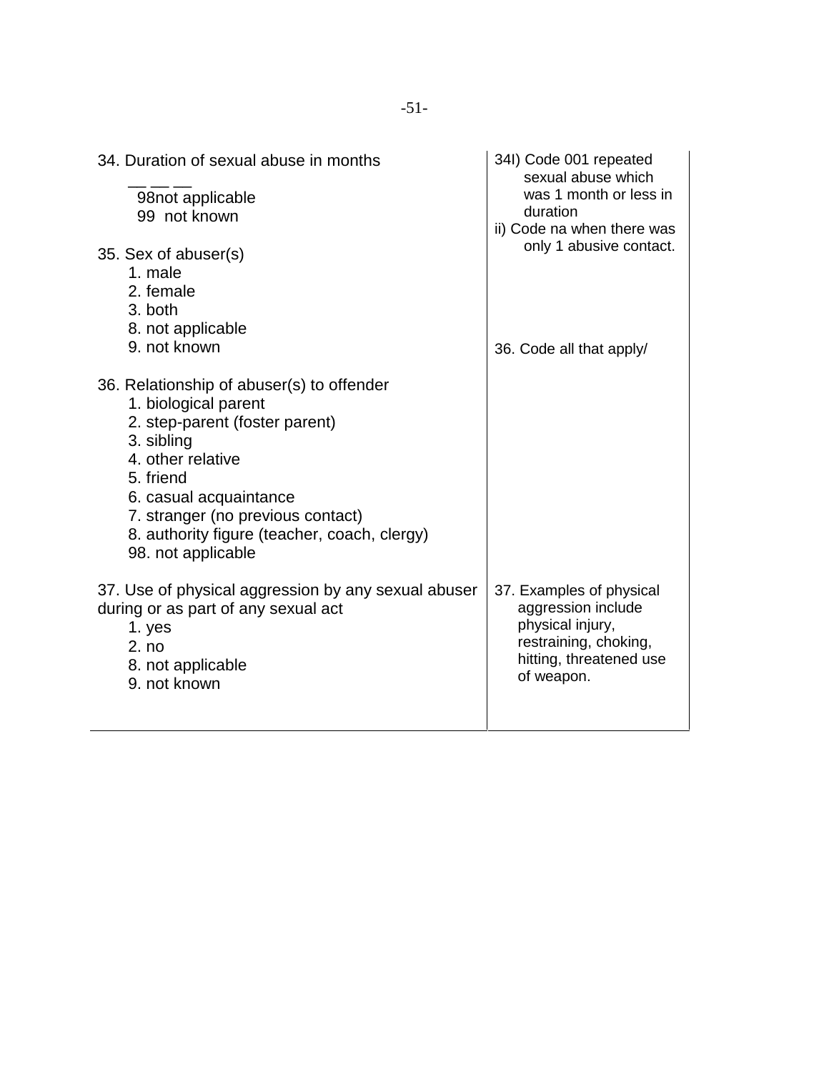| | |
|---|---|
| 34. Duration of sexual abuse in months<br>__ __ __<br>98not applicable<br>99 not known | 34I) Code 001 repeated sexual abuse which was 1 month or less in duration<br>ii) Code na when there was only 1 abusive contact. |
| 35. Sex of abuser(s)<br>1. male<br>2. female<br>3. both<br>8. not applicable<br>9. not known | |
| 36. Relationship of abuser(s) to offender<br>1. biological parent<br>2. step-parent (foster parent)<br>3. sibling<br>4. other relative<br>5. friend<br>6. casual acquaintance<br>7. stranger (no previous contact)<br>8. authority figure (teacher, coach, clergy)<br>98. not applicable | 36. Code all that apply/ |
| 37. Use of physical aggression by any sexual abuser during or as part of any sexual act<br>1. yes<br>2. no<br>8. not applicable<br>9. not known | 37. Examples of physical aggression include physical injury, restraining, choking, hitting, threatened use of weapon. |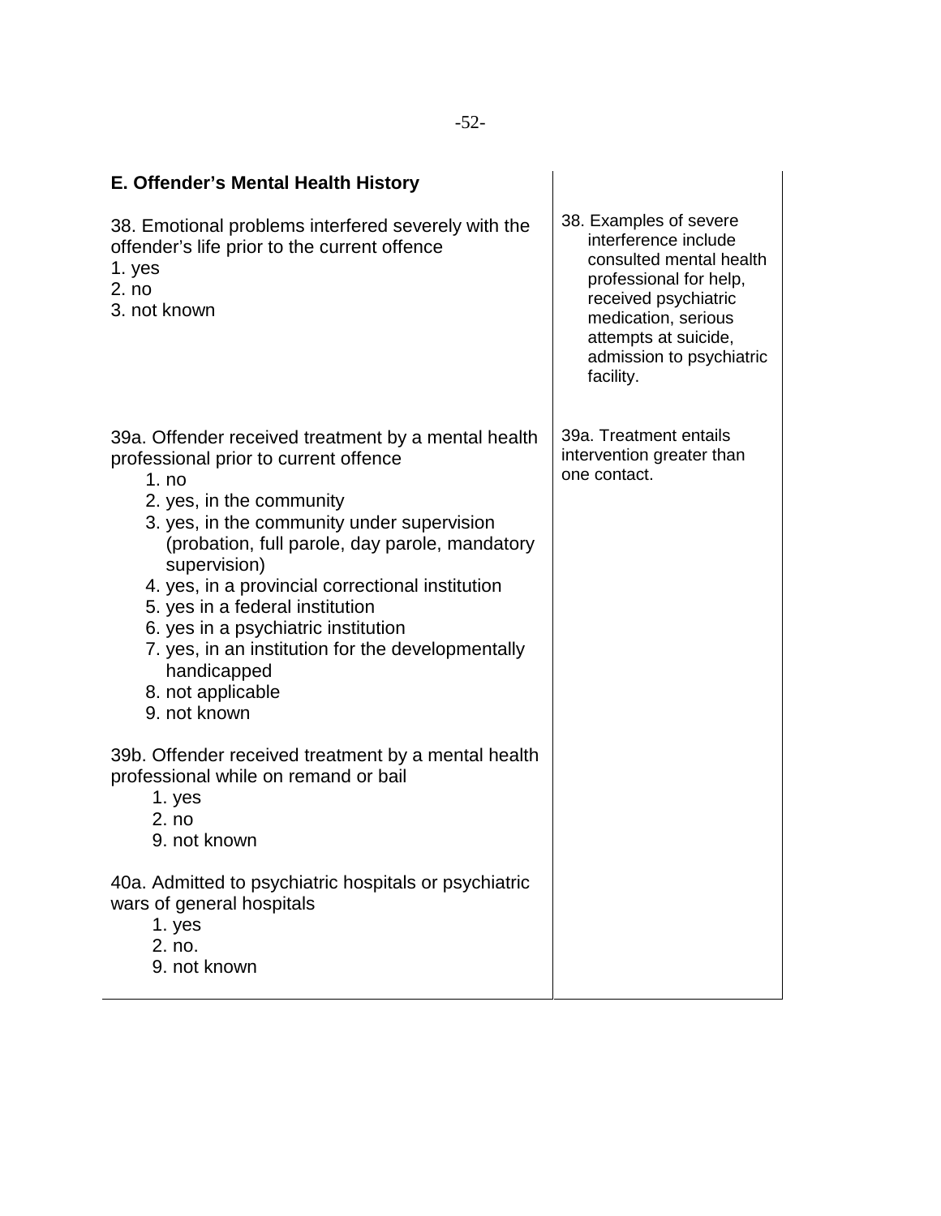**E. Offender's Mental Health History**

| | |
|---|---|
| 38. Emotional problems interfered severely with the offender's life prior to the current offence<br>1. yes<br>2. no<br>3. not known | 38. Examples of severe interference include consulted mental health professional for help, received psychiatric medication, serious attempts at suicide, admission to psychiatric facility. |
| 39a. Offender received treatment by a mental health professional prior to current offence<br>1. no<br>2. yes, in the community<br>3. yes, in the community under supervision (probation, full parole, day parole, mandatory supervision)<br>4. yes, in a provincial correctional institution<br>5. yes in a federal institution<br>6. yes in a psychiatric institution<br>7. yes, in an institution for the developmentally handicapped<br>8. not applicable<br>9. not known | 39a. Treatment entails intervention greater than one contact. |
| 39b. Offender received treatment by a mental health professional while on remand or bail<br>1. yes<br>2. no<br>9. not known | |
| 40a. Admitted to psychiatric hospitals or psychiatric wars of general hospitals<br>1. yes<br>2. no.<br>9. not known | |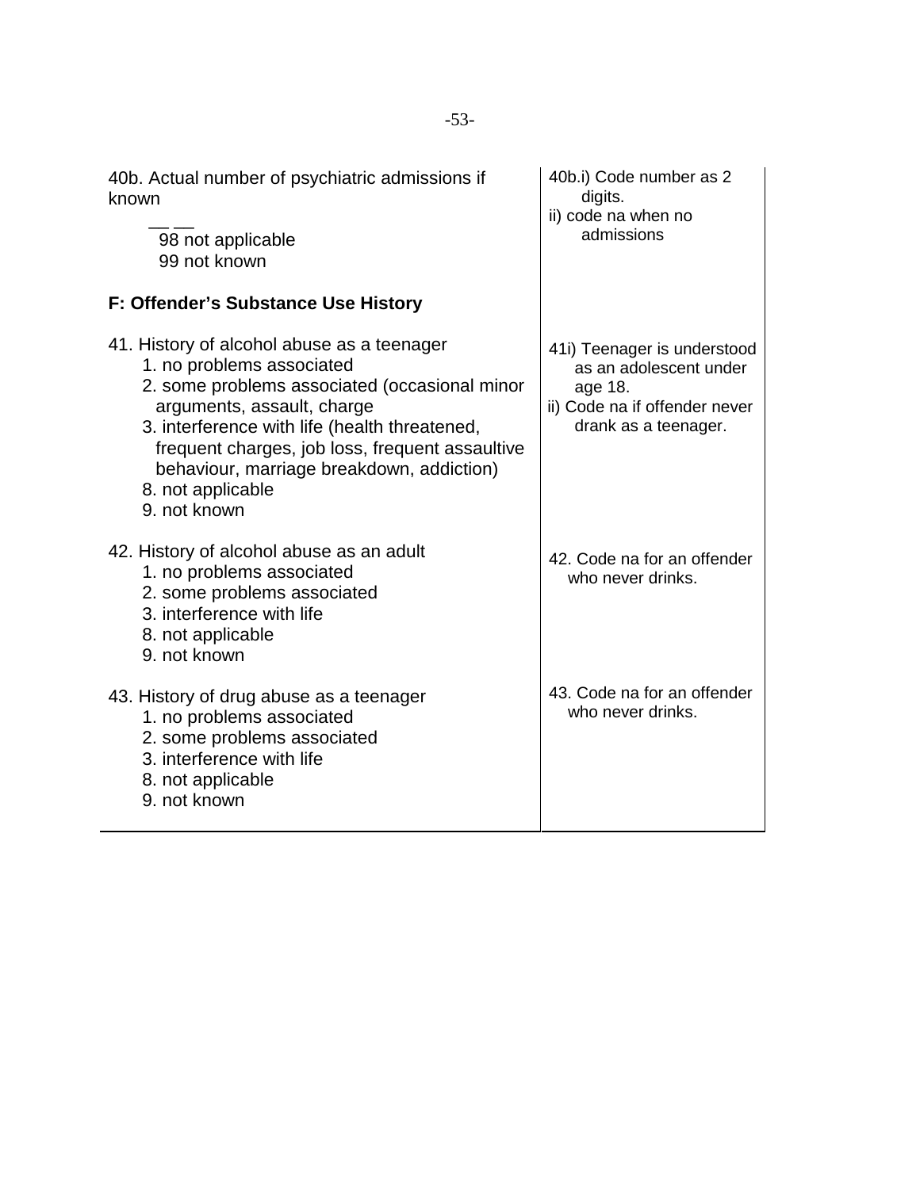| | |
|---|---|
| 40b. Actual number of psychiatric admissions if known<br><br>__ __<br>98 not applicable<br>99 not known | 40b.i) Code number as 2 digits.<br>ii) code na when no admissions |
| **F: Offender's Substance Use History** | |
| 41. History of alcohol abuse as a teenager<br>1. no problems associated<br>2. some problems associated (occasional minor arguments, assault, charge<br>3. interference with life (health threatened, frequent charges, job loss, frequent assaultive behaviour, marriage breakdown, addiction)<br>8. not applicable<br>9. not known | 41i) Teenager is understood as an adolescent under age 18.<br>ii) Code na if offender never drank as a teenager. |
| 42. History of alcohol abuse as an adult<br>1. no problems associated<br>2. some problems associated<br>3. interference with life<br>8. not applicable<br>9. not known | 42. Code na for an offender who never drinks. |
| 43. History of drug abuse as a teenager<br>1. no problems associated<br>2. some problems associated<br>3. interference with life<br>8. not applicable<br>9. not known | 43. Code na for an offender who never drinks. |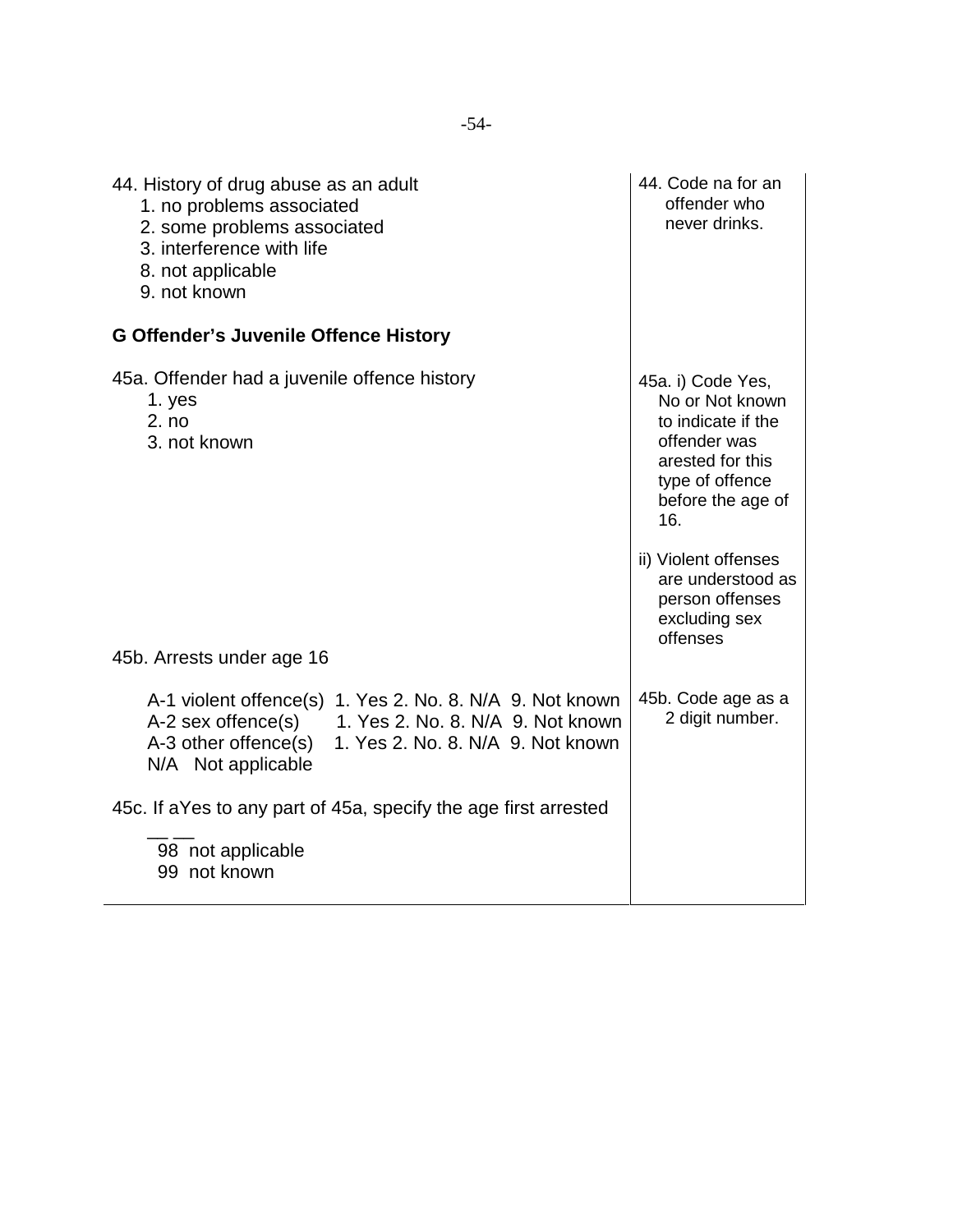| | |
|---|---|
| 44. History of drug abuse as an adult<br>1. no problems associated<br>2. some problems associated<br>3. interference with life<br>8. not applicable<br>9. not known | 44. Code na for an offender who never drinks. |
| **G Offender's Juvenile Offence History** | |
| 45a. Offender had a juvenile offence history<br>1. yes<br>2. no<br>3. not known | 45a. i) Code Yes, No or Not known to indicate if the offender was arested for this type of offence before the age of 16.<br><br>ii) Violent offenses are understood as person offenses excluding sex offenses |
| 45b. Arrests under age 16<br><br>A-1 violent offence(s) 1. Yes 2. No. 8. N/A 9. Not known<br>A-2 sex offence(s) 1. Yes 2. No. 8. N/A 9. Not known<br>A-3 other offence(s) 1. Yes 2. No. 8. N/A 9. Not known<br>N/A Not applicable | 45b. Code age as a 2 digit number. |
| 45c. If aYes to any part of 45a, specify the age first arrested<br><br>__ __<br>98 not applicable<br>99 not known | |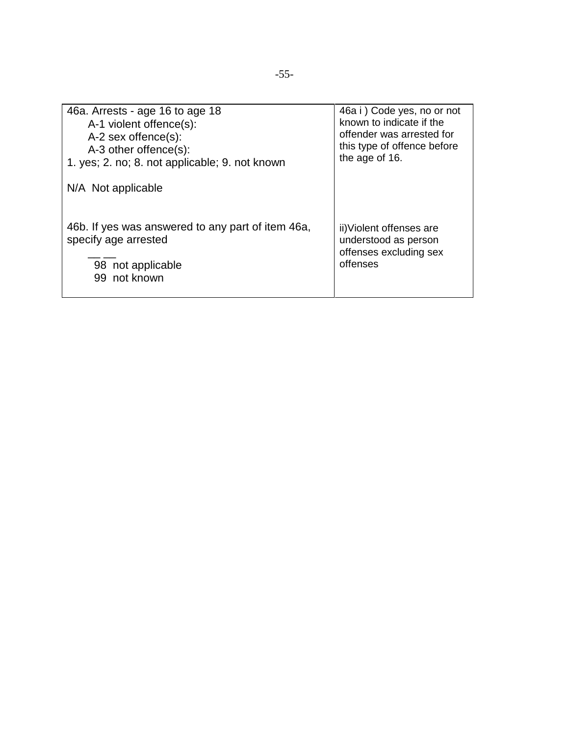| 46a. Arrests - age 16 to age 18<br>A-1 violent offence(s):<br>A-2 sex offence(s):<br>A-3 other offence(s):<br>1. yes; 2. no; 8. not applicable; 9. not known<br><br>N/A Not applicable<br><br>46b. If yes was answered to any part of item 46a, specify age arrested<br>__ __<br>98 not applicable<br>99 not known | 46a i ) Code yes, no or not known to indicate if the offender was arrested for this type of offence before the age of 16.<br><br>ii)Violent offenses are understood as person offenses excluding sex offenses |
|---|---|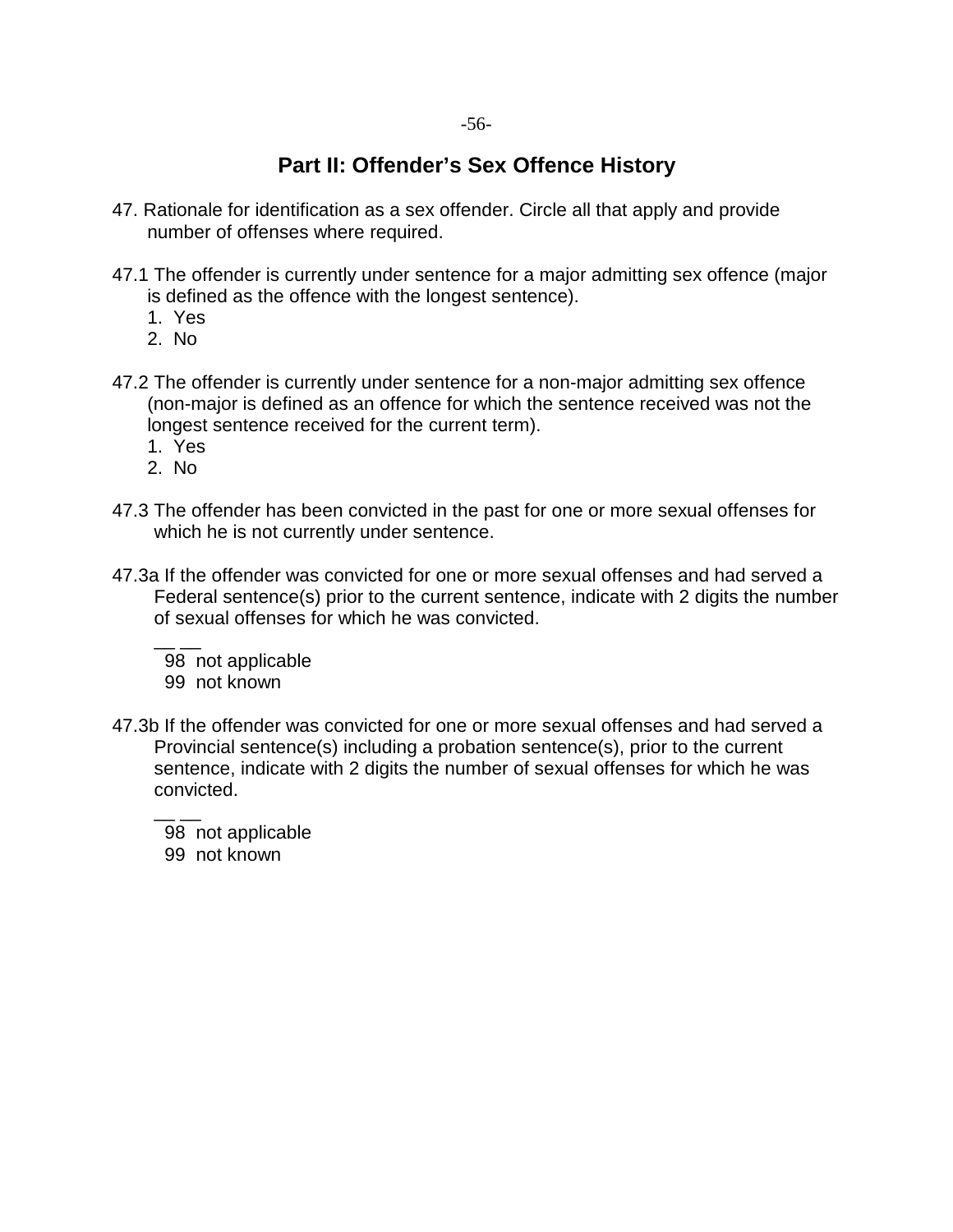## Part II: Offender's Sex Offence History

47. Rationale for identification as a sex offender. Circle all that apply and provide number of offenses where required.

47.1 The offender is currently under sentence for a major admitting sex offence (major is defined as the offence with the longest sentence).

1. Yes
2. No

47.2 The offender is currently under sentence for a non-major admitting sex offence (non-major is defined as an offence for which the sentence received was not the longest sentence received for the current term).

1. Yes
2. No

47.3 The offender has been convicted in the past for one or more sexual offenses for which he is not currently under sentence.

47.3a If the offender was convicted for one or more sexual offenses and had served a Federal sentence(s) prior to the current sentence, indicate with 2 digits the number of sexual offenses for which he was convicted.

__ __

98 not applicable

99 not known

47.3b If the offender was convicted for one or more sexual offenses and had served a Provincial sentence(s) including a probation sentence(s), prior to the current sentence, indicate with 2 digits the number of sexual offenses for which he was convicted.

__ __

98 not applicable

99 not known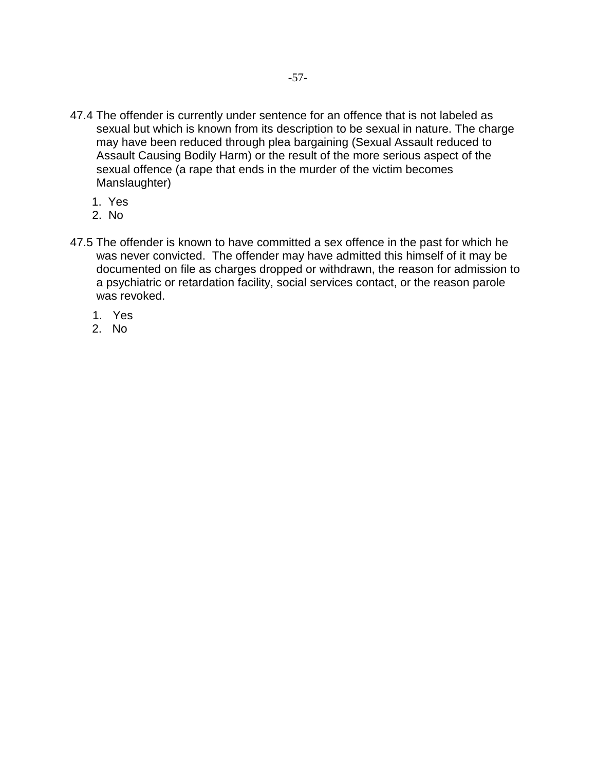47.4 The offender is currently under sentence for an offence that is not labeled as sexual but which is known from its description to be sexual in nature. The charge may have been reduced through plea bargaining (Sexual Assault reduced to Assault Causing Bodily Harm) or the result of the more serious aspect of the sexual offence (a rape that ends in the murder of the victim becomes Manslaughter)

1. Yes
2. No

47.5 The offender is known to have committed a sex offence in the past for which he was never convicted. The offender may have admitted this himself of it may be documented on file as charges dropped or withdrawn, the reason for admission to a psychiatric or retardation facility, social services contact, or the reason parole was revoked.

1. Yes
2. No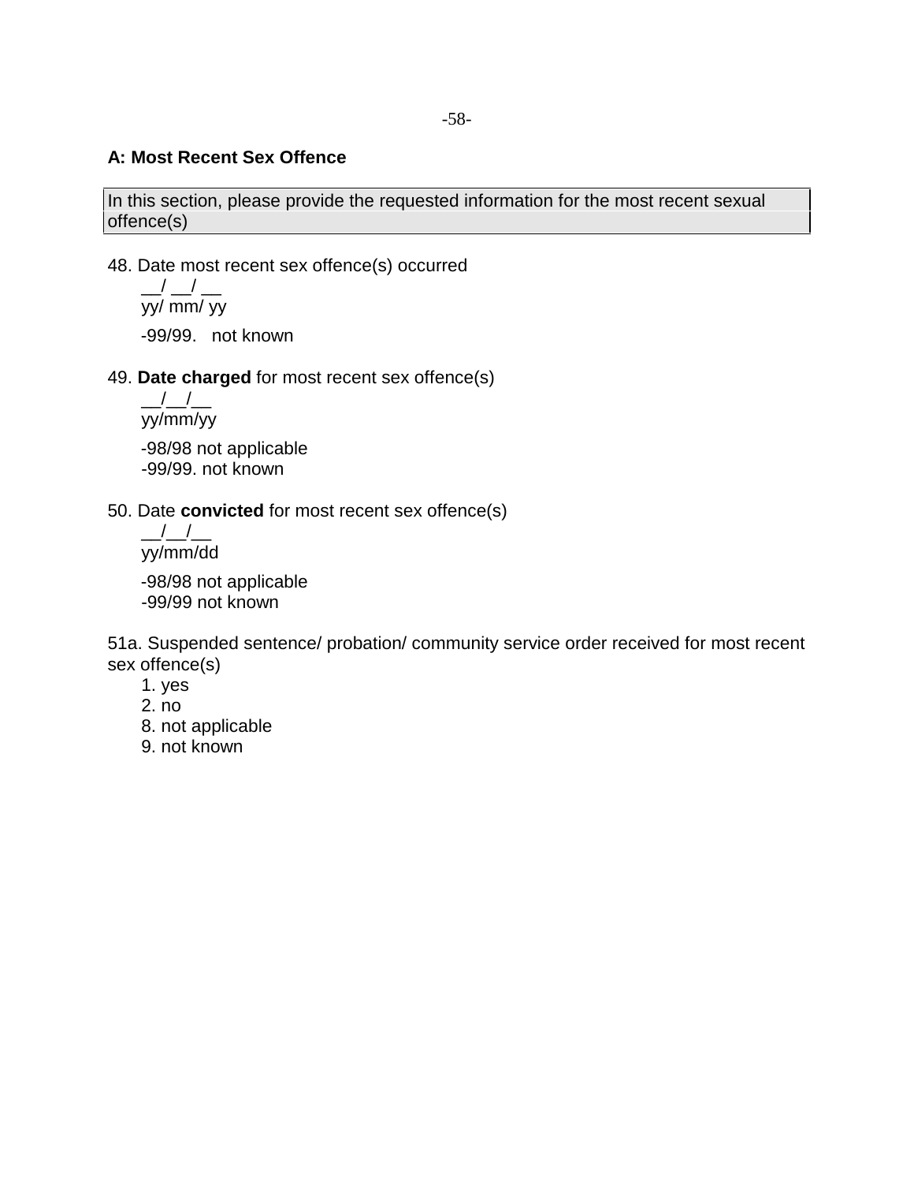### A: Most Recent Sex Offence

| In this section, please provide the requested information for the most recent sexual offence(s) |
|---|

48. Date most recent sex offence(s) occurred

    __/ __/ __
    yy/ mm/ yy

    -99/99. not known

49. **Date charged** for most recent sex offence(s)

    __/__/__
    yy/mm/yy

    -98/98 not applicable
    -99/99. not known

50. Date **convicted** for most recent sex offence(s)

    __/__/__
    yy/mm/dd

    -98/98 not applicable
    -99/99 not known

51a. Suspended sentence/ probation/ community service order received for most recent sex offence(s)

    1. yes
    2. no
    8. not applicable
    9. not known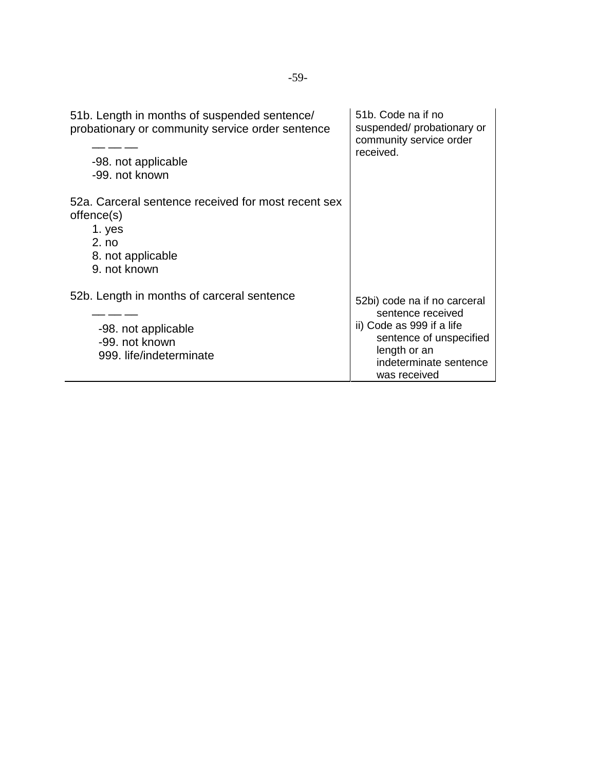| | |
|---|---|
| 51b. Length in months of suspended sentence/ probationary or community service order sentence<br>__ __ __<br>-98. not applicable<br>-99. not known | 51b. Code na if no suspended/ probationary or community service order received. |
| 52a. Carceral sentence received for most recent sex offence(s)<br>1. yes<br>2. no<br>8. not applicable<br>9. not known | |
| 52b. Length in months of carceral sentence<br>__ __ __<br>-98. not applicable<br>-99. not known<br>999. life/indeterminate | 52bi) code na if no carceral sentence received<br>ii) Code as 999 if a life sentence of unspecified length or an indeterminate sentence was received |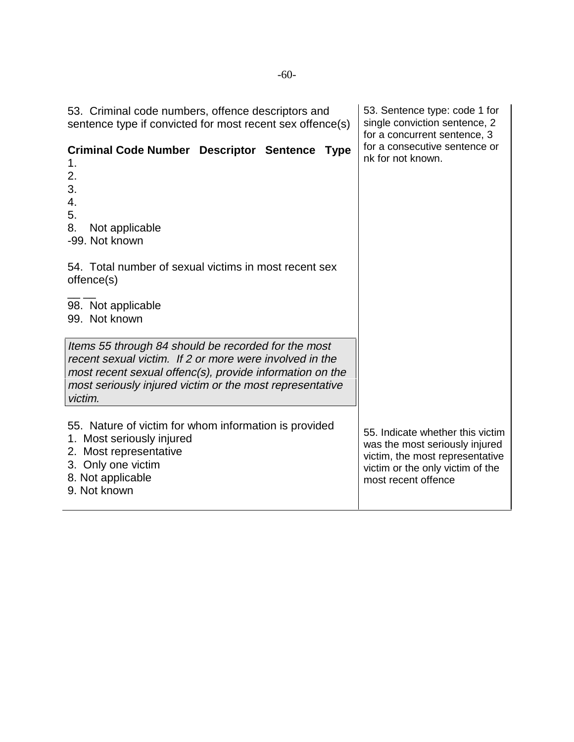| | |
|---|---|
| 53. Criminal code numbers, offence descriptors and sentence type if convicted for most recent sex offence(s)<br><br>**Criminal Code Number Descriptor Sentence Type**<br>1.<br>2.<br>3.<br>4.<br>5.<br>8. Not applicable<br>-99. Not known | 53. Sentence type: code 1 for single conviction sentence, 2 for a concurrent sentence, 3 for a consecutive sentence or nk for not known. |
| 54. Total number of sexual victims in most recent sex offence(s)<br><br>__ __<br>98. Not applicable<br>99. Not known | |
| *Items 55 through 84 should be recorded for the most recent sexual victim. If 2 or more were involved in the most recent sexual offenc(s), provide information on the most seriously injured victim or the most representative victim.* | |
| 55. Nature of victim for whom information is provided<br>1. Most seriously injured<br>2. Most representative<br>3. Only one victim<br>8. Not applicable<br>9. Not known | 55. Indicate whether this victim was the most seriously injured victim, the most representative victim or the only victim of the most recent offence |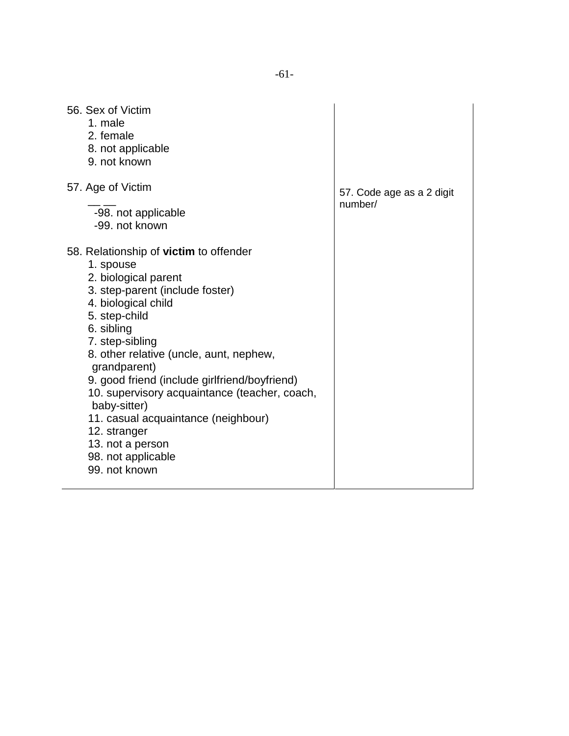| | |
|---|---|
| 56. Sex of Victim<br>1. male<br>2. female<br>8. not applicable<br>9. not known<br><br>57. Age of Victim<br>__ __<br>-98. not applicable<br>-99. not known<br><br>58. Relationship of **victim** to offender<br>1. spouse<br>2. biological parent<br>3. step-parent (include foster)<br>4. biological child<br>5. step-child<br>6. sibling<br>7. step-sibling<br>8. other relative (uncle, aunt, nephew, grandparent)<br>9. good friend (include girlfriend/boyfriend)<br>10. supervisory acquaintance (teacher, coach, baby-sitter)<br>11. casual acquaintance (neighbour)<br>12. stranger<br>13. not a person<br>98. not applicable<br>99. not known | 57. Code age as a 2 digit number/ |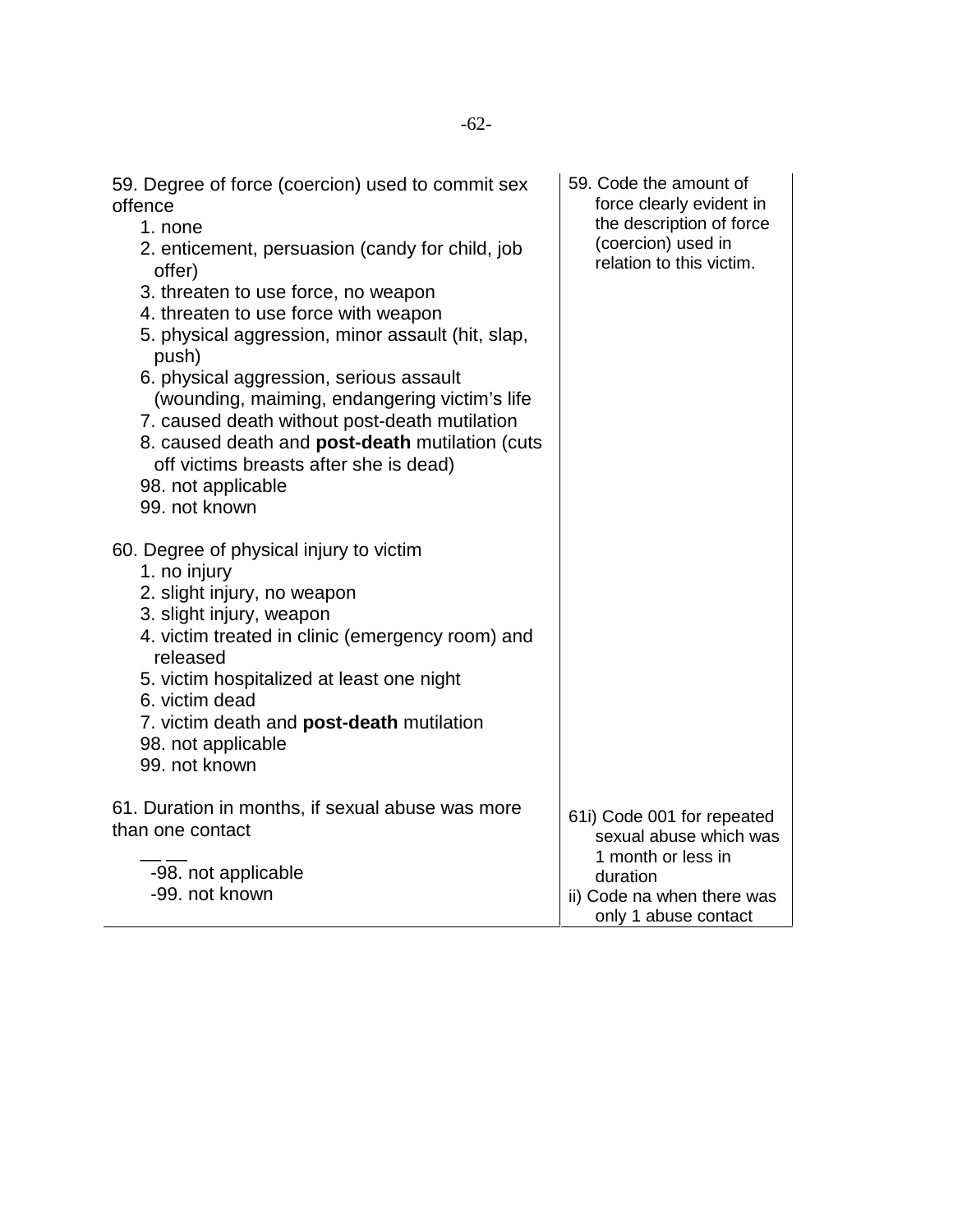| | |
|---|---|
| 59. Degree of force (coercion) used to commit sex offence<br>1. none<br>2. enticement, persuasion (candy for child, job offer)<br>3. threaten to use force, no weapon<br>4. threaten to use force with weapon<br>5. physical aggression, minor assault (hit, slap, push)<br>6. physical aggression, serious assault (wounding, maiming, endangering victim's life<br>7. caused death without post-death mutilation<br>8. caused death and **post-death** mutilation (cuts off victims breasts after she is dead)<br>98. not applicable<br>99. not known | 59. Code the amount of force clearly evident in the description of force (coercion) used in relation to this victim. |
| 60. Degree of physical injury to victim<br>1. no injury<br>2. slight injury, no weapon<br>3. slight injury, weapon<br>4. victim treated in clinic (emergency room) and released<br>5. victim hospitalized at least one night<br>6. victim dead<br>7. victim death and **post-death** mutilation<br>98. not applicable<br>99. not known | |
| 61. Duration in months, if sexual abuse was more than one contact<br>__ __<br>-98. not applicable<br>-99. not known | 61i) Code 001 for repeated sexual abuse which was 1 month or less in duration<br>ii) Code na when there was only 1 abuse contact |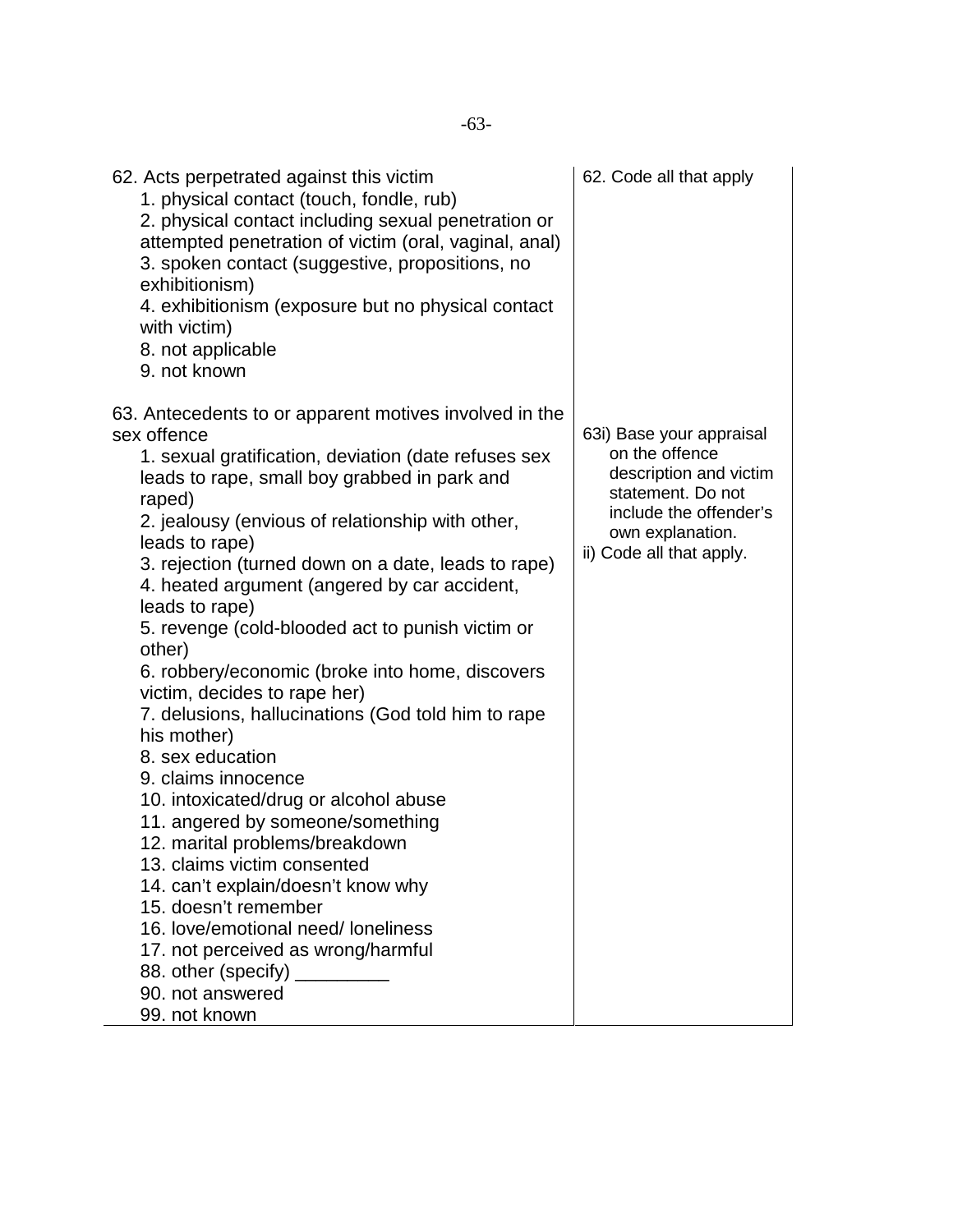| | |
|---|---|
| 62. Acts perpetrated against this victim<br>1. physical contact (touch, fondle, rub)<br>2. physical contact including sexual penetration or attempted penetration of victim (oral, vaginal, anal)<br>3. spoken contact (suggestive, propositions, no exhibitionism)<br>4. exhibitionism (exposure but no physical contact with victim)<br>8. not applicable<br>9. not known | 62. Code all that apply |
| 63. Antecedents to or apparent motives involved in the sex offence<br>1. sexual gratification, deviation (date refuses sex leads to rape, small boy grabbed in park and raped)<br>2. jealousy (envious of relationship with other, leads to rape)<br>3. rejection (turned down on a date, leads to rape)<br>4. heated argument (angered by car accident, leads to rape)<br>5. revenge (cold-blooded act to punish victim or other)<br>6. robbery/economic (broke into home, discovers victim, decides to rape her)<br>7. delusions, hallucinations (God told him to rape his mother)<br>8. sex education<br>9. claims innocence<br>10. intoxicated/drug or alcohol abuse<br>11. angered by someone/something<br>12. marital problems/breakdown<br>13. claims victim consented<br>14. can't explain/doesn't know why<br>15. doesn't remember<br>16. love/emotional need/ loneliness<br>17. not perceived as wrong/harmful<br>88. other (specify) _________<br>90. not answered<br>99. not known | 63i) Base your appraisal on the offence description and victim statement. Do not include the offender's own explanation.<br>ii) Code all that apply. |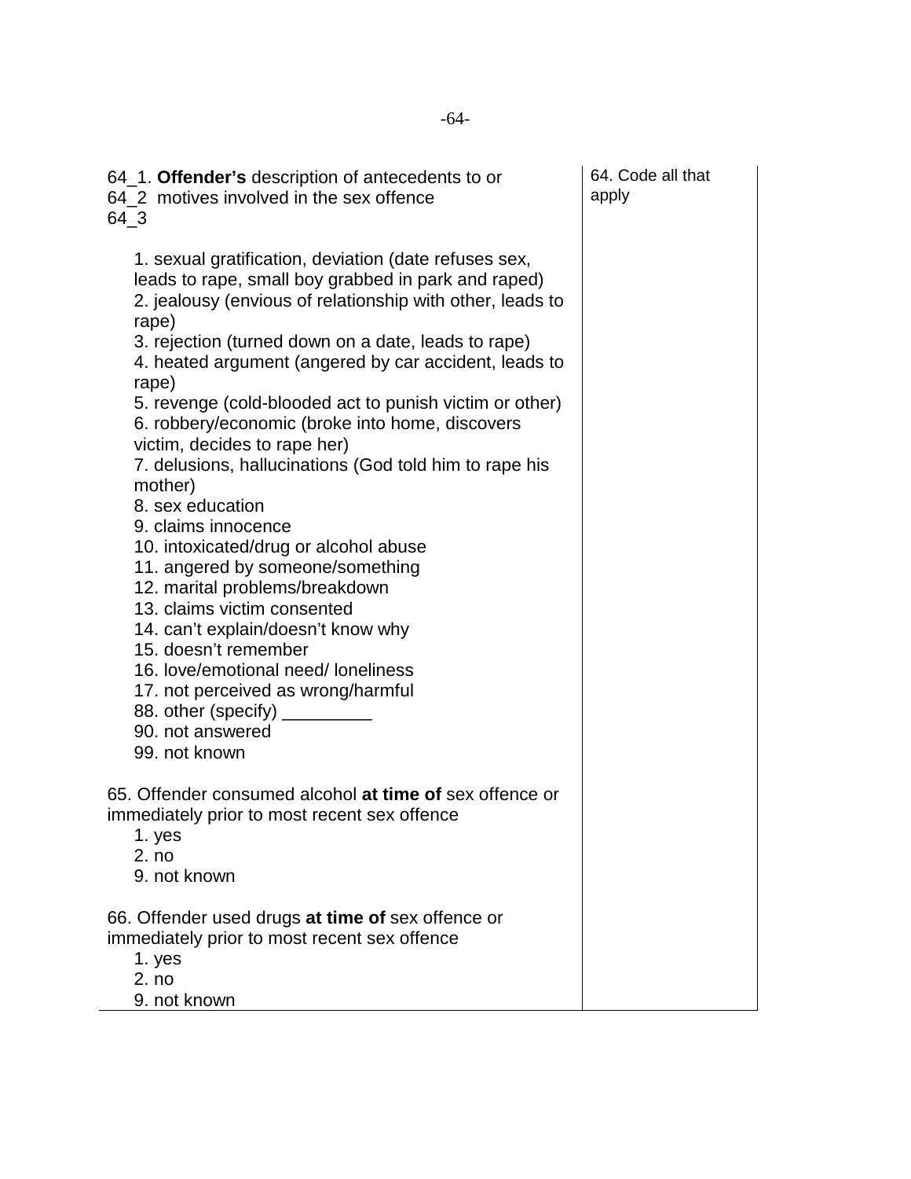| | |
|---|---|
| 64_1. **Offender's** description of antecedents to or<br>64_2 motives involved in the sex offence<br>64_3<br><br>1. sexual gratification, deviation (date refuses sex, leads to rape, small boy grabbed in park and raped)<br>2. jealousy (envious of relationship with other, leads to rape)<br>3. rejection (turned down on a date, leads to rape)<br>4. heated argument (angered by car accident, leads to rape)<br>5. revenge (cold-blooded act to punish victim or other)<br>6. robbery/economic (broke into home, discovers victim, decides to rape her)<br>7. delusions, hallucinations (God told him to rape his mother)<br>8. sex education<br>9. claims innocence<br>10. intoxicated/drug or alcohol abuse<br>11. angered by someone/something<br>12. marital problems/breakdown<br>13. claims victim consented<br>14. can't explain/doesn't know why<br>15. doesn't remember<br>16. love/emotional need/ loneliness<br>17. not perceived as wrong/harmful<br>88. other (specify) _________<br>90. not answered<br>99. not known | 64. Code all that apply |
| 65. Offender consumed alcohol **at time of** sex offence or immediately prior to most recent sex offence<br>1. yes<br>2. no<br>9. not known | |
| 66. Offender used drugs **at time of** sex offence or immediately prior to most recent sex offence<br>1. yes<br>2. no<br>9. not known | |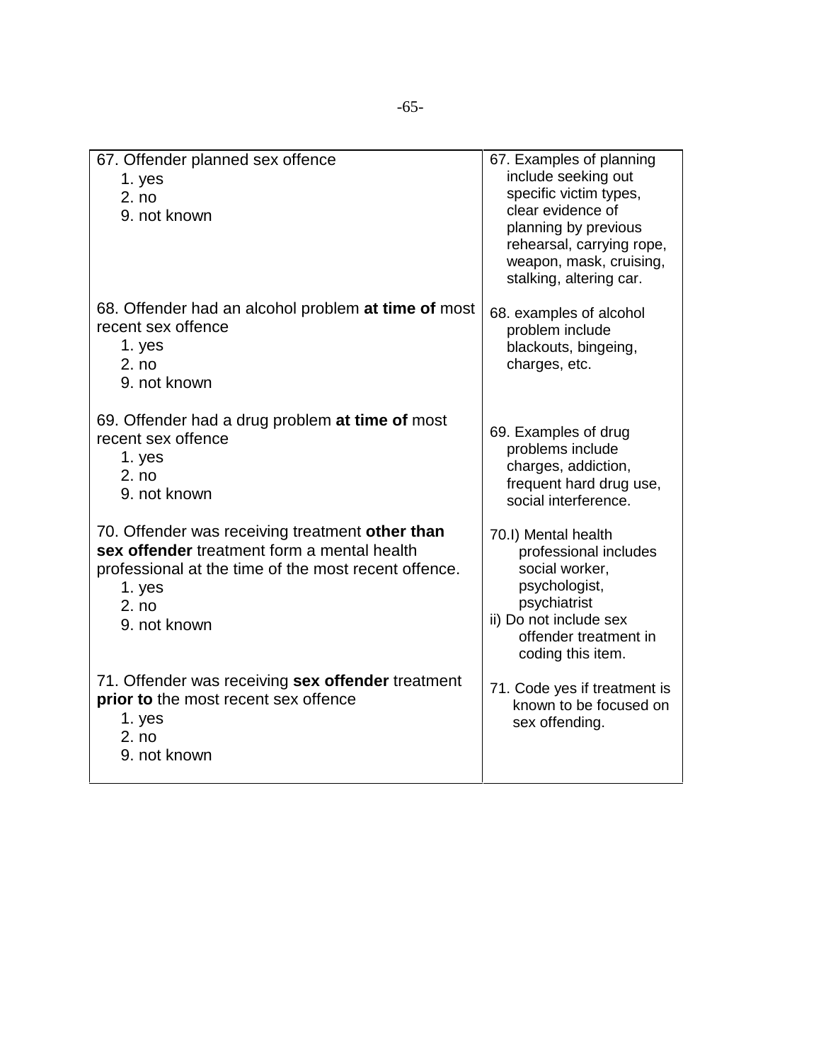| | |
|---|---|
| 67. Offender planned sex offence<br>1. yes<br>2. no<br>9. not known | 67. Examples of planning include seeking out specific victim types, clear evidence of planning by previous rehearsal, carrying rope, weapon, mask, cruising, stalking, altering car. |
| 68. Offender had an alcohol problem **at time of** most recent sex offence<br>1. yes<br>2. no<br>9. not known | 68. examples of alcohol problem include blackouts, bingeing, charges, etc. |
| 69. Offender had a drug problem **at time of** most recent sex offence<br>1. yes<br>2. no<br>9. not known | 69. Examples of drug problems include charges, addiction, frequent hard drug use, social interference. |
| 70. Offender was receiving treatment **other than sex offender** treatment form a mental health professional at the time of the most recent offence.<br>1. yes<br>2. no<br>9. not known | 70.I) Mental health professional includes social worker, psychologist, psychiatrist<br>ii) Do not include sex offender treatment in coding this item. |
| 71. Offender was receiving **sex offender** treatment **prior to** the most recent sex offence<br>1. yes<br>2. no<br>9. not known | 71. Code yes if treatment is known to be focused on sex offending. |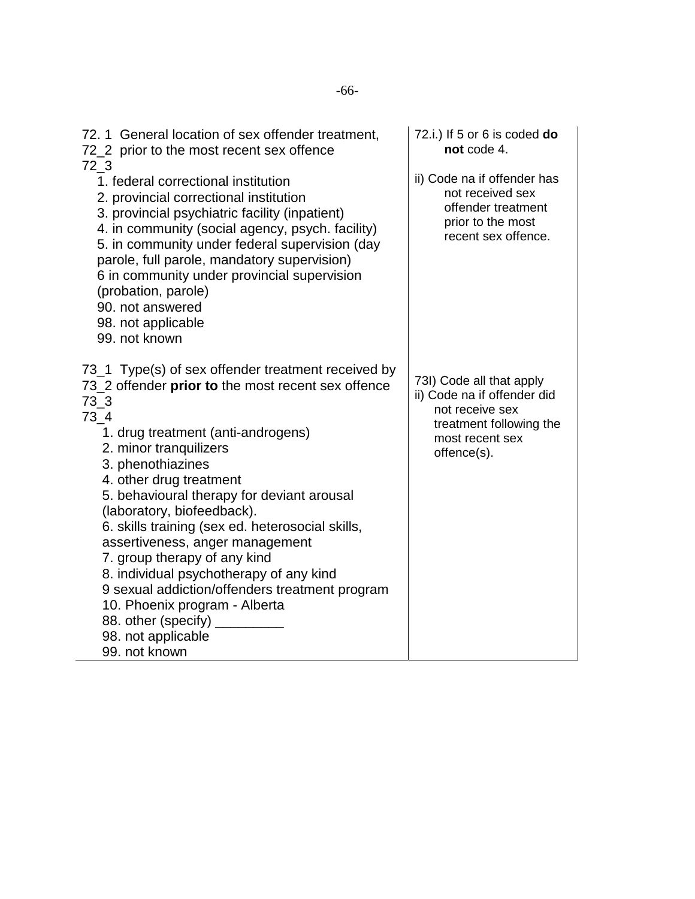| | |
|---|---|
| 72. 1 General location of sex offender treatment,<br>72_2 prior to the most recent sex offence<br>72_3<br>1. federal correctional institution<br>2. provincial correctional institution<br>3. provincial psychiatric facility (inpatient)<br>4. in community (social agency, psych. facility)<br>5. in community under federal supervision (day parole, full parole, mandatory supervision)<br>6 in community under provincial supervision (probation, parole)<br>90. not answered<br>98. not applicable<br>99. not known | 72.i.) If 5 or 6 is coded **do not** code 4.<br><br>ii) Code na if offender has not received sex offender treatment prior to the most recent sex offence. |
| 73_1 Type(s) of sex offender treatment received by<br>73_2 offender **prior to** the most recent sex offence<br>73_3<br>73_4<br>1. drug treatment (anti-androgens)<br>2. minor tranquilizers<br>3. phenothiazines<br>4. other drug treatment<br>5. behavioural therapy for deviant arousal (laboratory, biofeedback).<br>6. skills training (sex ed. heterosocial skills, assertiveness, anger management<br>7. group therapy of any kind<br>8. individual psychotherapy of any kind<br>9 sexual addiction/offenders treatment program<br>10. Phoenix program - Alberta<br>88. other (specify) _________<br>98. not applicable<br>99. not known | 73I) Code all that apply<br>ii) Code na if offender did not receive sex treatment following the most recent sex offence(s). |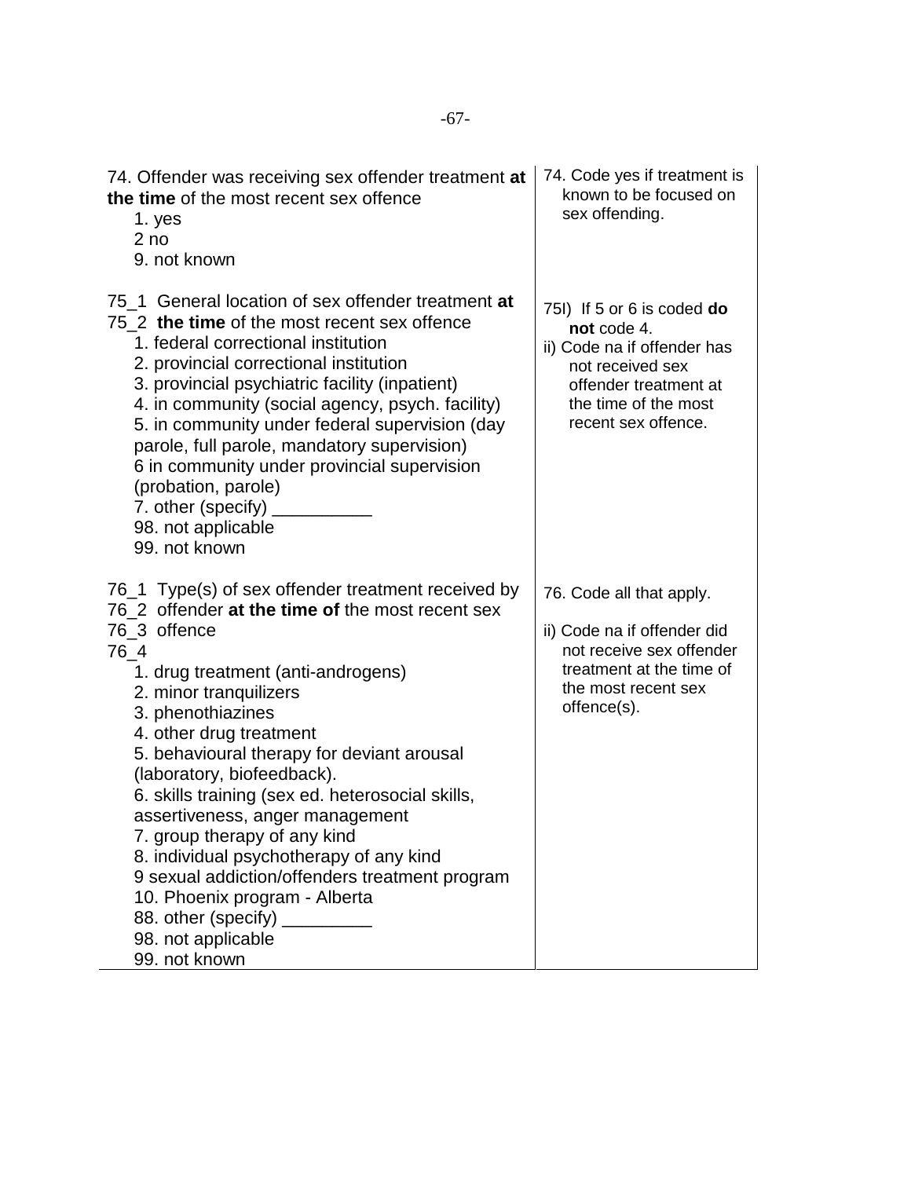| | |
|---|---|
| 74. Offender was receiving sex offender treatment **at the time** of the most recent sex offence<br>1. yes<br>2 no<br>9. not known | 74. Code yes if treatment is known to be focused on sex offending. |
| 75_1 General location of sex offender treatment **at**<br>75_2 **the time** of the most recent sex offence<br>1. federal correctional institution<br>2. provincial correctional institution<br>3. provincial psychiatric facility (inpatient)<br>4. in community (social agency, psych. facility)<br>5. in community under federal supervision (day parole, full parole, mandatory supervision)<br>6 in community under provincial supervision (probation, parole)<br>7. other (specify) __________<br>98. not applicable<br>99. not known | 75I) If 5 or 6 is coded **do not** code 4.<br>ii) Code na if offender has not received sex offender treatment at the time of the most recent sex offence. |
| 76_1 Type(s) of sex offender treatment received by<br>76_2 offender **at the time of** the most recent sex<br>76_3 offence<br>76_4<br>1. drug treatment (anti-androgens)<br>2. minor tranquilizers<br>3. phenothiazines<br>4. other drug treatment<br>5. behavioural therapy for deviant arousal (laboratory, biofeedback).<br>6. skills training (sex ed. heterosocial skills, assertiveness, anger management<br>7. group therapy of any kind<br>8. individual psychotherapy of any kind<br>9 sexual addiction/offenders treatment program<br>10. Phoenix program - Alberta<br>88. other (specify) _________<br>98. not applicable<br>99. not known | 76. Code all that apply.<br><br>ii) Code na if offender did not receive sex offender treatment at the time of the most recent sex offence(s). |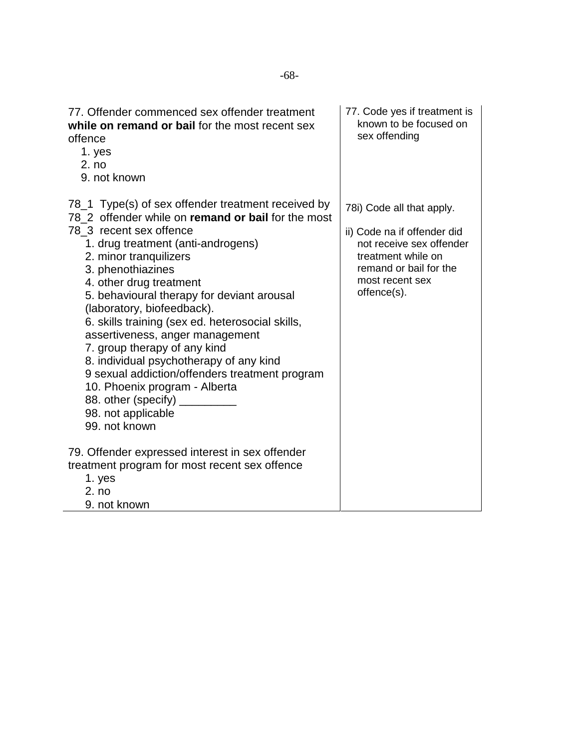| | |
|---|---|
| 77. Offender commenced sex offender treatment **while on remand or bail** for the most recent sex offence<br>1. yes<br>2. no<br>9. not known | 77. Code yes if treatment is known to be focused on sex offending |
| 78_1 Type(s) of sex offender treatment received by<br>78_2 offender while on **remand or bail** for the most<br>78_3 recent sex offence<br>1. drug treatment (anti-androgens)<br>2. minor tranquilizers<br>3. phenothiazines<br>4. other drug treatment<br>5. behavioural therapy for deviant arousal (laboratory, biofeedback).<br>6. skills training (sex ed. heterosocial skills, assertiveness, anger management<br>7. group therapy of any kind<br>8. individual psychotherapy of any kind<br>9 sexual addiction/offenders treatment program<br>10. Phoenix program - Alberta<br>88. other (specify) _________<br>98. not applicable<br>99. not known | 78i) Code all that apply.<br><br>ii) Code na if offender did not receive sex offender treatment while on remand or bail for the most recent sex offence(s). |
| 79. Offender expressed interest in sex offender treatment program for most recent sex offence<br>1. yes<br>2. no<br>9. not known | |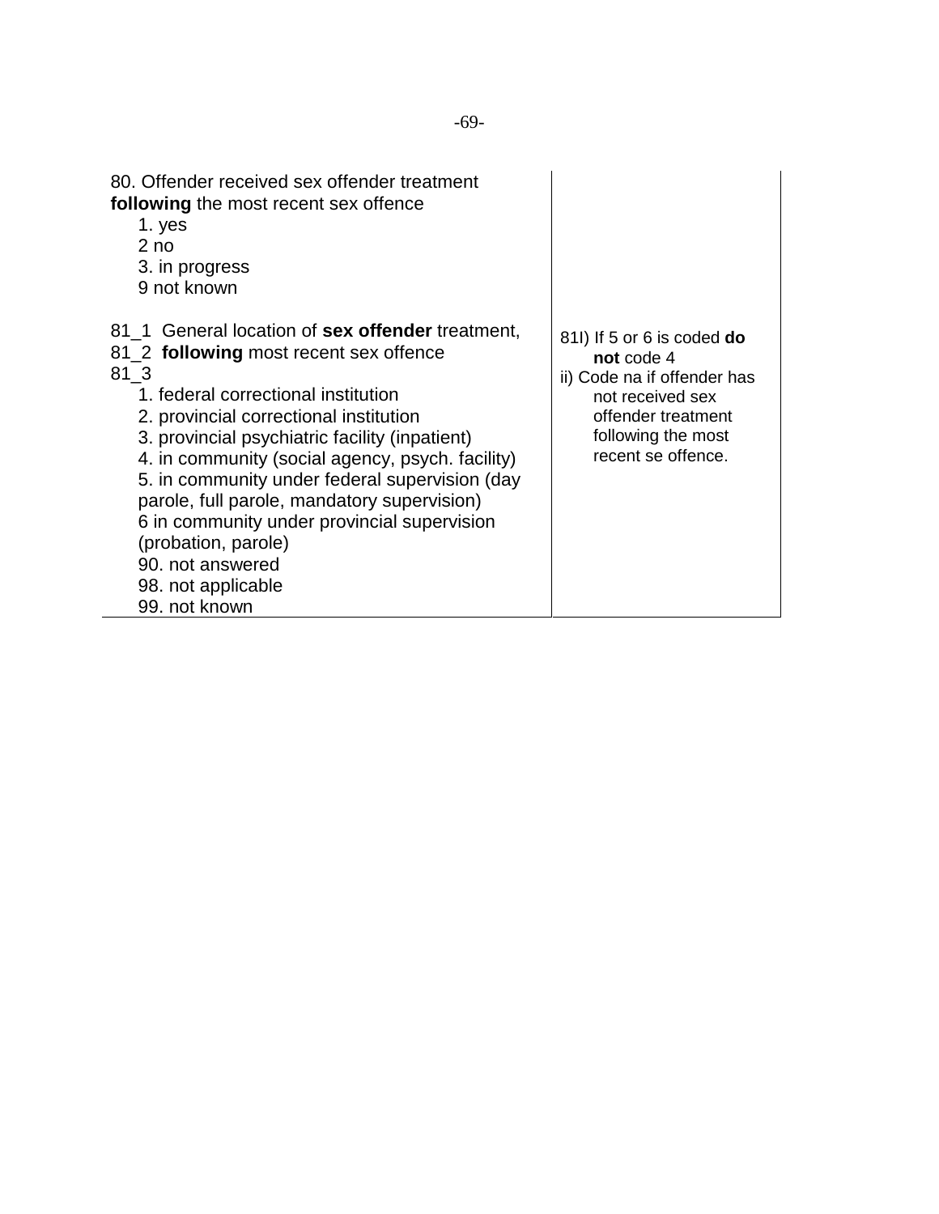| | |
|---|---|
| 80. Offender received sex offender treatment **following** the most recent sex offence<br>1. yes<br>2 no<br>3. in progress<br>9 not known | |
| 81_1 General location of **sex offender** treatment,<br>81_2 **following** most recent sex offence<br>81_3<br>1. federal correctional institution<br>2. provincial correctional institution<br>3. provincial psychiatric facility (inpatient)<br>4. in community (social agency, psych. facility)<br>5. in community under federal supervision (day parole, full parole, mandatory supervision)<br>6 in community under provincial supervision (probation, parole)<br>90. not answered<br>98. not applicable<br>99. not known | 81I) If 5 or 6 is coded **do not** code 4<br>ii) Code na if offender has not received sex offender treatment following the most recent se offence. |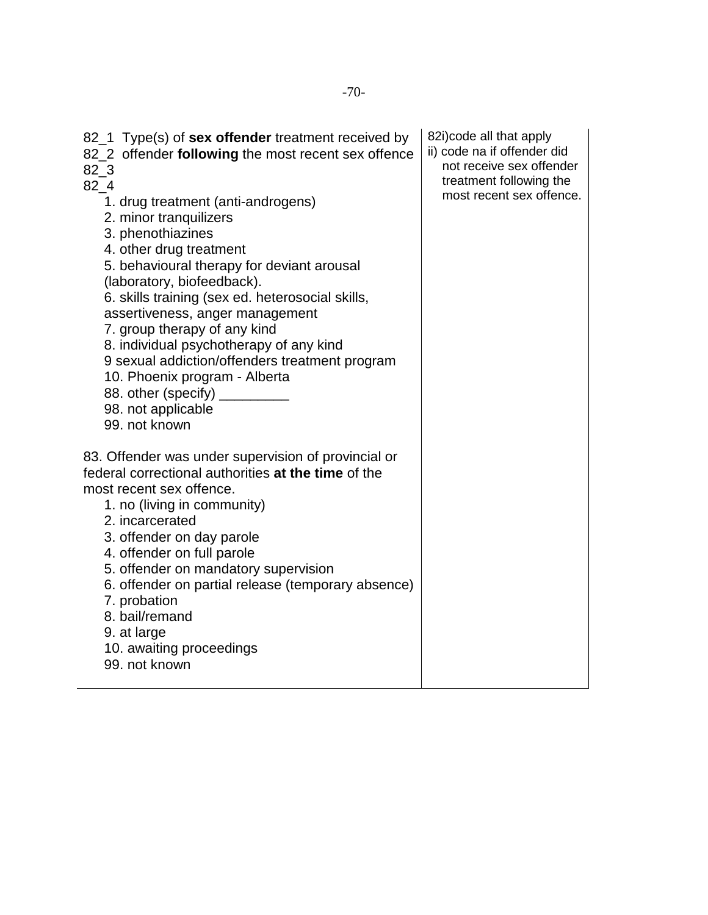| | |
|---|---|
| 82_1 Type(s) of **sex offender** treatment received by<br>82_2 offender **following** the most recent sex offence<br>82_3<br>82_4<br>1. drug treatment (anti-androgens)<br>2. minor tranquilizers<br>3. phenothiazines<br>4. other drug treatment<br>5. behavioural therapy for deviant arousal (laboratory, biofeedback).<br>6. skills training (sex ed. heterosocial skills, assertiveness, anger management<br>7. group therapy of any kind<br>8. individual psychotherapy of any kind<br>9 sexual addiction/offenders treatment program<br>10. Phoenix program - Alberta<br>88. other (specify) _________<br>98. not applicable<br>99. not known | 82i)code all that apply<br>ii) code na if offender did not receive sex offender treatment following the most recent sex offence. |
| 83. Offender was under supervision of provincial or federal correctional authorities **at the time** of the most recent sex offence.<br>1. no (living in community)<br>2. incarcerated<br>3. offender on day parole<br>4. offender on full parole<br>5. offender on mandatory supervision<br>6. offender on partial release (temporary absence)<br>7. probation<br>8. bail/remand<br>9. at large<br>10. awaiting proceedings<br>99. not known | |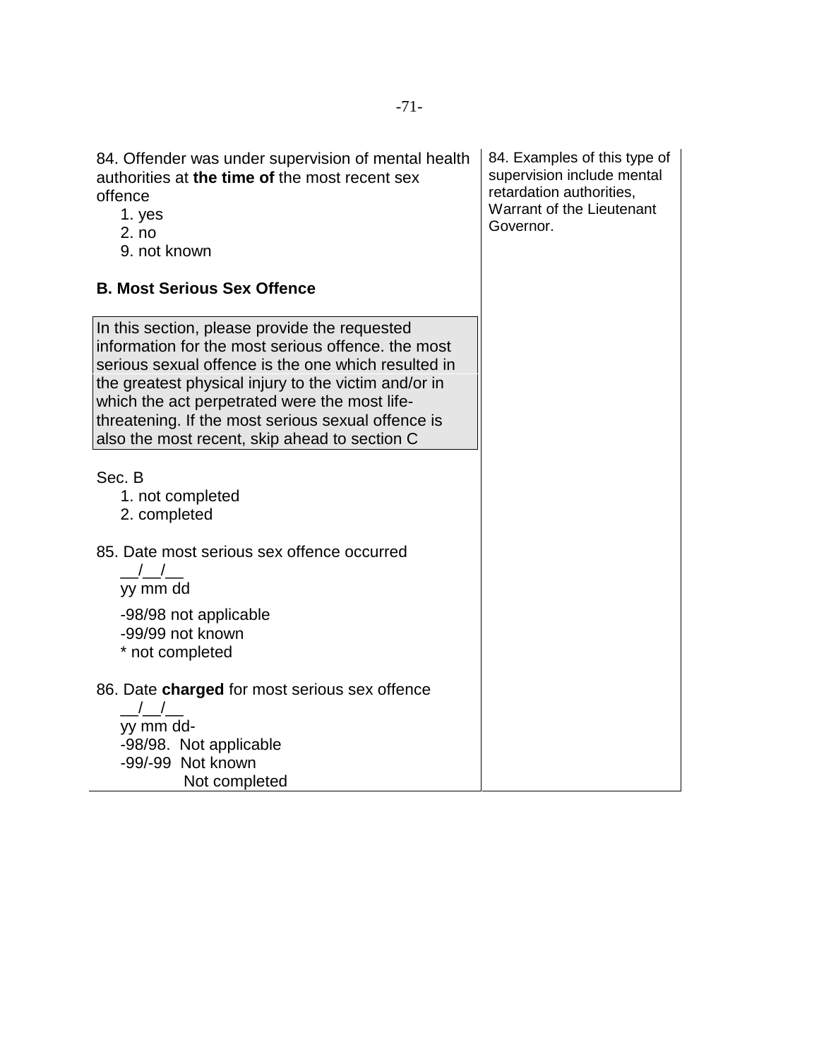84. Offender was under supervision of mental health authorities at **the time of** the most recent sex offence

1. yes
2. no
9. not known

> 84. Examples of this type of supervision include mental retardation authorities, Warrant of the Lieutenant Governor.

**B. Most Serious Sex Offence**

> In this section, please provide the requested information for the most serious offence. the most serious sexual offence is the one which resulted in the greatest physical injury to the victim and/or in which the act perpetrated were the most life-threatening. If the most serious sexual offence is also the most recent, skip ahead to section C

Sec. B

1. not completed
2. completed

85. Date most serious sex offence occurred

__/__/__
yy mm dd

-98/98 not applicable
-99/99 not known
* not completed

86. Date **charged** for most serious sex offence

__/__/__
yy mm dd-
-98/98. Not applicable
-99/-99 Not known
Not completed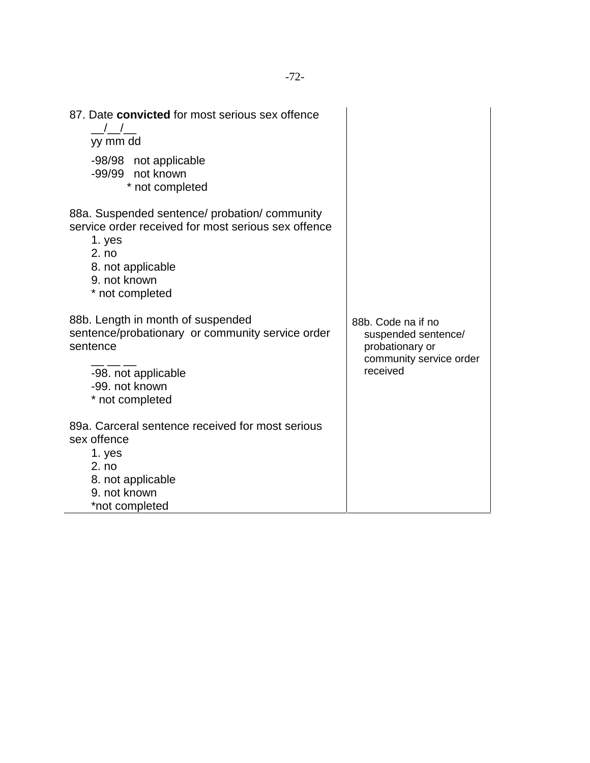| | |
|---|---|
| 87. Date **convicted** for most serious sex offence<br>\_\_/\_\_/\_\_<br>yy mm dd<br>-98/98 not applicable<br>-99/99 not known<br>* not completed | |
| 88a. Suspended sentence/ probation/ community service order received for most serious sex offence<br>1. yes<br>2. no<br>8. not applicable<br>9. not known<br>* not completed | |
| 88b. Length in month of suspended sentence/probationary or community service order sentence<br>\_\_ \_\_ \_\_<br>-98. not applicable<br>-99. not known<br>* not completed | 88b. Code na if no suspended sentence/ probationary or community service order received |
| 89a. Carceral sentence received for most serious sex offence<br>1. yes<br>2. no<br>8. not applicable<br>9. not known<br>*not completed | |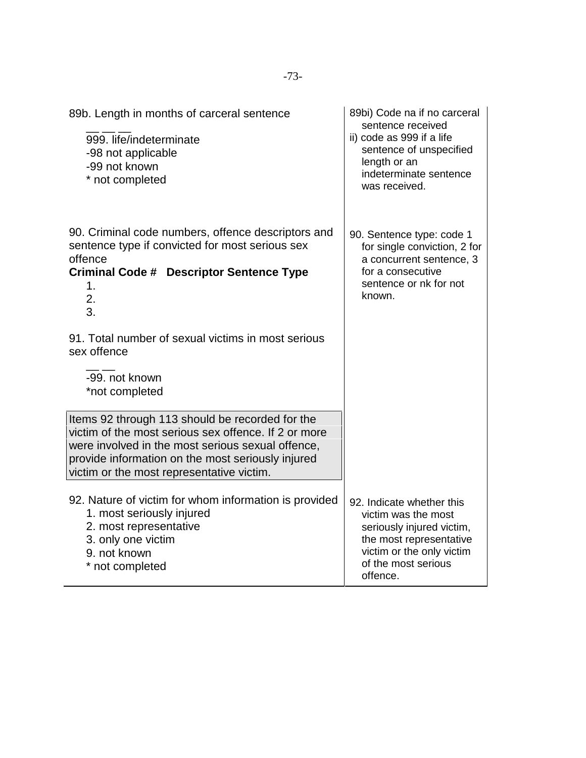| | |
|---|---|
| 89b. Length in months of carceral sentence<br>__ __ __<br>999. life/indeterminate<br>-98 not applicable<br>-99 not known<br>* not completed | 89bi) Code na if no carceral sentence received<br>ii) code as 999 if a life sentence of unspecified length or an indeterminate sentence was received. |
| 90. Criminal code numbers, offence descriptors and sentence type if convicted for most serious sex offence<br>**Criminal Code # Descriptor Sentence Type**<br>1.<br>2.<br>3. | 90. Sentence type: code 1 for single conviction, 2 for a concurrent sentence, 3 for a consecutive sentence or nk for not known. |
| 91. Total number of sexual victims in most serious sex offence<br>__ __<br>-99. not known<br>*not completed | |
| Items 92 through 113 should be recorded for the victim of the most serious sex offence. If 2 or more were involved in the most serious sexual offence, provide information on the most seriously injured victim or the most representative victim. | |
| 92. Nature of victim for whom information is provided<br>1. most seriously injured<br>2. most representative<br>3. only one victim<br>9. not known<br>* not completed | 92. Indicate whether this victim was the most seriously injured victim, the most representative victim or the only victim of the most serious offence. |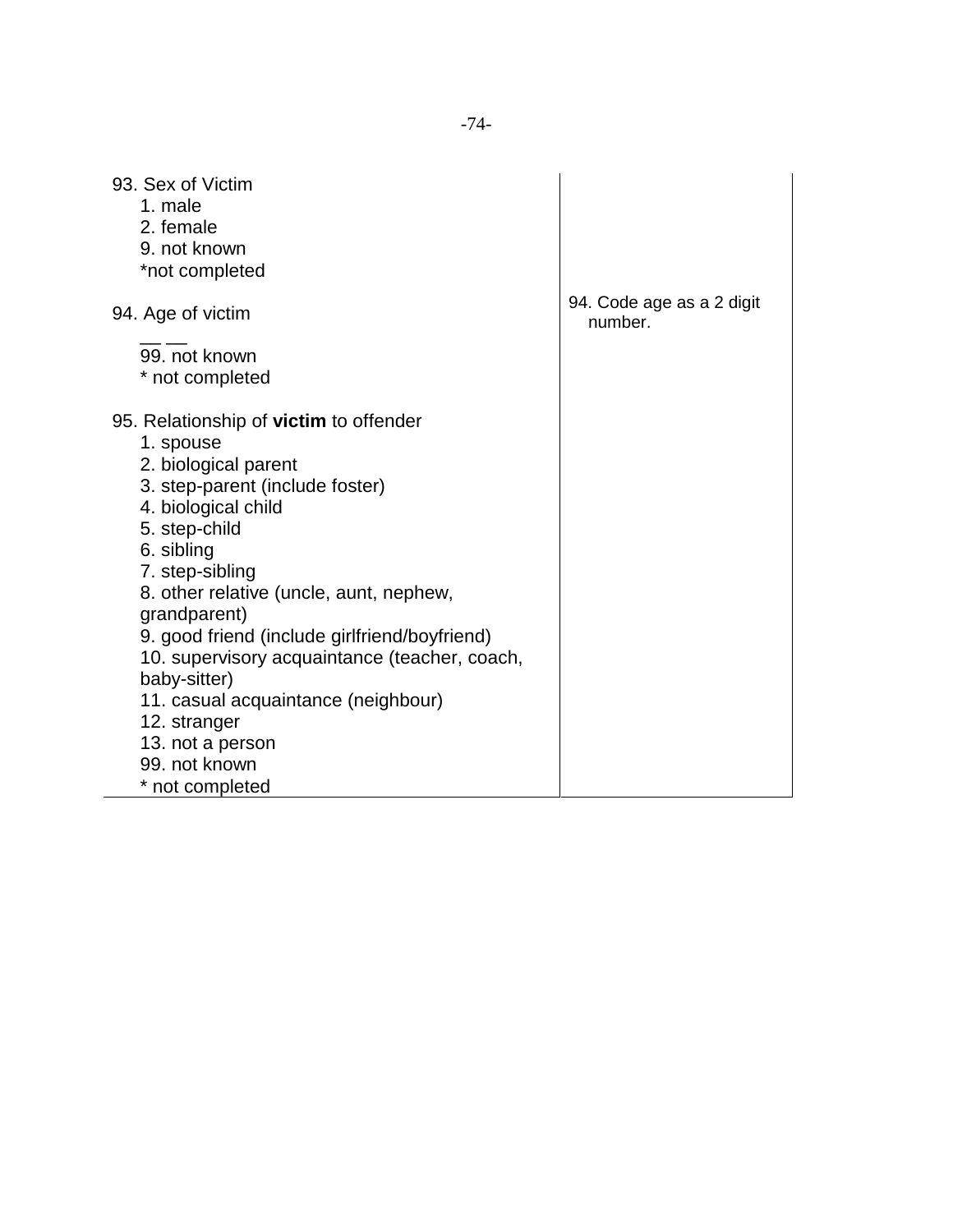| | |
|---|---|
| 93. Sex of Victim<br>1. male<br>2. female<br>9. not known<br>*not completed | |
| 94. Age of victim<br>__ __<br>99. not known<br>* not completed | 94. Code age as a 2 digit number. |
| 95. Relationship of **victim** to offender<br>1. spouse<br>2. biological parent<br>3. step-parent (include foster)<br>4. biological child<br>5. step-child<br>6. sibling<br>7. step-sibling<br>8. other relative (uncle, aunt, nephew, grandparent)<br>9. good friend (include girlfriend/boyfriend)<br>10. supervisory acquaintance (teacher, coach, baby-sitter)<br>11. casual acquaintance (neighbour)<br>12. stranger<br>13. not a person<br>99. not known<br>* not completed | |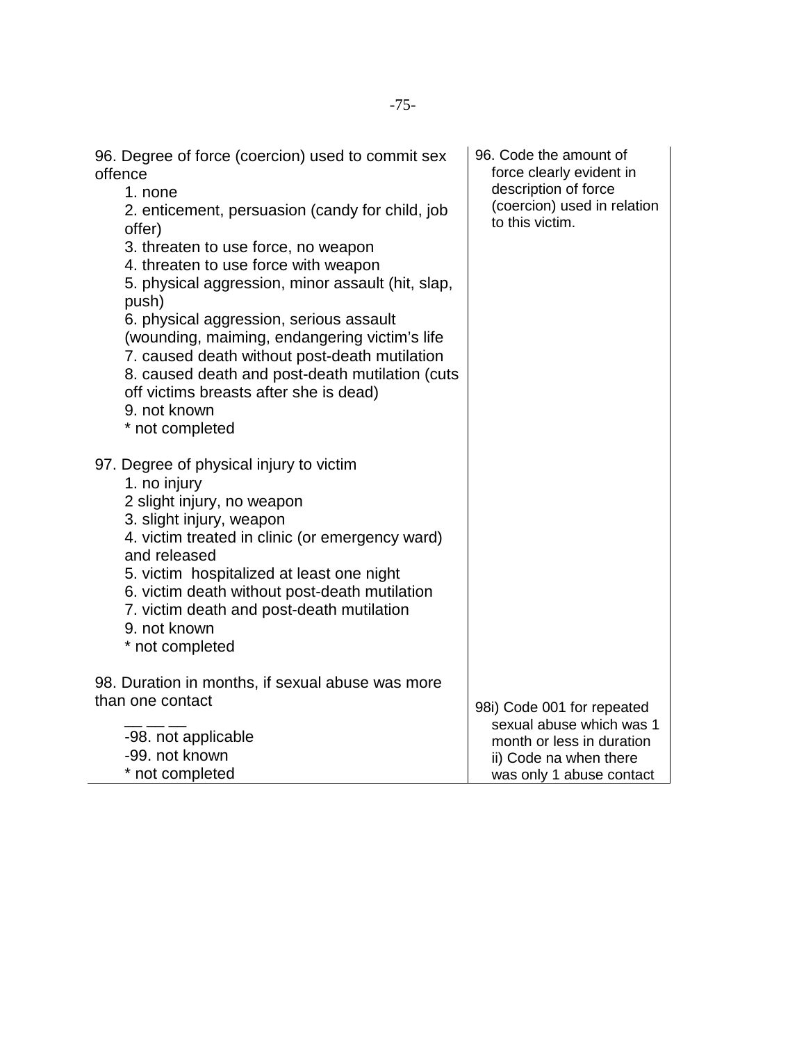| | |
|---|---|
| 96. Degree of force (coercion) used to commit sex offence<br>1. none<br>2. enticement, persuasion (candy for child, job offer)<br>3. threaten to use force, no weapon<br>4. threaten to use force with weapon<br>5. physical aggression, minor assault (hit, slap, push)<br>6. physical aggression, serious assault (wounding, maiming, endangering victim's life<br>7. caused death without post-death mutilation<br>8. caused death and post-death mutilation (cuts off victims breasts after she is dead)<br>9. not known<br>* not completed | 96. Code the amount of force clearly evident in description of force (coercion) used in relation to this victim. |
| 97. Degree of physical injury to victim<br>1. no injury<br>2 slight injury, no weapon<br>3. slight injury, weapon<br>4. victim treated in clinic (or emergency ward) and released<br>5. victim hospitalized at least one night<br>6. victim death without post-death mutilation<br>7. victim death and post-death mutilation<br>9. not known<br>* not completed | |
| 98. Duration in months, if sexual abuse was more than one contact<br>__ __ __<br>-98. not applicable<br>-99. not known<br>* not completed | 98i) Code 001 for repeated sexual abuse which was 1 month or less in duration<br>ii) Code na when there was only 1 abuse contact |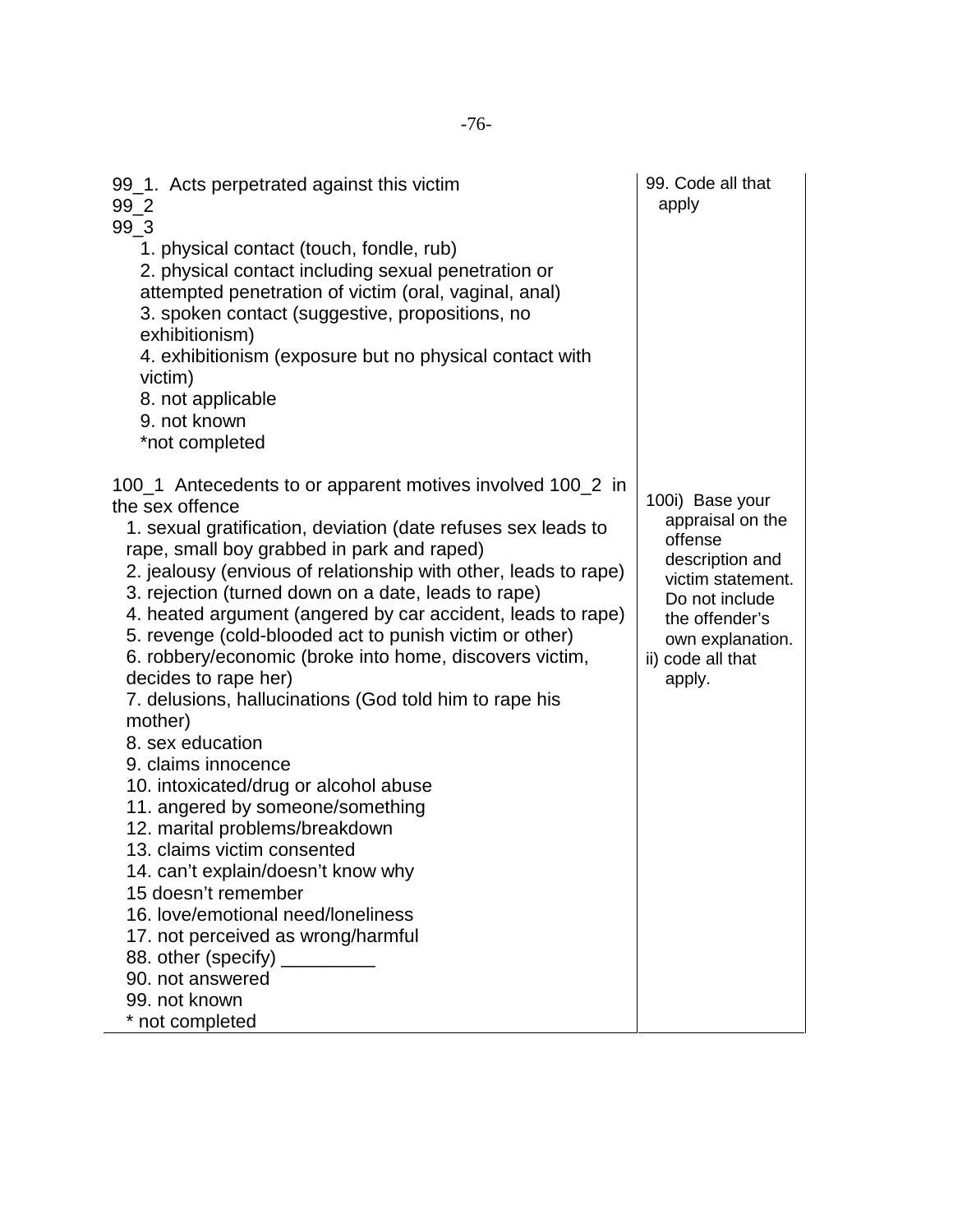| | |
|---|---|
| 99_1. Acts perpetrated against this victim<br>99_2<br>99_3<br>1. physical contact (touch, fondle, rub)<br>2. physical contact including sexual penetration or attempted penetration of victim (oral, vaginal, anal)<br>3. spoken contact (suggestive, propositions, no exhibitionism)<br>4. exhibitionism (exposure but no physical contact with victim)<br>8. not applicable<br>9. not known<br>*not completed | 99. Code all that apply |
| 100_1 Antecedents to or apparent motives involved 100_2 in the sex offence<br>1. sexual gratification, deviation (date refuses sex leads to rape, small boy grabbed in park and raped)<br>2. jealousy (envious of relationship with other, leads to rape)<br>3. rejection (turned down on a date, leads to rape)<br>4. heated argument (angered by car accident, leads to rape)<br>5. revenge (cold-blooded act to punish victim or other)<br>6. robbery/economic (broke into home, discovers victim, decides to rape her)<br>7. delusions, hallucinations (God told him to rape his mother)<br>8. sex education<br>9. claims innocence<br>10. intoxicated/drug or alcohol abuse<br>11. angered by someone/something<br>12. marital problems/breakdown<br>13. claims victim consented<br>14. can't explain/doesn't know why<br>15 doesn't remember<br>16. love/emotional need/loneliness<br>17. not perceived as wrong/harmful<br>88. other (specify) _________<br>90. not answered<br>99. not known<br>* not completed | 100i) Base your appraisal on the offense description and victim statement. Do not include the offender's own explanation.<br>ii) code all that apply. |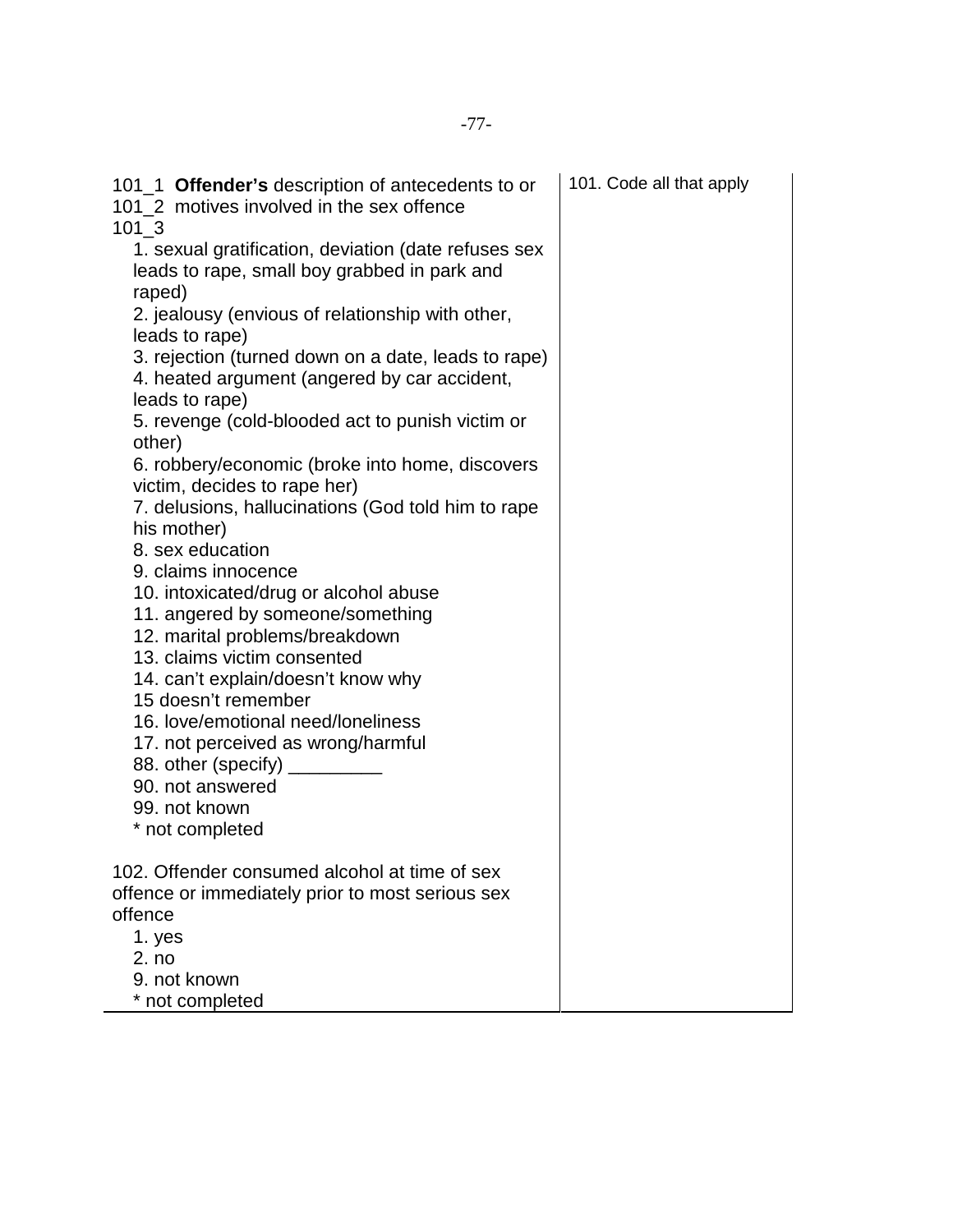| | |
|---|---|
| 101_1 **Offender's** description of antecedents to or<br>101_2 motives involved in the sex offence<br>101_3<br>1. sexual gratification, deviation (date refuses sex leads to rape, small boy grabbed in park and raped)<br>2. jealousy (envious of relationship with other, leads to rape)<br>3. rejection (turned down on a date, leads to rape)<br>4. heated argument (angered by car accident, leads to rape)<br>5. revenge (cold-blooded act to punish victim or other)<br>6. robbery/economic (broke into home, discovers victim, decides to rape her)<br>7. delusions, hallucinations (God told him to rape his mother)<br>8. sex education<br>9. claims innocence<br>10. intoxicated/drug or alcohol abuse<br>11. angered by someone/something<br>12. marital problems/breakdown<br>13. claims victim consented<br>14. can't explain/doesn't know why<br>15 doesn't remember<br>16. love/emotional need/loneliness<br>17. not perceived as wrong/harmful<br>88. other (specify) _________<br>90. not answered<br>99. not known<br>* not completed | 101. Code all that apply |
| 102. Offender consumed alcohol at time of sex offence or immediately prior to most serious sex offence<br>1. yes<br>2. no<br>9. not known<br>* not completed | |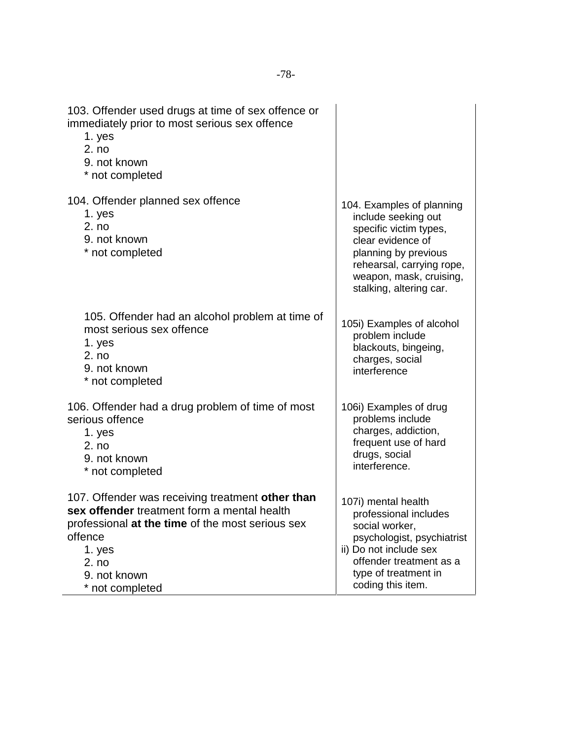| | |
|---|---|
| 103. Offender used drugs at time of sex offence or immediately prior to most serious sex offence<br>1. yes<br>2. no<br>9. not known<br>* not completed | |
| 104. Offender planned sex offence<br>1. yes<br>2. no<br>9. not known<br>* not completed | 104. Examples of planning include seeking out specific victim types, clear evidence of planning by previous rehearsal, carrying rope, weapon, mask, cruising, stalking, altering car. |
| 105. Offender had an alcohol problem at time of most serious sex offence<br>1. yes<br>2. no<br>9. not known<br>* not completed | 105i) Examples of alcohol problem include blackouts, bingeing, charges, social interference |
| 106. Offender had a drug problem of time of most serious offence<br>1. yes<br>2. no<br>9. not known<br>* not completed | 106i) Examples of drug problems include charges, addiction, frequent use of hard drugs, social interference. |
| 107. Offender was receiving treatment **other than sex offender** treatment form a mental health professional **at the time** of the most serious sex offence<br>1. yes<br>2. no<br>9. not known<br>* not completed | 107i) mental health professional includes social worker, psychologist, psychiatrist<br>ii) Do not include sex offender treatment as a type of treatment in coding this item. |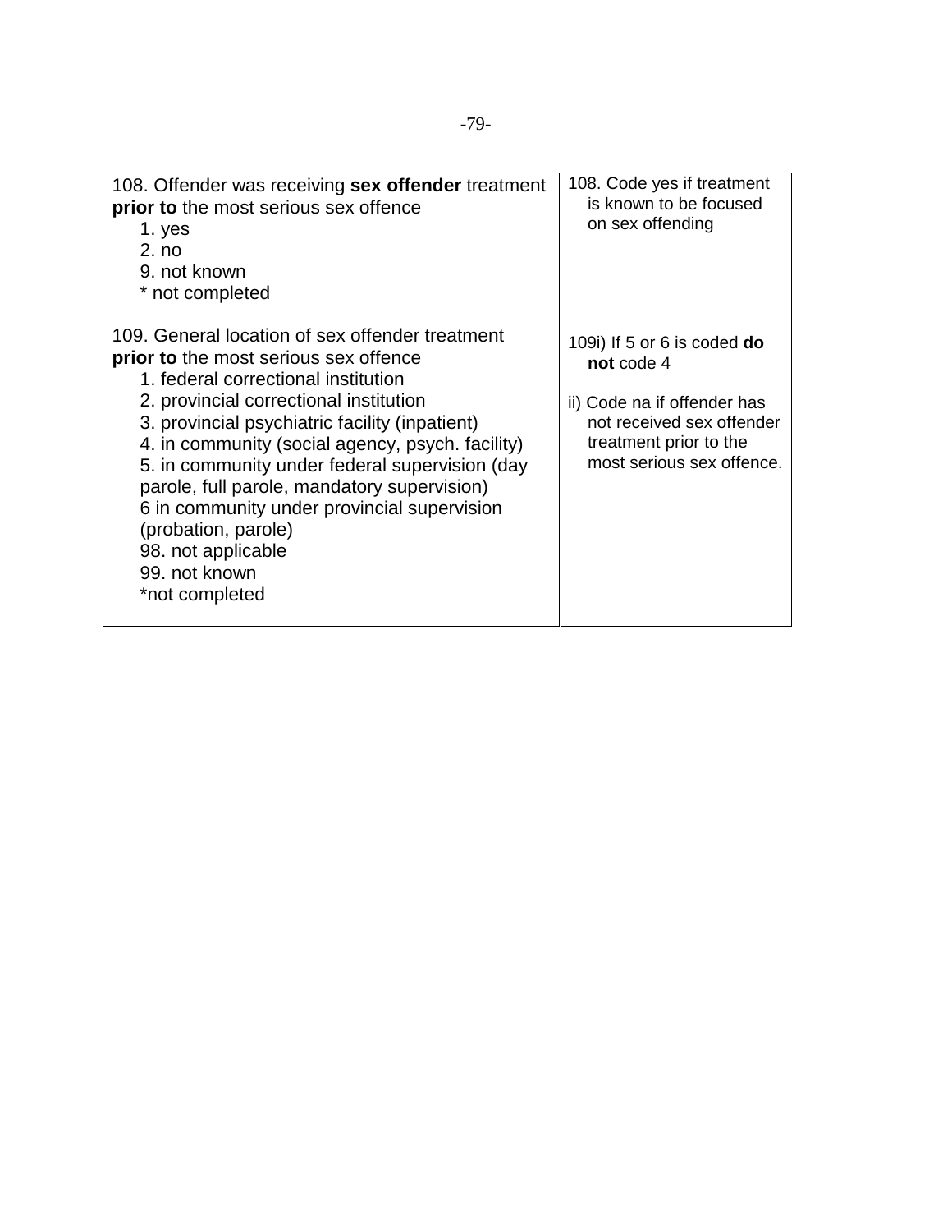| | |
|---|---|
| 108. Offender was receiving **sex offender** treatment **prior to** the most serious sex offence<br>1. yes<br>2. no<br>9. not known<br>* not completed | 108. Code yes if treatment is known to be focused on sex offending |
| 109. General location of sex offender treatment **prior to** the most serious sex offence<br>1. federal correctional institution<br>2. provincial correctional institution<br>3. provincial psychiatric facility (inpatient)<br>4. in community (social agency, psych. facility)<br>5. in community under federal supervision (day parole, full parole, mandatory supervision)<br>6 in community under provincial supervision (probation, parole)<br>98. not applicable<br>99. not known<br>*not completed | 109i) If 5 or 6 is coded **do not** code 4<br><br>ii) Code na if offender has not received sex offender treatment prior to the most serious sex offence. |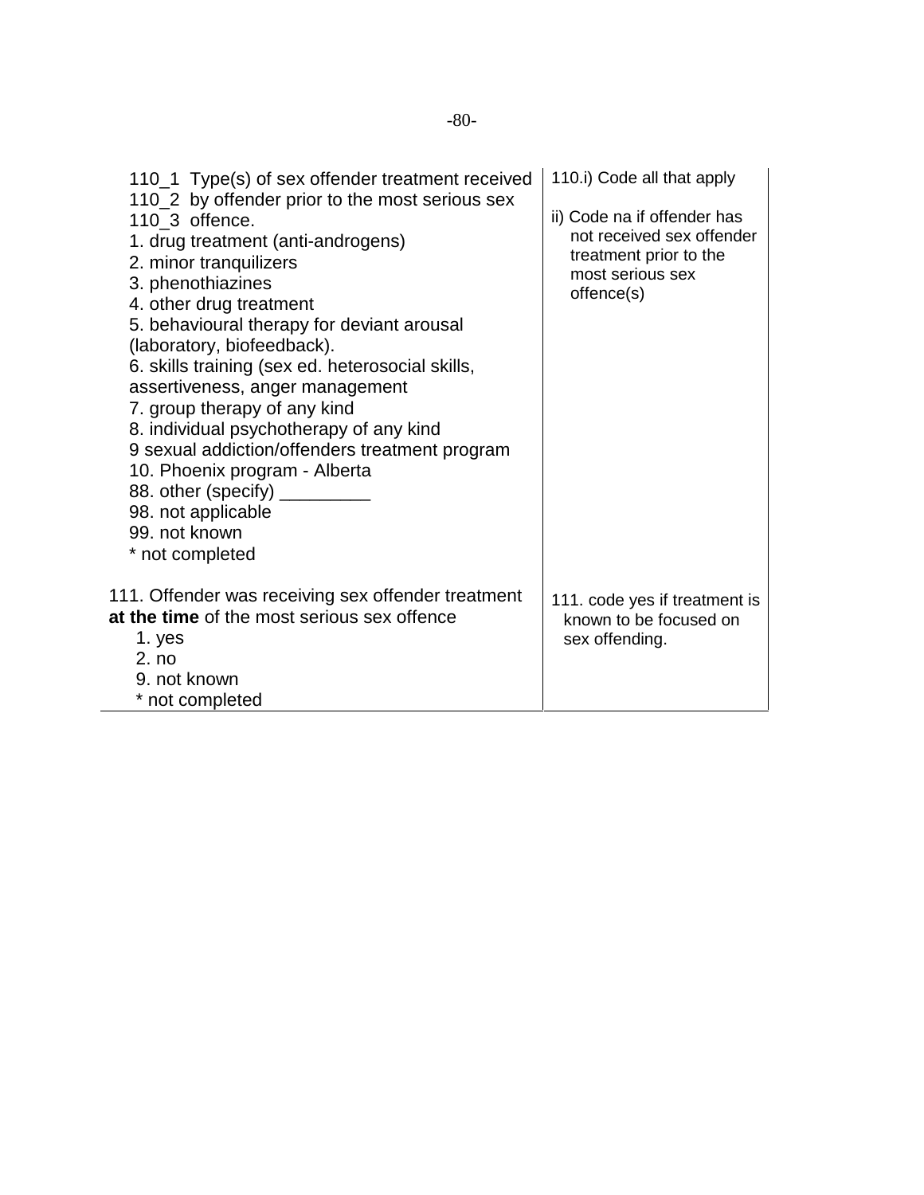| | |
|---|---|
| 110_1 Type(s) of sex offender treatment received<br>110_2 by offender prior to the most serious sex<br>110_3 offence.<br>1. drug treatment (anti-androgens)<br>2. minor tranquilizers<br>3. phenothiazines<br>4. other drug treatment<br>5. behavioural therapy for deviant arousal (laboratory, biofeedback).<br>6. skills training (sex ed. heterosocial skills, assertiveness, anger management<br>7. group therapy of any kind<br>8. individual psychotherapy of any kind<br>9 sexual addiction/offenders treatment program<br>10. Phoenix program - Alberta<br>88. other (specify) _________<br>98. not applicable<br>99. not known<br>* not completed | 110.i) Code all that apply<br><br>ii) Code na if offender has not received sex offender treatment prior to the most serious sex offence(s) |
| 111. Offender was receiving sex offender treatment **at the time** of the most serious sex offence<br>1. yes<br>2. no<br>9. not known<br>* not completed | 111. code yes if treatment is known to be focused on sex offending. |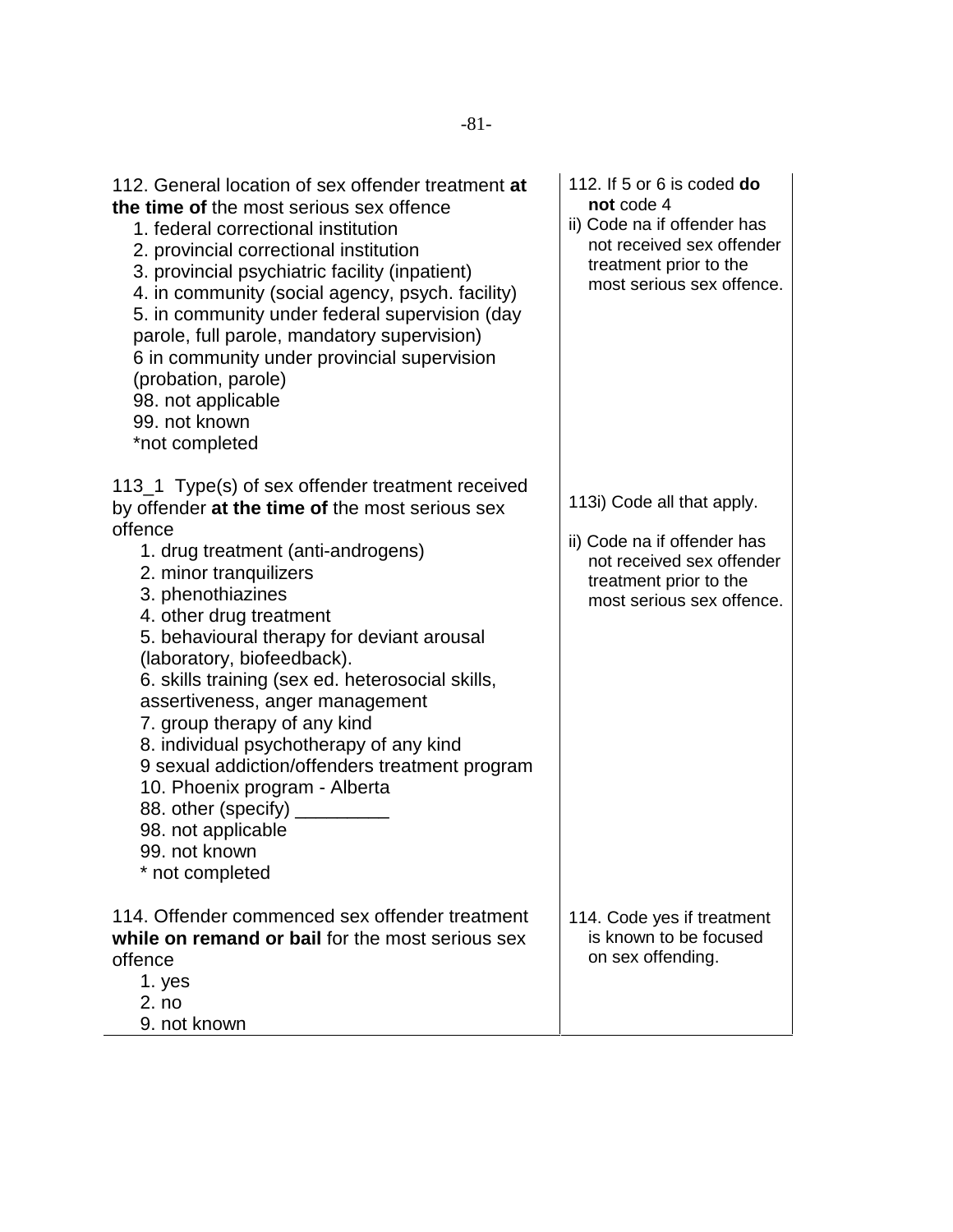| | |
|---|---|
| 112. General location of sex offender treatment **at the time of** the most serious sex offence<br>1. federal correctional institution<br>2. provincial correctional institution<br>3. provincial psychiatric facility (inpatient)<br>4. in community (social agency, psych. facility)<br>5. in community under federal supervision (day parole, full parole, mandatory supervision)<br>6 in community under provincial supervision (probation, parole)<br>98. not applicable<br>99. not known<br>*not completed | 112. If 5 or 6 is coded **do not** code 4<br>ii) Code na if offender has not received sex offender treatment prior to the most serious sex offence. |
| 113_1 Type(s) of sex offender treatment received by offender **at the time of** the most serious sex offence<br>1. drug treatment (anti-androgens)<br>2. minor tranquilizers<br>3. phenothiazines<br>4. other drug treatment<br>5. behavioural therapy for deviant arousal (laboratory, biofeedback).<br>6. skills training (sex ed. heterosocial skills, assertiveness, anger management<br>7. group therapy of any kind<br>8. individual psychotherapy of any kind<br>9 sexual addiction/offenders treatment program<br>10. Phoenix program - Alberta<br>88. other (specify) _________<br>98. not applicable<br>99. not known<br>* not completed | 113i) Code all that apply.<br><br>ii) Code na if offender has not received sex offender treatment prior to the most serious sex offence. |
| 114. Offender commenced sex offender treatment **while on remand or bail** for the most serious sex offence<br>1. yes<br>2. no<br>9. not known | 114. Code yes if treatment is known to be focused on sex offending. |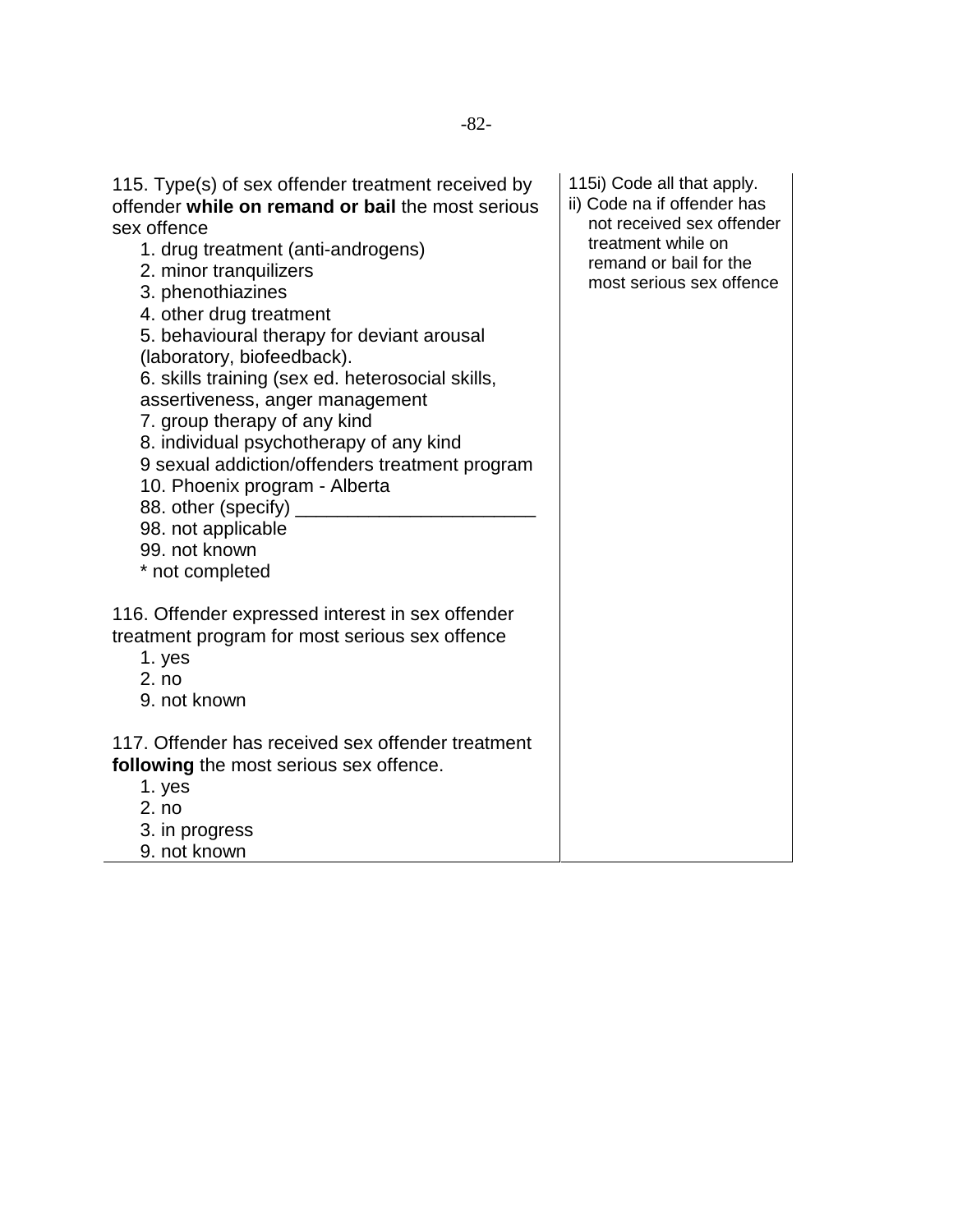| | |
|---|---|
| 115. Type(s) of sex offender treatment received by offender **while on remand or bail** the most serious sex offence<br>1. drug treatment (anti-androgens)<br>2. minor tranquilizers<br>3. phenothiazines<br>4. other drug treatment<br>5. behavioural therapy for deviant arousal (laboratory, biofeedback).<br>6. skills training (sex ed. heterosocial skills, assertiveness, anger management<br>7. group therapy of any kind<br>8. individual psychotherapy of any kind<br>9 sexual addiction/offenders treatment program<br>10. Phoenix program - Alberta<br>88. other (specify) _______________________<br>98. not applicable<br>99. not known<br>* not completed | 115i) Code all that apply.<br>ii) Code na if offender has not received sex offender treatment while on remand or bail for the most serious sex offence |
| 116. Offender expressed interest in sex offender treatment program for most serious sex offence<br>1. yes<br>2. no<br>9. not known | |
| 117. Offender has received sex offender treatment **following** the most serious sex offence.<br>1. yes<br>2. no<br>3. in progress<br>9. not known | |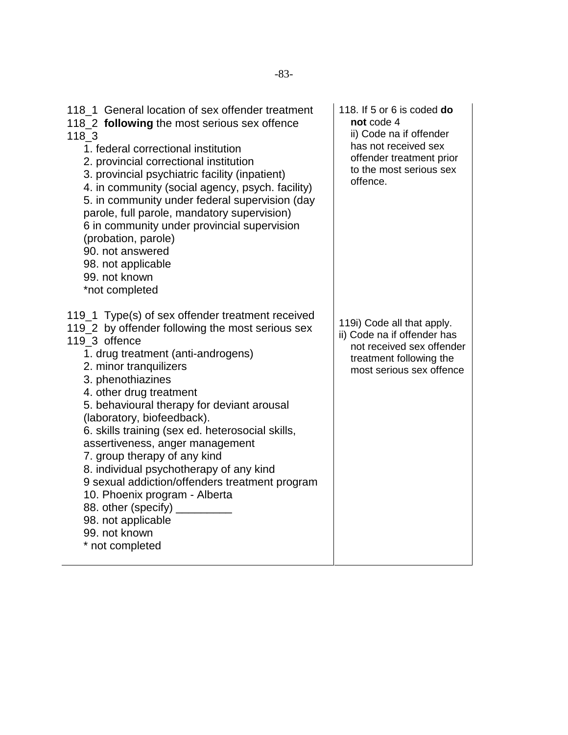| | |
|---|---|
| 118_1 General location of sex offender treatment<br>118_2 **following** the most serious sex offence<br>118_3<br>1. federal correctional institution<br>2. provincial correctional institution<br>3. provincial psychiatric facility (inpatient)<br>4. in community (social agency, psych. facility)<br>5. in community under federal supervision (day parole, full parole, mandatory supervision)<br>6 in community under provincial supervision (probation, parole)<br>90. not answered<br>98. not applicable<br>99. not known<br>*not completed | 118. If 5 or 6 is coded **do not** code 4<br>ii) Code na if offender has not received sex offender treatment prior to the most serious sex offence. |
| 119_1 Type(s) of sex offender treatment received<br>119_2 by offender following the most serious sex<br>119_3 offence<br>1. drug treatment (anti-androgens)<br>2. minor tranquilizers<br>3. phenothiazines<br>4. other drug treatment<br>5. behavioural therapy for deviant arousal (laboratory, biofeedback).<br>6. skills training (sex ed. heterosocial skills, assertiveness, anger management<br>7. group therapy of any kind<br>8. individual psychotherapy of any kind<br>9 sexual addiction/offenders treatment program<br>10. Phoenix program - Alberta<br>88. other (specify) _________<br>98. not applicable<br>99. not known<br>* not completed | 119i) Code all that apply.<br>ii) Code na if offender has not received sex offender treatment following the most serious sex offence |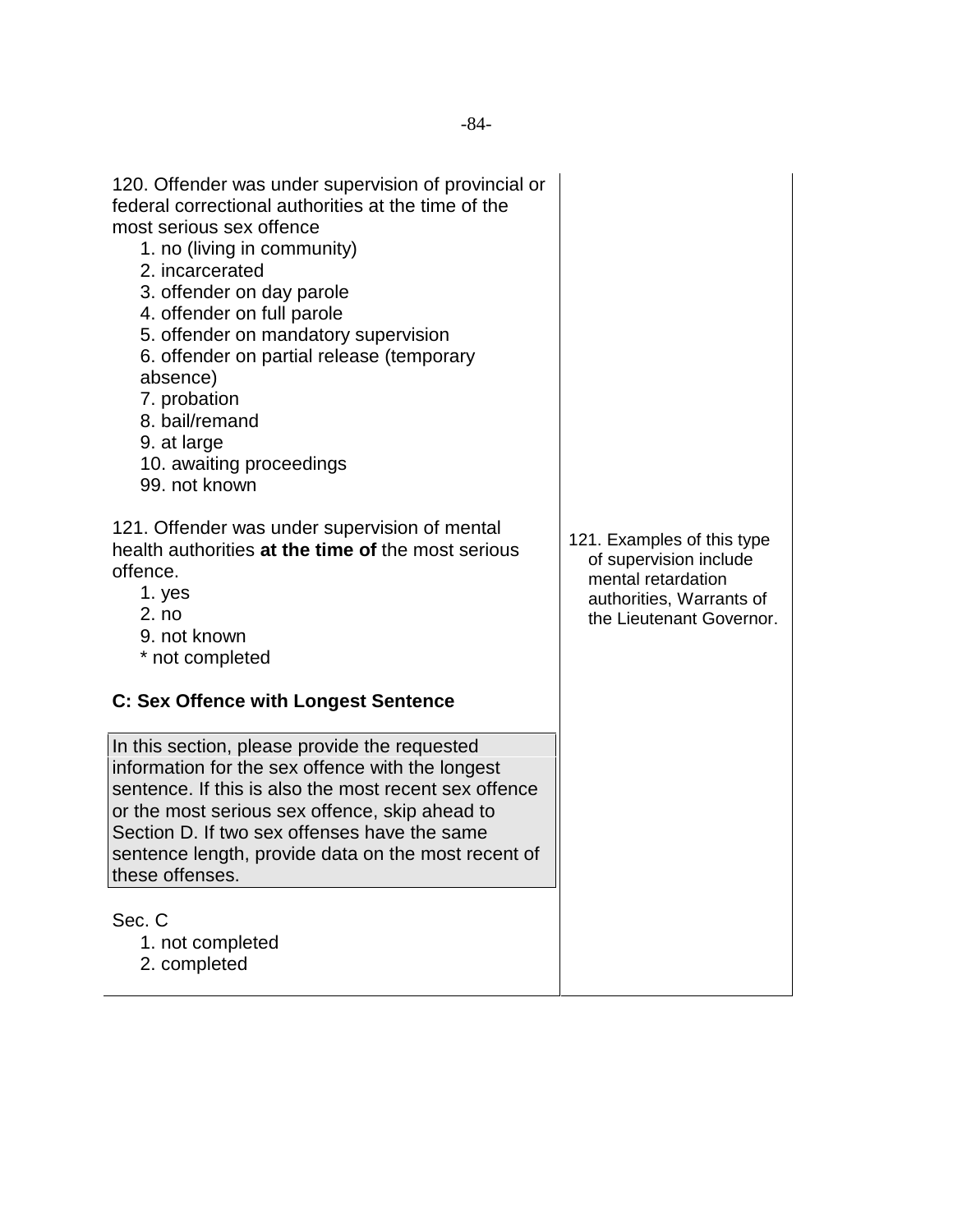120. Offender was under supervision of provincial or federal correctional authorities at the time of the most serious sex offence

1. no (living in community)
2. incarcerated
3. offender on day parole
4. offender on full parole
5. offender on mandatory supervision
6. offender on partial release (temporary absence)
7. probation
8. bail/remand
9. at large
10. awaiting proceedings

99. not known

121. Offender was under supervision of mental health authorities **at the time of** the most serious offence.

1. yes
2. no

9. not known

\* not completed

121. Examples of this type of supervision include mental retardation authorities, Warrants of the Lieutenant Governor.

**C: Sex Offence with Longest Sentence**

In this section, please provide the requested information for the sex offence with the longest sentence. If this is also the most recent sex offence or the most serious sex offence, skip ahead to Section D. If two sex offenses have the same sentence length, provide data on the most recent of these offenses.

Sec. C

1. not completed
2. completed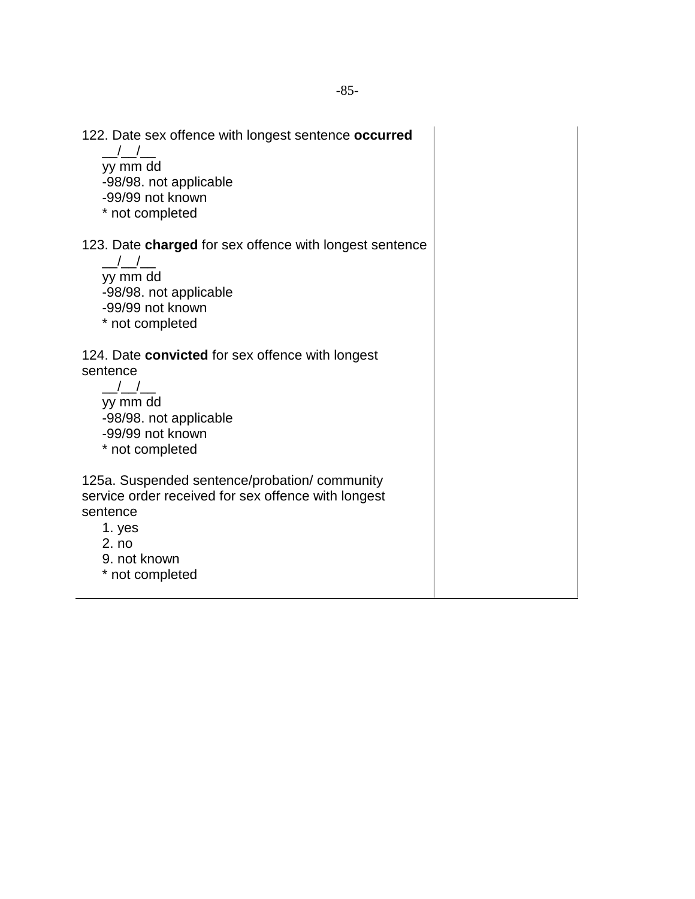122. Date sex offence with longest sentence **occurred**
   __/__/__
   yy mm dd
   -98/98. not applicable
   -99/99 not known
   * not completed

123. Date **charged** for sex offence with longest sentence
   __/__/__
   yy mm dd
   -98/98. not applicable
   -99/99 not known
   * not completed

124. Date **convicted** for sex offence with longest sentence
   __/__/__
   yy mm dd
   -98/98. not applicable
   -99/99 not known
   * not completed

125a. Suspended sentence/probation/ community service order received for sex offence with longest sentence
   1. yes
   2. no
   9. not known
   * not completed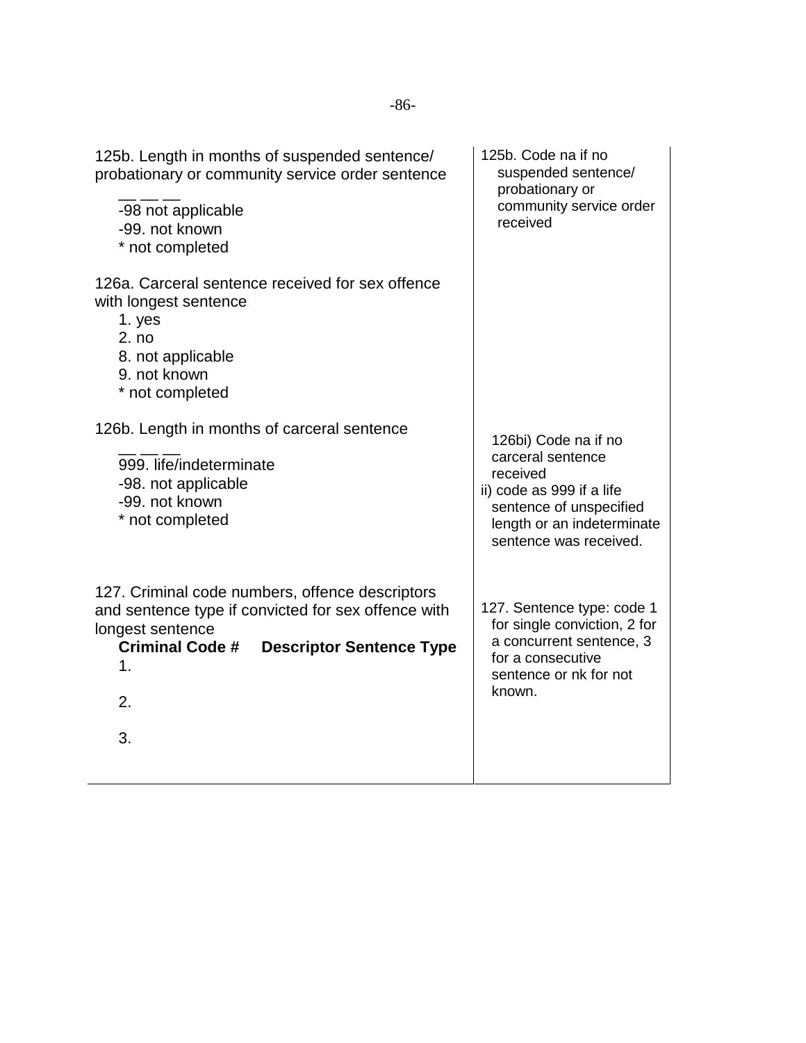| | |
|---|---|
| 125b. Length in months of suspended sentence/ probationary or community service order sentence<br>\_\_ \_\_ \_\_<br>-98 not applicable<br>-99. not known<br>* not completed | 125b. Code na if no suspended sentence/ probationary or community service order received |
| 126a. Carceral sentence received for sex offence with longest sentence<br>1. yes<br>2. no<br>8. not applicable<br>9. not known<br>* not completed | |
| 126b. Length in months of carceral sentence<br>\_\_ \_\_ \_\_<br>999. life/indeterminate<br>-98. not applicable<br>-99. not known<br>* not completed | 126bi) Code na if no carceral sentence received<br>ii) code as 999 if a life sentence of unspecified length or an indeterminate sentence was received. |
| 127. Criminal code numbers, offence descriptors and sentence type if convicted for sex offence with longest sentence<br>**Criminal Code # Descriptor Sentence Type**<br>1.<br>2.<br>3. | 127. Sentence type: code 1 for single conviction, 2 for a concurrent sentence, 3 for a consecutive sentence or nk for not known. |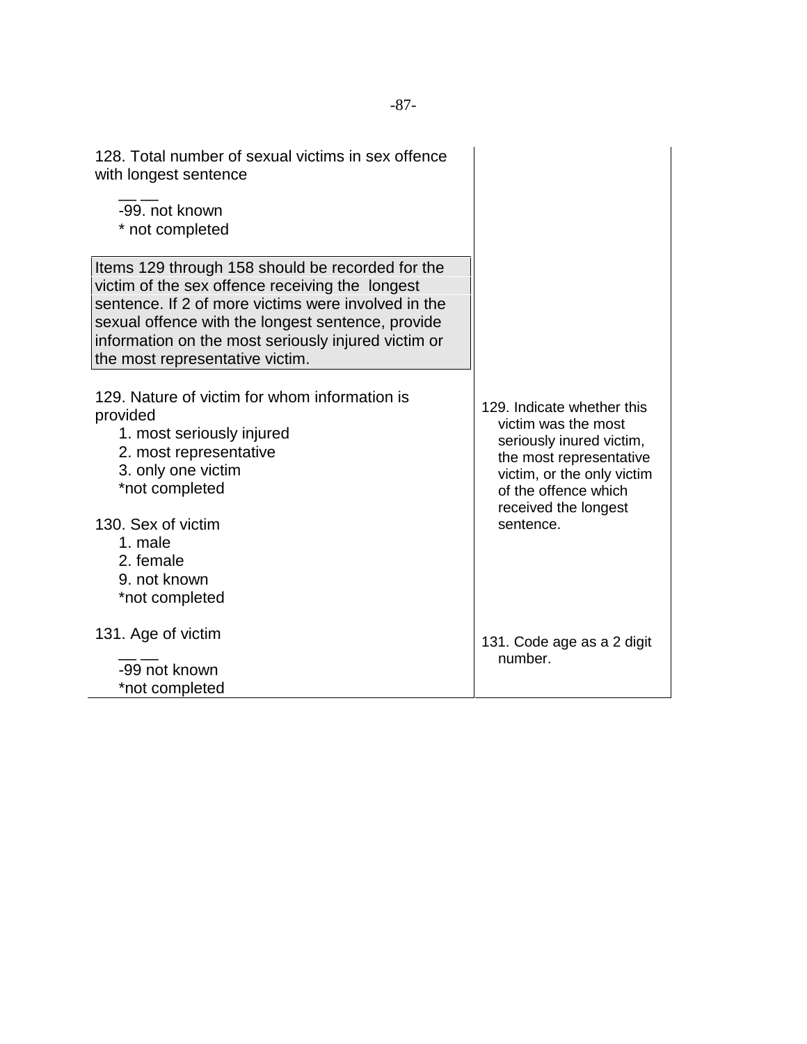| | |
|---|---|
| 128. Total number of sexual victims in sex offence with longest sentence<br>__ __<br>-99. not known<br>* not completed | |
| Items 129 through 158 should be recorded for the victim of the sex offence receiving the longest sentence. If 2 of more victims were involved in the sexual offence with the longest sentence, provide information on the most seriously injured victim or the most representative victim. | |
| 129. Nature of victim for whom information is provided<br>1. most seriously injured<br>2. most representative<br>3. only one victim<br>*not completed | 129. Indicate whether this victim was the most seriously inured victim, the most representative victim, or the only victim of the offence which received the longest sentence. |
| 130. Sex of victim<br>1. male<br>2. female<br>9. not known<br>*not completed | |
| 131. Age of victim<br>__ __<br>-99 not known<br>*not completed | 131. Code age as a 2 digit number. |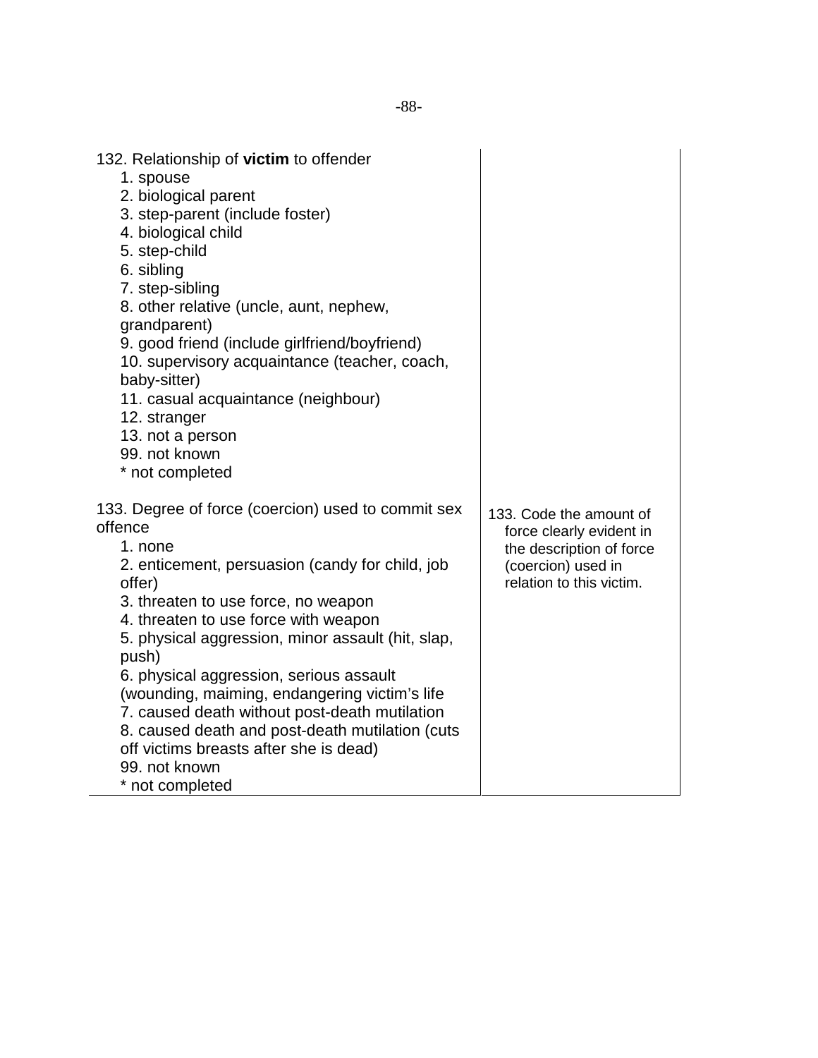| | |
|---|---|
| 132. Relationship of **victim** to offender<br>1. spouse<br>2. biological parent<br>3. step-parent (include foster)<br>4. biological child<br>5. step-child<br>6. sibling<br>7. step-sibling<br>8. other relative (uncle, aunt, nephew, grandparent)<br>9. good friend (include girlfriend/boyfriend)<br>10. supervisory acquaintance (teacher, coach, baby-sitter)<br>11. casual acquaintance (neighbour)<br>12. stranger<br>13. not a person<br>99. not known<br>* not completed | |
| 133. Degree of force (coercion) used to commit sex offence<br>1. none<br>2. enticement, persuasion (candy for child, job offer)<br>3. threaten to use force, no weapon<br>4. threaten to use force with weapon<br>5. physical aggression, minor assault (hit, slap, push)<br>6. physical aggression, serious assault (wounding, maiming, endangering victim's life<br>7. caused death without post-death mutilation<br>8. caused death and post-death mutilation (cuts off victims breasts after she is dead)<br>99. not known<br>* not completed | 133. Code the amount of force clearly evident in the description of force (coercion) used in relation to this victim. |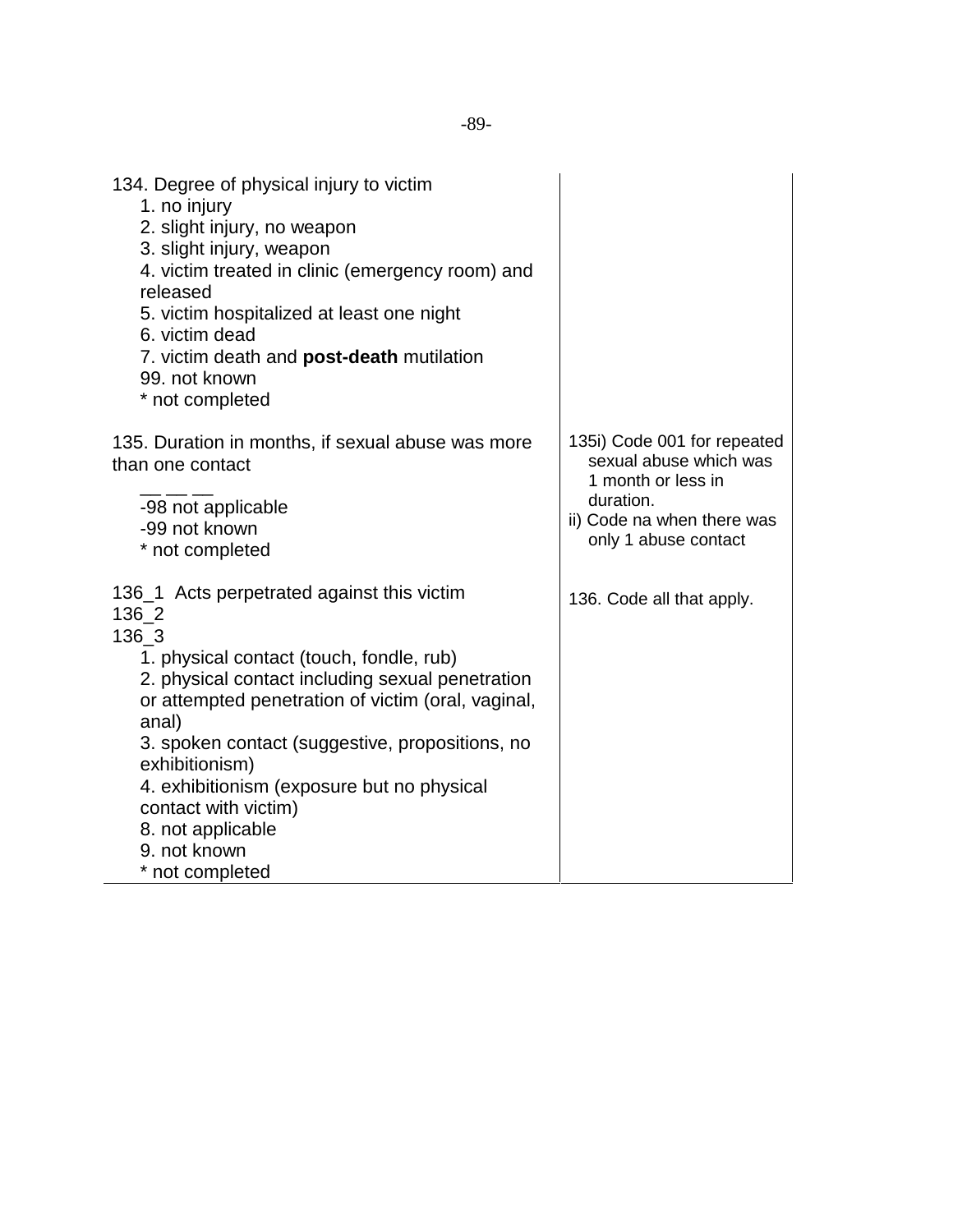| | |
|---|---|
| 134. Degree of physical injury to victim<br>1. no injury<br>2. slight injury, no weapon<br>3. slight injury, weapon<br>4. victim treated in clinic (emergency room) and released<br>5. victim hospitalized at least one night<br>6. victim dead<br>7. victim death and **post-death** mutilation<br>99. not known<br>* not completed | |
| 135. Duration in months, if sexual abuse was more than one contact<br>__ __ __<br>-98 not applicable<br>-99 not known<br>* not completed | 135i) Code 001 for repeated sexual abuse which was 1 month or less in duration.<br>ii) Code na when there was only 1 abuse contact |
| 136_1 Acts perpetrated against this victim<br>136_2<br>136_3<br>1. physical contact (touch, fondle, rub)<br>2. physical contact including sexual penetration or attempted penetration of victim (oral, vaginal, anal)<br>3. spoken contact (suggestive, propositions, no exhibitionism)<br>4. exhibitionism (exposure but no physical contact with victim)<br>8. not applicable<br>9. not known<br>* not completed | 136. Code all that apply. |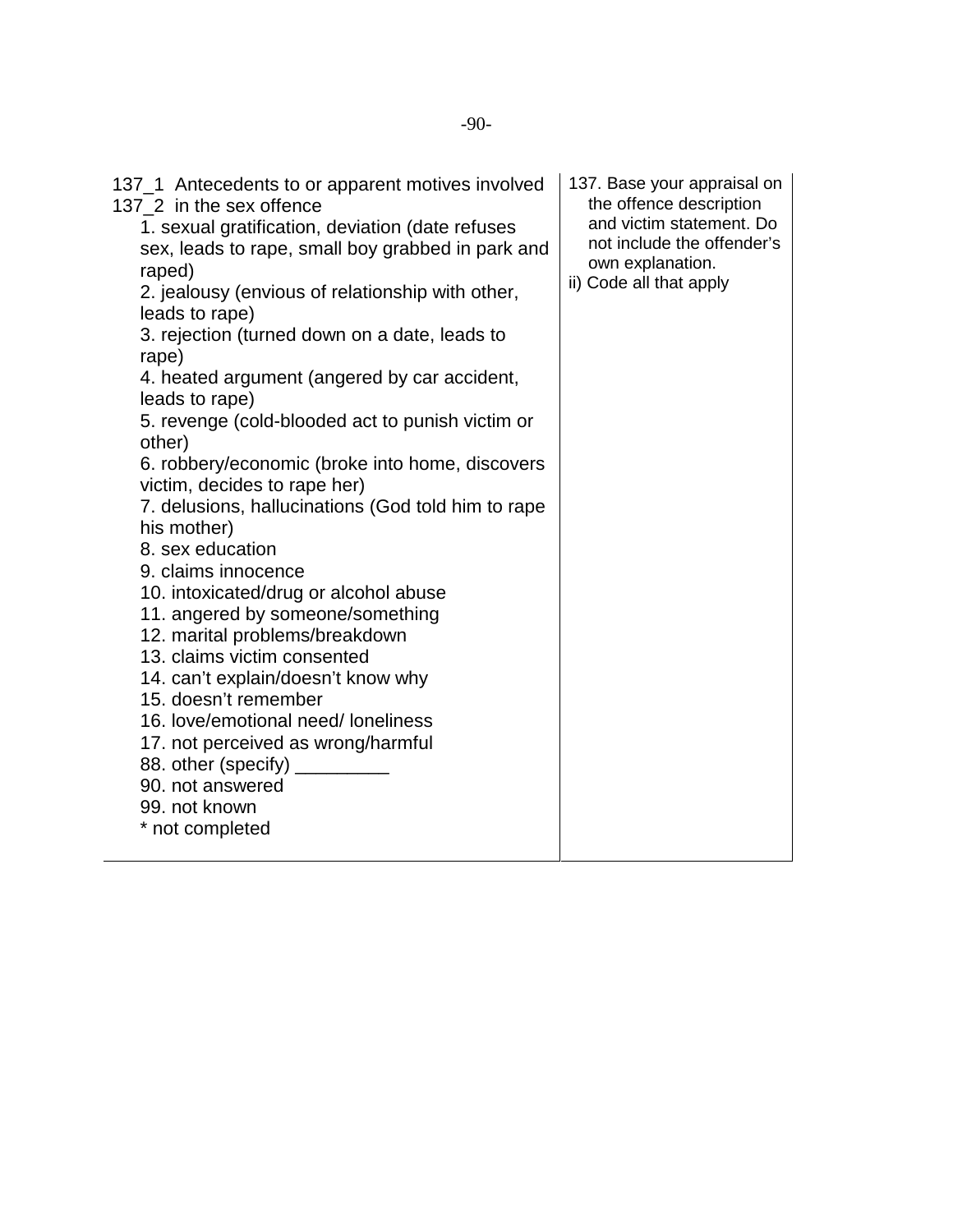| 137_1 Antecedents to or apparent motives involved<br>137_2 in the sex offence<br>1. sexual gratification, deviation (date refuses sex, leads to rape, small boy grabbed in park and raped)<br>2. jealousy (envious of relationship with other, leads to rape)<br>3. rejection (turned down on a date, leads to rape)<br>4. heated argument (angered by car accident, leads to rape)<br>5. revenge (cold-blooded act to punish victim or other)<br>6. robbery/economic (broke into home, discovers victim, decides to rape her)<br>7. delusions, hallucinations (God told him to rape his mother)<br>8. sex education<br>9. claims innocence<br>10. intoxicated/drug or alcohol abuse<br>11. angered by someone/something<br>12. marital problems/breakdown<br>13. claims victim consented<br>14. can't explain/doesn't know why<br>15. doesn't remember<br>16. love/emotional need/ loneliness<br>17. not perceived as wrong/harmful<br>88. other (specify) _________<br>90. not answered<br>99. not known<br>* not completed | 137. Base your appraisal on the offence description and victim statement. Do not include the offender's own explanation.<br>ii) Code all that apply |
|---|---|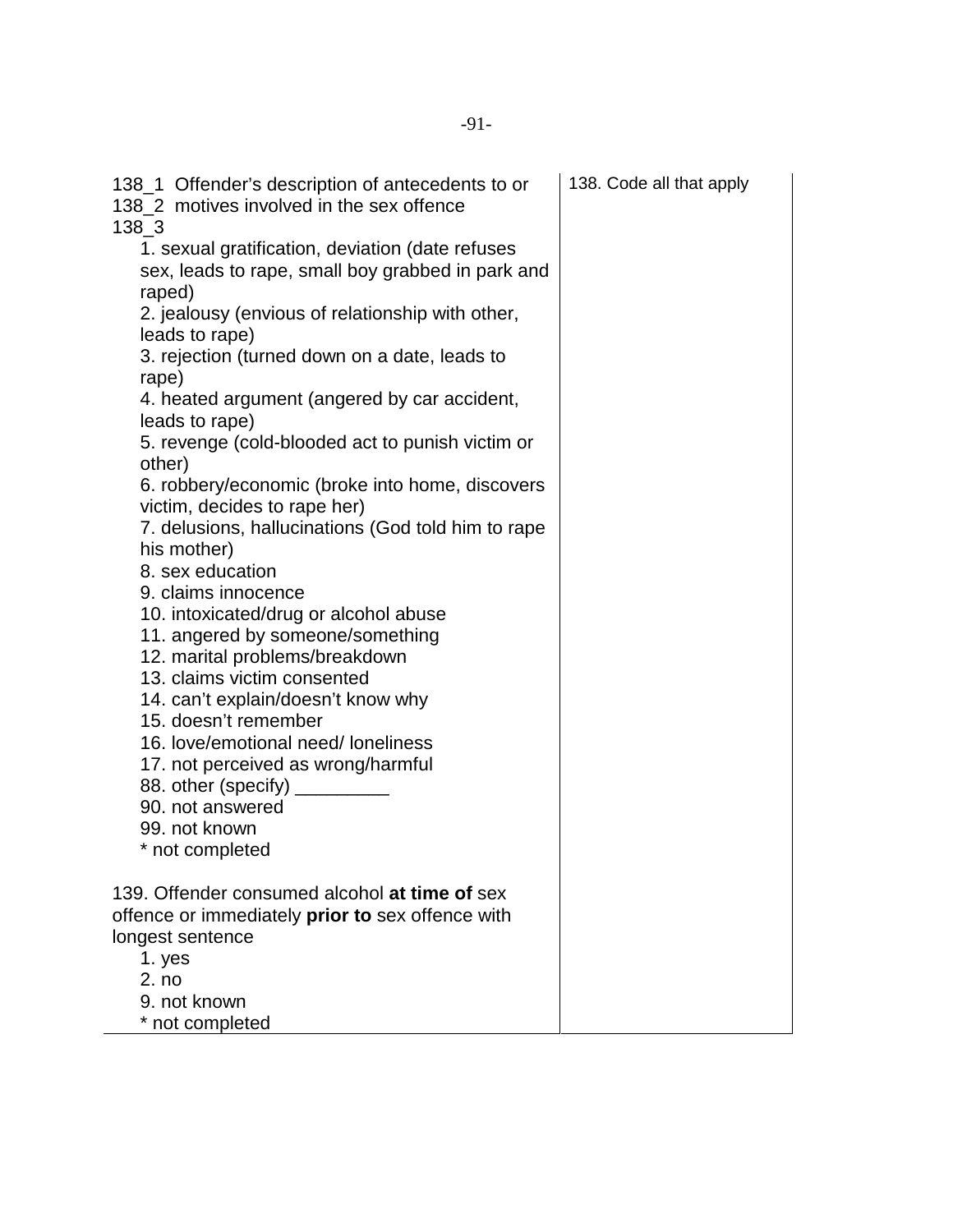| | |
|---|---|
| 138_1 Offender's description of antecedents to or<br>138_2 motives involved in the sex offence<br>138_3<br>1. sexual gratification, deviation (date refuses sex, leads to rape, small boy grabbed in park and raped)<br>2. jealousy (envious of relationship with other, leads to rape)<br>3. rejection (turned down on a date, leads to rape)<br>4. heated argument (angered by car accident, leads to rape)<br>5. revenge (cold-blooded act to punish victim or other)<br>6. robbery/economic (broke into home, discovers victim, decides to rape her)<br>7. delusions, hallucinations (God told him to rape his mother)<br>8. sex education<br>9. claims innocence<br>10. intoxicated/drug or alcohol abuse<br>11. angered by someone/something<br>12. marital problems/breakdown<br>13. claims victim consented<br>14. can't explain/doesn't know why<br>15. doesn't remember<br>16. love/emotional need/ loneliness<br>17. not perceived as wrong/harmful<br>88. other (specify) _________<br>90. not answered<br>99. not known<br>* not completed | 138. Code all that apply |
| 139. Offender consumed alcohol **at time of** sex offence or immediately **prior to** sex offence with longest sentence<br>1. yes<br>2. no<br>9. not known<br>* not completed | |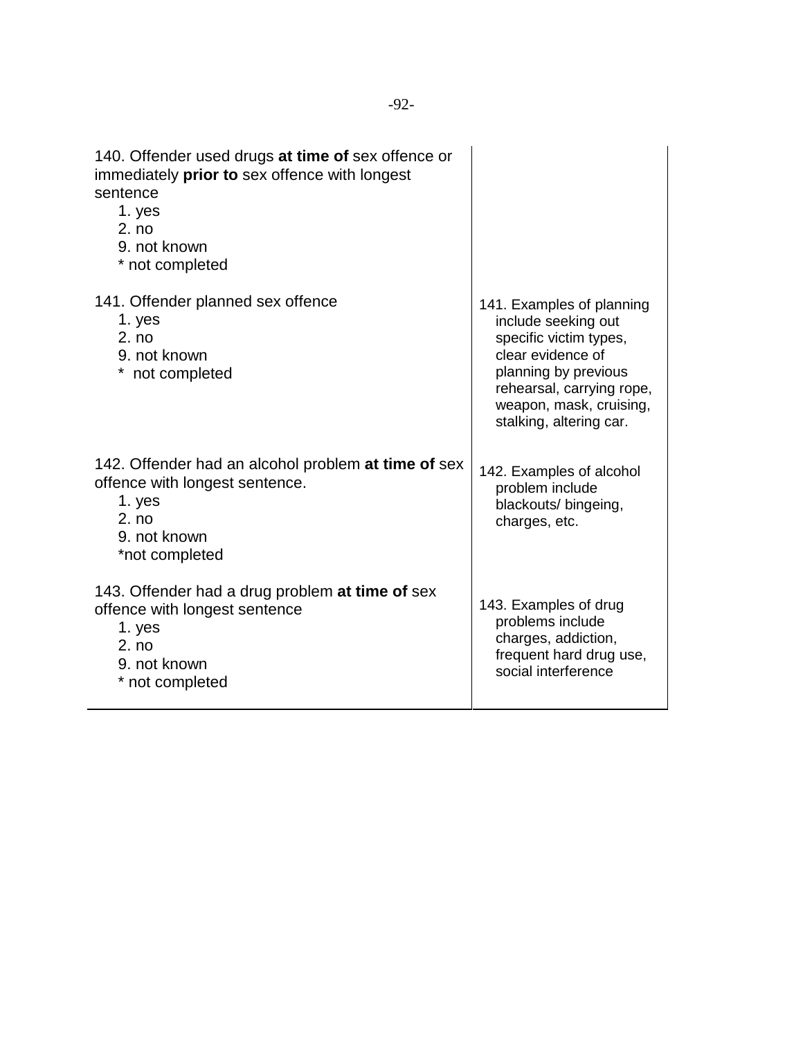| | |
|---|---|
| 140. Offender used drugs **at time of** sex offence or immediately **prior to** sex offence with longest sentence<br>1. yes<br>2. no<br>9. not known<br>* not completed | |
| 141. Offender planned sex offence<br>1. yes<br>2. no<br>9. not known<br>* not completed | 141. Examples of planning include seeking out specific victim types, clear evidence of planning by previous rehearsal, carrying rope, weapon, mask, cruising, stalking, altering car. |
| 142. Offender had an alcohol problem **at time of** sex offence with longest sentence.<br>1. yes<br>2. no<br>9. not known<br>*not completed | 142. Examples of alcohol problem include blackouts/ bingeing, charges, etc. |
| 143. Offender had a drug problem **at time of** sex offence with longest sentence<br>1. yes<br>2. no<br>9. not known<br>* not completed | 143. Examples of drug problems include charges, addiction, frequent hard drug use, social interference |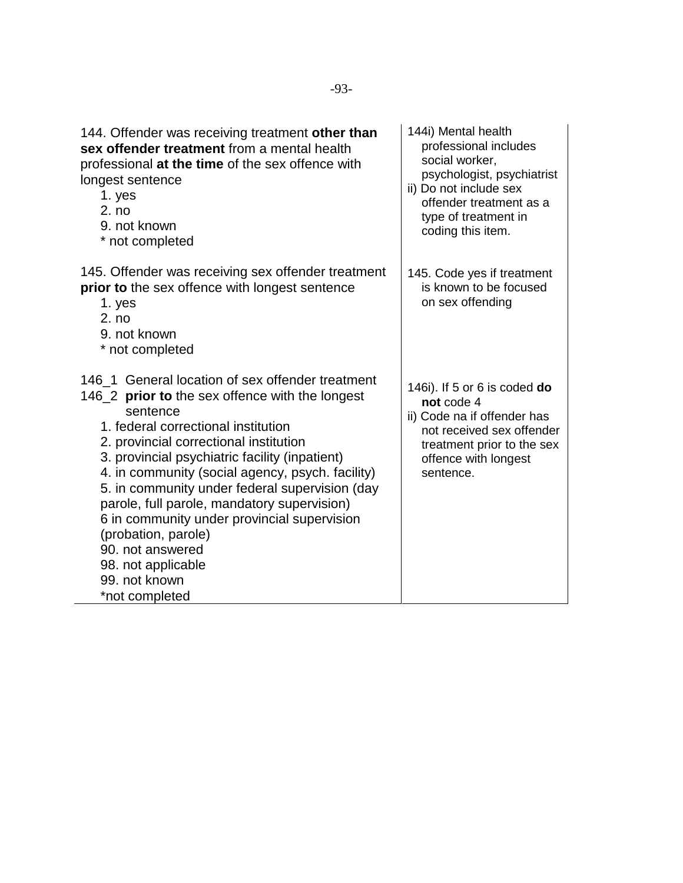| | |
|---|---|
| 144. Offender was receiving treatment **other than sex offender treatment** from a mental health professional **at the time** of the sex offence with longest sentence<br>1. yes<br>2. no<br>9. not known<br>* not completed | 144i) Mental health professional includes social worker, psychologist, psychiatrist<br>ii) Do not include sex offender treatment as a type of treatment in coding this item. |
| 145. Offender was receiving sex offender treatment **prior to** the sex offence with longest sentence<br>1. yes<br>2. no<br>9. not known<br>* not completed | 145. Code yes if treatment is known to be focused on sex offending |
| 146_1 General location of sex offender treatment<br>146_2 **prior to** the sex offence with the longest sentence<br>1. federal correctional institution<br>2. provincial correctional institution<br>3. provincial psychiatric facility (inpatient)<br>4. in community (social agency, psych. facility)<br>5. in community under federal supervision (day parole, full parole, mandatory supervision)<br>6 in community under provincial supervision (probation, parole)<br>90. not answered<br>98. not applicable<br>99. not known<br>*not completed | 146i). If 5 or 6 is coded **do not** code 4<br>ii) Code na if offender has not received sex offender treatment prior to the sex offence with longest sentence. |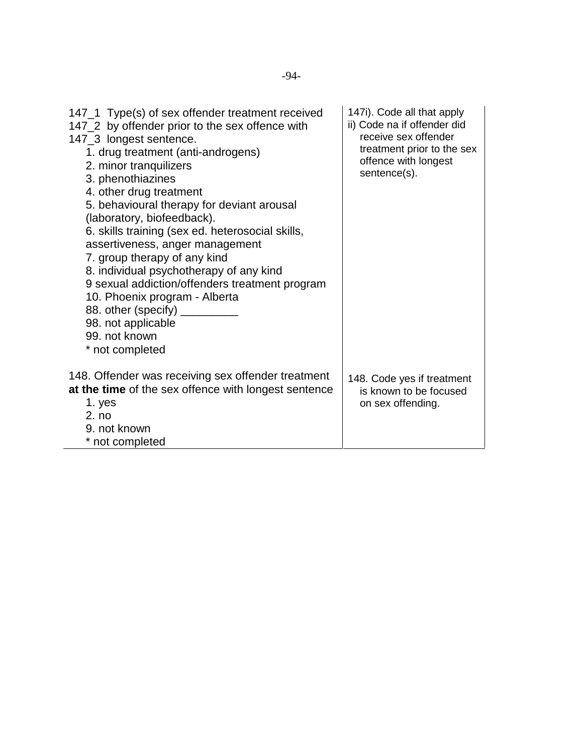| | |
|---|---|
| 147_1 Type(s) of sex offender treatment received<br>147_2 by offender prior to the sex offence with<br>147_3 longest sentence.<br>1. drug treatment (anti-androgens)<br>2. minor tranquilizers<br>3. phenothiazines<br>4. other drug treatment<br>5. behavioural therapy for deviant arousal (laboratory, biofeedback).<br>6. skills training (sex ed. heterosocial skills, assertiveness, anger management<br>7. group therapy of any kind<br>8. individual psychotherapy of any kind<br>9 sexual addiction/offenders treatment program<br>10. Phoenix program - Alberta<br>88. other (specify) _________<br>98. not applicable<br>99. not known<br>* not completed | 147i). Code all that apply<br>ii) Code na if offender did receive sex offender treatment prior to the sex offence with longest sentence(s). |
| 148. Offender was receiving sex offender treatment **at the time** of the sex offence with longest sentence<br>1. yes<br>2. no<br>9. not known<br>* not completed | 148. Code yes if treatment is known to be focused on sex offending. |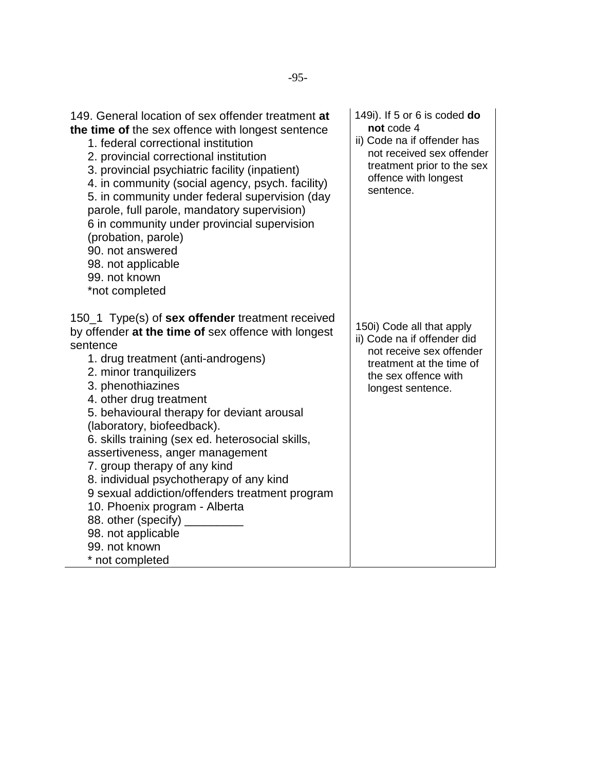| | |
|---|---|
| 149. General location of sex offender treatment **at the time of** the sex offence with longest sentence<br>1. federal correctional institution<br>2. provincial correctional institution<br>3. provincial psychiatric facility (inpatient)<br>4. in community (social agency, psych. facility)<br>5. in community under federal supervision (day parole, full parole, mandatory supervision)<br>6 in community under provincial supervision (probation, parole)<br>90. not answered<br>98. not applicable<br>99. not known<br>*not completed | 149i). If 5 or 6 is coded **do not** code 4<br>ii) Code na if offender has not received sex offender treatment prior to the sex offence with longest sentence. |
| 150_1 Type(s) of **sex offender** treatment received by offender **at the time of** sex offence with longest sentence<br>1. drug treatment (anti-androgens)<br>2. minor tranquilizers<br>3. phenothiazines<br>4. other drug treatment<br>5. behavioural therapy for deviant arousal (laboratory, biofeedback).<br>6. skills training (sex ed. heterosocial skills, assertiveness, anger management<br>7. group therapy of any kind<br>8. individual psychotherapy of any kind<br>9 sexual addiction/offenders treatment program<br>10. Phoenix program - Alberta<br>88. other (specify) _________<br>98. not applicable<br>99. not known<br>* not completed | 150i) Code all that apply<br>ii) Code na if offender did not receive sex offender treatment at the time of the sex offence with longest sentence. |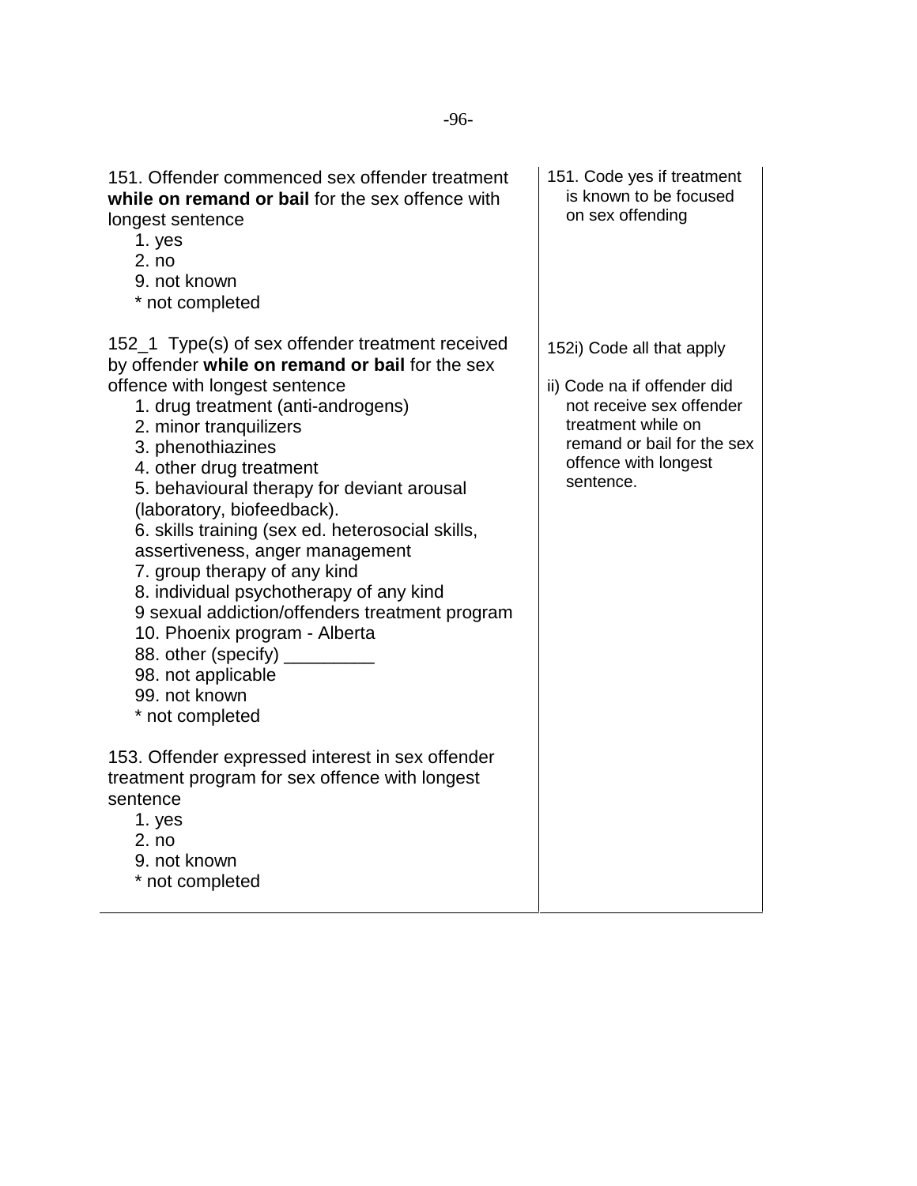| | |
|---|---|
| 151. Offender commenced sex offender treatment **while on remand or bail** for the sex offence with longest sentence<br>1. yes<br>2. no<br>9. not known<br>* not completed | 151. Code yes if treatment is known to be focused on sex offending |
| 152_1 Type(s) of sex offender treatment received by offender **while on remand or bail** for the sex offence with longest sentence<br>1. drug treatment (anti-androgens)<br>2. minor tranquilizers<br>3. phenothiazines<br>4. other drug treatment<br>5. behavioural therapy for deviant arousal (laboratory, biofeedback).<br>6. skills training (sex ed. heterosocial skills, assertiveness, anger management<br>7. group therapy of any kind<br>8. individual psychotherapy of any kind<br>9 sexual addiction/offenders treatment program<br>10. Phoenix program - Alberta<br>88. other (specify) _________<br>98. not applicable<br>99. not known<br>* not completed | 152i) Code all that apply<br><br>ii) Code na if offender did not receive sex offender treatment while on remand or bail for the sex offence with longest sentence. |
| 153. Offender expressed interest in sex offender treatment program for sex offence with longest sentence<br>1. yes<br>2. no<br>9. not known<br>* not completed | |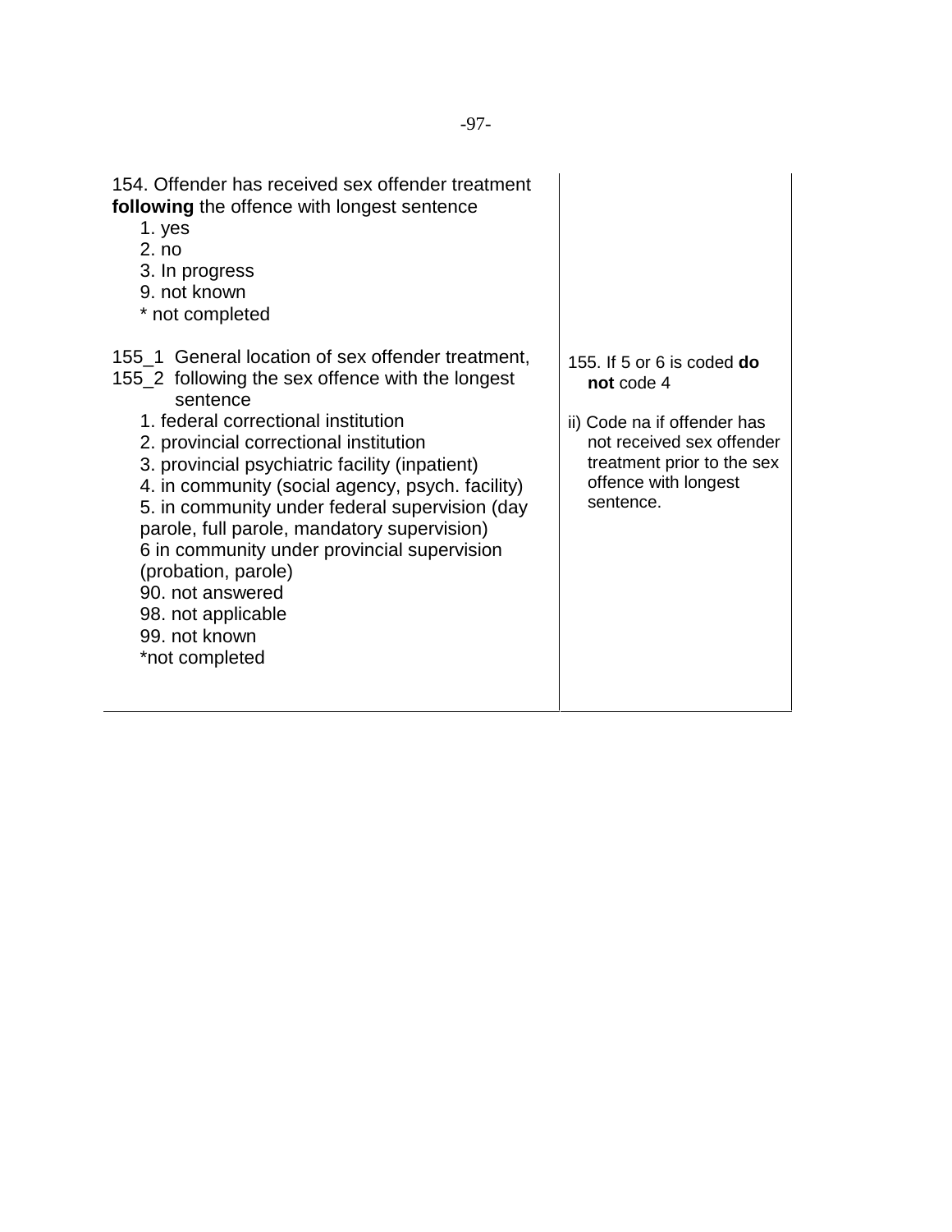| | |
|---|---|
| 154. Offender has received sex offender treatment **following** the offence with longest sentence<br>1. yes<br>2. no<br>3. In progress<br>9. not known<br>* not completed | |
| 155_1 General location of sex offender treatment,<br>155_2 following the sex offence with the longest sentence<br>1. federal correctional institution<br>2. provincial correctional institution<br>3. provincial psychiatric facility (inpatient)<br>4. in community (social agency, psych. facility)<br>5. in community under federal supervision (day parole, full parole, mandatory supervision)<br>6 in community under provincial supervision (probation, parole)<br>90. not answered<br>98. not applicable<br>99. not known<br>*not completed | 155. If 5 or 6 is coded **do not** code 4<br><br>ii) Code na if offender has not received sex offender treatment prior to the sex offence with longest sentence. |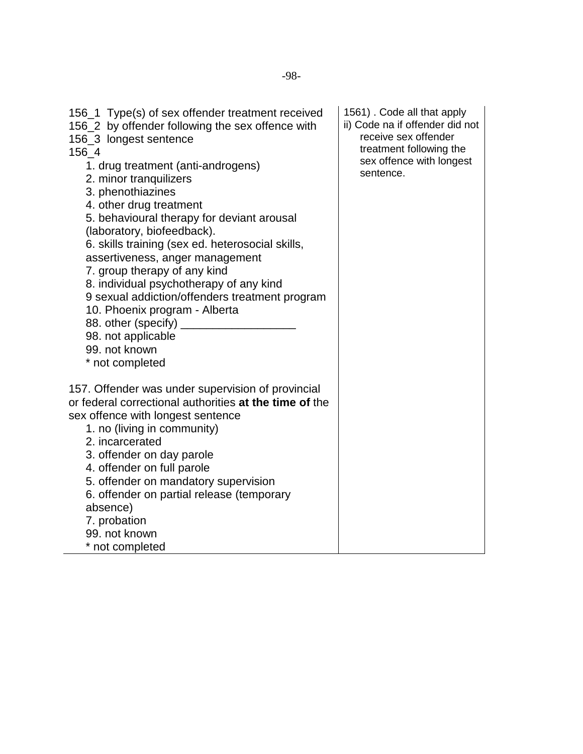| | |
|---|---|
| 156_1 Type(s) of sex offender treatment received<br>156_2 by offender following the sex offence with<br>156_3 longest sentence<br>156_4<br>1. drug treatment (anti-androgens)<br>2. minor tranquilizers<br>3. phenothiazines<br>4. other drug treatment<br>5. behavioural therapy for deviant arousal (laboratory, biofeedback).<br>6. skills training (sex ed. heterosocial skills, assertiveness, anger management<br>7. group therapy of any kind<br>8. individual psychotherapy of any kind<br>9 sexual addiction/offenders treatment program<br>10. Phoenix program - Alberta<br>88. other (specify) __________________<br>98. not applicable<br>99. not known<br>* not completed | 1561) . Code all that apply<br>ii) Code na if offender did not receive sex offender treatment following the sex offence with longest sentence. |
| 157. Offender was under supervision of provincial or federal correctional authorities **at the time of** the sex offence with longest sentence<br>1. no (living in community)<br>2. incarcerated<br>3. offender on day parole<br>4. offender on full parole<br>5. offender on mandatory supervision<br>6. offender on partial release (temporary absence)<br>7. probation<br>99. not known<br>* not completed | |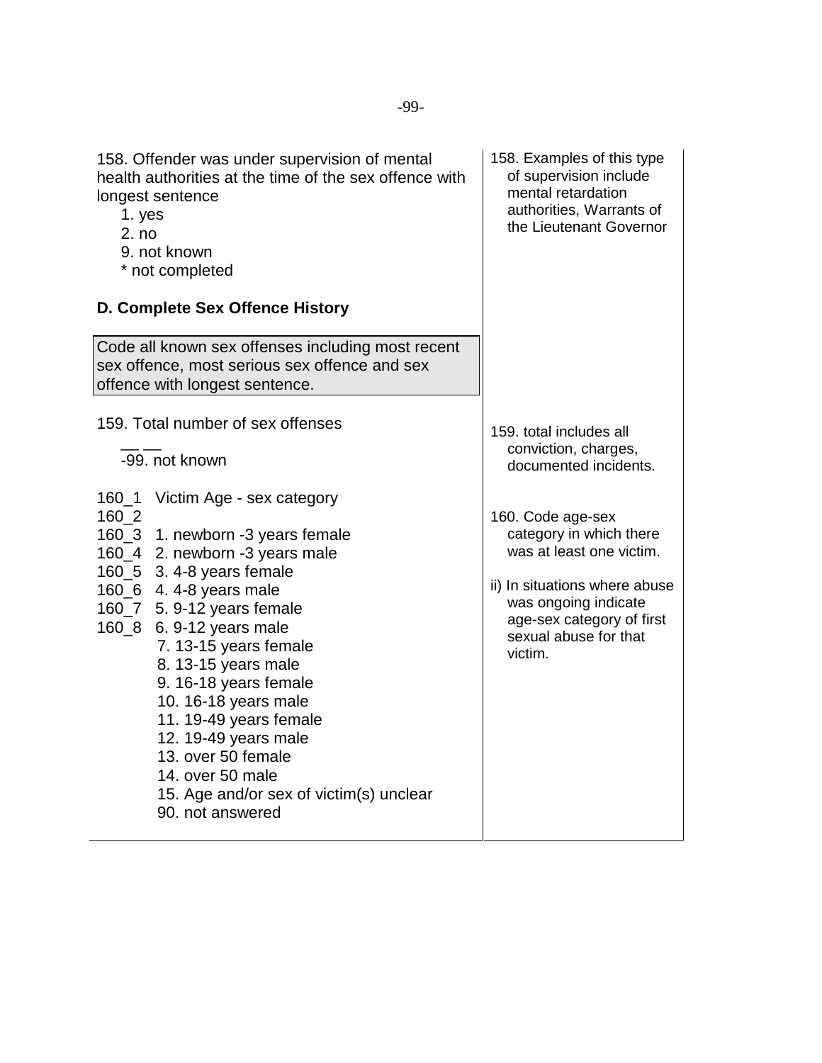158. Offender was under supervision of mental health authorities at the time of the sex offence with longest sentence

1. yes
2. no
9. not known
* not completed

158. Examples of this type of supervision include mental retardation authorities, Warrants of the Lieutenant Governor

### D. Complete Sex Offence History

> Code all known sex offenses including most recent sex offence, most serious sex offence and sex offence with longest sentence.

159. Total number of sex offenses

\_\_ \_\_

-99. not known

159. total includes all conviction, charges, documented incidents.

160_1 Victim Age - sex category
160_2
160_3
160_4
160_5
160_6
160_7
160_8

1. newborn -3 years female
2. newborn -3 years male
3. 4-8 years female
4. 4-8 years male
5. 9-12 years female
6. 9-12 years male
7. 13-15 years female
8. 13-15 years male
9. 16-18 years female
10. 16-18 years male
11. 19-49 years female
12. 19-49 years male
13. over 50 female
14. over 50 male
15. Age and/or sex of victim(s) unclear
90. not answered

160. Code age-sex category in which there was at least one victim.

ii) In situations where abuse was ongoing indicate age-sex category of first sexual abuse for that victim.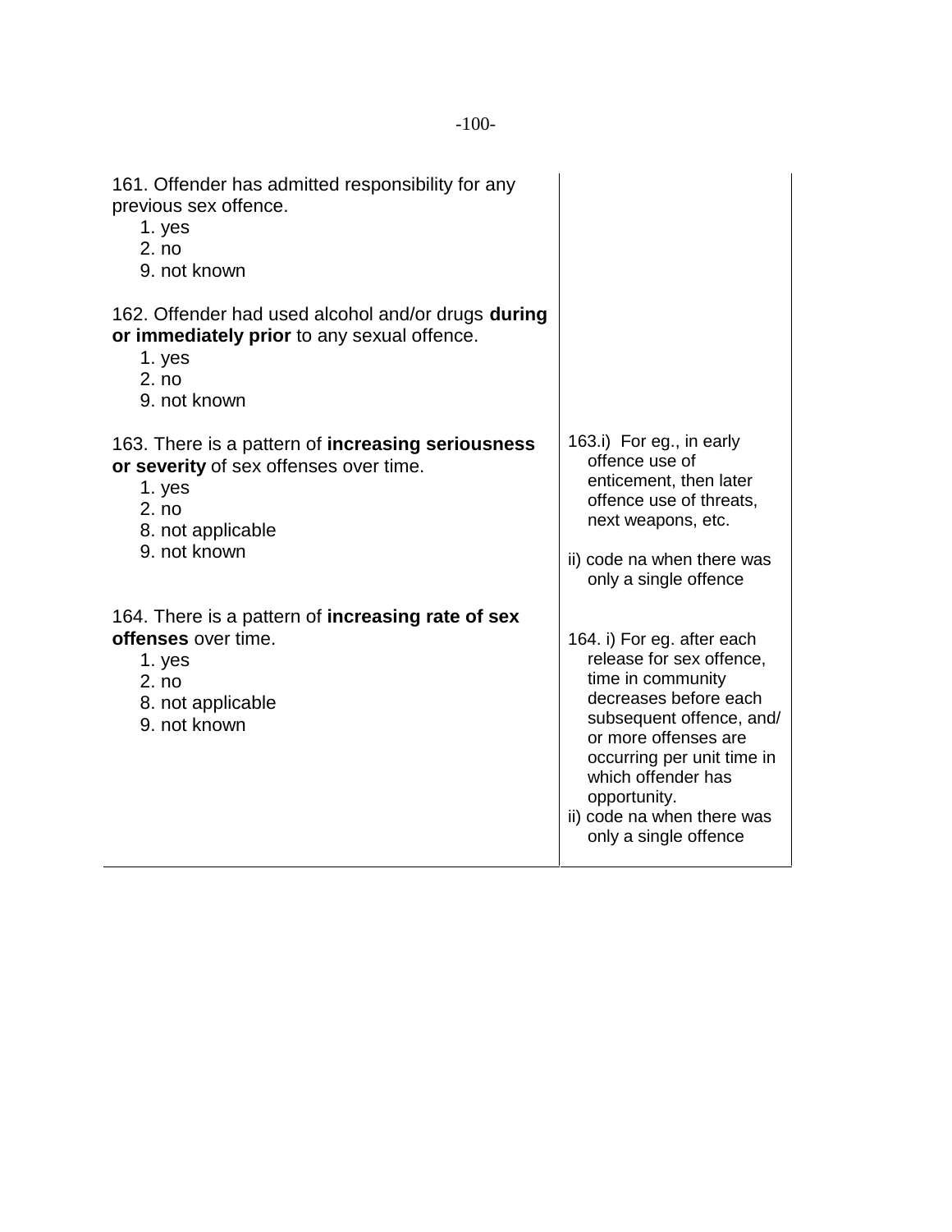| | |
|---|---|
| 161. Offender has admitted responsibility for any previous sex offence.<br>1. yes<br>2. no<br>9. not known | |
| 162. Offender had used alcohol and/or drugs **during or immediately prior** to any sexual offence.<br>1. yes<br>2. no<br>9. not known | |
| 163. There is a pattern of **increasing seriousness or severity** of sex offenses over time.<br>1. yes<br>2. no<br>8. not applicable<br>9. not known | 163.i) For eg., in early offence use of enticement, then later offence use of threats, next weapons, etc.<br><br>ii) code na when there was only a single offence |
| 164. There is a pattern of **increasing rate of sex offenses** over time.<br>1. yes<br>2. no<br>8. not applicable<br>9. not known | 164. i) For eg. after each release for sex offence, time in community decreases before each subsequent offence, and/ or more offenses are occurring per unit time in which offender has opportunity.<br>ii) code na when there was only a single offence |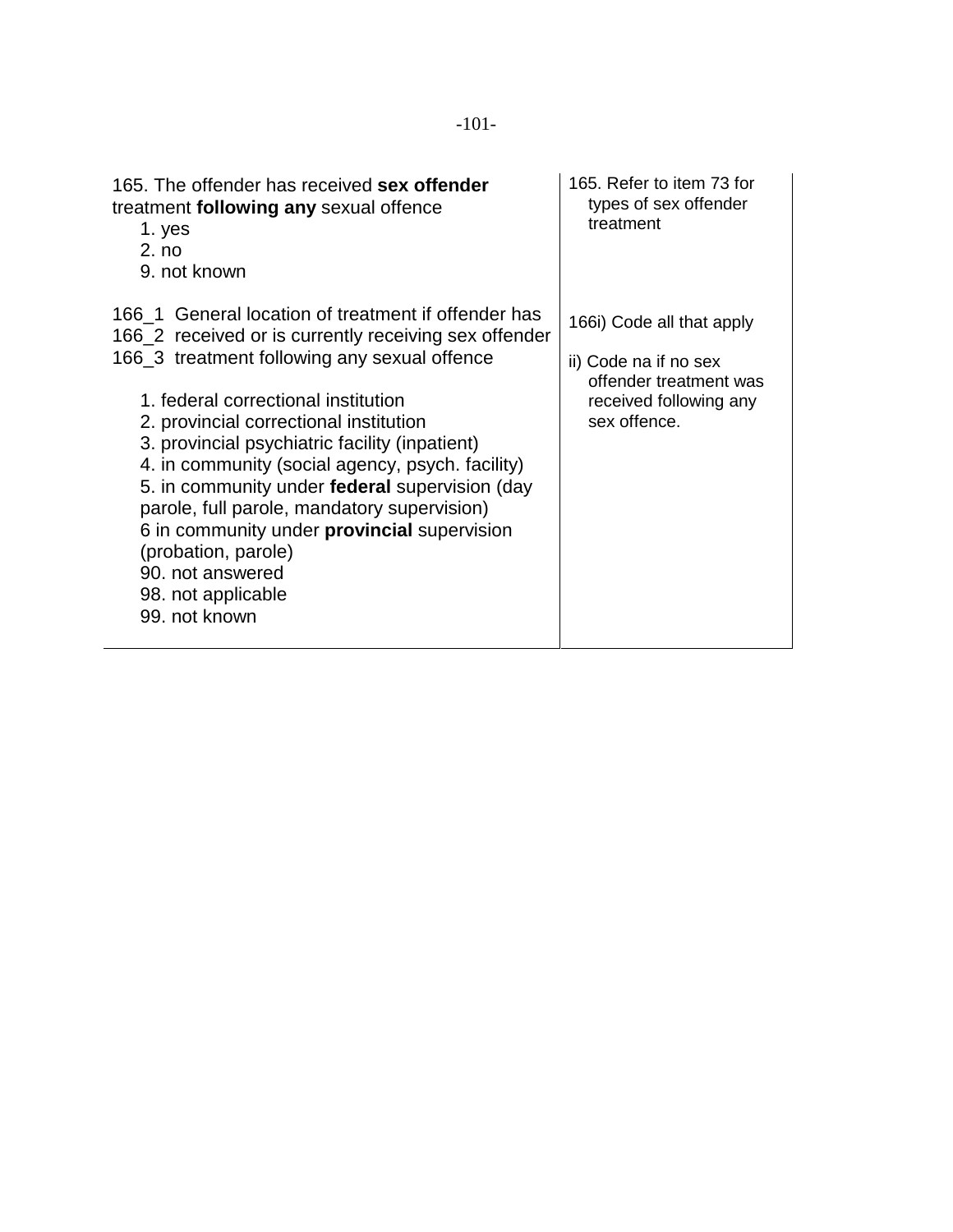| | |
|---|---|
| 165. The offender has received **sex offender** treatment **following any** sexual offence<br>1. yes<br>2. no<br>9. not known | 165. Refer to item 73 for types of sex offender treatment |
| 166_1 General location of treatment if offender has<br>166_2 received or is currently receiving sex offender<br>166_3 treatment following any sexual offence<br><br>1. federal correctional institution<br>2. provincial correctional institution<br>3. provincial psychiatric facility (inpatient)<br>4. in community (social agency, psych. facility)<br>5. in community under **federal** supervision (day parole, full parole, mandatory supervision)<br>6 in community under **provincial** supervision (probation, parole)<br>90. not answered<br>98. not applicable<br>99. not known | 166i) Code all that apply<br><br>ii) Code na if no sex offender treatment was received following any sex offence. |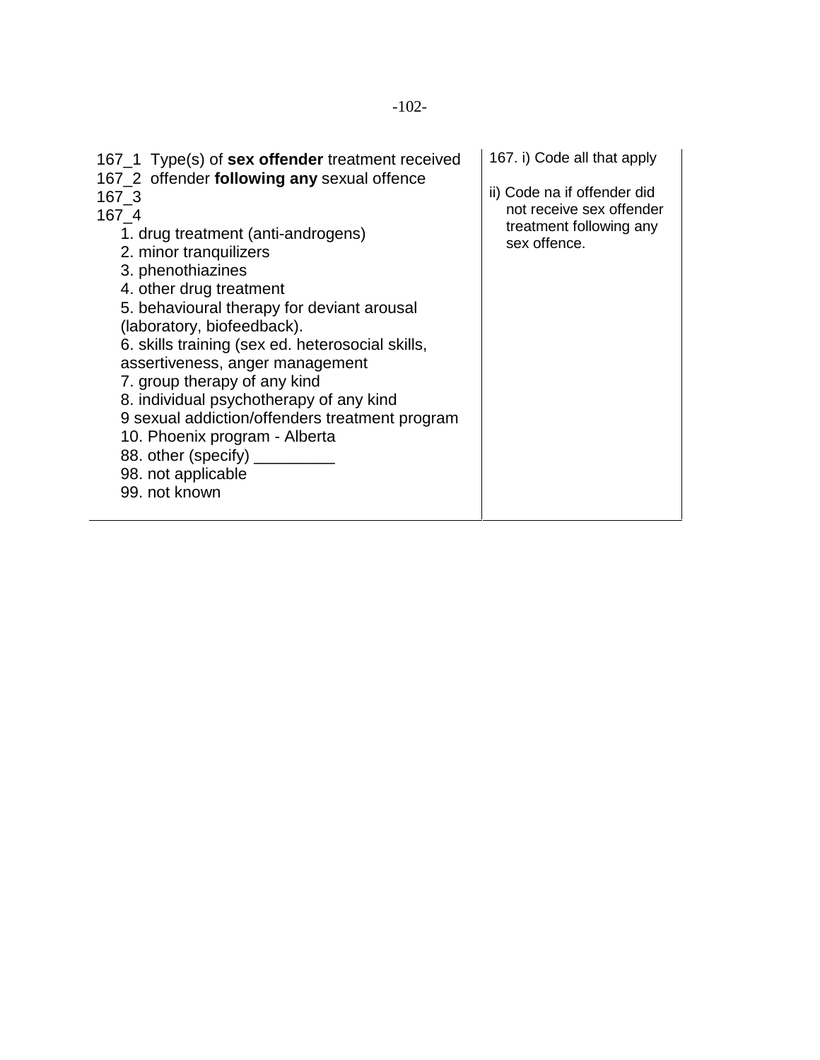| 167_1 Type(s) of **sex offender** treatment received<br>167_2 offender **following any** sexual offence<br>167_3<br>167_4<br>1. drug treatment (anti-androgens)<br>2. minor tranquilizers<br>3. phenothiazines<br>4. other drug treatment<br>5. behavioural therapy for deviant arousal (laboratory, biofeedback).<br>6. skills training (sex ed. heterosocial skills, assertiveness, anger management<br>7. group therapy of any kind<br>8. individual psychotherapy of any kind<br>9 sexual addiction/offenders treatment program<br>10. Phoenix program - Alberta<br>88. other (specify) _________<br>98. not applicable<br>99. not known | 167. i) Code all that apply<br><br>ii) Code na if offender did not receive sex offender treatment following any sex offence. |
|---|---|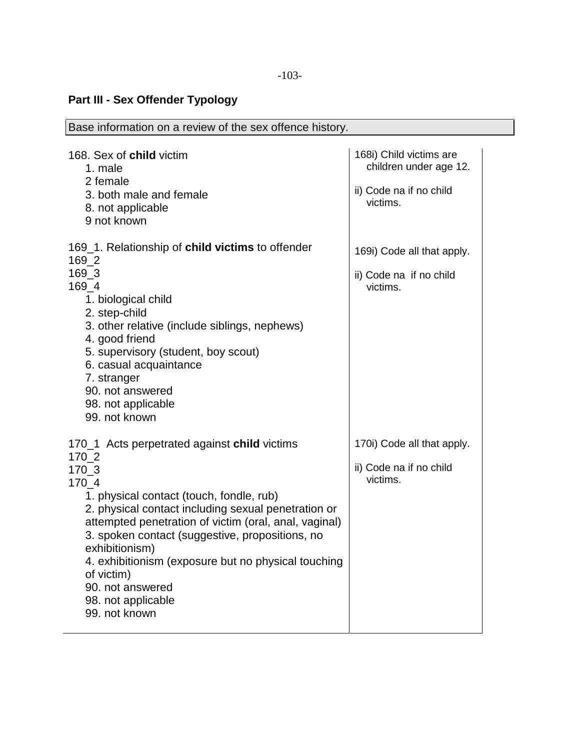## Part III - Sex Offender Typology

| Base information on a review of the sex offence history. |
|---|

| | |
|---|---|
| 168. Sex of **child** victim<br>1. male<br>2 female<br>3. both male and female<br>8. not applicable<br>9 not known | 168i) Child victims are children under age 12.<br><br>ii) Code na if no child victims. |
| 169_1. Relationship of **child victims** to offender<br>169_2<br>169_3<br>169_4<br>1. biological child<br>2. step-child<br>3. other relative (include siblings, nephews)<br>4. good friend<br>5. supervisory (student, boy scout)<br>6. casual acquaintance<br>7. stranger<br>90. not answered<br>98. not applicable<br>99. not known | 169i) Code all that apply.<br><br>ii) Code na if no child victims. |
| 170_1 Acts perpetrated against **child** victims<br>170_2<br>170_3<br>170_4<br>1. physical contact (touch, fondle, rub)<br>2. physical contact including sexual penetration or attempted penetration of victim (oral, anal, vaginal)<br>3. spoken contact (suggestive, propositions, no exhibitionism)<br>4. exhibitionism (exposure but no physical touching of victim)<br>90. not answered<br>98. not applicable<br>99. not known | 170i) Code all that apply.<br><br>ii) Code na if no child victims. |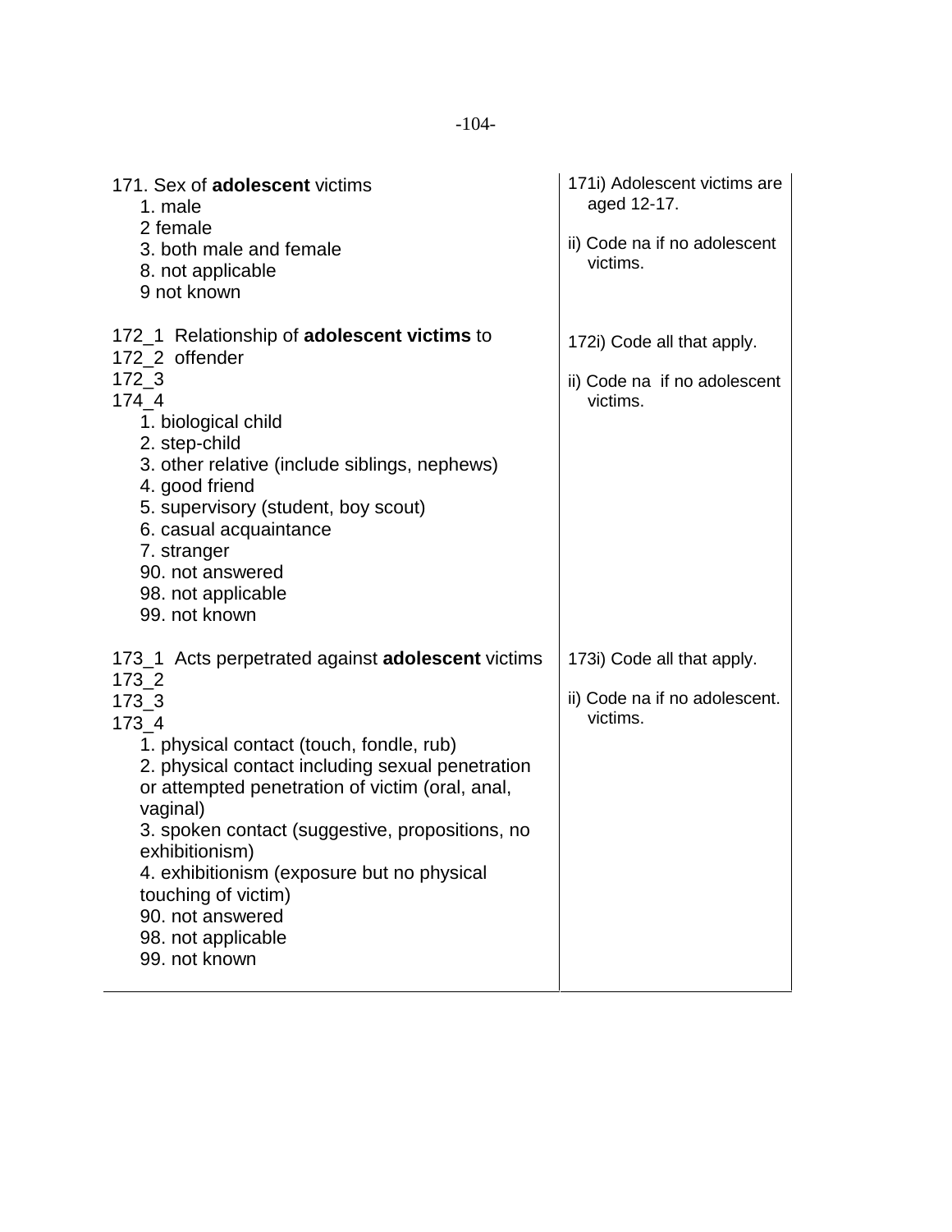| | |
|---|---|
| 171. Sex of **adolescent** victims<br>1. male<br>2 female<br>3. both male and female<br>8. not applicable<br>9 not known | 171i) Adolescent victims are aged 12-17.<br><br>ii) Code na if no adolescent victims. |
| 172_1 Relationship of **adolescent victims** to<br>172_2 offender<br>172_3<br>174_4<br>1. biological child<br>2. step-child<br>3. other relative (include siblings, nephews)<br>4. good friend<br>5. supervisory (student, boy scout)<br>6. casual acquaintance<br>7. stranger<br>90. not answered<br>98. not applicable<br>99. not known | 172i) Code all that apply.<br><br>ii) Code na if no adolescent victims. |
| 173_1 Acts perpetrated against **adolescent** victims<br>173_2<br>173_3<br>173_4<br>1. physical contact (touch, fondle, rub)<br>2. physical contact including sexual penetration or attempted penetration of victim (oral, anal, vaginal)<br>3. spoken contact (suggestive, propositions, no exhibitionism)<br>4. exhibitionism (exposure but no physical touching of victim)<br>90. not answered<br>98. not applicable<br>99. not known | 173i) Code all that apply.<br><br>ii) Code na if no adolescent. victims. |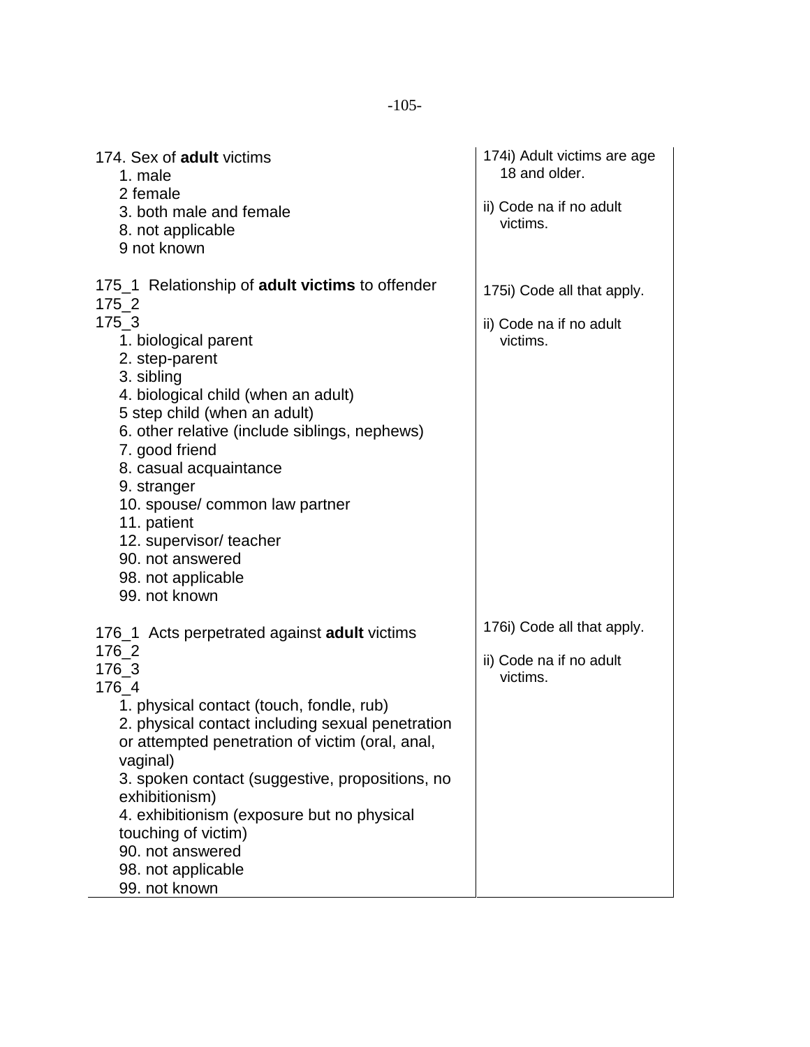| | |
|---|---|
| 174. Sex of **adult** victims<br>1. male<br>2 female<br>3. both male and female<br>8. not applicable<br>9 not known | 174i) Adult victims are age 18 and older.<br><br>ii) Code na if no adult victims. |
| 175_1 Relationship of **adult victims** to offender<br>175_2<br>175_3<br>1. biological parent<br>2. step-parent<br>3. sibling<br>4. biological child (when an adult)<br>5 step child (when an adult)<br>6. other relative (include siblings, nephews)<br>7. good friend<br>8. casual acquaintance<br>9. stranger<br>10. spouse/ common law partner<br>11. patient<br>12. supervisor/ teacher<br>90. not answered<br>98. not applicable<br>99. not known | 175i) Code all that apply.<br><br>ii) Code na if no adult victims. |
| 176_1 Acts perpetrated against **adult** victims<br>176_2<br>176_3<br>176_4<br>1. physical contact (touch, fondle, rub)<br>2. physical contact including sexual penetration or attempted penetration of victim (oral, anal, vaginal)<br>3. spoken contact (suggestive, propositions, no exhibitionism)<br>4. exhibitionism (exposure but no physical touching of victim)<br>90. not answered<br>98. not applicable<br>99. not known | 176i) Code all that apply.<br><br>ii) Code na if no adult victims. |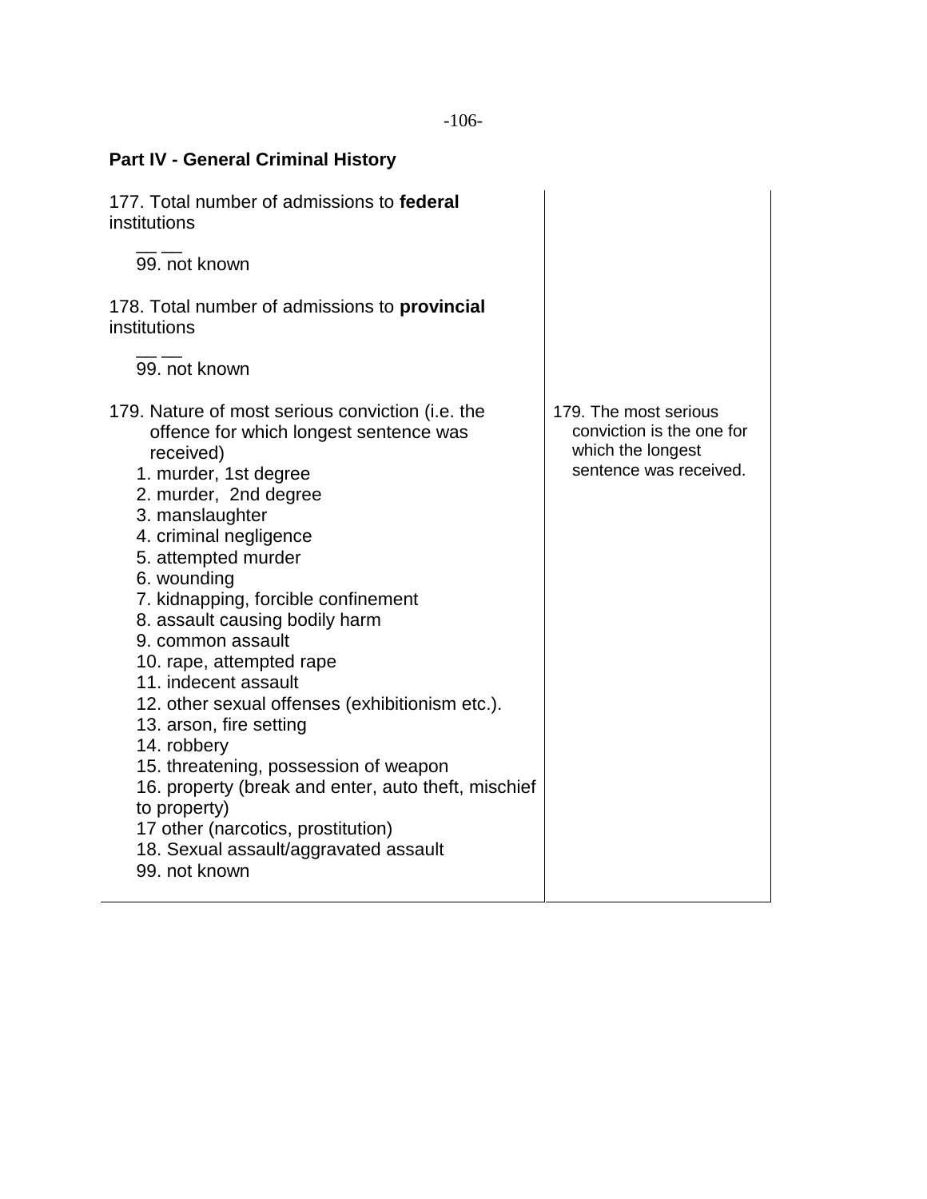## Part IV - General Criminal History

| | |
|---|---|
| 177. Total number of admissions to **federal** institutions<br><br>__ __<br>99. not known<br><br>178. Total number of admissions to **provincial** institutions<br><br>__ __<br>99. not known<br><br>179. Nature of most serious conviction (i.e. the offence for which longest sentence was received)<br>1. murder, 1st degree<br>2. murder, 2nd degree<br>3. manslaughter<br>4. criminal negligence<br>5. attempted murder<br>6. wounding<br>7. kidnapping, forcible confinement<br>8. assault causing bodily harm<br>9. common assault<br>10. rape, attempted rape<br>11. indecent assault<br>12. other sexual offenses (exhibitionism etc.).<br>13. arson, fire setting<br>14. robbery<br>15. threatening, possession of weapon<br>16. property (break and enter, auto theft, mischief to property)<br>17 other (narcotics, prostitution)<br>18. Sexual assault/aggravated assault<br>99. not known | <br><br><br><br><br><br><br><br><br><br>179. The most serious conviction is the one for which the longest sentence was received. |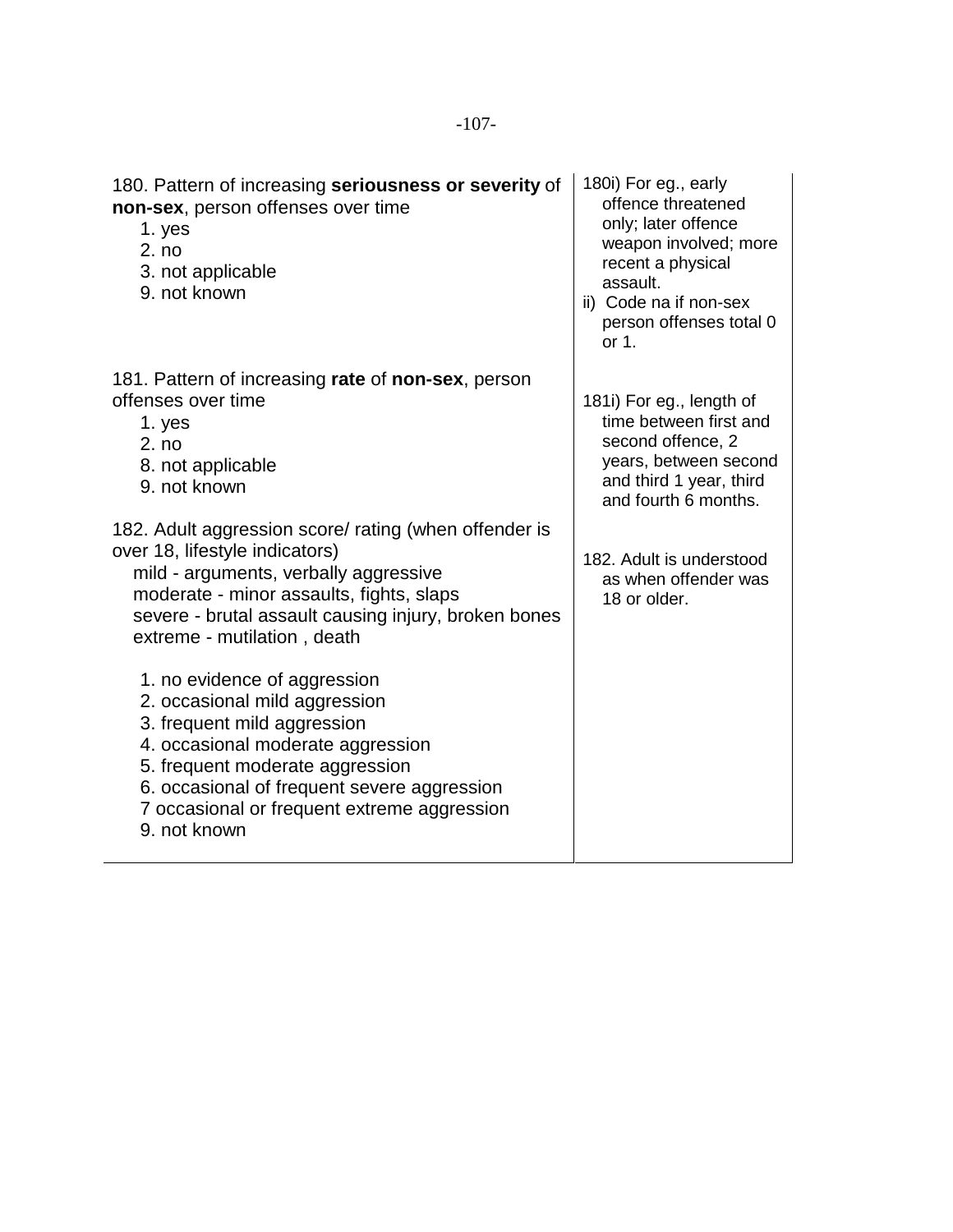| | |
|---|---|
| 180. Pattern of increasing **seriousness or severity** of **non-sex**, person offenses over time<br>1. yes<br>2. no<br>3. not applicable<br>9. not known | 180i) For eg., early offence threatened only; later offence weapon involved; more recent a physical assault.<br>ii) Code na if non-sex person offenses total 0 or 1. |
| 181. Pattern of increasing **rate** of **non-sex**, person offenses over time<br>1. yes<br>2. no<br>8. not applicable<br>9. not known | 181i) For eg., length of time between first and second offence, 2 years, between second and third 1 year, third and fourth 6 months. |
| 182. Adult aggression score/ rating (when offender is over 18, lifestyle indicators)<br>mild - arguments, verbally aggressive<br>moderate - minor assaults, fights, slaps<br>severe - brutal assault causing injury, broken bones<br>extreme - mutilation , death<br><br>1. no evidence of aggression<br>2. occasional mild aggression<br>3. frequent mild aggression<br>4. occasional moderate aggression<br>5. frequent moderate aggression<br>6. occasional of frequent severe aggression<br>7 occasional or frequent extreme aggression<br>9. not known | 182. Adult is understood as when offender was 18 or older. |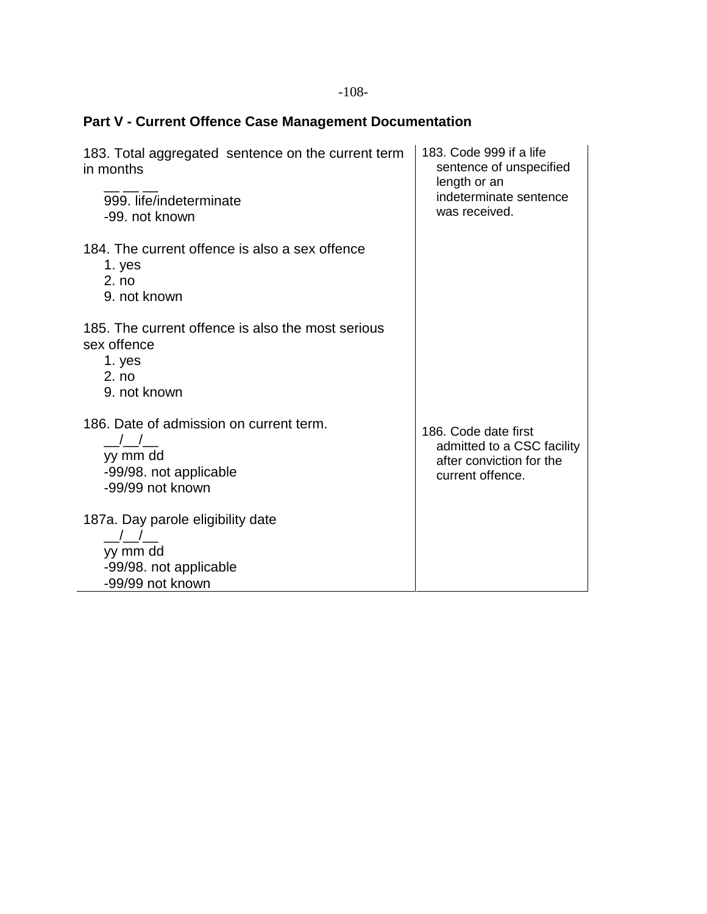## Part V - Current Offence Case Management Documentation

| | |
|---|---|
| 183. Total aggregated sentence on the current term in months<br>__ __ __<br>999. life/indeterminate<br>-99. not known | 183. Code 999 if a life sentence of unspecified length or an indeterminate sentence was received. |
| 184. The current offence is also a sex offence<br>1. yes<br>2. no<br>9. not known | |
| 185. The current offence is also the most serious sex offence<br>1. yes<br>2. no<br>9. not known | |
| 186. Date of admission on current term.<br>__/__/__<br>yy mm dd<br>-99/98. not applicable<br>-99/99 not known | 186. Code date first admitted to a CSC facility after conviction for the current offence. |
| 187a. Day parole eligibility date<br>__/__/__<br>yy mm dd<br>-99/98. not applicable<br>-99/99 not known | |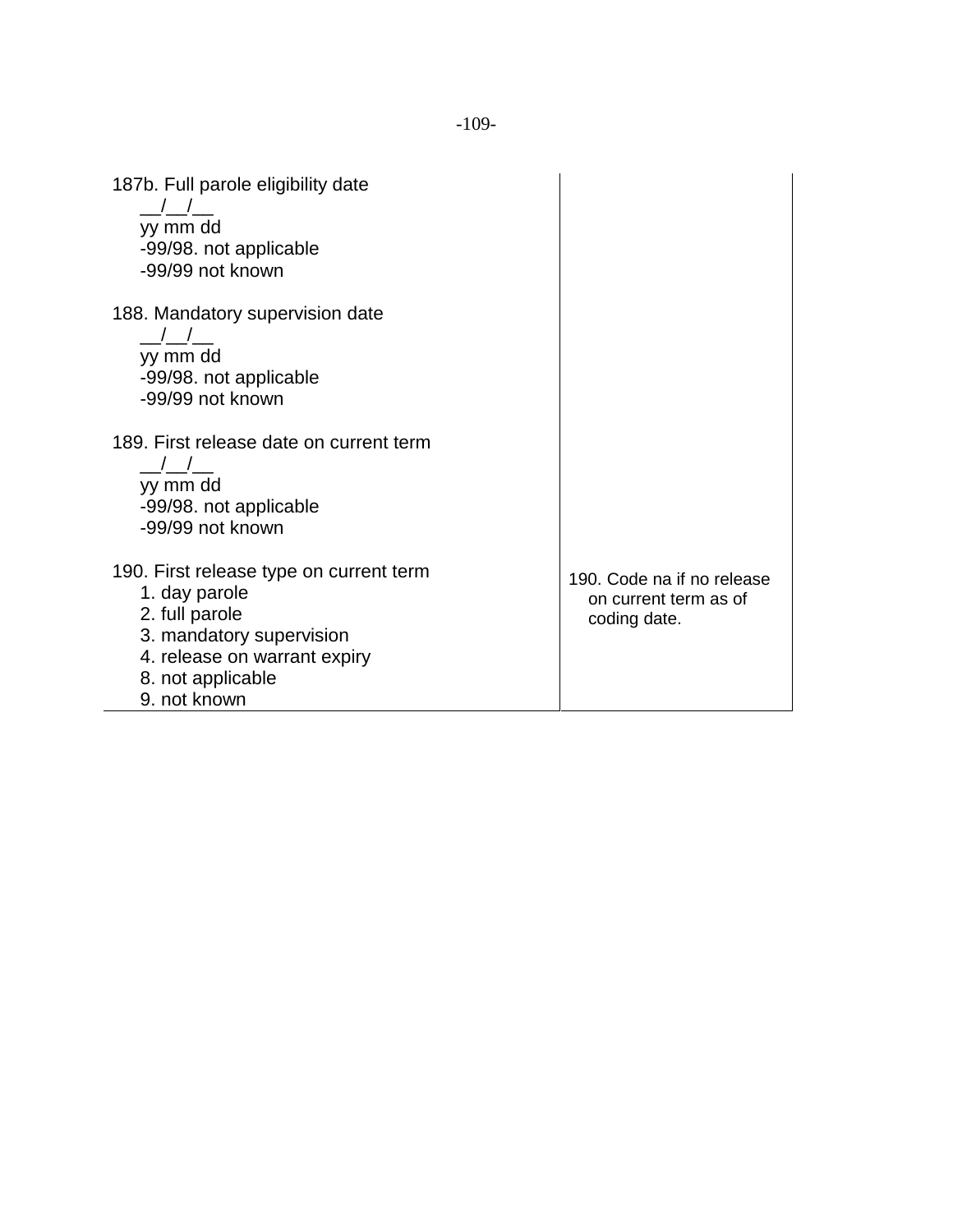| | |
|---|---|
| 187b. Full parole eligibility date<br>__/__/__<br>yy mm dd<br>-99/98. not applicable<br>-99/99 not known<br><br>188. Mandatory supervision date<br>__/__/__<br>yy mm dd<br>-99/98. not applicable<br>-99/99 not known<br><br>189. First release date on current term<br>__/__/__<br>yy mm dd<br>-99/98. not applicable<br>-99/99 not known | |
| 190. First release type on current term<br>1. day parole<br>2. full parole<br>3. mandatory supervision<br>4. release on warrant expiry<br>8. not applicable<br>9. not known | 190. Code na if no release on current term as of coding date. |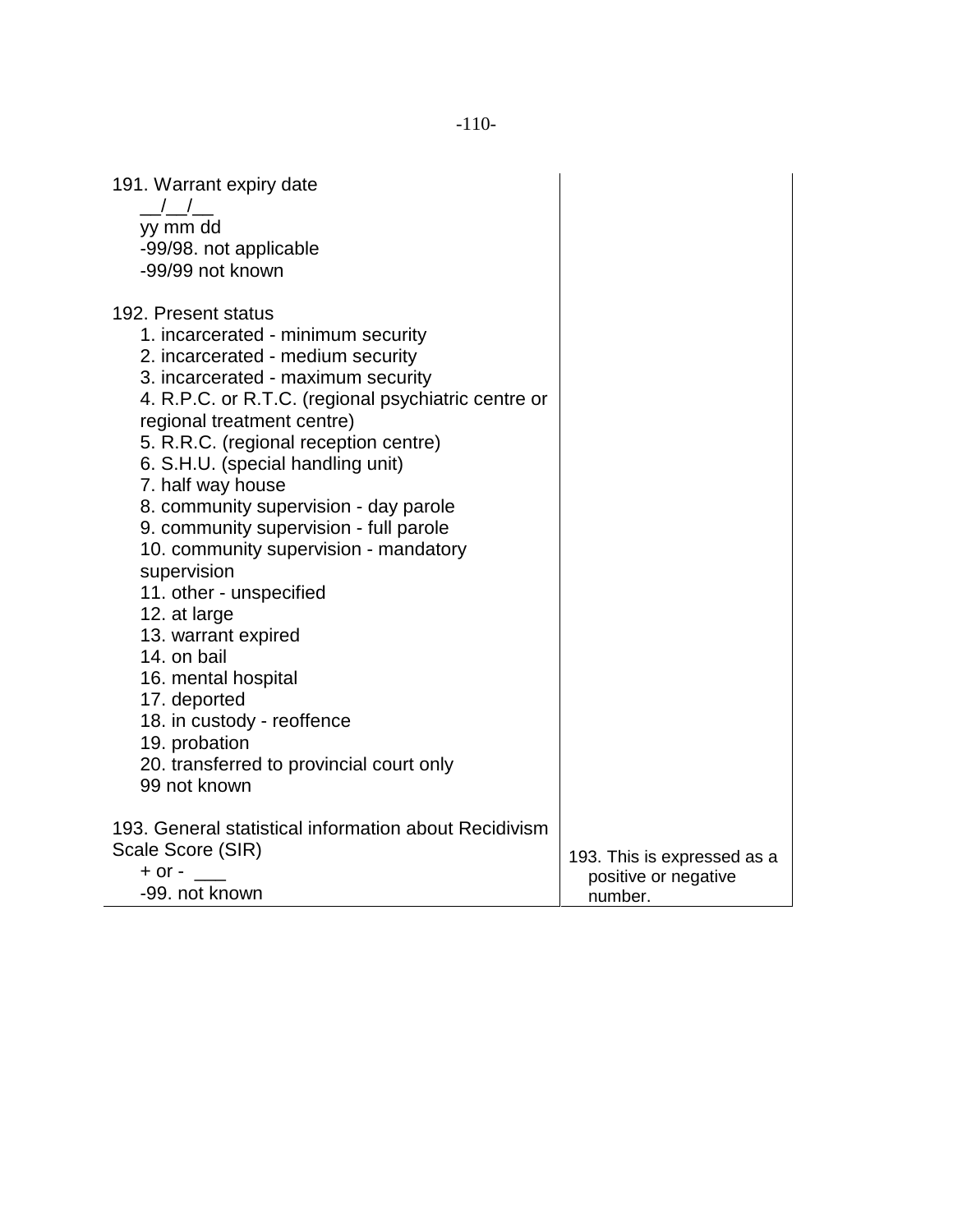| | |
|---|---|
| 191. Warrant expiry date<br>__/__/__<br>yy mm dd<br>-99/98. not applicable<br>-99/99 not known | |
| 192. Present status<br>1. incarcerated - minimum security<br>2. incarcerated - medium security<br>3. incarcerated - maximum security<br>4. R.P.C. or R.T.C. (regional psychiatric centre or regional treatment centre)<br>5. R.R.C. (regional reception centre)<br>6. S.H.U. (special handling unit)<br>7. half way house<br>8. community supervision - day parole<br>9. community supervision - full parole<br>10. community supervision - mandatory supervision<br>11. other - unspecified<br>12. at large<br>13. warrant expired<br>14. on bail<br>16. mental hospital<br>17. deported<br>18. in custody - reoffence<br>19. probation<br>20. transferred to provincial court only<br>99 not known | |
| 193. General statistical information about Recidivism Scale Score (SIR)<br>+ or - ___<br>-99. not known | 193. This is expressed as a positive or negative number. |